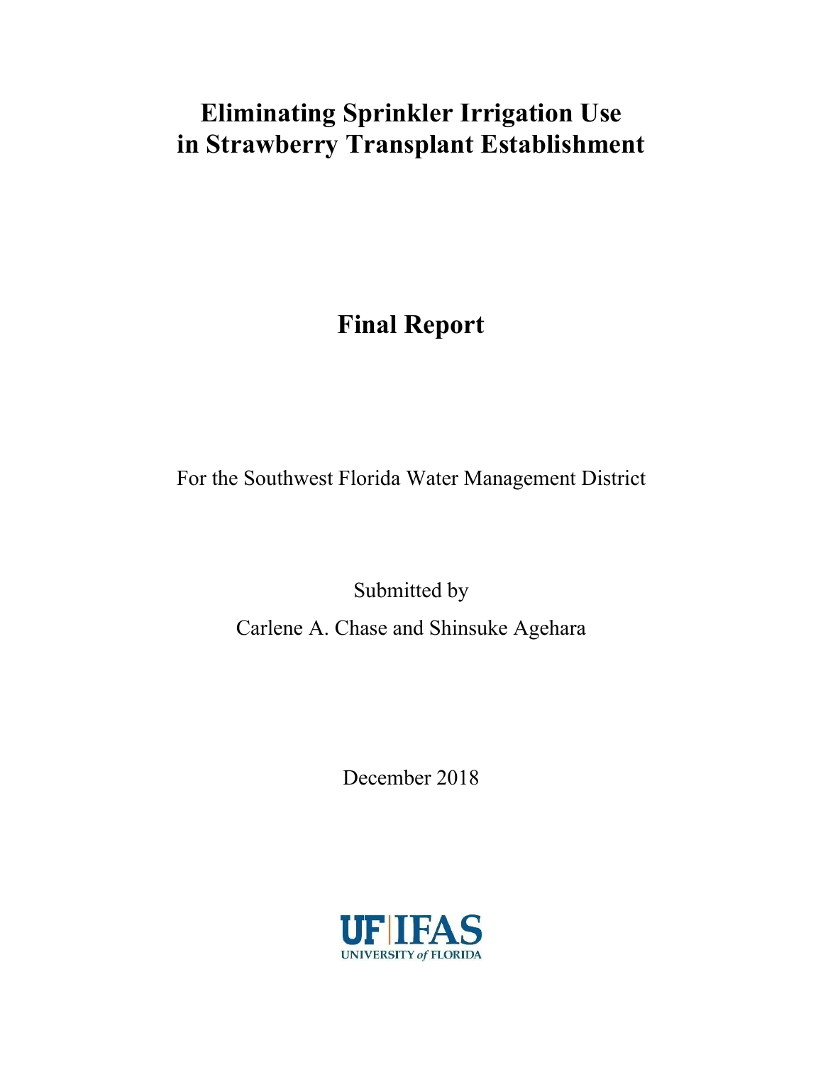# Eliminating Sprinkler Irrigation Use in Strawberry Transplant Establishment

## Final Report

For the Southwest Florida Water Management District

Submitted by

Carlene A. Chase and Shinsuke Agehara

December 2018

UF | IFAS
UNIVERSITY of FLORIDA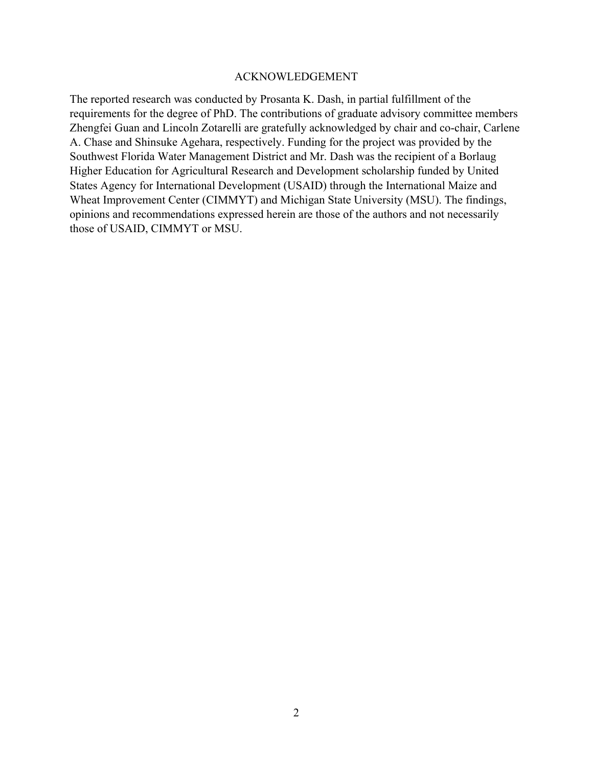# ACKNOWLEDGEMENT

The reported research was conducted by Prosanta K. Dash, in partial fulfillment of the requirements for the degree of PhD. The contributions of graduate advisory committee members Zhengfei Guan and Lincoln Zotarelli are gratefully acknowledged by chair and co-chair, Carlene A. Chase and Shinsuke Agehara, respectively. Funding for the project was provided by the Southwest Florida Water Management District and Mr. Dash was the recipient of a Borlaug Higher Education for Agricultural Research and Development scholarship funded by United States Agency for International Development (USAID) through the International Maize and Wheat Improvement Center (CIMMYT) and Michigan State University (MSU). The findings, opinions and recommendations expressed herein are those of the authors and not necessarily those of USAID, CIMMYT or MSU.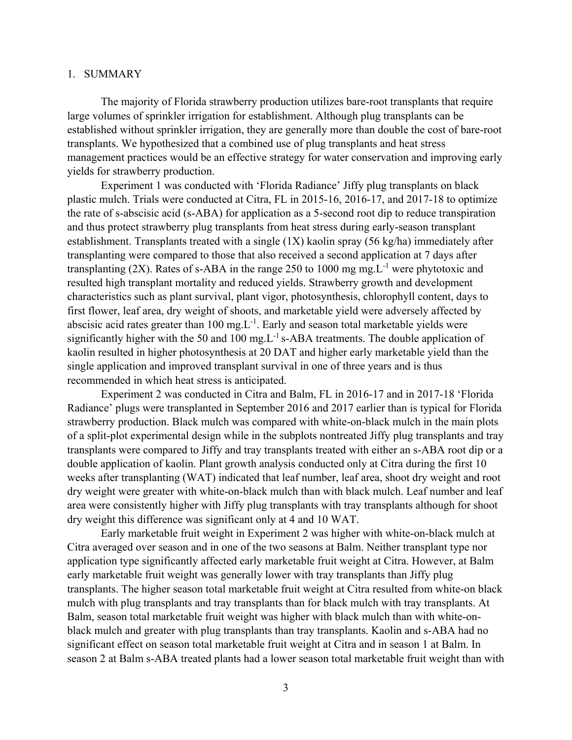## 1. SUMMARY

The majority of Florida strawberry production utilizes bare-root transplants that require large volumes of sprinkler irrigation for establishment. Although plug transplants can be established without sprinkler irrigation, they are generally more than double the cost of bare-root transplants. We hypothesized that a combined use of plug transplants and heat stress management practices would be an effective strategy for water conservation and improving early yields for strawberry production.

Experiment 1 was conducted with 'Florida Radiance' Jiffy plug transplants on black plastic mulch. Trials were conducted at Citra, FL in 2015-16, 2016-17, and 2017-18 to optimize the rate of s-abscisic acid (s-ABA) for application as a 5-second root dip to reduce transpiration and thus protect strawberry plug transplants from heat stress during early-season transplant establishment. Transplants treated with a single (1X) kaolin spray (56 kg/ha) immediately after transplanting were compared to those that also received a second application at 7 days after transplanting (2X). Rates of s-ABA in the range 250 to 1000 mg mg.L$^{-1}$ were phytotoxic and resulted high transplant mortality and reduced yields. Strawberry growth and development characteristics such as plant survival, plant vigor, photosynthesis, chlorophyll content, days to first flower, leaf area, dry weight of shoots, and marketable yield were adversely affected by abscisic acid rates greater than 100 mg.L$^{-1}$. Early and season total marketable yields were significantly higher with the 50 and 100 mg.L$^{-1}$ s-ABA treatments. The double application of kaolin resulted in higher photosynthesis at 20 DAT and higher early marketable yield than the single application and improved transplant survival in one of three years and is thus recommended in which heat stress is anticipated.

Experiment 2 was conducted in Citra and Balm, FL in 2016-17 and in 2017-18 'Florida Radiance' plugs were transplanted in September 2016 and 2017 earlier than is typical for Florida strawberry production. Black mulch was compared with white-on-black mulch in the main plots of a split-plot experimental design while in the subplots nontreated Jiffy plug transplants and tray transplants were compared to Jiffy and tray transplants treated with either an s-ABA root dip or a double application of kaolin. Plant growth analysis conducted only at Citra during the first 10 weeks after transplanting (WAT) indicated that leaf number, leaf area, shoot dry weight and root dry weight were greater with white-on-black mulch than with black mulch. Leaf number and leaf area were consistently higher with Jiffy plug transplants with tray transplants although for shoot dry weight this difference was significant only at 4 and 10 WAT.

Early marketable fruit weight in Experiment 2 was higher with white-on-black mulch at Citra averaged over season and in one of the two seasons at Balm. Neither transplant type nor application type significantly affected early marketable fruit weight at Citra. However, at Balm early marketable fruit weight was generally lower with tray transplants than Jiffy plug transplants. The higher season total marketable fruit weight at Citra resulted from white-on black mulch with plug transplants and tray transplants than for black mulch with tray transplants. At Balm, season total marketable fruit weight was higher with black mulch than with white-on-black mulch and greater with plug transplants than tray transplants. Kaolin and s-ABA had no significant effect on season total marketable fruit weight at Citra and in season 1 at Balm. In season 2 at Balm s-ABA treated plants had a lower season total marketable fruit weight than with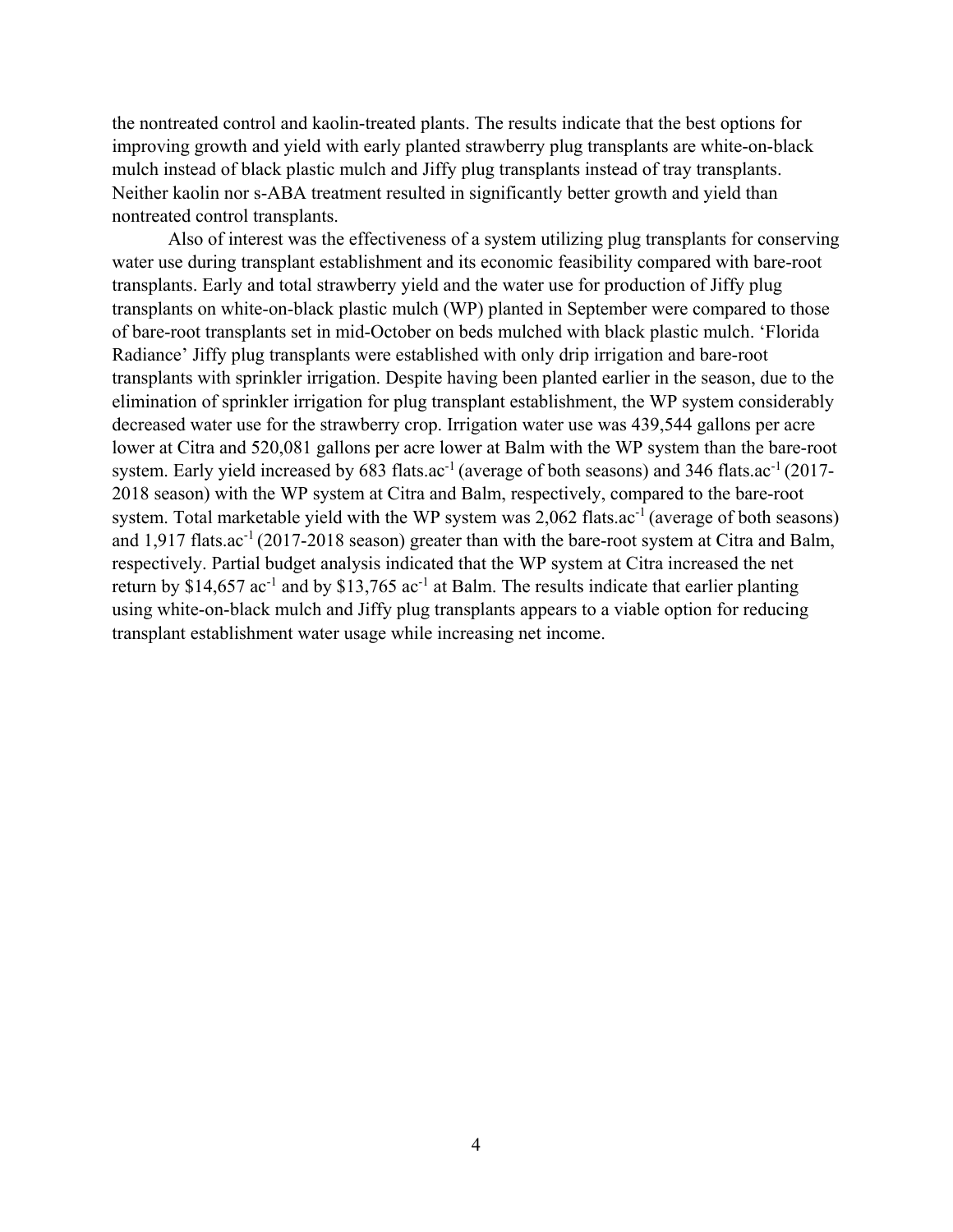the nontreated control and kaolin-treated plants. The results indicate that the best options for improving growth and yield with early planted strawberry plug transplants are white-on-black mulch instead of black plastic mulch and Jiffy plug transplants instead of tray transplants. Neither kaolin nor s-ABA treatment resulted in significantly better growth and yield than nontreated control transplants.

Also of interest was the effectiveness of a system utilizing plug transplants for conserving water use during transplant establishment and its economic feasibility compared with bare-root transplants. Early and total strawberry yield and the water use for production of Jiffy plug transplants on white-on-black plastic mulch (WP) planted in September were compared to those of bare-root transplants set in mid-October on beds mulched with black plastic mulch. 'Florida Radiance' Jiffy plug transplants were established with only drip irrigation and bare-root transplants with sprinkler irrigation. Despite having been planted earlier in the season, due to the elimination of sprinkler irrigation for plug transplant establishment, the WP system considerably decreased water use for the strawberry crop. Irrigation water use was 439,544 gallons per acre lower at Citra and 520,081 gallons per acre lower at Balm with the WP system than the bare-root system. Early yield increased by 683 flats.ac$^{-1}$ (average of both seasons) and 346 flats.ac$^{-1}$ (2017-2018 season) with the WP system at Citra and Balm, respectively, compared to the bare-root system. Total marketable yield with the WP system was 2,062 flats.ac$^{-1}$ (average of both seasons) and 1,917 flats.ac$^{-1}$ (2017-2018 season) greater than with the bare-root system at Citra and Balm, respectively. Partial budget analysis indicated that the WP system at Citra increased the net return by \$14,657 ac$^{-1}$ and by \$13,765 ac$^{-1}$ at Balm. The results indicate that earlier planting using white-on-black mulch and Jiffy plug transplants appears to a viable option for reducing transplant establishment water usage while increasing net income.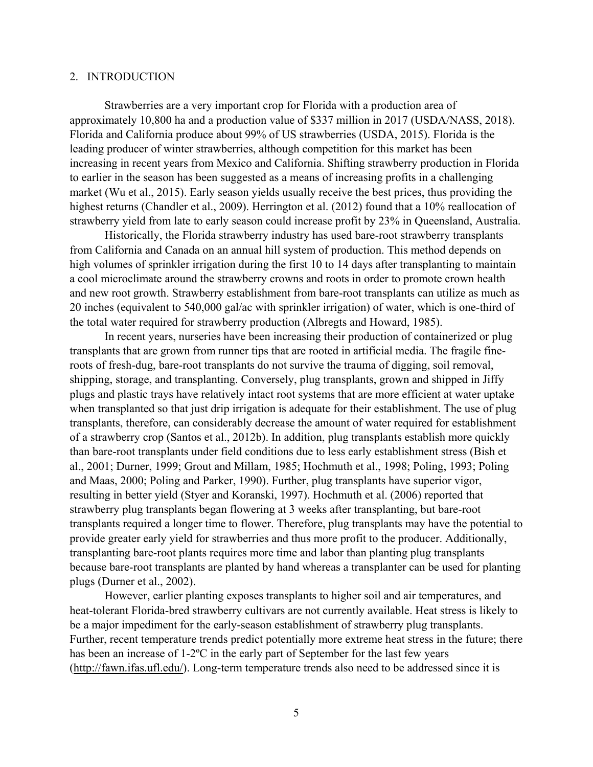## 2. INTRODUCTION

Strawberries are a very important crop for Florida with a production area of approximately 10,800 ha and a production value of $337 million in 2017 (USDA/NASS, 2018). Florida and California produce about 99% of US strawberries (USDA, 2015). Florida is the leading producer of winter strawberries, although competition for this market has been increasing in recent years from Mexico and California. Shifting strawberry production in Florida to earlier in the season has been suggested as a means of increasing profits in a challenging market (Wu et al., 2015). Early season yields usually receive the best prices, thus providing the highest returns (Chandler et al., 2009). Herrington et al. (2012) found that a 10% reallocation of strawberry yield from late to early season could increase profit by 23% in Queensland, Australia.

Historically, the Florida strawberry industry has used bare-root strawberry transplants from California and Canada on an annual hill system of production. This method depends on high volumes of sprinkler irrigation during the first 10 to 14 days after transplanting to maintain a cool microclimate around the strawberry crowns and roots in order to promote crown health and new root growth. Strawberry establishment from bare-root transplants can utilize as much as 20 inches (equivalent to 540,000 gal/ac with sprinkler irrigation) of water, which is one-third of the total water required for strawberry production (Albregts and Howard, 1985).

In recent years, nurseries have been increasing their production of containerized or plug transplants that are grown from runner tips that are rooted in artificial media. The fragile fine-roots of fresh-dug, bare-root transplants do not survive the trauma of digging, soil removal, shipping, storage, and transplanting. Conversely, plug transplants, grown and shipped in Jiffy plugs and plastic trays have relatively intact root systems that are more efficient at water uptake when transplanted so that just drip irrigation is adequate for their establishment. The use of plug transplants, therefore, can considerably decrease the amount of water required for establishment of a strawberry crop (Santos et al., 2012b). In addition, plug transplants establish more quickly than bare-root transplants under field conditions due to less early establishment stress (Bish et al., 2001; Durner, 1999; Grout and Millam, 1985; Hochmuth et al., 1998; Poling, 1993; Poling and Maas, 2000; Poling and Parker, 1990). Further, plug transplants have superior vigor, resulting in better yield (Styer and Koranski, 1997). Hochmuth et al. (2006) reported that strawberry plug transplants began flowering at 3 weeks after transplanting, but bare-root transplants required a longer time to flower. Therefore, plug transplants may have the potential to provide greater early yield for strawberries and thus more profit to the producer. Additionally, transplanting bare-root plants requires more time and labor than planting plug transplants because bare-root transplants are planted by hand whereas a transplanter can be used for planting plugs (Durner et al., 2002).

However, earlier planting exposes transplants to higher soil and air temperatures, and heat-tolerant Florida-bred strawberry cultivars are not currently available. Heat stress is likely to be a major impediment for the early-season establishment of strawberry plug transplants. Further, recent temperature trends predict potentially more extreme heat stress in the future; there has been an increase of 1-2ºC in the early part of September for the last few years (http://fawn.ifas.ufl.edu/). Long-term temperature trends also need to be addressed since it is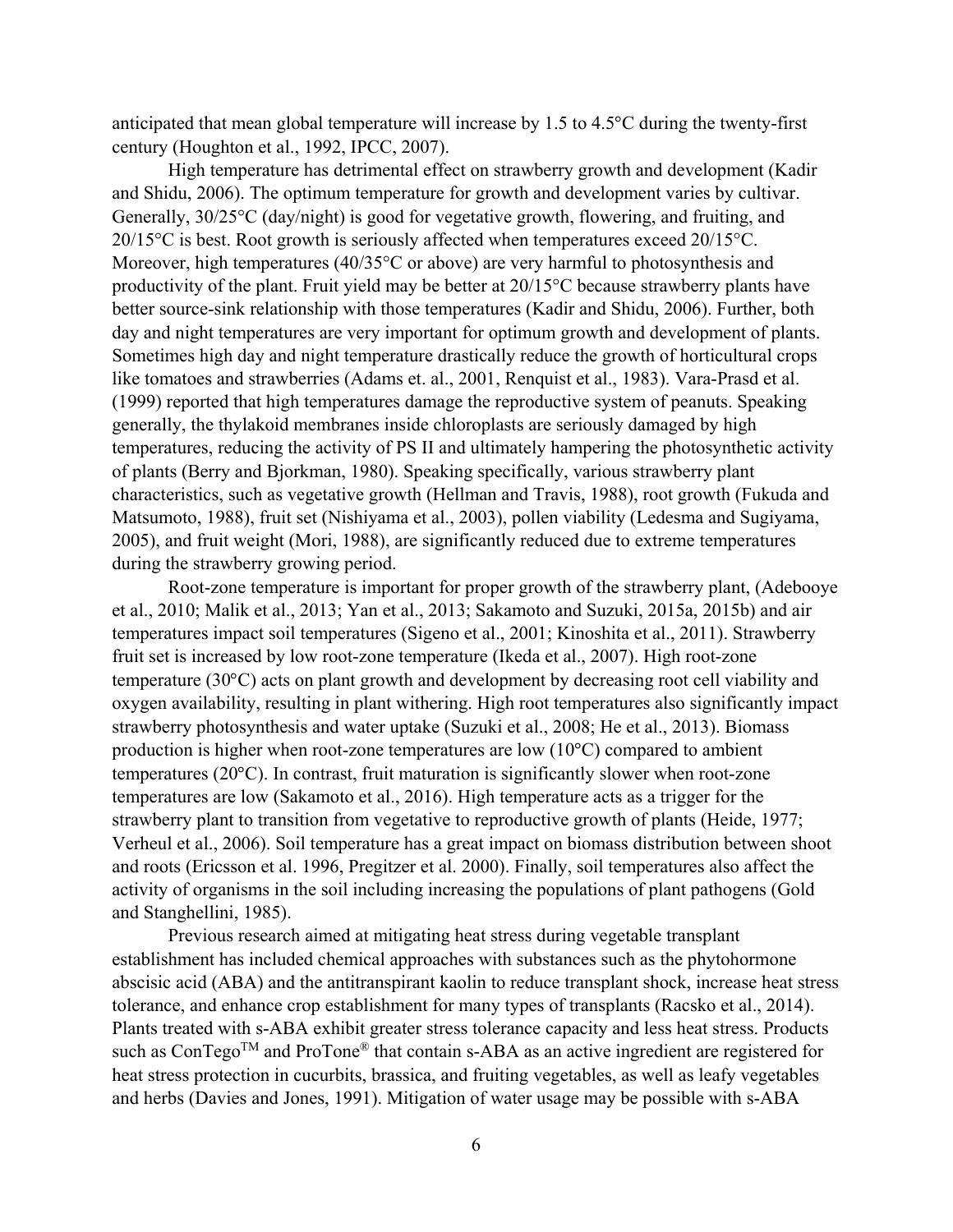anticipated that mean global temperature will increase by 1.5 to 4.5°C during the twenty-first century (Houghton et al., 1992, IPCC, 2007).

High temperature has detrimental effect on strawberry growth and development (Kadir and Shidu, 2006). The optimum temperature for growth and development varies by cultivar. Generally, 30/25°C (day/night) is good for vegetative growth, flowering, and fruiting, and 20/15°C is best. Root growth is seriously affected when temperatures exceed 20/15°C. Moreover, high temperatures (40/35°C or above) are very harmful to photosynthesis and productivity of the plant. Fruit yield may be better at 20/15°C because strawberry plants have better source-sink relationship with those temperatures (Kadir and Shidu, 2006). Further, both day and night temperatures are very important for optimum growth and development of plants. Sometimes high day and night temperature drastically reduce the growth of horticultural crops like tomatoes and strawberries (Adams et. al., 2001, Renquist et al., 1983). Vara-Prasd et al. (1999) reported that high temperatures damage the reproductive system of peanuts. Speaking generally, the thylakoid membranes inside chloroplasts are seriously damaged by high temperatures, reducing the activity of PS II and ultimately hampering the photosynthetic activity of plants (Berry and Bjorkman, 1980). Speaking specifically, various strawberry plant characteristics, such as vegetative growth (Hellman and Travis, 1988), root growth (Fukuda and Matsumoto, 1988), fruit set (Nishiyama et al., 2003), pollen viability (Ledesma and Sugiyama, 2005), and fruit weight (Mori, 1988), are significantly reduced due to extreme temperatures during the strawberry growing period.

Root-zone temperature is important for proper growth of the strawberry plant, (Adebooye et al., 2010; Malik et al., 2013; Yan et al., 2013; Sakamoto and Suzuki, 2015a, 2015b) and air temperatures impact soil temperatures (Sigeno et al., 2001; Kinoshita et al., 2011). Strawberry fruit set is increased by low root-zone temperature (Ikeda et al., 2007). High root-zone temperature (30°C) acts on plant growth and development by decreasing root cell viability and oxygen availability, resulting in plant withering. High root temperatures also significantly impact strawberry photosynthesis and water uptake (Suzuki et al., 2008; He et al., 2013). Biomass production is higher when root-zone temperatures are low (10°C) compared to ambient temperatures (20°C). In contrast, fruit maturation is significantly slower when root-zone temperatures are low (Sakamoto et al., 2016). High temperature acts as a trigger for the strawberry plant to transition from vegetative to reproductive growth of plants (Heide, 1977; Verheul et al., 2006). Soil temperature has a great impact on biomass distribution between shoot and roots (Ericsson et al. 1996, Pregitzer et al. 2000). Finally, soil temperatures also affect the activity of organisms in the soil including increasing the populations of plant pathogens (Gold and Stanghellini, 1985).

Previous research aimed at mitigating heat stress during vegetable transplant establishment has included chemical approaches with substances such as the phytohormone abscisic acid (ABA) and the antitranspirant kaolin to reduce transplant shock, increase heat stress tolerance, and enhance crop establishment for many types of transplants (Racsko et al., 2014). Plants treated with s-ABA exhibit greater stress tolerance capacity and less heat stress. Products such as ConTego™ and ProTone® that contain s-ABA as an active ingredient are registered for heat stress protection in cucurbits, brassica, and fruiting vegetables, as well as leafy vegetables and herbs (Davies and Jones, 1991). Mitigation of water usage may be possible with s-ABA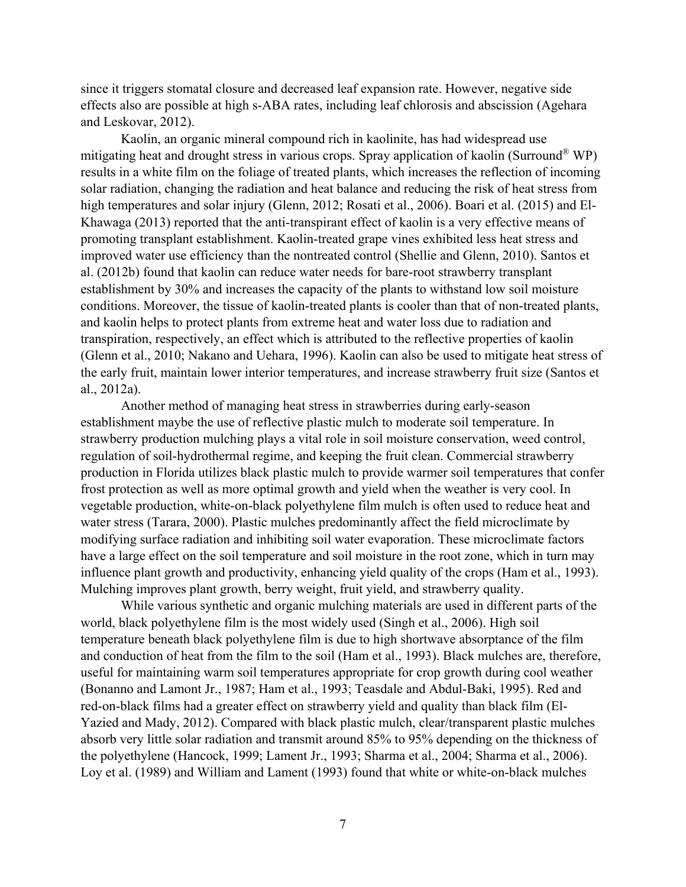since it triggers stomatal closure and decreased leaf expansion rate. However, negative side effects also are possible at high s-ABA rates, including leaf chlorosis and abscission (Agehara and Leskovar, 2012).

Kaolin, an organic mineral compound rich in kaolinite, has had widespread use mitigating heat and drought stress in various crops. Spray application of kaolin (Surround® WP) results in a white film on the foliage of treated plants, which increases the reflection of incoming solar radiation, changing the radiation and heat balance and reducing the risk of heat stress from high temperatures and solar injury (Glenn, 2012; Rosati et al., 2006). Boari et al. (2015) and El-Khawaga (2013) reported that the anti-transpirant effect of kaolin is a very effective means of promoting transplant establishment. Kaolin-treated grape vines exhibited less heat stress and improved water use efficiency than the nontreated control (Shellie and Glenn, 2010). Santos et al. (2012b) found that kaolin can reduce water needs for bare-root strawberry transplant establishment by 30% and increases the capacity of the plants to withstand low soil moisture conditions. Moreover, the tissue of kaolin-treated plants is cooler than that of non-treated plants, and kaolin helps to protect plants from extreme heat and water loss due to radiation and transpiration, respectively, an effect which is attributed to the reflective properties of kaolin (Glenn et al., 2010; Nakano and Uehara, 1996). Kaolin can also be used to mitigate heat stress of the early fruit, maintain lower interior temperatures, and increase strawberry fruit size (Santos et al., 2012a).

Another method of managing heat stress in strawberries during early-season establishment maybe the use of reflective plastic mulch to moderate soil temperature. In strawberry production mulching plays a vital role in soil moisture conservation, weed control, regulation of soil-hydrothermal regime, and keeping the fruit clean. Commercial strawberry production in Florida utilizes black plastic mulch to provide warmer soil temperatures that confer frost protection as well as more optimal growth and yield when the weather is very cool. In vegetable production, white-on-black polyethylene film mulch is often used to reduce heat and water stress (Tarara, 2000). Plastic mulches predominantly affect the field microclimate by modifying surface radiation and inhibiting soil water evaporation. These microclimate factors have a large effect on the soil temperature and soil moisture in the root zone, which in turn may influence plant growth and productivity, enhancing yield quality of the crops (Ham et al., 1993). Mulching improves plant growth, berry weight, fruit yield, and strawberry quality.

While various synthetic and organic mulching materials are used in different parts of the world, black polyethylene film is the most widely used (Singh et al., 2006). High soil temperature beneath black polyethylene film is due to high shortwave absorptance of the film and conduction of heat from the film to the soil (Ham et al., 1993). Black mulches are, therefore, useful for maintaining warm soil temperatures appropriate for crop growth during cool weather (Bonanno and Lamont Jr., 1987; Ham et al., 1993; Teasdale and Abdul-Baki, 1995). Red and red-on-black films had a greater effect on strawberry yield and quality than black film (El-Yazied and Mady, 2012). Compared with black plastic mulch, clear/transparent plastic mulches absorb very little solar radiation and transmit around 85% to 95% depending on the thickness of the polyethylene (Hancock, 1999; Lament Jr., 1993; Sharma et al., 2004; Sharma et al., 2006). Loy et al. (1989) and William and Lament (1993) found that white or white-on-black mulches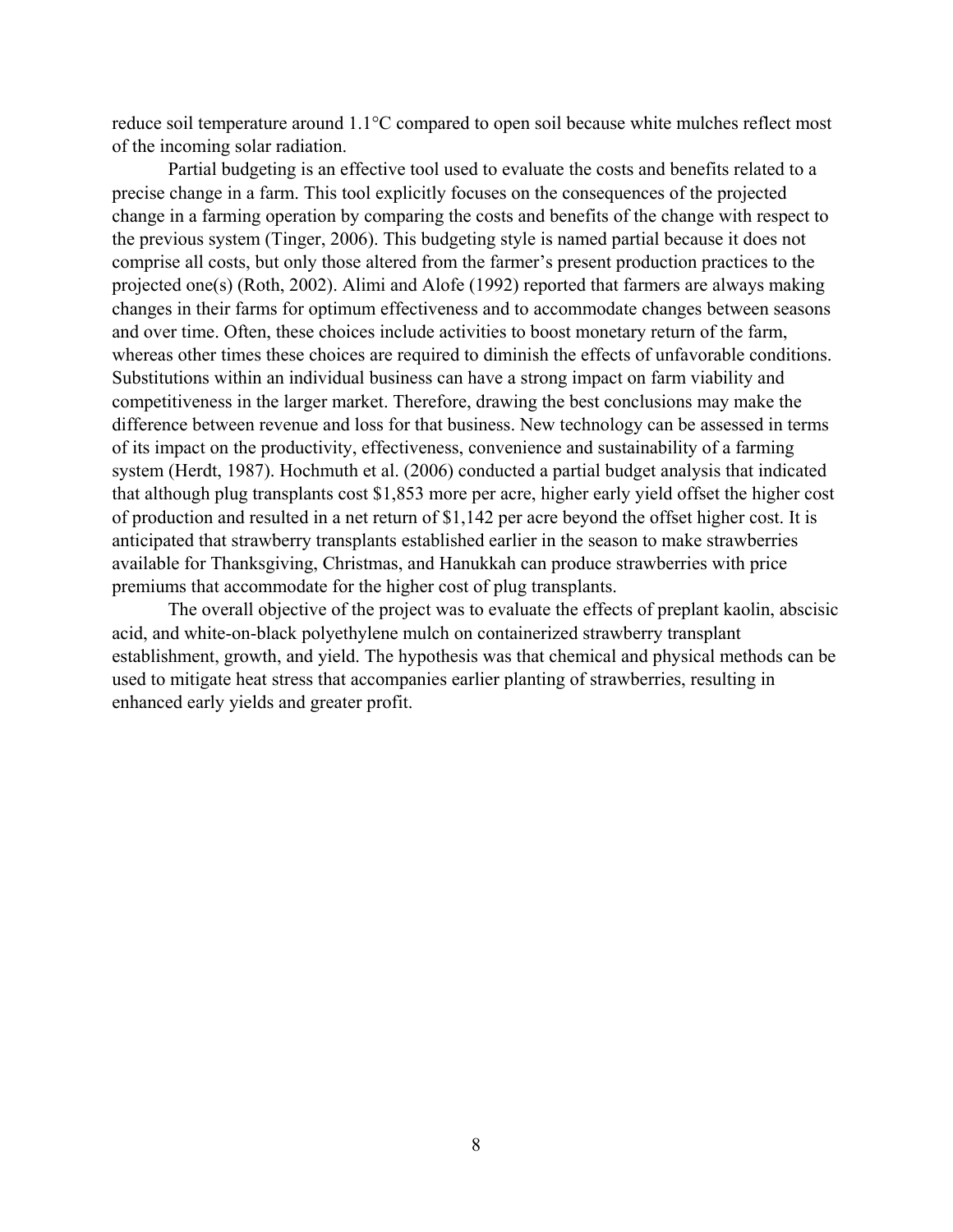reduce soil temperature around 1.1°C compared to open soil because white mulches reflect most of the incoming solar radiation.

Partial budgeting is an effective tool used to evaluate the costs and benefits related to a precise change in a farm. This tool explicitly focuses on the consequences of the projected change in a farming operation by comparing the costs and benefits of the change with respect to the previous system (Tinger, 2006). This budgeting style is named partial because it does not comprise all costs, but only those altered from the farmer's present production practices to the projected one(s) (Roth, 2002). Alimi and Alofe (1992) reported that farmers are always making changes in their farms for optimum effectiveness and to accommodate changes between seasons and over time. Often, these choices include activities to boost monetary return of the farm, whereas other times these choices are required to diminish the effects of unfavorable conditions. Substitutions within an individual business can have a strong impact on farm viability and competitiveness in the larger market. Therefore, drawing the best conclusions may make the difference between revenue and loss for that business. New technology can be assessed in terms of its impact on the productivity, effectiveness, convenience and sustainability of a farming system (Herdt, 1987). Hochmuth et al. (2006) conducted a partial budget analysis that indicated that although plug transplants cost $1,853 more per acre, higher early yield offset the higher cost of production and resulted in a net return of $1,142 per acre beyond the offset higher cost. It is anticipated that strawberry transplants established earlier in the season to make strawberries available for Thanksgiving, Christmas, and Hanukkah can produce strawberries with price premiums that accommodate for the higher cost of plug transplants.

The overall objective of the project was to evaluate the effects of preplant kaolin, abscisic acid, and white-on-black polyethylene mulch on containerized strawberry transplant establishment, growth, and yield. The hypothesis was that chemical and physical methods can be used to mitigate heat stress that accompanies earlier planting of strawberries, resulting in enhanced early yields and greater profit.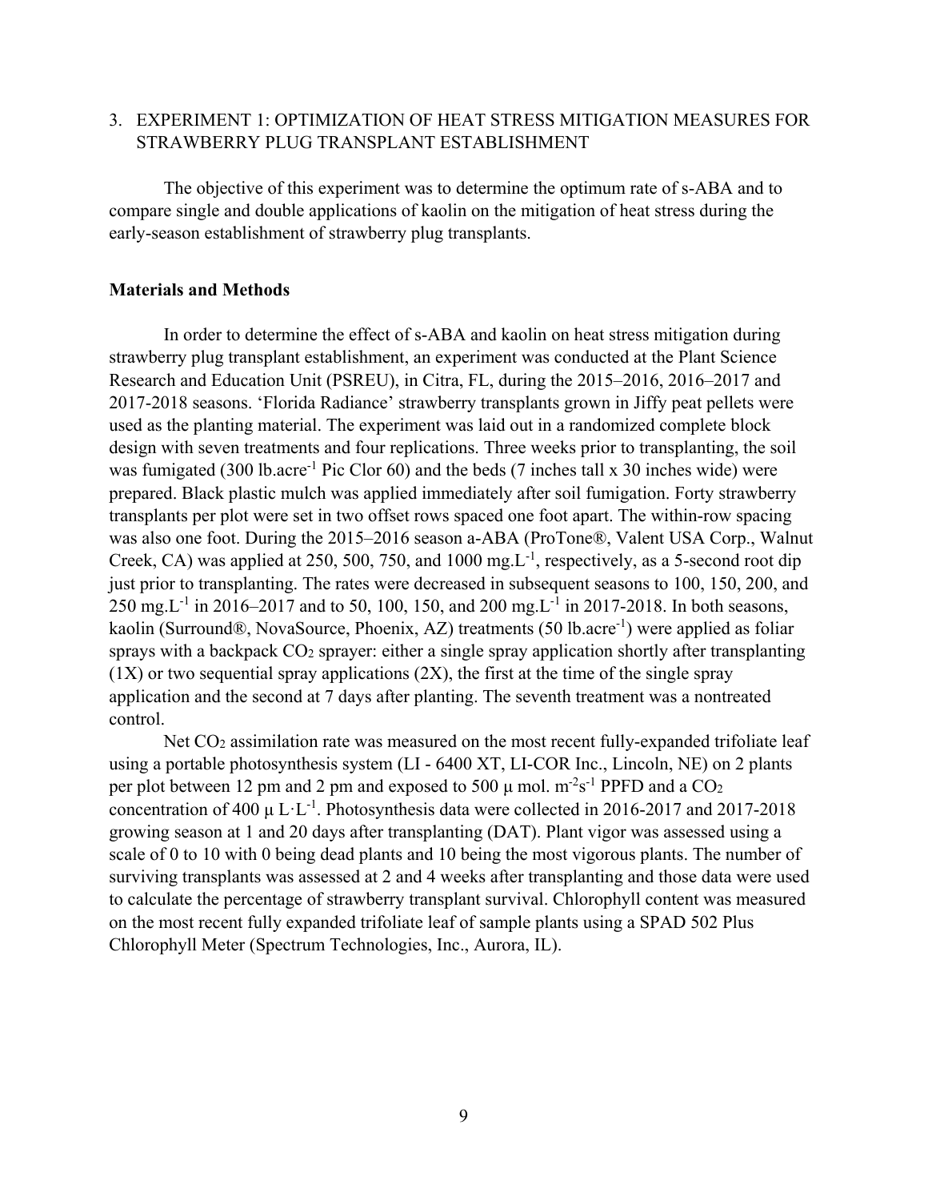## 3. EXPERIMENT 1: OPTIMIZATION OF HEAT STRESS MITIGATION MEASURES FOR STRAWBERRY PLUG TRANSPLANT ESTABLISHMENT

The objective of this experiment was to determine the optimum rate of s-ABA and to compare single and double applications of kaolin on the mitigation of heat stress during the early-season establishment of strawberry plug transplants.

### Materials and Methods

In order to determine the effect of s-ABA and kaolin on heat stress mitigation during strawberry plug transplant establishment, an experiment was conducted at the Plant Science Research and Education Unit (PSREU), in Citra, FL, during the 2015–2016, 2016–2017 and 2017-2018 seasons. 'Florida Radiance' strawberry transplants grown in Jiffy peat pellets were used as the planting material. The experiment was laid out in a randomized complete block design with seven treatments and four replications. Three weeks prior to transplanting, the soil was fumigated (300 $lb.acre^{-1}$ Pic Clor 60) and the beds (7 inches tall x 30 inches wide) were prepared. Black plastic mulch was applied immediately after soil fumigation. Forty strawberry transplants per plot were set in two offset rows spaced one foot apart. The within-row spacing was also one foot. During the 2015–2016 season a-ABA (ProTone®, Valent USA Corp., Walnut Creek, CA) was applied at 250, 500, 750, and 1000 $mg.L^{-1}$, respectively, as a 5-second root dip just prior to transplanting. The rates were decreased in subsequent seasons to 100, 150, 200, and 250 $mg.L^{-1}$ in 2016–2017 and to 50, 100, 150, and 200 $mg.L^{-1}$ in 2017-2018. In both seasons, kaolin (Surround®, NovaSource, Phoenix, AZ) treatments (50 $lb.acre^{-1}$) were applied as foliar sprays with a backpack $CO_2$ sprayer: either a single spray application shortly after transplanting (1X) or two sequential spray applications (2X), the first at the time of the single spray application and the second at 7 days after planting. The seventh treatment was a nontreated control.

Net $CO_2$ assimilation rate was measured on the most recent fully-expanded trifoliate leaf using a portable photosynthesis system (LI - 6400 XT, LI-COR Inc., Lincoln, NE) on 2 plants per plot between 12 pm and 2 pm and exposed to 500 $\mu$ mol. $m^{-2}s^{-1}$ PPFD and a $CO_2$ concentration of 400 $\mu$ $L \cdot L^{-1}$. Photosynthesis data were collected in 2016-2017 and 2017-2018 growing season at 1 and 20 days after transplanting (DAT). Plant vigor was assessed using a scale of 0 to 10 with 0 being dead plants and 10 being the most vigorous plants. The number of surviving transplants was assessed at 2 and 4 weeks after transplanting and those data were used to calculate the percentage of strawberry transplant survival. Chlorophyll content was measured on the most recent fully expanded trifoliate leaf of sample plants using a SPAD 502 Plus Chlorophyll Meter (Spectrum Technologies, Inc., Aurora, IL).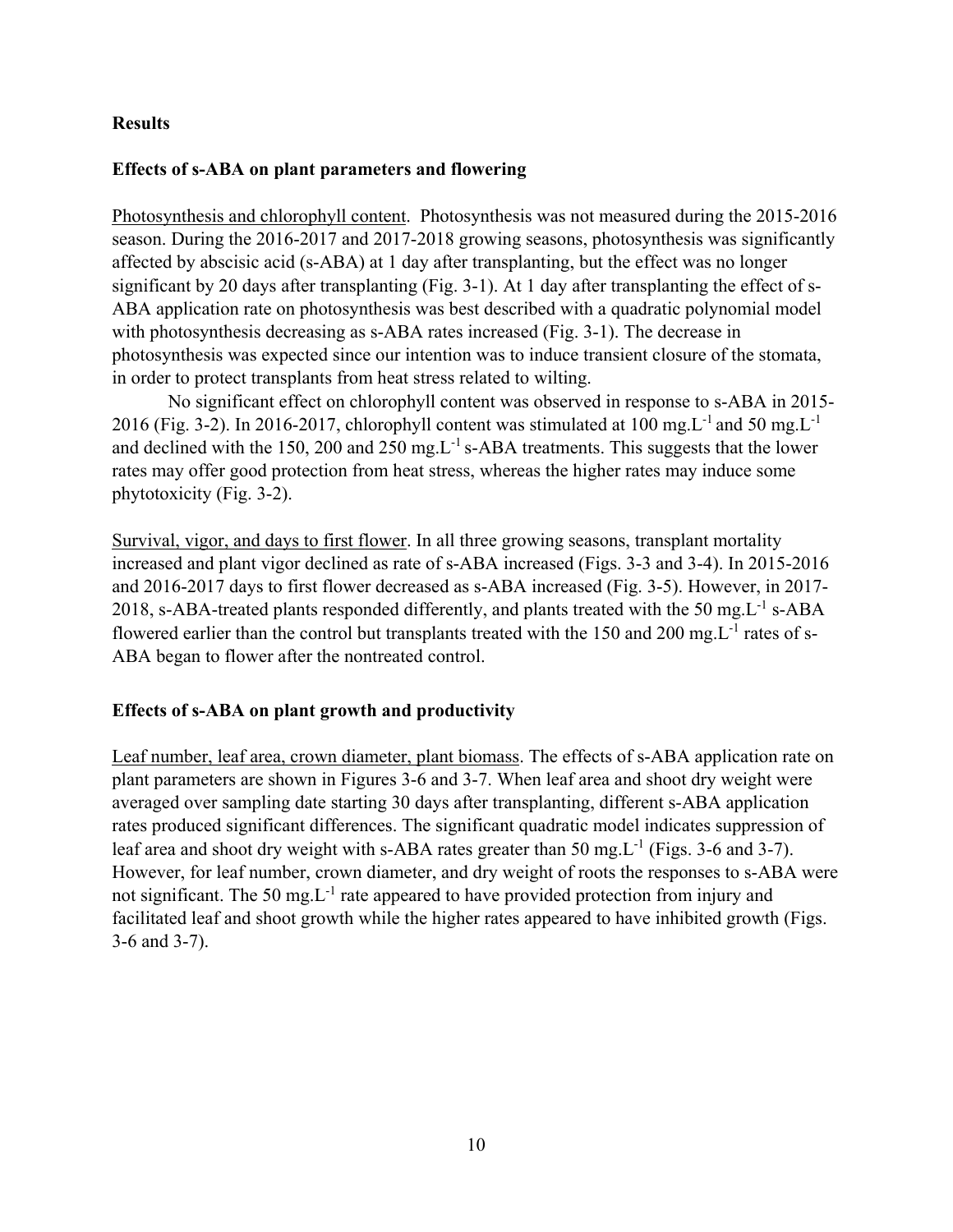## Results

### Effects of s-ABA on plant parameters and flowering

Photosynthesis and chlorophyll content. Photosynthesis was not measured during the 2015-2016 season. During the 2016-2017 and 2017-2018 growing seasons, photosynthesis was significantly affected by abscisic acid (s-ABA) at 1 day after transplanting, but the effect was no longer significant by 20 days after transplanting (Fig. 3-1). At 1 day after transplanting the effect of s-ABA application rate on photosynthesis was best described with a quadratic polynomial model with photosynthesis decreasing as s-ABA rates increased (Fig. 3-1). The decrease in photosynthesis was expected since our intention was to induce transient closure of the stomata, in order to protect transplants from heat stress related to wilting.

No significant effect on chlorophyll content was observed in response to s-ABA in 2015-2016 (Fig. 3-2). In 2016-2017, chlorophyll content was stimulated at 100 $mg.L^{-1}$ and 50 $mg.L^{-1}$ and declined with the 150, 200 and 250 $mg.L^{-1}$ s-ABA treatments. This suggests that the lower rates may offer good protection from heat stress, whereas the higher rates may induce some phytotoxicity (Fig. 3-2).

Survival, vigor, and days to first flower. In all three growing seasons, transplant mortality increased and plant vigor declined as rate of s-ABA increased (Figs. 3-3 and 3-4). In 2015-2016 and 2016-2017 days to first flower decreased as s-ABA increased (Fig. 3-5). However, in 2017-2018, s-ABA-treated plants responded differently, and plants treated with the 50 $mg.L^{-1}$ s-ABA flowered earlier than the control but transplants treated with the 150 and 200 $mg.L^{-1}$ rates of s-ABA began to flower after the nontreated control.

### Effects of s-ABA on plant growth and productivity

Leaf number, leaf area, crown diameter, plant biomass. The effects of s-ABA application rate on plant parameters are shown in Figures 3-6 and 3-7. When leaf area and shoot dry weight were averaged over sampling date starting 30 days after transplanting, different s-ABA application rates produced significant differences. The significant quadratic model indicates suppression of leaf area and shoot dry weight with s-ABA rates greater than 50 $mg.L^{-1}$ (Figs. 3-6 and 3-7). However, for leaf number, crown diameter, and dry weight of roots the responses to s-ABA were not significant. The 50 $mg.L^{-1}$ rate appeared to have provided protection from injury and facilitated leaf and shoot growth while the higher rates appeared to have inhibited growth (Figs. 3-6 and 3-7).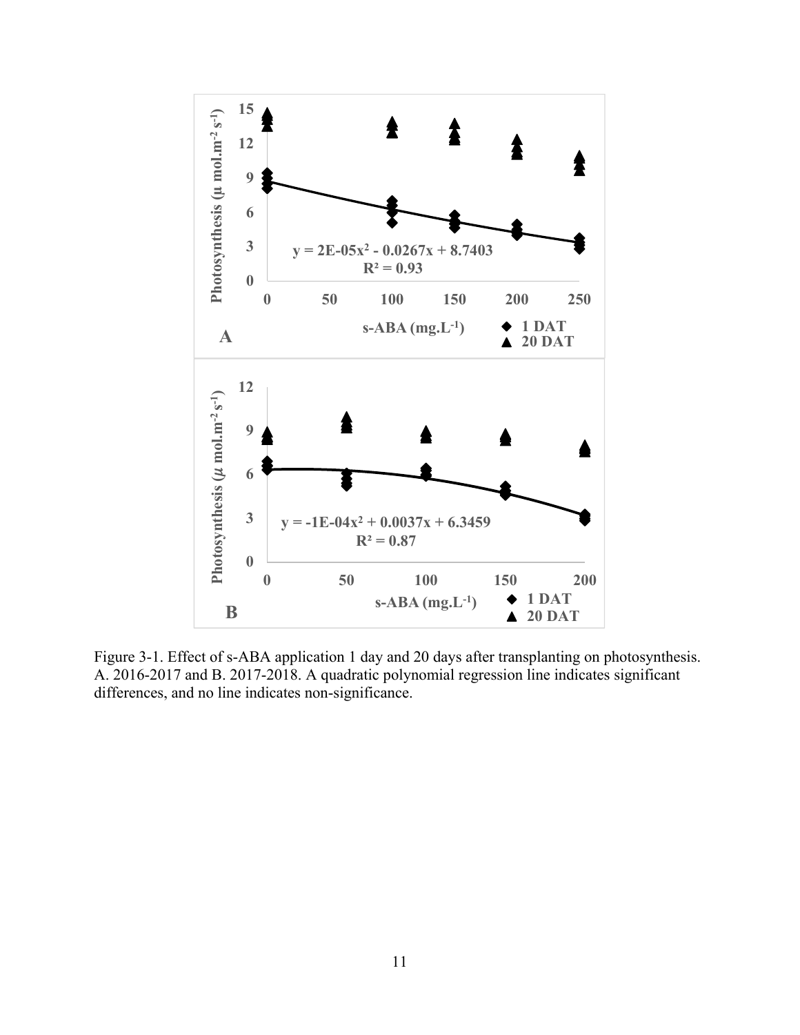Figure 3-1. Effect of s-ABA application 1 day and 20 days after transplanting on photosynthesis. A. 2016-2017 and B. 2017-2018. A quadratic polynomial regression line indicates significant differences, and no line indicates non-significance.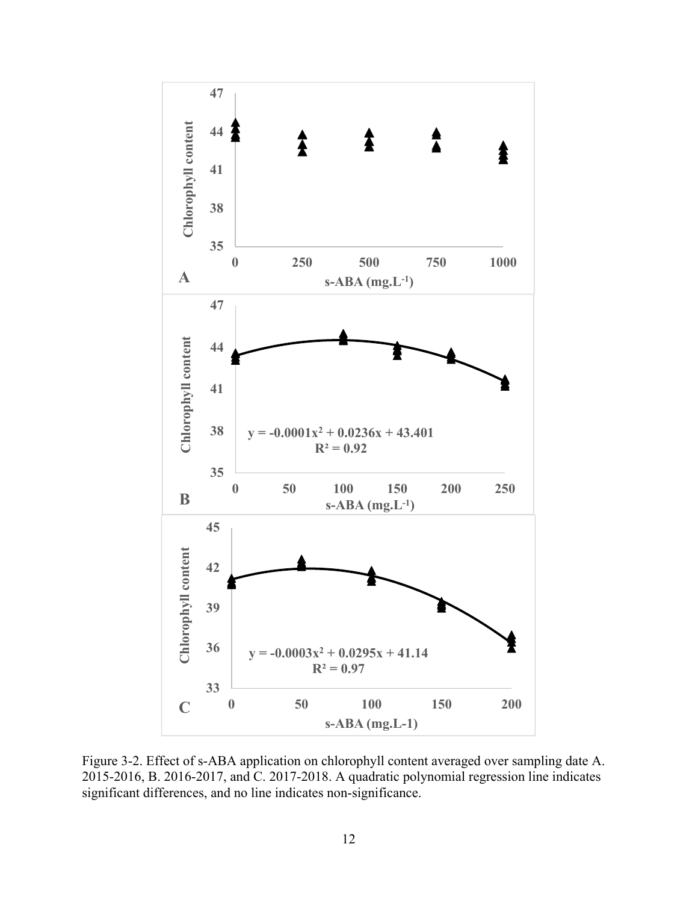Figure 3-2. Effect of s-ABA application on chlorophyll content averaged over sampling date A. 2015-2016, B. 2016-2017, and C. 2017-2018. A quadratic polynomial regression line indicates significant differences, and no line indicates non-significance.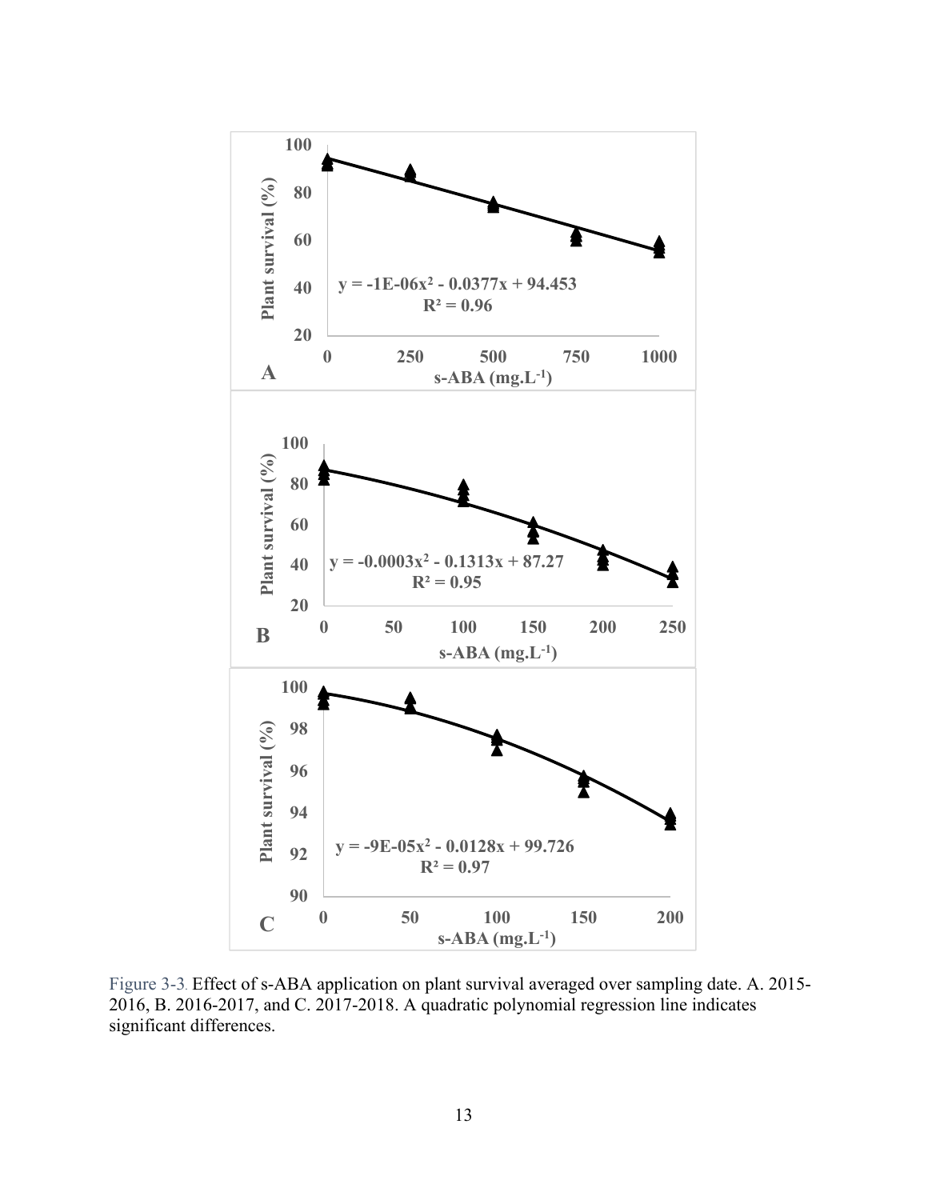Figure 3-3. Effect of s-ABA application on plant survival averaged over sampling date. A. 2015-2016, B. 2016-2017, and C. 2017-2018. A quadratic polynomial regression line indicates significant differences.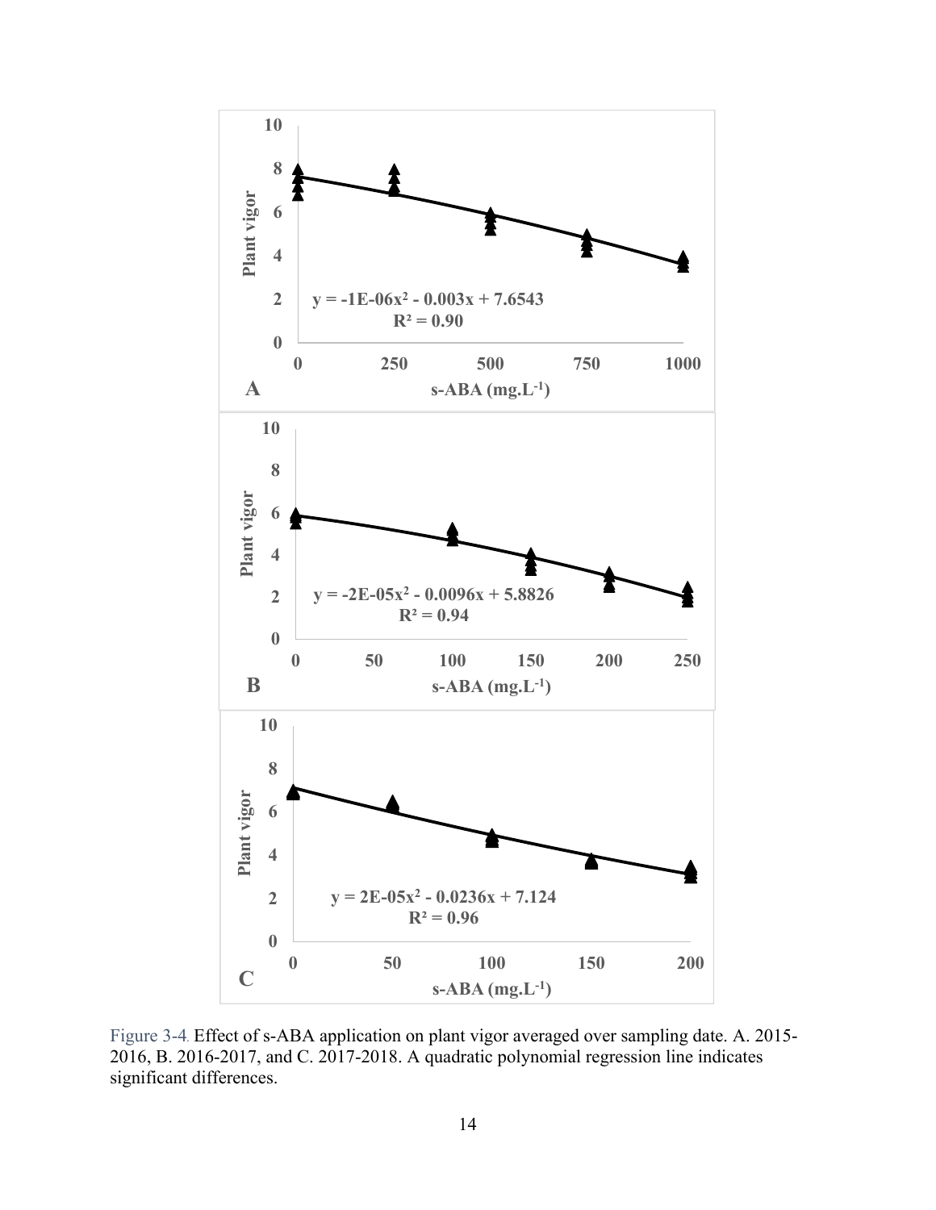Figure 3-4. Effect of s-ABA application on plant vigor averaged over sampling date. A. 2015-2016, B. 2016-2017, and C. 2017-2018. A quadratic polynomial regression line indicates significant differences.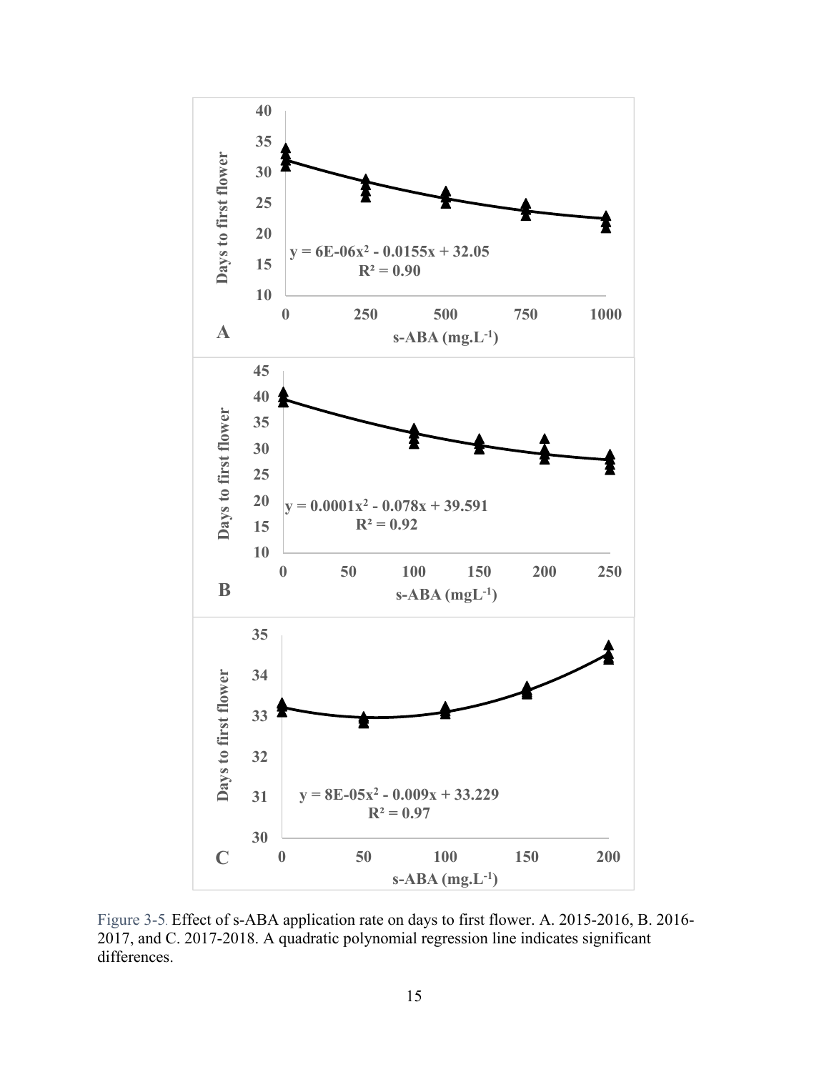Figure 3-5. Effect of s-ABA application rate on days to first flower. A. 2015-2016, B. 2016-2017, and C. 2017-2018. A quadratic polynomial regression line indicates significant differences.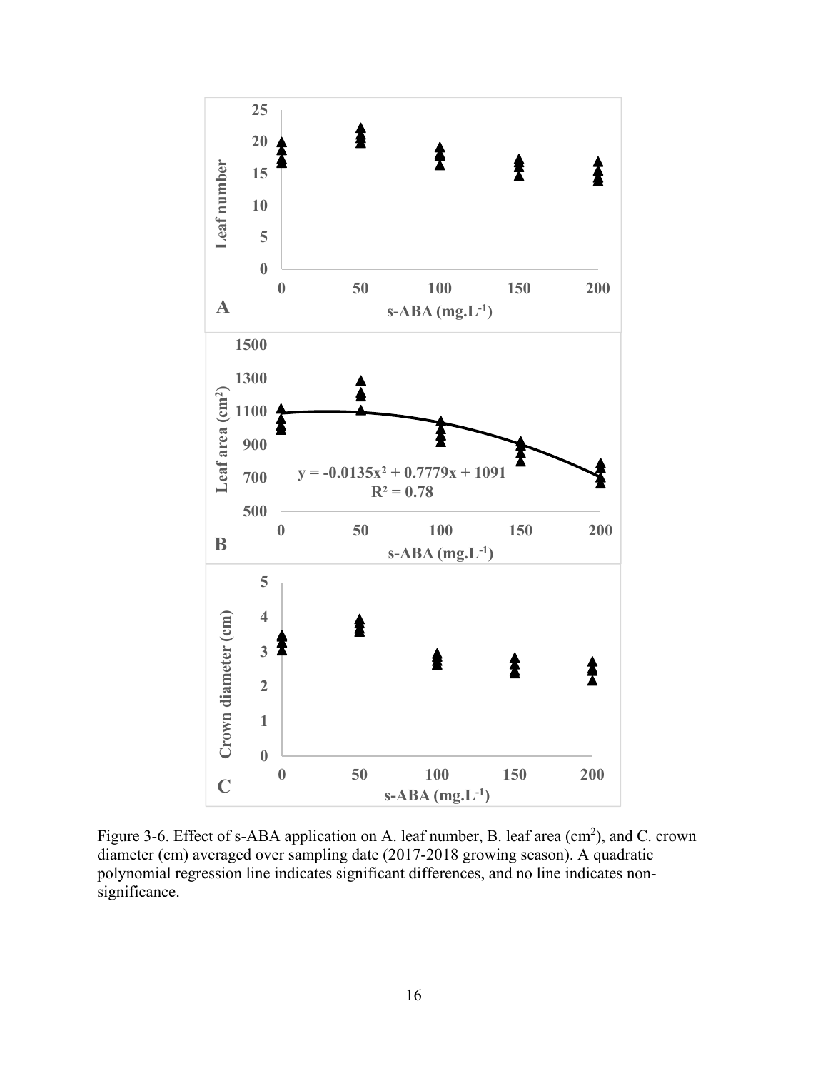Figure 3-6. Effect of s-ABA application on A. leaf number, B. leaf area ($cm^2$), and C. crown diameter (cm) averaged over sampling date (2017-2018 growing season). A quadratic polynomial regression line indicates significant differences, and no line indicates non-significance.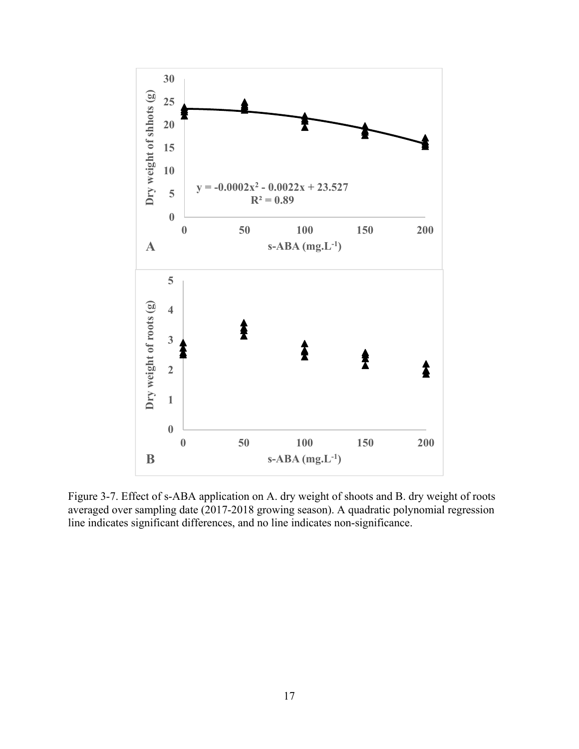Figure 3-7. Effect of s-ABA application on A. dry weight of shoots and B. dry weight of roots averaged over sampling date (2017-2018 growing season). A quadratic polynomial regression line indicates significant differences, and no line indicates non-significance.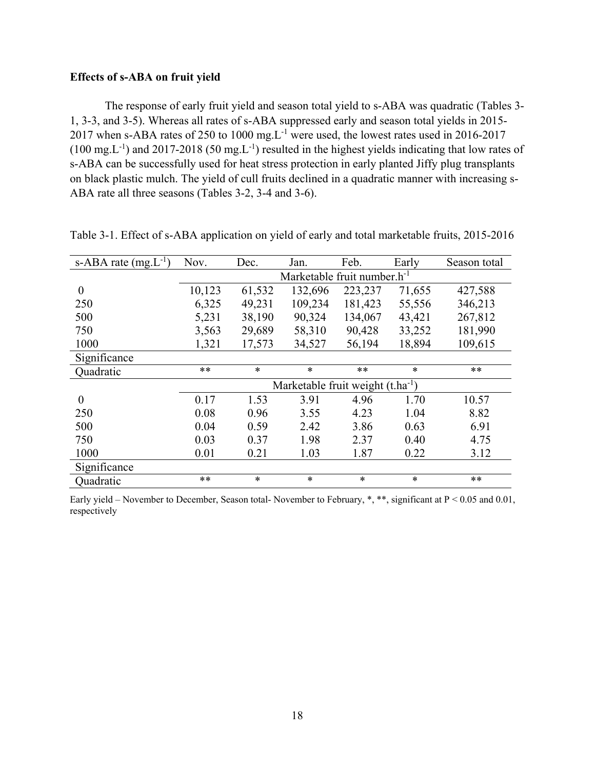**Effects of s-ABA on fruit yield**

The response of early fruit yield and season total yield to s-ABA was quadratic (Tables 3-1, 3-3, and 3-5). Whereas all rates of s-ABA suppressed early and season total yields in 2015-2017 when s-ABA rates of 250 to 1000 $mg.L^{-1}$ were used, the lowest rates used in 2016-2017 (100 $mg.L^{-1}$) and 2017-2018 (50 $mg.L^{-1}$) resulted in the highest yields indicating that low rates of s-ABA can be successfully used for heat stress protection in early planted Jiffy plug transplants on black plastic mulch. The yield of cull fruits declined in a quadratic manner with increasing s-ABA rate all three seasons (Tables 3-2, 3-4 and 3-6).

Table 3-1. Effect of s-ABA application on yield of early and total marketable fruits, 2015-2016

| s-ABA rate ($mg.L^{-1}$) | Nov. | Dec. | Jan. | Feb. | Early | Season total |
|---|---|---|---|---|---|---|
| | Marketable fruit number.$h^{-1}$ | | | | | |
| 0 | 10,123 | 61,532 | 132,696 | 223,237 | 71,655 | 427,588 |
| 250 | 6,325 | 49,231 | 109,234 | 181,423 | 55,556 | 346,213 |
| 500 | 5,231 | 38,190 | 90,324 | 134,067 | 43,421 | 267,812 |
| 750 | 3,563 | 29,689 | 58,310 | 90,428 | 33,252 | 181,990 |
| 1000 | 1,321 | 17,573 | 34,527 | 56,194 | 18,894 | 109,615 |
| Significance | | | | | | |
| Quadratic | ** | * | * | ** | * | ** |
| | Marketable fruit weight ($t.ha^{-1}$) | | | | | |
| 0 | 0.17 | 1.53 | 3.91 | 4.96 | 1.70 | 10.57 |
| 250 | 0.08 | 0.96 | 3.55 | 4.23 | 1.04 | 8.82 |
| 500 | 0.04 | 0.59 | 2.42 | 3.86 | 0.63 | 6.91 |
| 750 | 0.03 | 0.37 | 1.98 | 2.37 | 0.40 | 4.75 |
| 1000 | 0.01 | 0.21 | 1.03 | 1.87 | 0.22 | 3.12 |
| Significance | | | | | | |
| Quadratic | ** | * | * | * | * | ** |

Early yield – November to December, Season total- November to February, *, **, significant at $P < 0.05$ and 0.01, respectively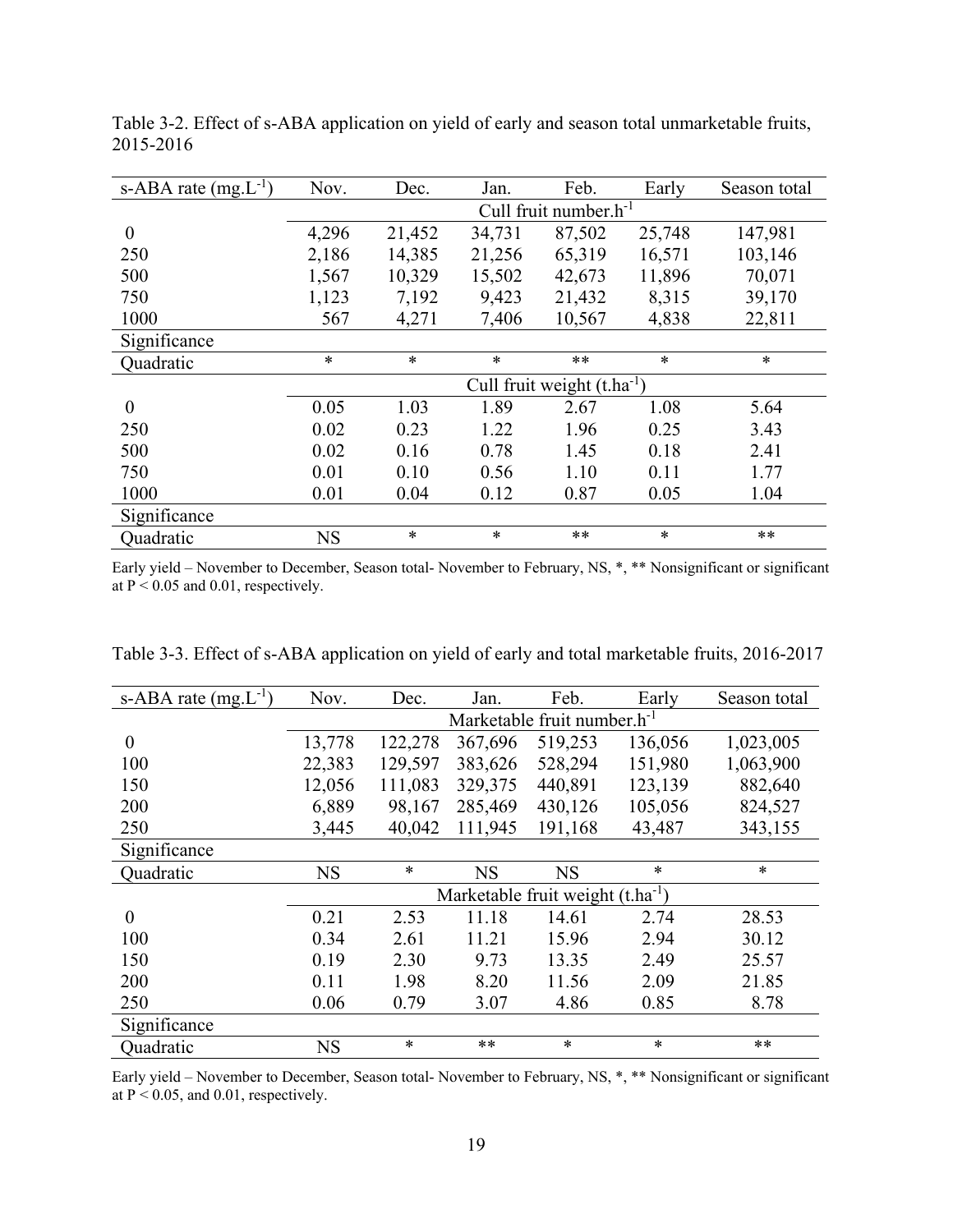Table 3-2. Effect of s-ABA application on yield of early and season total unmarketable fruits, 2015-2016

| s-ABA rate ($mg.L^{-1}$) | Nov. | Dec. | Jan. | Feb. | Early | Season total |
|---|---|---|---|---|---|---|
| | Cull fruit number.$h^{-1}$ | | | | | |
| 0 | 4,296 | 21,452 | 34,731 | 87,502 | 25,748 | 147,981 |
| 250 | 2,186 | 14,385 | 21,256 | 65,319 | 16,571 | 103,146 |
| 500 | 1,567 | 10,329 | 15,502 | 42,673 | 11,896 | 70,071 |
| 750 | 1,123 | 7,192 | 9,423 | 21,432 | 8,315 | 39,170 |
| 1000 | 567 | 4,271 | 7,406 | 10,567 | 4,838 | 22,811 |
| Significance | | | | | | |
| Quadratic | * | * | * | ** | * | * |
| | Cull fruit weight ($t.ha^{-1}$) | | | | | |
| 0 | 0.05 | 1.03 | 1.89 | 2.67 | 1.08 | 5.64 |
| 250 | 0.02 | 0.23 | 1.22 | 1.96 | 0.25 | 3.43 |
| 500 | 0.02 | 0.16 | 0.78 | 1.45 | 0.18 | 2.41 |
| 750 | 0.01 | 0.10 | 0.56 | 1.10 | 0.11 | 1.77 |
| 1000 | 0.01 | 0.04 | 0.12 | 0.87 | 0.05 | 1.04 |
| Significance | | | | | | |
| Quadratic | NS | * | * | ** | * | ** |

Early yield – November to December, Season total- November to February, NS, *, ** Nonsignificant or significant at $P < 0.05$ and 0.01, respectively.

Table 3-3. Effect of s-ABA application on yield of early and total marketable fruits, 2016-2017

| s-ABA rate ($mg.L^{-1}$) | Nov. | Dec. | Jan. | Feb. | Early | Season total |
|---|---|---|---|---|---|---|
| | Marketable fruit number.$h^{-1}$ | | | | | |
| 0 | 13,778 | 122,278 | 367,696 | 519,253 | 136,056 | 1,023,005 |
| 100 | 22,383 | 129,597 | 383,626 | 528,294 | 151,980 | 1,063,900 |
| 150 | 12,056 | 111,083 | 329,375 | 440,891 | 123,139 | 882,640 |
| 200 | 6,889 | 98,167 | 285,469 | 430,126 | 105,056 | 824,527 |
| 250 | 3,445 | 40,042 | 111,945 | 191,168 | 43,487 | 343,155 |
| Significance | | | | | | |
| Quadratic | NS | * | NS | NS | * | * |
| | Marketable fruit weight ($t.ha^{-1}$) | | | | | |
| 0 | 0.21 | 2.53 | 11.18 | 14.61 | 2.74 | 28.53 |
| 100 | 0.34 | 2.61 | 11.21 | 15.96 | 2.94 | 30.12 |
| 150 | 0.19 | 2.30 | 9.73 | 13.35 | 2.49 | 25.57 |
| 200 | 0.11 | 1.98 | 8.20 | 11.56 | 2.09 | 21.85 |
| 250 | 0.06 | 0.79 | 3.07 | 4.86 | 0.85 | 8.78 |
| Significance | | | | | | |
| Quadratic | NS | * | ** | * | * | ** |

Early yield – November to December, Season total- November to February, NS, *, ** Nonsignificant or significant at $P < 0.05$, and 0.01, respectively.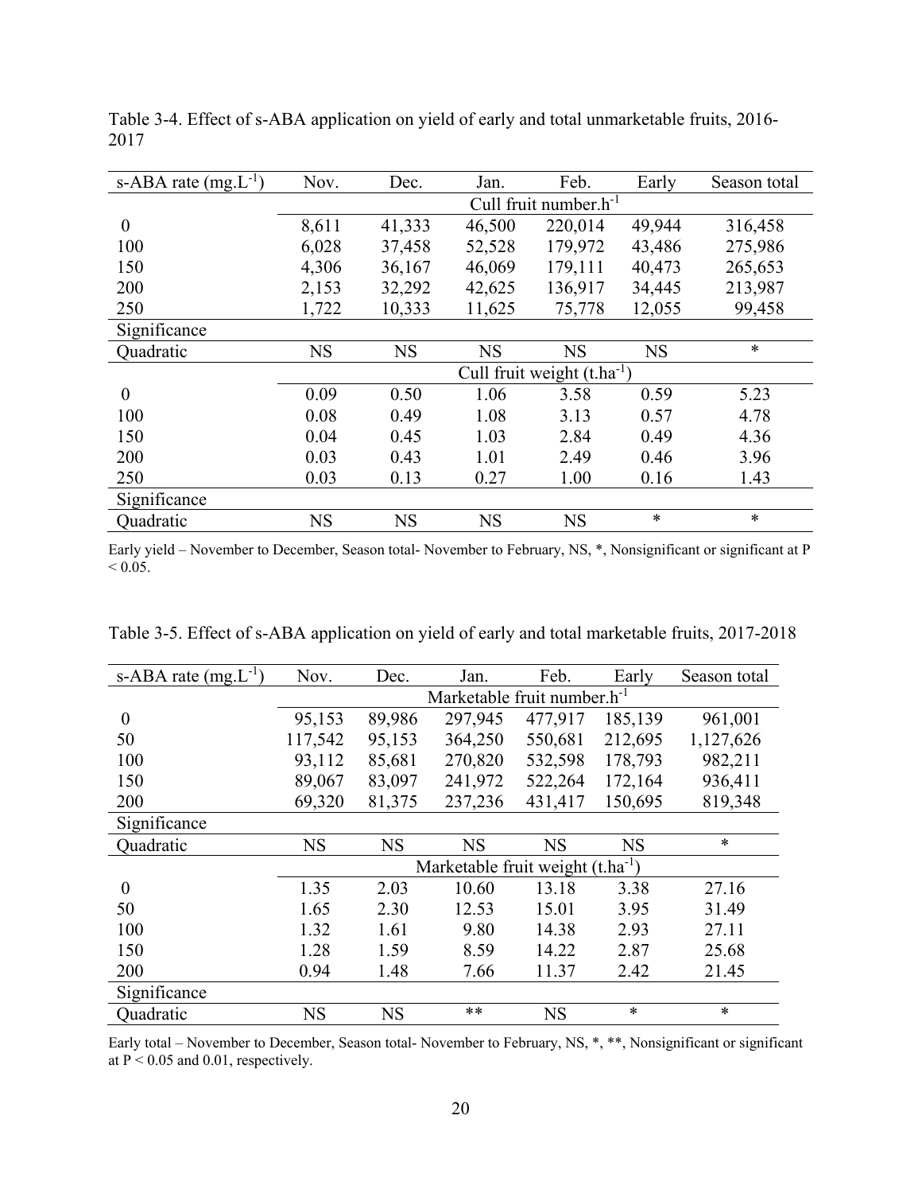Table 3-4. Effect of s-ABA application on yield of early and total unmarketable fruits, 2016-2017

| s-ABA rate ($mg.L^{-1}$) | Nov. | Dec. | Jan. | Feb. | Early | Season total |
|---|---|---|---|---|---|---|
| | Cull fruit number.$h^{-1}$ | | | | | |
| 0 | 8,611 | 41,333 | 46,500 | 220,014 | 49,944 | 316,458 |
| 100 | 6,028 | 37,458 | 52,528 | 179,972 | 43,486 | 275,986 |
| 150 | 4,306 | 36,167 | 46,069 | 179,111 | 40,473 | 265,653 |
| 200 | 2,153 | 32,292 | 42,625 | 136,917 | 34,445 | 213,987 |
| 250 | 1,722 | 10,333 | 11,625 | 75,778 | 12,055 | 99,458 |
| Significance | | | | | | |
| Quadratic | NS | NS | NS | NS | NS | * |
| | Cull fruit weight ($t.ha^{-1}$) | | | | | |
| 0 | 0.09 | 0.50 | 1.06 | 3.58 | 0.59 | 5.23 |
| 100 | 0.08 | 0.49 | 1.08 | 3.13 | 0.57 | 4.78 |
| 150 | 0.04 | 0.45 | 1.03 | 2.84 | 0.49 | 4.36 |
| 200 | 0.03 | 0.43 | 1.01 | 2.49 | 0.46 | 3.96 |
| 250 | 0.03 | 0.13 | 0.27 | 1.00 | 0.16 | 1.43 |
| Significance | | | | | | |
| Quadratic | NS | NS | NS | NS | * | * |

Early yield – November to December, Season total- November to February, NS, *, Nonsignificant or significant at $P < 0.05$.

Table 3-5. Effect of s-ABA application on yield of early and total marketable fruits, 2017-2018

| s-ABA rate ($mg.L^{-1}$) | Nov. | Dec. | Jan. | Feb. | Early | Season total |
|---|---|---|---|---|---|---|
| | Marketable fruit number.$h^{-1}$ | | | | | |
| 0 | 95,153 | 89,986 | 297,945 | 477,917 | 185,139 | 961,001 |
| 50 | 117,542 | 95,153 | 364,250 | 550,681 | 212,695 | 1,127,626 |
| 100 | 93,112 | 85,681 | 270,820 | 532,598 | 178,793 | 982,211 |
| 150 | 89,067 | 83,097 | 241,972 | 522,264 | 172,164 | 936,411 |
| 200 | 69,320 | 81,375 | 237,236 | 431,417 | 150,695 | 819,348 |
| Significance | | | | | | |
| Quadratic | NS | NS | NS | NS | NS | * |
| | Marketable fruit weight ($t.ha^{-1}$) | | | | | |
| 0 | 1.35 | 2.03 | 10.60 | 13.18 | 3.38 | 27.16 |
| 50 | 1.65 | 2.30 | 12.53 | 15.01 | 3.95 | 31.49 |
| 100 | 1.32 | 1.61 | 9.80 | 14.38 | 2.93 | 27.11 |
| 150 | 1.28 | 1.59 | 8.59 | 14.22 | 2.87 | 25.68 |
| 200 | 0.94 | 1.48 | 7.66 | 11.37 | 2.42 | 21.45 |
| Significance | | | | | | |
| Quadratic | NS | NS | ** | NS | * | * |

Early total – November to December, Season total- November to February, NS, *, **, Nonsignificant or significant at $P < 0.05$ and $0.01$, respectively.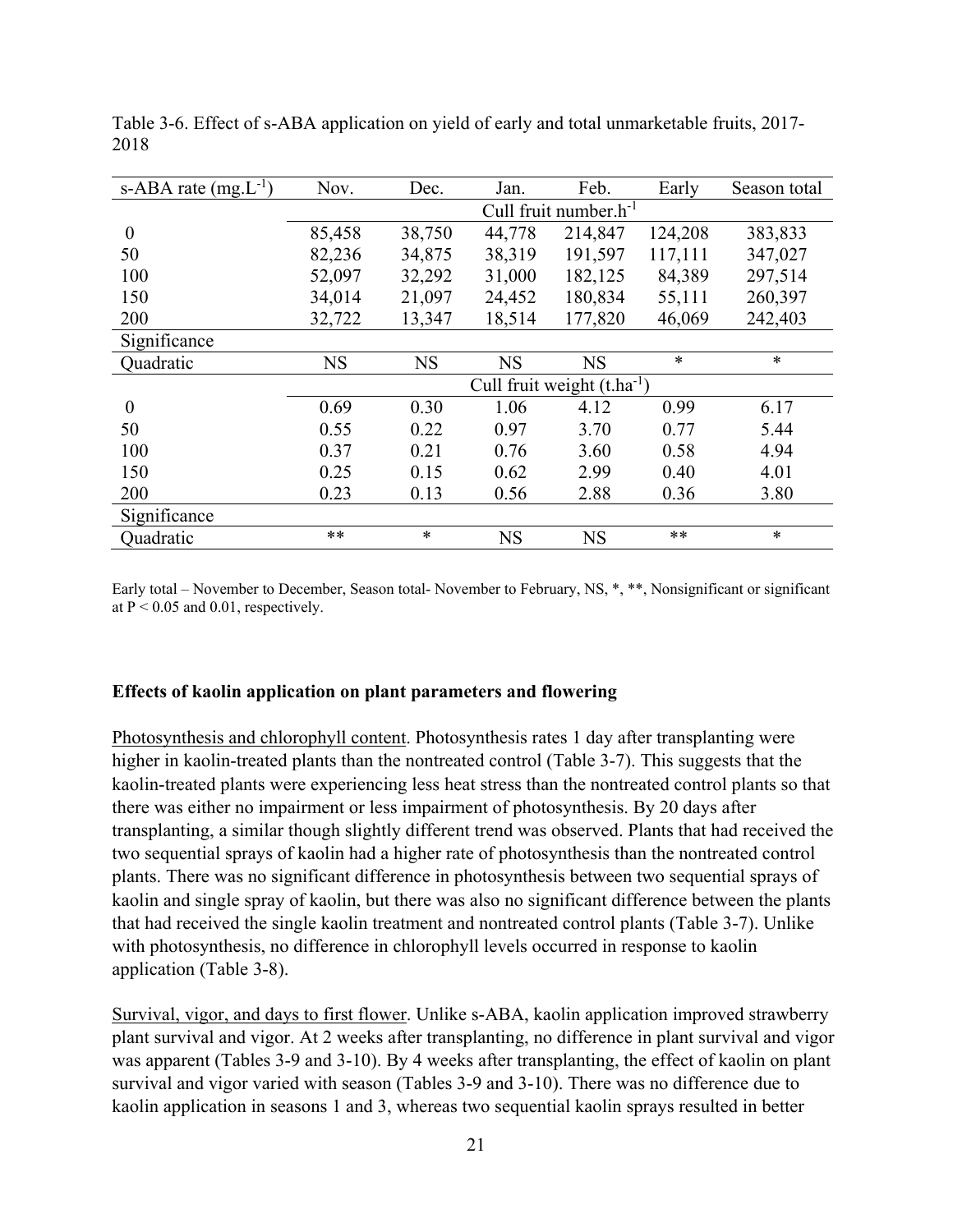Table 3-6. Effect of s-ABA application on yield of early and total unmarketable fruits, 2017-2018

| s-ABA rate ($mg.L^{-1}$) | Nov. | Dec. | Jan. | Feb. | Early | Season total |
|---|---|---|---|---|---|---|
| | Cull fruit number.$h^{-1}$ | | | | | |
| 0 | 85,458 | 38,750 | 44,778 | 214,847 | 124,208 | 383,833 |
| 50 | 82,236 | 34,875 | 38,319 | 191,597 | 117,111 | 347,027 |
| 100 | 52,097 | 32,292 | 31,000 | 182,125 | 84,389 | 297,514 |
| 150 | 34,014 | 21,097 | 24,452 | 180,834 | 55,111 | 260,397 |
| 200 | 32,722 | 13,347 | 18,514 | 177,820 | 46,069 | 242,403 |
| Significance | | | | | | |
| Quadratic | NS | NS | NS | NS | * | * |
| | Cull fruit weight ($t.ha^{-1}$) | | | | | |
| 0 | 0.69 | 0.30 | 1.06 | 4.12 | 0.99 | 6.17 |
| 50 | 0.55 | 0.22 | 0.97 | 3.70 | 0.77 | 5.44 |
| 100 | 0.37 | 0.21 | 0.76 | 3.60 | 0.58 | 4.94 |
| 150 | 0.25 | 0.15 | 0.62 | 2.99 | 0.40 | 4.01 |
| 200 | 0.23 | 0.13 | 0.56 | 2.88 | 0.36 | 3.80 |
| Significance | | | | | | |
| Quadratic | ** | * | NS | NS | ** | * |

Early total – November to December, Season total- November to February, NS, *, **, Nonsignificant or significant at $P < 0.05$ and 0.01, respectively.

**Effects of kaolin application on plant parameters and flowering**

Photosynthesis and chlorophyll content. Photosynthesis rates 1 day after transplanting were higher in kaolin-treated plants than the nontreated control (Table 3-7). This suggests that the kaolin-treated plants were experiencing less heat stress than the nontreated control plants so that there was either no impairment or less impairment of photosynthesis. By 20 days after transplanting, a similar though slightly different trend was observed. Plants that had received the two sequential sprays of kaolin had a higher rate of photosynthesis than the nontreated control plants. There was no significant difference in photosynthesis between two sequential sprays of kaolin and single spray of kaolin, but there was also no significant difference between the plants that had received the single kaolin treatment and nontreated control plants (Table 3-7). Unlike with photosynthesis, no difference in chlorophyll levels occurred in response to kaolin application (Table 3-8).

Survival, vigor, and days to first flower. Unlike s-ABA, kaolin application improved strawberry plant survival and vigor. At 2 weeks after transplanting, no difference in plant survival and vigor was apparent (Tables 3-9 and 3-10). By 4 weeks after transplanting, the effect of kaolin on plant survival and vigor varied with season (Tables 3-9 and 3-10). There was no difference due to kaolin application in seasons 1 and 3, whereas two sequential kaolin sprays resulted in better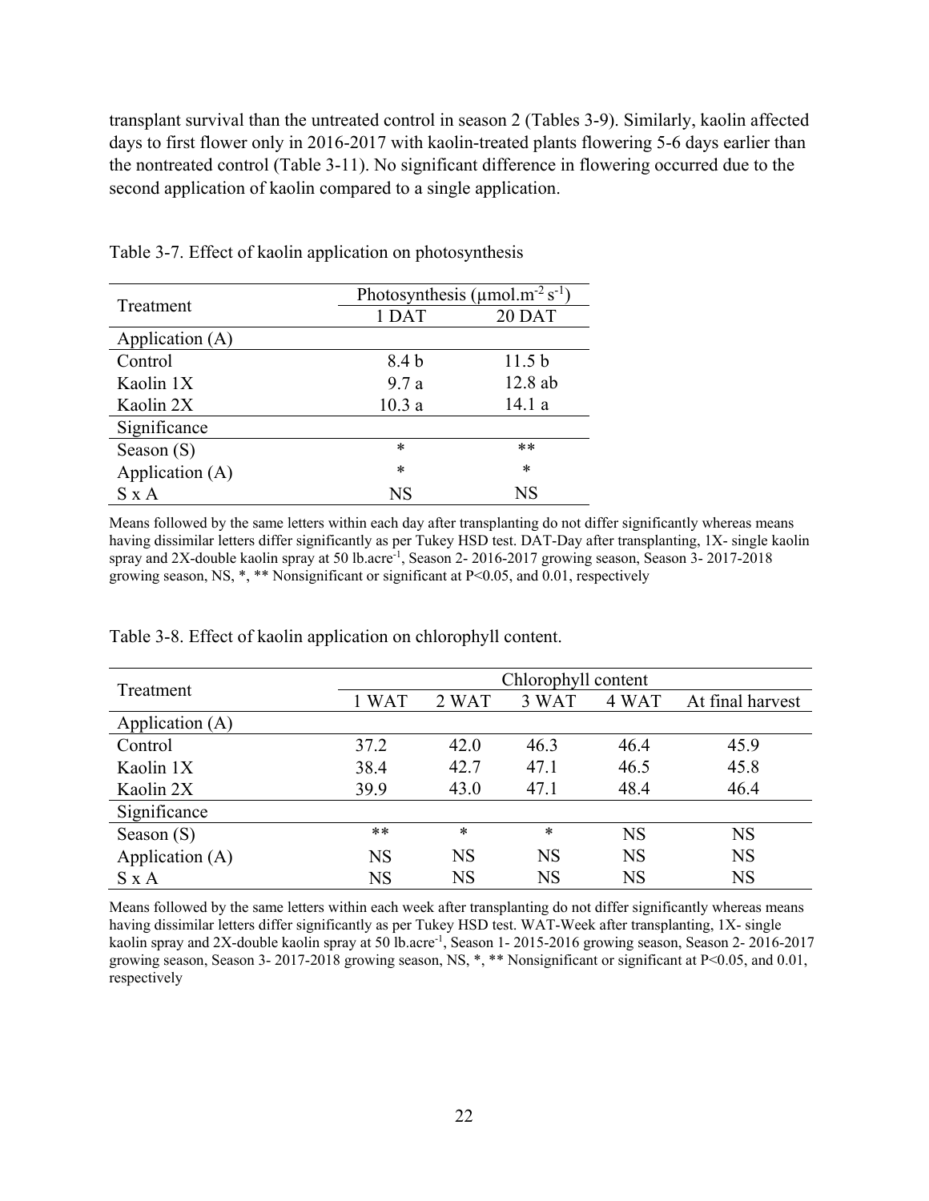transplant survival than the untreated control in season 2 (Tables 3-9). Similarly, kaolin affected days to first flower only in 2016-2017 with kaolin-treated plants flowering 5-6 days earlier than the nontreated control (Table 3-11). No significant difference in flowering occurred due to the second application of kaolin compared to a single application.

Table 3-7. Effect of kaolin application on photosynthesis

| Treatment | Photosynthesis ($\mu mol.m^{-2} s^{-1}$) | |
|---|---|---|
| | 1 DAT | 20 DAT |
| Application (A) | | |
| Control | 8.4 b | 11.5 b |
| Kaolin 1X | 9.7 a | 12.8 ab |
| Kaolin 2X | 10.3 a | 14.1 a |
| Significance | | |
| Season (S) | * | ** |
| Application (A) | * | * |
| S x A | NS | NS |

Means followed by the same letters within each day after transplanting do not differ significantly whereas means having dissimilar letters differ significantly as per Tukey HSD test. DAT-Day after transplanting, 1X- single kaolin spray and 2X-double kaolin spray at 50 $lb.acre^{-1}$, Season 2- 2016-2017 growing season, Season 3- 2017-2018 growing season, NS, *, ** Nonsignificant or significant at $P<0.05$, and 0.01, respectively

Table 3-8. Effect of kaolin application on chlorophyll content.

| Treatment | Chlorophyll content | | | | |
|---|---|---|---|---|---|
| | 1 WAT | 2 WAT | 3 WAT | 4 WAT | At final harvest |
| Application (A) | | | | | |
| Control | 37.2 | 42.0 | 46.3 | 46.4 | 45.9 |
| Kaolin 1X | 38.4 | 42.7 | 47.1 | 46.5 | 45.8 |
| Kaolin 2X | 39.9 | 43.0 | 47.1 | 48.4 | 46.4 |
| Significance | | | | | |
| Season (S) | ** | * | * | NS | NS |
| Application (A) | NS | NS | NS | NS | NS |
| S x A | NS | NS | NS | NS | NS |

Means followed by the same letters within each week after transplanting do not differ significantly whereas means having dissimilar letters differ significantly as per Tukey HSD test. WAT-Week after transplanting, 1X- single kaolin spray and 2X-double kaolin spray at 50 $lb.acre^{-1}$, Season 1- 2015-2016 growing season, Season 2- 2016-2017 growing season, Season 3- 2017-2018 growing season, NS, *, ** Nonsignificant or significant at $P<0.05$, and 0.01, respectively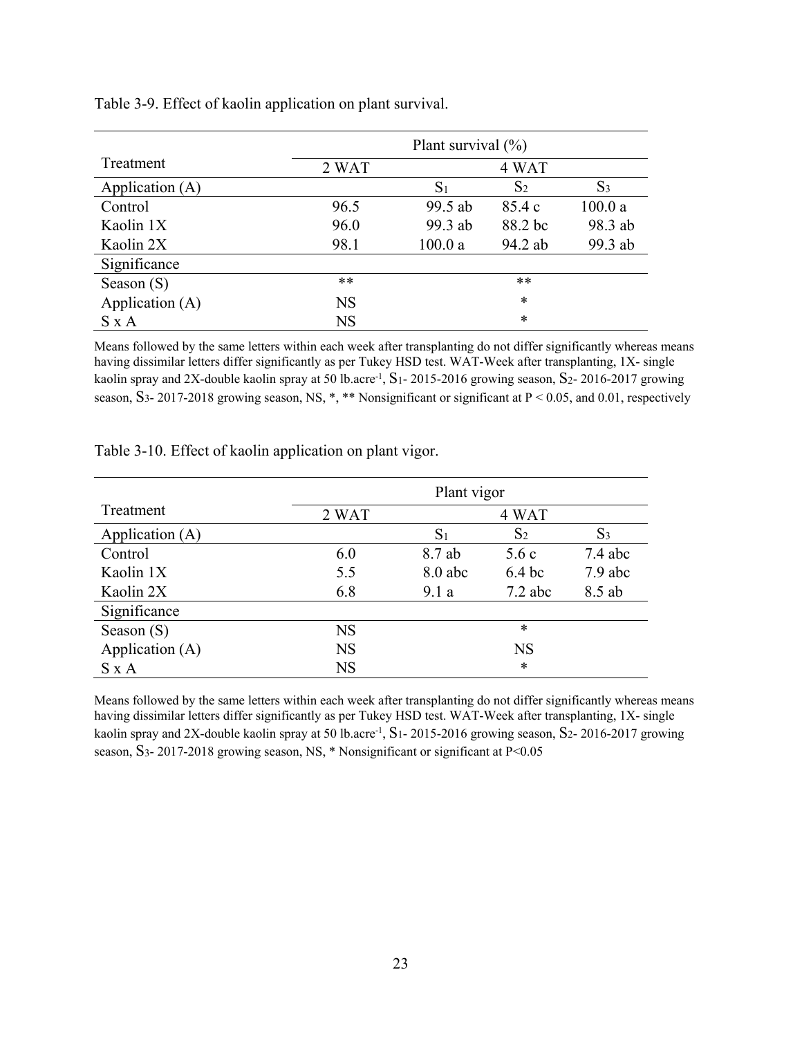Table 3-9. Effect of kaolin application on plant survival.

| Treatment | Plant survival (%) | | | |
|---|---|---|---|---|
| | 2 WAT | 4 WAT | | |
| Application (A) | | $S_1$ | $S_2$ | $S_3$ |
| Control | 96.5 | 99.5 ab | 85.4 c | 100.0 a |
| Kaolin 1X | 96.0 | 99.3 ab | 88.2 bc | 98.3 ab |
| Kaolin 2X | 98.1 | 100.0 a | 94.2 ab | 99.3 ab |
| Significance | | | | |
| Season (S) | ** | | ** | |
| Application (A) | NS | | * | |
| S x A | NS | | * | |

Means followed by the same letters within each week after transplanting do not differ significantly whereas means having dissimilar letters differ significantly as per Tukey HSD test. WAT-Week after transplanting, 1X- single kaolin spray and 2X-double kaolin spray at 50 lb.acre$^{-1}$, $S_1$- 2015-2016 growing season, $S_2$- 2016-2017 growing season, $S_3$- 2017-2018 growing season, NS, *, ** Nonsignificant or significant at $P < 0.05$, and 0.01, respectively

Table 3-10. Effect of kaolin application on plant vigor.

| Treatment | Plant vigor | | | |
|---|---|---|---|---|
| | 2 WAT | 4 WAT | | |
| Application (A) | | $S_1$ | $S_2$ | $S_3$ |
| Control | 6.0 | 8.7 ab | 5.6 c | 7.4 abc |
| Kaolin 1X | 5.5 | 8.0 abc | 6.4 bc | 7.9 abc |
| Kaolin 2X | 6.8 | 9.1 a | 7.2 abc | 8.5 ab |
| Significance | | | | |
| Season (S) | NS | | * | |
| Application (A) | NS | | NS | |
| S x A | NS | | * | |

Means followed by the same letters within each week after transplanting do not differ significantly whereas means having dissimilar letters differ significantly as per Tukey HSD test. WAT-Week after transplanting, 1X- single kaolin spray and 2X-double kaolin spray at 50 lb.acre$^{-1}$, $S_1$- 2015-2016 growing season, $S_2$- 2016-2017 growing season, $S_3$- 2017-2018 growing season, NS, * Nonsignificant or significant at $P<0.05$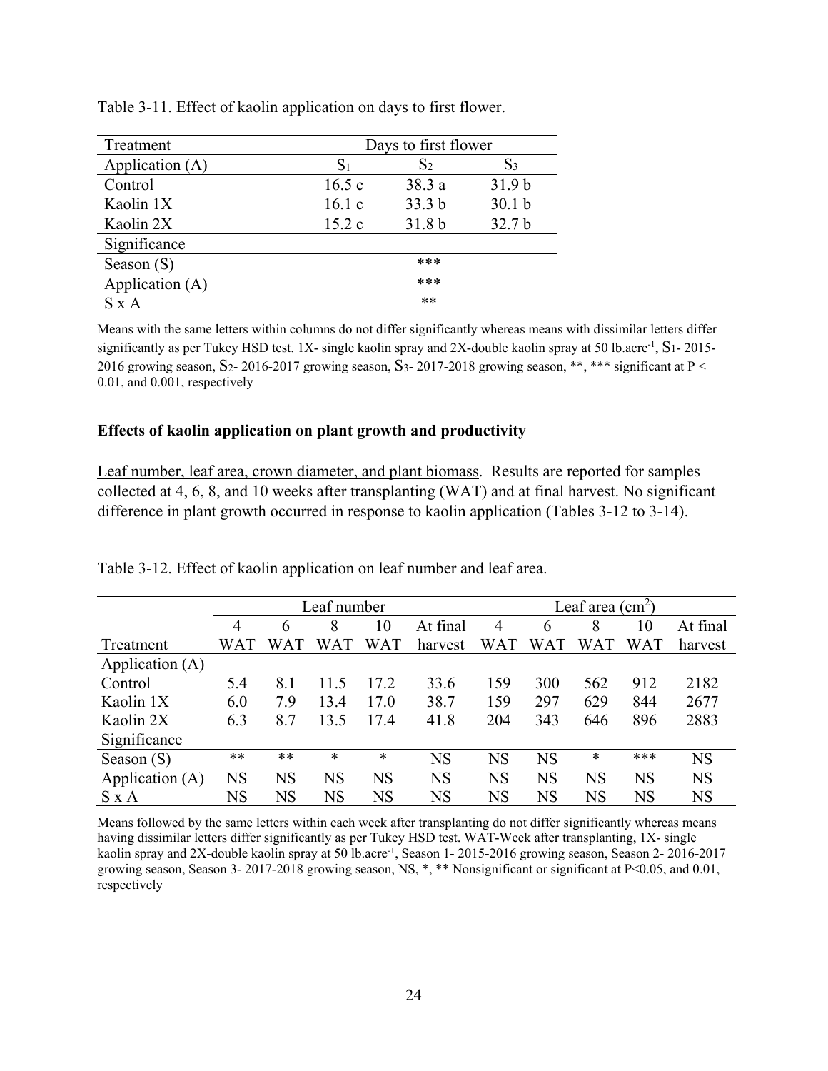Table 3-11. Effect of kaolin application on days to first flower.

| Treatment | Days to first flower | | |
|---|---|---|---|
| Application (A) | $S_1$ | $S_2$ | $S_3$ |
| Control | 16.5 c | 38.3 a | 31.9 b |
| Kaolin 1X | 16.1 c | 33.3 b | 30.1 b |
| Kaolin 2X | 15.2 c | 31.8 b | 32.7 b |
| Significance | | | |
| Season (S) | | *** | |
| Application (A) | | *** | |
| S x A | | ** | |

Means with the same letters within columns do not differ significantly whereas means with dissimilar letters differ significantly as per Tukey HSD test. 1X- single kaolin spray and 2X-double kaolin spray at 50 lb.acre$^{-1}$, $S_1$- 2015-2016 growing season, $S_2$- 2016-2017 growing season, $S_3$- 2017-2018 growing season, **, *** significant at $P < 0.01$, and 0.001, respectively

**Effects of kaolin application on plant growth and productivity**

Leaf number, leaf area, crown diameter, and plant biomass. Results are reported for samples collected at 4, 6, 8, and 10 weeks after transplanting (WAT) and at final harvest. No significant difference in plant growth occurred in response to kaolin application (Tables 3-12 to 3-14).

Table 3-12. Effect of kaolin application on leaf number and leaf area.

| | Leaf number | | | | | Leaf area (cm$^2$) | | | | |
|---|---|---|---|---|---|---|---|---|---|---|
| | 4 | 6 | 8 | 10 | At final | 4 | 6 | 8 | 10 | At final |
| Treatment | WAT | WAT | WAT | WAT | harvest | WAT | WAT | WAT | WAT | harvest |
| Application (A) | | | | | | | | | | |
| Control | 5.4 | 8.1 | 11.5 | 17.2 | 33.6 | 159 | 300 | 562 | 912 | 2182 |
| Kaolin 1X | 6.0 | 7.9 | 13.4 | 17.0 | 38.7 | 159 | 297 | 629 | 844 | 2677 |
| Kaolin 2X | 6.3 | 8.7 | 13.5 | 17.4 | 41.8 | 204 | 343 | 646 | 896 | 2883 |
| Significance | | | | | | | | | | |
| Season (S) | ** | ** | * | * | NS | NS | NS | * | *** | NS |
| Application (A) | NS | NS | NS | NS | NS | NS | NS | NS | NS | NS |
| S x A | NS | NS | NS | NS | NS | NS | NS | NS | NS | NS |

Means followed by the same letters within each week after transplanting do not differ significantly whereas means having dissimilar letters differ significantly as per Tukey HSD test. WAT-Week after transplanting, 1X- single kaolin spray and 2X-double kaolin spray at 50 lb.acre$^{-1}$, Season 1- 2015-2016 growing season, Season 2- 2016-2017 growing season, Season 3- 2017-2018 growing season, NS, *, ** Nonsignificant or significant at $P<0.05$, and 0.01, respectively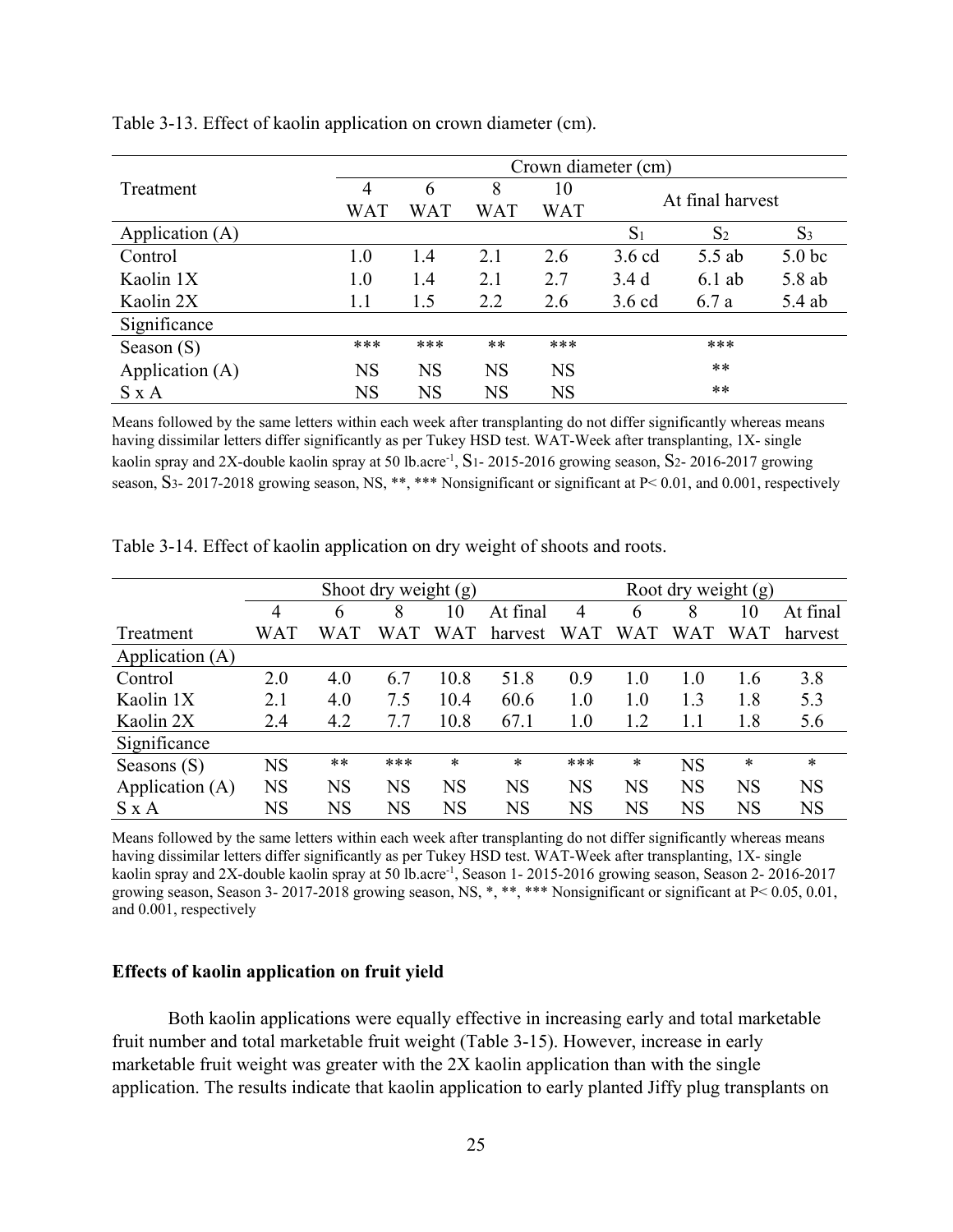Table 3-13. Effect of kaolin application on crown diameter (cm).

| Treatment | Crown diameter (cm) | | | | | | |
|---|---|---|---|---|---|---|---|
| | 4 WAT | 6 WAT | 8 WAT | 10 WAT | At final harvest | | |
| Application (A) | | | | | $S_1$ | $S_2$ | $S_3$ |
| Control | 1.0 | 1.4 | 2.1 | 2.6 | 3.6 cd | 5.5 ab | 5.0 bc |
| Kaolin 1X | 1.0 | 1.4 | 2.1 | 2.7 | 3.4 d | 6.1 ab | 5.8 ab |
| Kaolin 2X | 1.1 | 1.5 | 2.2 | 2.6 | 3.6 cd | 6.7 a | 5.4 ab |
| Significance | | | | | | | |
| Season (S) | *** | *** | ** | *** | | *** | |
| Application (A) | NS | NS | NS | NS | | ** | |
| S x A | NS | NS | NS | NS | | ** | |

Means followed by the same letters within each week after transplanting do not differ significantly whereas means having dissimilar letters differ significantly as per Tukey HSD test. WAT-Week after transplanting, 1X- single kaolin spray and 2X-double kaolin spray at 50 lb.acre$^{-1}$, $S_1$- 2015-2016 growing season, $S_2$- 2016-2017 growing season, $S_3$- 2017-2018 growing season, NS, **, *** Nonsignificant or significant at P< 0.01, and 0.001, respectively

Table 3-14. Effect of kaolin application on dry weight of shoots and roots.

| | Shoot dry weight (g) | | | | | Root dry weight (g) | | | | |
|---|---|---|---|---|---|---|---|---|---|---|
| Treatment | 4 WAT | 6 WAT | 8 WAT | 10 WAT | At final harvest | 4 WAT | 6 WAT | 8 WAT | 10 WAT | At final harvest |
| Application (A) | | | | | | | | | | |
| Control | 2.0 | 4.0 | 6.7 | 10.8 | 51.8 | 0.9 | 1.0 | 1.0 | 1.6 | 3.8 |
| Kaolin 1X | 2.1 | 4.0 | 7.5 | 10.4 | 60.6 | 1.0 | 1.0 | 1.3 | 1.8 | 5.3 |
| Kaolin 2X | 2.4 | 4.2 | 7.7 | 10.8 | 67.1 | 1.0 | 1.2 | 1.1 | 1.8 | 5.6 |
| Significance | | | | | | | | | | |
| Seasons (S) | NS | ** | *** | * | * | *** | * | NS | * | * |
| Application (A) | NS | NS | NS | NS | NS | NS | NS | NS | NS | NS |
| S x A | NS | NS | NS | NS | NS | NS | NS | NS | NS | NS |

Means followed by the same letters within each week after transplanting do not differ significantly whereas means having dissimilar letters differ significantly as per Tukey HSD test. WAT-Week after transplanting, 1X- single kaolin spray and 2X-double kaolin spray at 50 lb.acre$^{-1}$, Season 1- 2015-2016 growing season, Season 2- 2016-2017 growing season, Season 3- 2017-2018 growing season, NS, *, **, *** Nonsignificant or significant at P< 0.05, 0.01, and 0.001, respectively

**Effects of kaolin application on fruit yield**

Both kaolin applications were equally effective in increasing early and total marketable fruit number and total marketable fruit weight (Table 3-15). However, increase in early marketable fruit weight was greater with the 2X kaolin application than with the single application. The results indicate that kaolin application to early planted Jiffy plug transplants on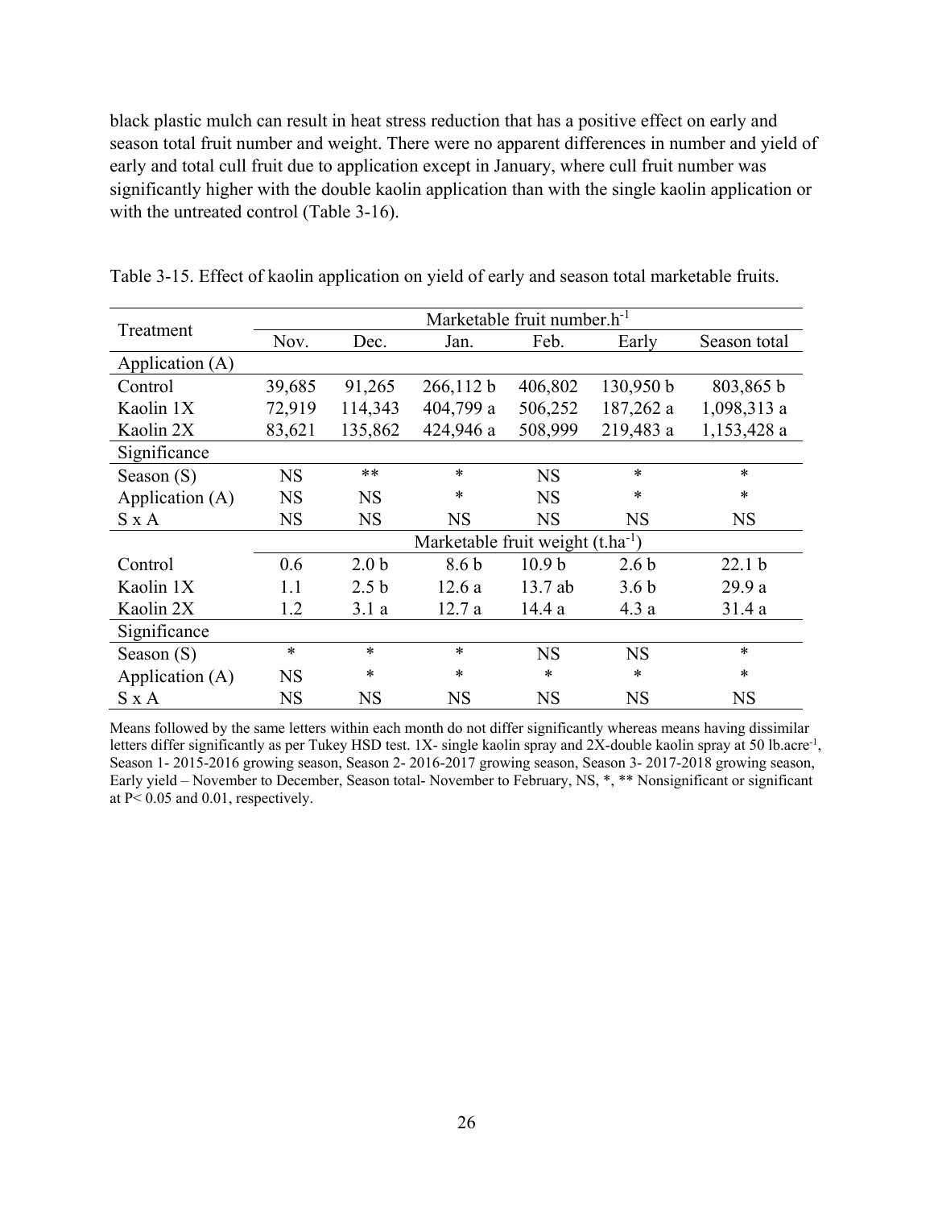black plastic mulch can result in heat stress reduction that has a positive effect on early and season total fruit number and weight. There were no apparent differences in number and yield of early and total cull fruit due to application except in January, where cull fruit number was significantly higher with the double kaolin application than with the single kaolin application or with the untreated control (Table 3-16).

Table 3-15. Effect of kaolin application on yield of early and season total marketable fruits.

| Treatment | Marketable fruit number.$h^{-1}$ | | | | | |
|---|---|---|---|---|---|---|
| | Nov. | Dec. | Jan. | Feb. | Early | Season total |
| Application (A) | | | | | | |
| Control | 39,685 | 91,265 | 266,112 b | 406,802 | 130,950 b | 803,865 b |
| Kaolin 1X | 72,919 | 114,343 | 404,799 a | 506,252 | 187,262 a | 1,098,313 a |
| Kaolin 2X | 83,621 | 135,862 | 424,946 a | 508,999 | 219,483 a | 1,153,428 a |
| Significance | | | | | | |
| Season (S) | NS | ** | * | NS | * | * |
| Application (A) | NS | NS | * | NS | * | * |
| S x A | NS | NS | NS | NS | NS | NS |
| | Marketable fruit weight ($t.ha^{-1}$) | | | | | |
| Control | 0.6 | 2.0 b | 8.6 b | 10.9 b | 2.6 b | 22.1 b |
| Kaolin 1X | 1.1 | 2.5 b | 12.6 a | 13.7 ab | 3.6 b | 29.9 a |
| Kaolin 2X | 1.2 | 3.1 a | 12.7 a | 14.4 a | 4.3 a | 31.4 a |
| Significance | | | | | | |
| Season (S) | * | * | * | NS | NS | * |
| Application (A) | NS | * | * | * | * | * |
| S x A | NS | NS | NS | NS | NS | NS |

Means followed by the same letters within each month do not differ significantly whereas means having dissimilar letters differ significantly as per Tukey HSD test. 1X- single kaolin spray and 2X-double kaolin spray at 50 $lb.acre^{-1}$, Season 1- 2015-2016 growing season, Season 2- 2016-2017 growing season, Season 3- 2017-2018 growing season, Early yield – November to December, Season total- November to February, NS, *, ** Nonsignificant or significant at $P< 0.05$ and 0.01, respectively.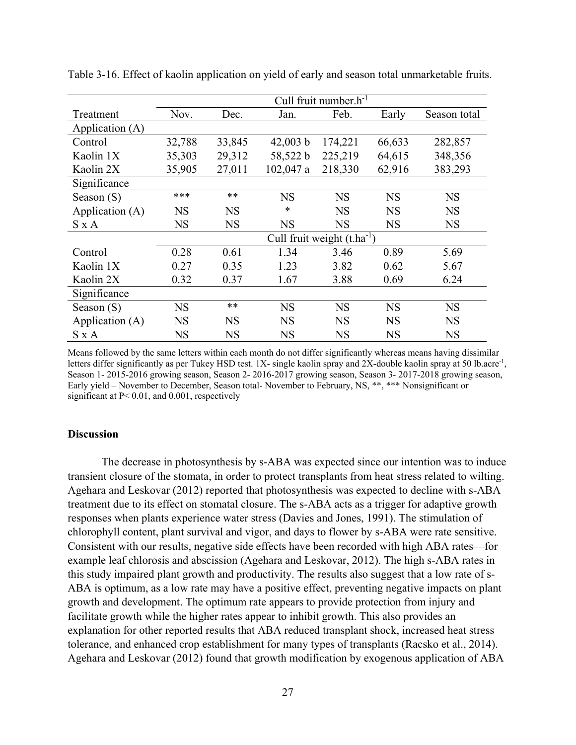Table 3-16. Effect of kaolin application on yield of early and season total unmarketable fruits.

| Treatment | Cull fruit number.$h^{-1}$ | | | | | |
|---|---|---|---|---|---|---|
| | Nov. | Dec. | Jan. | Feb. | Early | Season total |
| Application (A) | | | | | | |
| Control | 32,788 | 33,845 | 42,003 b | 174,221 | 66,633 | 282,857 |
| Kaolin 1X | 35,303 | 29,312 | 58,522 b | 225,219 | 64,615 | 348,356 |
| Kaolin 2X | 35,905 | 27,011 | 102,047 a | 218,330 | 62,916 | 383,293 |
| Significance | | | | | | |
| Season (S) | *** | ** | NS | NS | NS | NS |
| Application (A) | NS | NS | * | NS | NS | NS |
| S x A | NS | NS | NS | NS | NS | NS |
| | Cull fruit weight ($t.ha^{-1}$) | | | | | |
| Control | 0.28 | 0.61 | 1.34 | 3.46 | 0.89 | 5.69 |
| Kaolin 1X | 0.27 | 0.35 | 1.23 | 3.82 | 0.62 | 5.67 |
| Kaolin 2X | 0.32 | 0.37 | 1.67 | 3.88 | 0.69 | 6.24 |
| Significance | | | | | | |
| Season (S) | NS | ** | NS | NS | NS | NS |
| Application (A) | NS | NS | NS | NS | NS | NS |
| S x A | NS | NS | NS | NS | NS | NS |

Means followed by the same letters within each month do not differ significantly whereas means having dissimilar letters differ significantly as per Tukey HSD test. 1X- single kaolin spray and 2X-double kaolin spray at 50 $lb.acre^{-1}$, Season 1- 2015-2016 growing season, Season 2- 2016-2017 growing season, Season 3- 2017-2018 growing season, Early yield – November to December, Season total- November to February, NS, **, *** Nonsignificant or significant at $P < 0.01$, and 0.001, respectively

### Discussion

The decrease in photosynthesis by s-ABA was expected since our intention was to induce transient closure of the stomata, in order to protect transplants from heat stress related to wilting. Agehara and Leskovar (2012) reported that photosynthesis was expected to decline with s-ABA treatment due to its effect on stomatal closure. The s-ABA acts as a trigger for adaptive growth responses when plants experience water stress (Davies and Jones, 1991). The stimulation of chlorophyll content, plant survival and vigor, and days to flower by s-ABA were rate sensitive. Consistent with our results, negative side effects have been recorded with high ABA rates—for example leaf chlorosis and abscission (Agehara and Leskovar, 2012). The high s-ABA rates in this study impaired plant growth and productivity. The results also suggest that a low rate of s-ABA is optimum, as a low rate may have a positive effect, preventing negative impacts on plant growth and development. The optimum rate appears to provide protection from injury and facilitate growth while the higher rates appear to inhibit growth. This also provides an explanation for other reported results that ABA reduced transplant shock, increased heat stress tolerance, and enhanced crop establishment for many types of transplants (Racsko et al., 2014). Agehara and Leskovar (2012) found that growth modification by exogenous application of ABA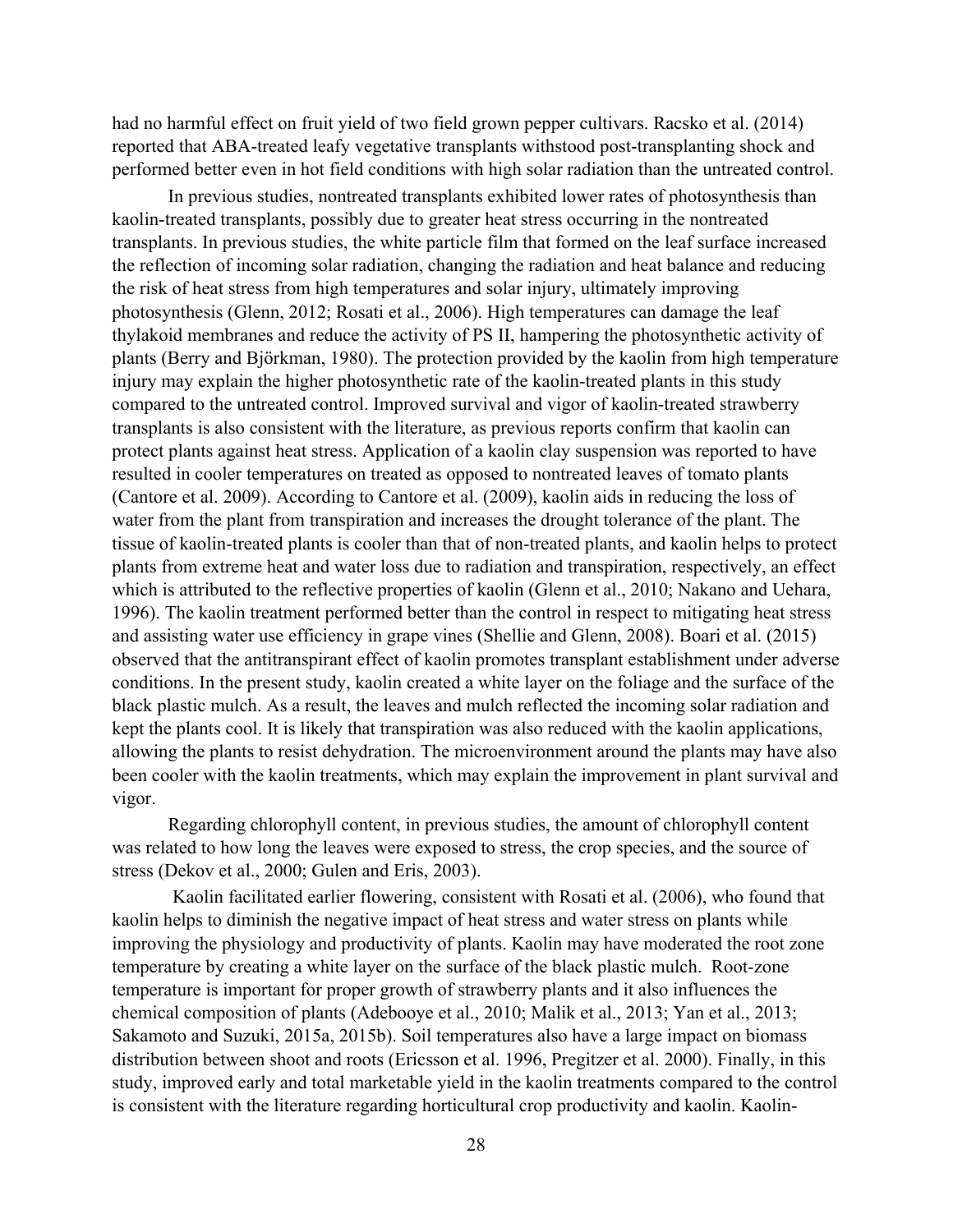had no harmful effect on fruit yield of two field grown pepper cultivars. Racsko et al. (2014) reported that ABA-treated leafy vegetative transplants withstood post-transplanting shock and performed better even in hot field conditions with high solar radiation than the untreated control.

In previous studies, nontreated transplants exhibited lower rates of photosynthesis than kaolin-treated transplants, possibly due to greater heat stress occurring in the nontreated transplants. In previous studies, the white particle film that formed on the leaf surface increased the reflection of incoming solar radiation, changing the radiation and heat balance and reducing the risk of heat stress from high temperatures and solar injury, ultimately improving photosynthesis (Glenn, 2012; Rosati et al., 2006). High temperatures can damage the leaf thylakoid membranes and reduce the activity of PS II, hampering the photosynthetic activity of plants (Berry and Björkman, 1980). The protection provided by the kaolin from high temperature injury may explain the higher photosynthetic rate of the kaolin-treated plants in this study compared to the untreated control. Improved survival and vigor of kaolin-treated strawberry transplants is also consistent with the literature, as previous reports confirm that kaolin can protect plants against heat stress. Application of a kaolin clay suspension was reported to have resulted in cooler temperatures on treated as opposed to nontreated leaves of tomato plants (Cantore et al. 2009). According to Cantore et al. (2009), kaolin aids in reducing the loss of water from the plant from transpiration and increases the drought tolerance of the plant. The tissue of kaolin-treated plants is cooler than that of non-treated plants, and kaolin helps to protect plants from extreme heat and water loss due to radiation and transpiration, respectively, an effect which is attributed to the reflective properties of kaolin (Glenn et al., 2010; Nakano and Uehara, 1996). The kaolin treatment performed better than the control in respect to mitigating heat stress and assisting water use efficiency in grape vines (Shellie and Glenn, 2008). Boari et al. (2015) observed that the antitranspirant effect of kaolin promotes transplant establishment under adverse conditions. In the present study, kaolin created a white layer on the foliage and the surface of the black plastic mulch. As a result, the leaves and mulch reflected the incoming solar radiation and kept the plants cool. It is likely that transpiration was also reduced with the kaolin applications, allowing the plants to resist dehydration. The microenvironment around the plants may have also been cooler with the kaolin treatments, which may explain the improvement in plant survival and vigor.

Regarding chlorophyll content, in previous studies, the amount of chlorophyll content was related to how long the leaves were exposed to stress, the crop species, and the source of stress (Dekov et al., 2000; Gulen and Eris, 2003).

Kaolin facilitated earlier flowering, consistent with Rosati et al. (2006), who found that kaolin helps to diminish the negative impact of heat stress and water stress on plants while improving the physiology and productivity of plants. Kaolin may have moderated the root zone temperature by creating a white layer on the surface of the black plastic mulch. Root-zone temperature is important for proper growth of strawberry plants and it also influences the chemical composition of plants (Adebooye et al., 2010; Malik et al., 2013; Yan et al., 2013; Sakamoto and Suzuki, 2015a, 2015b). Soil temperatures also have a large impact on biomass distribution between shoot and roots (Ericsson et al. 1996, Pregitzer et al. 2000). Finally, in this study, improved early and total marketable yield in the kaolin treatments compared to the control is consistent with the literature regarding horticultural crop productivity and kaolin. Kaolin-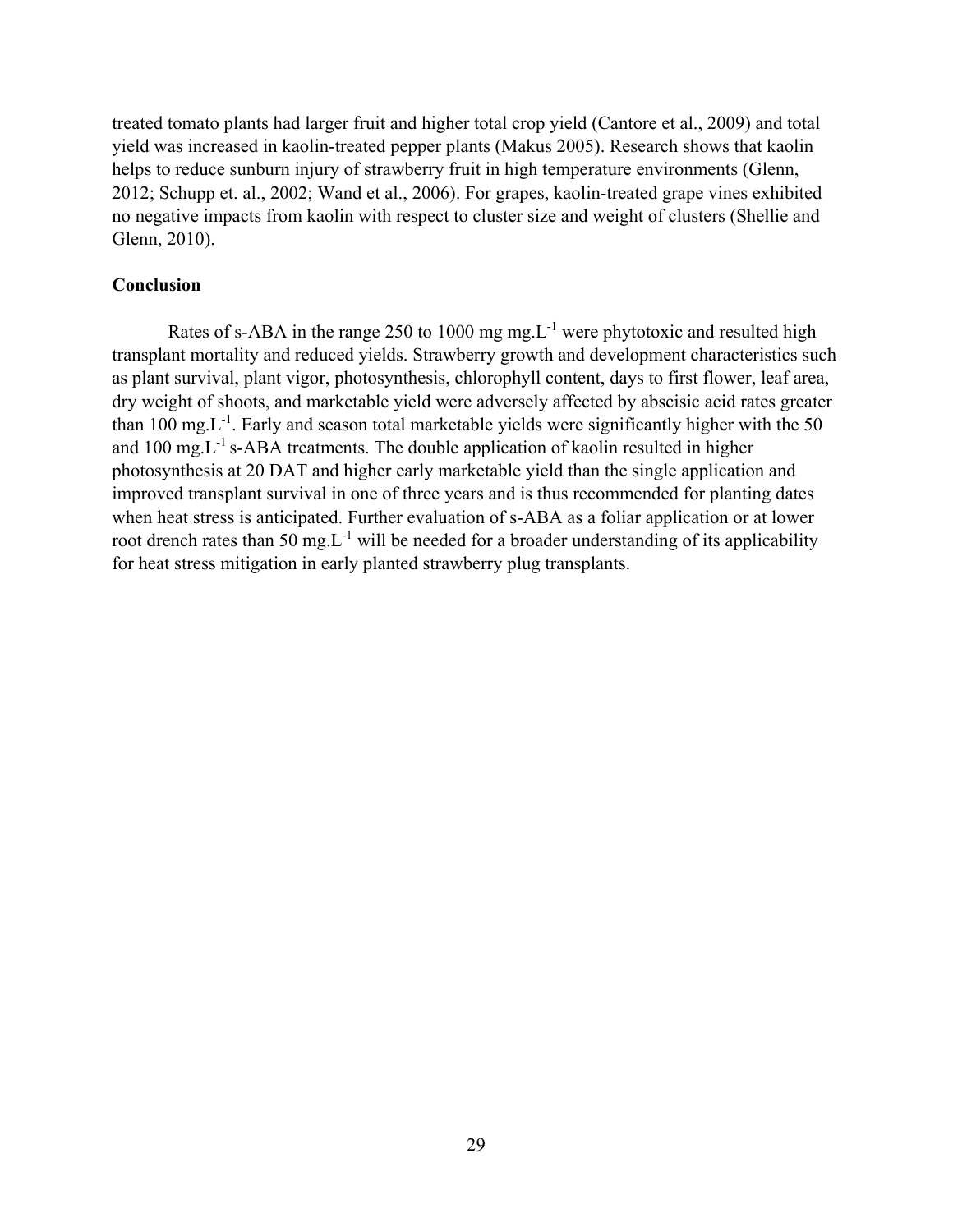treated tomato plants had larger fruit and higher total crop yield (Cantore et al., 2009) and total yield was increased in kaolin-treated pepper plants (Makus 2005). Research shows that kaolin helps to reduce sunburn injury of strawberry fruit in high temperature environments (Glenn, 2012; Schupp et. al., 2002; Wand et al., 2006). For grapes, kaolin-treated grape vines exhibited no negative impacts from kaolin with respect to cluster size and weight of clusters (Shellie and Glenn, 2010).

## Conclusion

Rates of s-ABA in the range 250 to 1000 mg mg.$L^{-1}$ were phytotoxic and resulted high transplant mortality and reduced yields. Strawberry growth and development characteristics such as plant survival, plant vigor, photosynthesis, chlorophyll content, days to first flower, leaf area, dry weight of shoots, and marketable yield were adversely affected by abscisic acid rates greater than 100 mg.$L^{-1}$. Early and season total marketable yields were significantly higher with the 50 and 100 mg.$L^{-1}$ s-ABA treatments. The double application of kaolin resulted in higher photosynthesis at 20 DAT and higher early marketable yield than the single application and improved transplant survival in one of three years and is thus recommended for planting dates when heat stress is anticipated. Further evaluation of s-ABA as a foliar application or at lower root drench rates than 50 mg.$L^{-1}$ will be needed for a broader understanding of its applicability for heat stress mitigation in early planted strawberry plug transplants.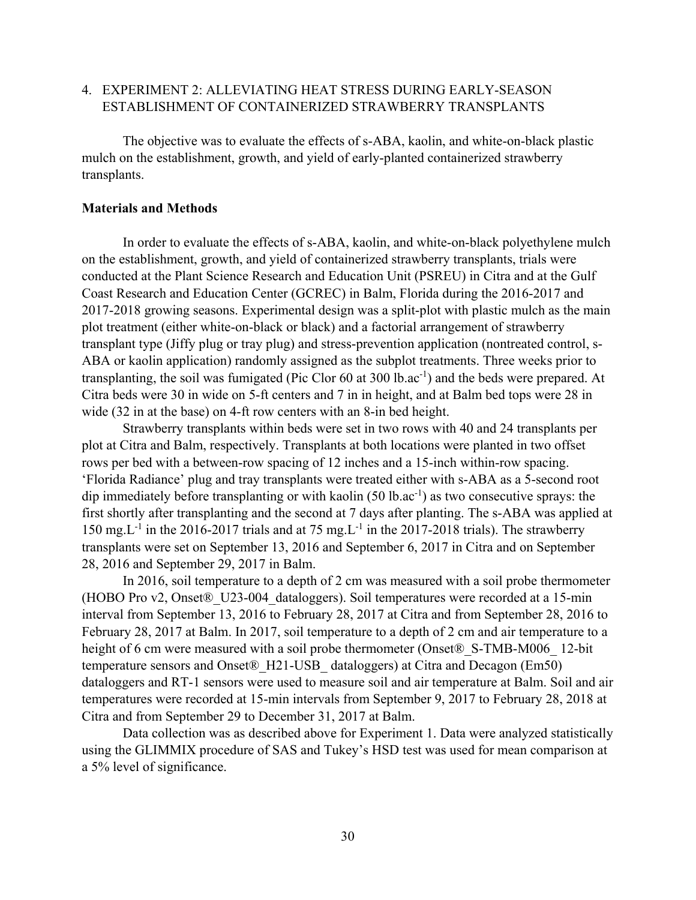## 4. EXPERIMENT 2: ALLEVIATING HEAT STRESS DURING EARLY-SEASON ESTABLISHMENT OF CONTAINERIZED STRAWBERRY TRANSPLANTS

The objective was to evaluate the effects of s-ABA, kaolin, and white-on-black plastic mulch on the establishment, growth, and yield of early-planted containerized strawberry transplants.

### Materials and Methods

In order to evaluate the effects of s-ABA, kaolin, and white-on-black polyethylene mulch on the establishment, growth, and yield of containerized strawberry transplants, trials were conducted at the Plant Science Research and Education Unit (PSREU) in Citra and at the Gulf Coast Research and Education Center (GCREC) in Balm, Florida during the 2016-2017 and 2017-2018 growing seasons. Experimental design was a split-plot with plastic mulch as the main plot treatment (either white-on-black or black) and a factorial arrangement of strawberry transplant type (Jiffy plug or tray plug) and stress-prevention application (nontreated control, s-ABA or kaolin application) randomly assigned as the subplot treatments. Three weeks prior to transplanting, the soil was fumigated (Pic Clor 60 at 300 $lb.ac^{-1}$) and the beds were prepared. At Citra beds were 30 in wide on 5-ft centers and 7 in in height, and at Balm bed tops were 28 in wide (32 in at the base) on 4-ft row centers with an 8-in bed height.

Strawberry transplants within beds were set in two rows with 40 and 24 transplants per plot at Citra and Balm, respectively. Transplants at both locations were planted in two offset rows per bed with a between-row spacing of 12 inches and a 15-inch within-row spacing. 'Florida Radiance' plug and tray transplants were treated either with s-ABA as a 5-second root dip immediately before transplanting or with kaolin (50 $lb.ac^{-1}$) as two consecutive sprays: the first shortly after transplanting and the second at 7 days after planting. The s-ABA was applied at 150 $mg.L^{-1}$ in the 2016-2017 trials and at 75 $mg.L^{-1}$ in the 2017-2018 trials). The strawberry transplants were set on September 13, 2016 and September 6, 2017 in Citra and on September 28, 2016 and September 29, 2017 in Balm.

In 2016, soil temperature to a depth of 2 cm was measured with a soil probe thermometer (HOBO Pro v2, Onset®_U23-004_dataloggers). Soil temperatures were recorded at a 15-min interval from September 13, 2016 to February 28, 2017 at Citra and from September 28, 2016 to February 28, 2017 at Balm. In 2017, soil temperature to a depth of 2 cm and air temperature to a height of 6 cm were measured with a soil probe thermometer (Onset®_S-TMB-M006_ 12-bit temperature sensors and Onset®_H21-USB_ dataloggers) at Citra and Decagon (Em50) dataloggers and RT-1 sensors were used to measure soil and air temperature at Balm. Soil and air temperatures were recorded at 15-min intervals from September 9, 2017 to February 28, 2018 at Citra and from September 29 to December 31, 2017 at Balm.

Data collection was as described above for Experiment 1. Data were analyzed statistically using the GLIMMIX procedure of SAS and Tukey's HSD test was used for mean comparison at a 5% level of significance.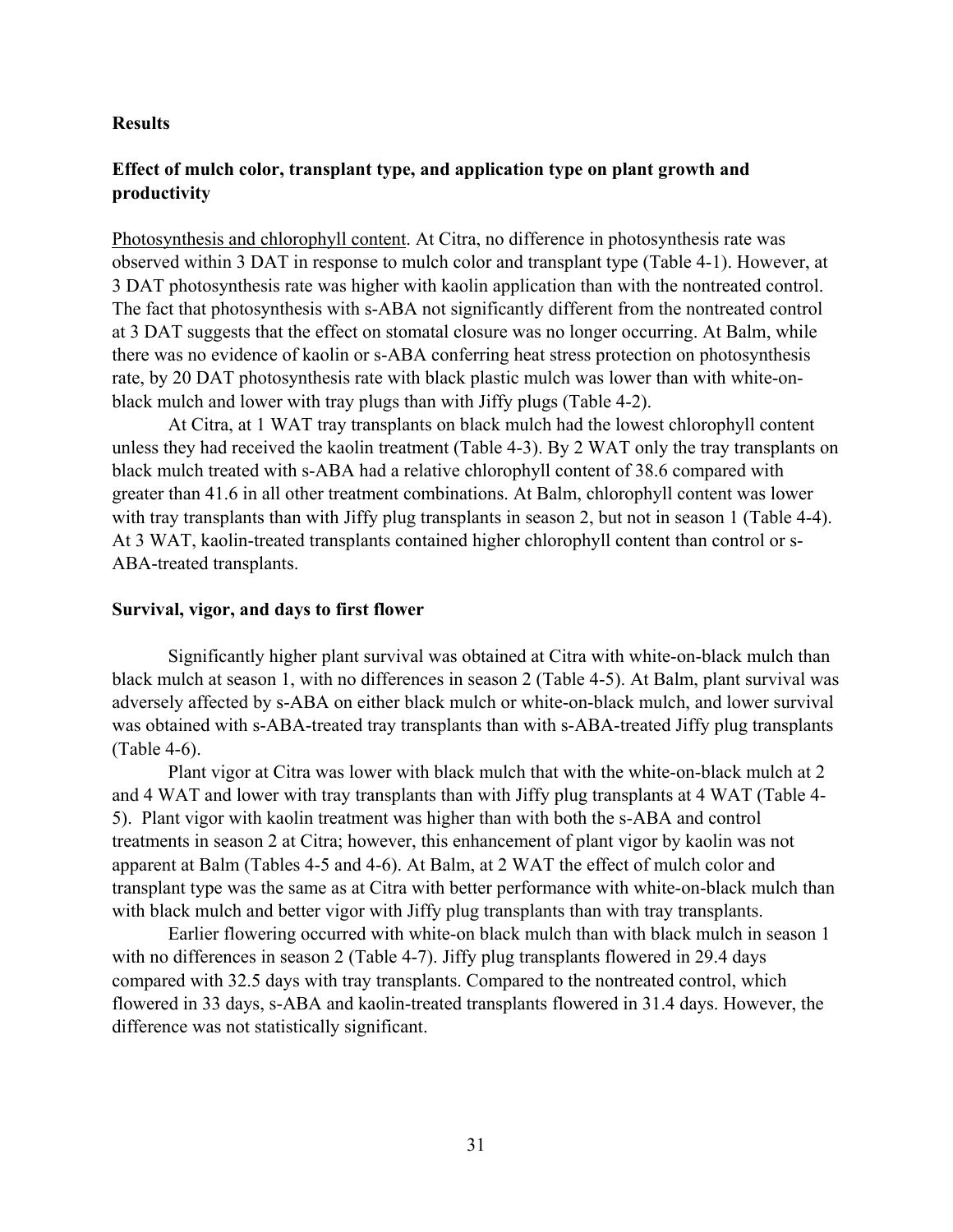## Results

### Effect of mulch color, transplant type, and application type on plant growth and productivity

Photosynthesis and chlorophyll content. At Citra, no difference in photosynthesis rate was observed within 3 DAT in response to mulch color and transplant type (Table 4-1). However, at 3 DAT photosynthesis rate was higher with kaolin application than with the nontreated control. The fact that photosynthesis with s-ABA not significantly different from the nontreated control at 3 DAT suggests that the effect on stomatal closure was no longer occurring. At Balm, while there was no evidence of kaolin or s-ABA conferring heat stress protection on photosynthesis rate, by 20 DAT photosynthesis rate with black plastic mulch was lower than with white-on-black mulch and lower with tray plugs than with Jiffy plugs (Table 4-2).

At Citra, at 1 WAT tray transplants on black mulch had the lowest chlorophyll content unless they had received the kaolin treatment (Table 4-3). By 2 WAT only the tray transplants on black mulch treated with s-ABA had a relative chlorophyll content of 38.6 compared with greater than 41.6 in all other treatment combinations. At Balm, chlorophyll content was lower with tray transplants than with Jiffy plug transplants in season 2, but not in season 1 (Table 4-4). At 3 WAT, kaolin-treated transplants contained higher chlorophyll content than control or s-ABA-treated transplants.

### Survival, vigor, and days to first flower

Significantly higher plant survival was obtained at Citra with white-on-black mulch than black mulch at season 1, with no differences in season 2 (Table 4-5). At Balm, plant survival was adversely affected by s-ABA on either black mulch or white-on-black mulch, and lower survival was obtained with s-ABA-treated tray transplants than with s-ABA-treated Jiffy plug transplants (Table 4-6).

Plant vigor at Citra was lower with black mulch that with the white-on-black mulch at 2 and 4 WAT and lower with tray transplants than with Jiffy plug transplants at 4 WAT (Table 4-5). Plant vigor with kaolin treatment was higher than with both the s-ABA and control treatments in season 2 at Citra; however, this enhancement of plant vigor by kaolin was not apparent at Balm (Tables 4-5 and 4-6). At Balm, at 2 WAT the effect of mulch color and transplant type was the same as at Citra with better performance with white-on-black mulch than with black mulch and better vigor with Jiffy plug transplants than with tray transplants.

Earlier flowering occurred with white-on black mulch than with black mulch in season 1 with no differences in season 2 (Table 4-7). Jiffy plug transplants flowered in 29.4 days compared with 32.5 days with tray transplants. Compared to the nontreated control, which flowered in 33 days, s-ABA and kaolin-treated transplants flowered in 31.4 days. However, the difference was not statistically significant.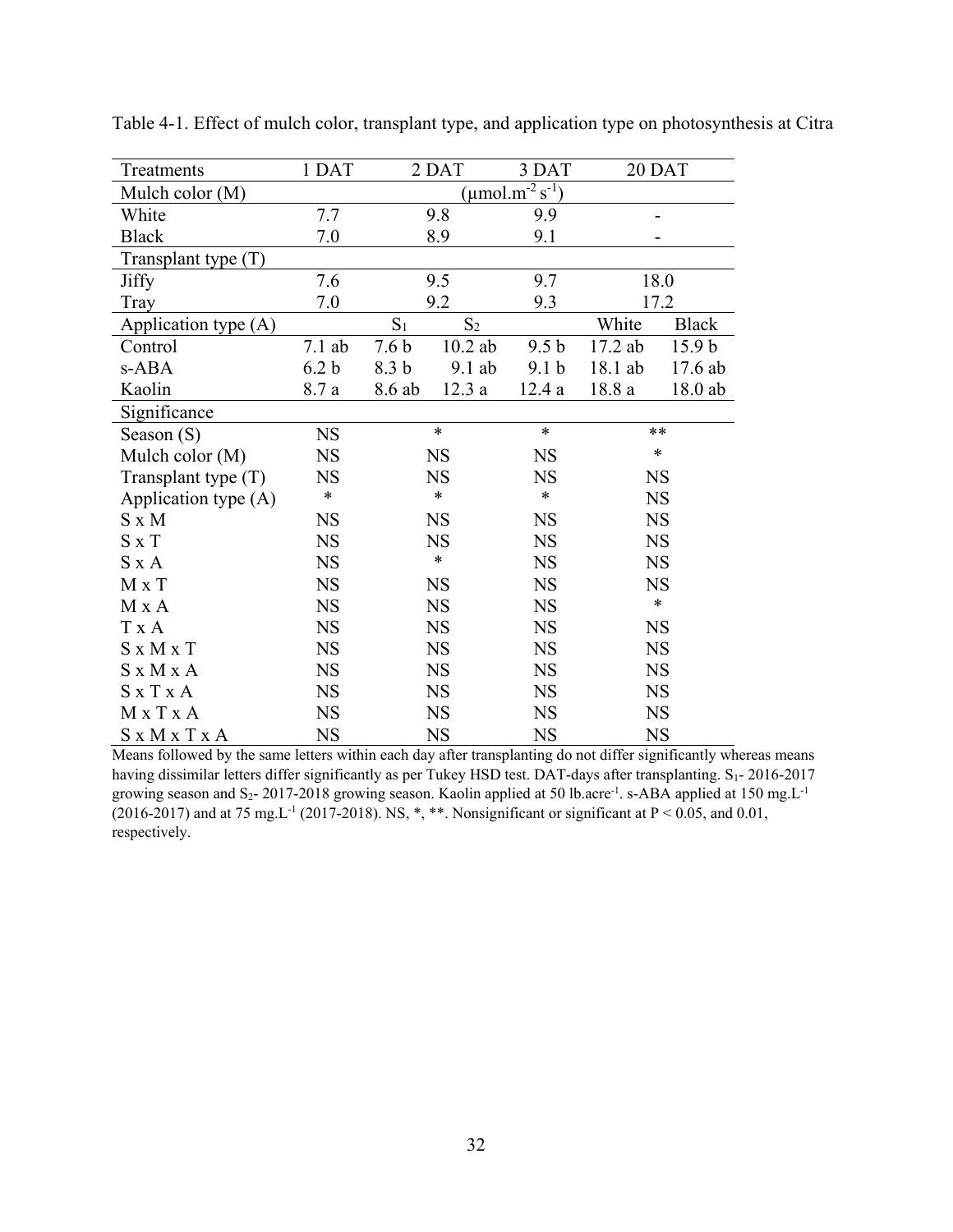Table 4-1. Effect of mulch color, transplant type, and application type on photosynthesis at Citra

| Treatments | 1 DAT | 2 DAT | | 3 DAT | 20 DAT | |
|---|---|---|---|---|---|---|
| Mulch color (M) | ($\mu mol.m^{-2} s^{-1}$) | | | | | |
| White | 7.7 | 9.8 | | 9.9 | - | |
| Black | 7.0 | 8.9 | | 9.1 | - | |
| Transplant type (T) | | | | | | |
| Jiffy | 7.6 | 9.5 | | 9.7 | 18.0 | |
| Tray | 7.0 | 9.2 | | 9.3 | 17.2 | |
| Application type (A) | | $S_1$ | $S_2$ | | White | Black |
| Control | 7.1 ab | 7.6 b | 10.2 ab | 9.5 b | 17.2 ab | 15.9 b |
| s-ABA | 6.2 b | 8.3 b | 9.1 ab | 9.1 b | 18.1 ab | 17.6 ab |
| Kaolin | 8.7 a | 8.6 ab | 12.3 a | 12.4 a | 18.8 a | 18.0 ab |
| Significance | | | | | | |
| Season (S) | NS | * | | * | ** | |
| Mulch color (M) | NS | NS | | NS | * | |
| Transplant type (T) | NS | NS | | NS | NS | |
| Application type (A) | * | * | | * | NS | |
| S x M | NS | NS | | NS | NS | |
| S x T | NS | NS | | NS | NS | |
| S x A | NS | * | | NS | NS | |
| M x T | NS | NS | | NS | NS | |
| M x A | NS | NS | | NS | * | |
| T x A | NS | NS | | NS | NS | |
| S x M x T | NS | NS | | NS | NS | |
| S x M x A | NS | NS | | NS | NS | |
| S x T x A | NS | NS | | NS | NS | |
| M x T x A | NS | NS | | NS | NS | |
| S x M x T x A | NS | NS | | NS | NS | |

Means followed by the same letters within each day after transplanting do not differ significantly whereas means having dissimilar letters differ significantly as per Tukey HSD test. DAT-days after transplanting. $S_1$- 2016-2017 growing season and $S_2$- 2017-2018 growing season. Kaolin applied at 50 $lb.acre^{-1}$. s-ABA applied at 150 $mg.L^{-1}$ (2016-2017) and at 75 $mg.L^{-1}$ (2017-2018). NS, *, **. Nonsignificant or significant at $P < 0.05$, and 0.01, respectively.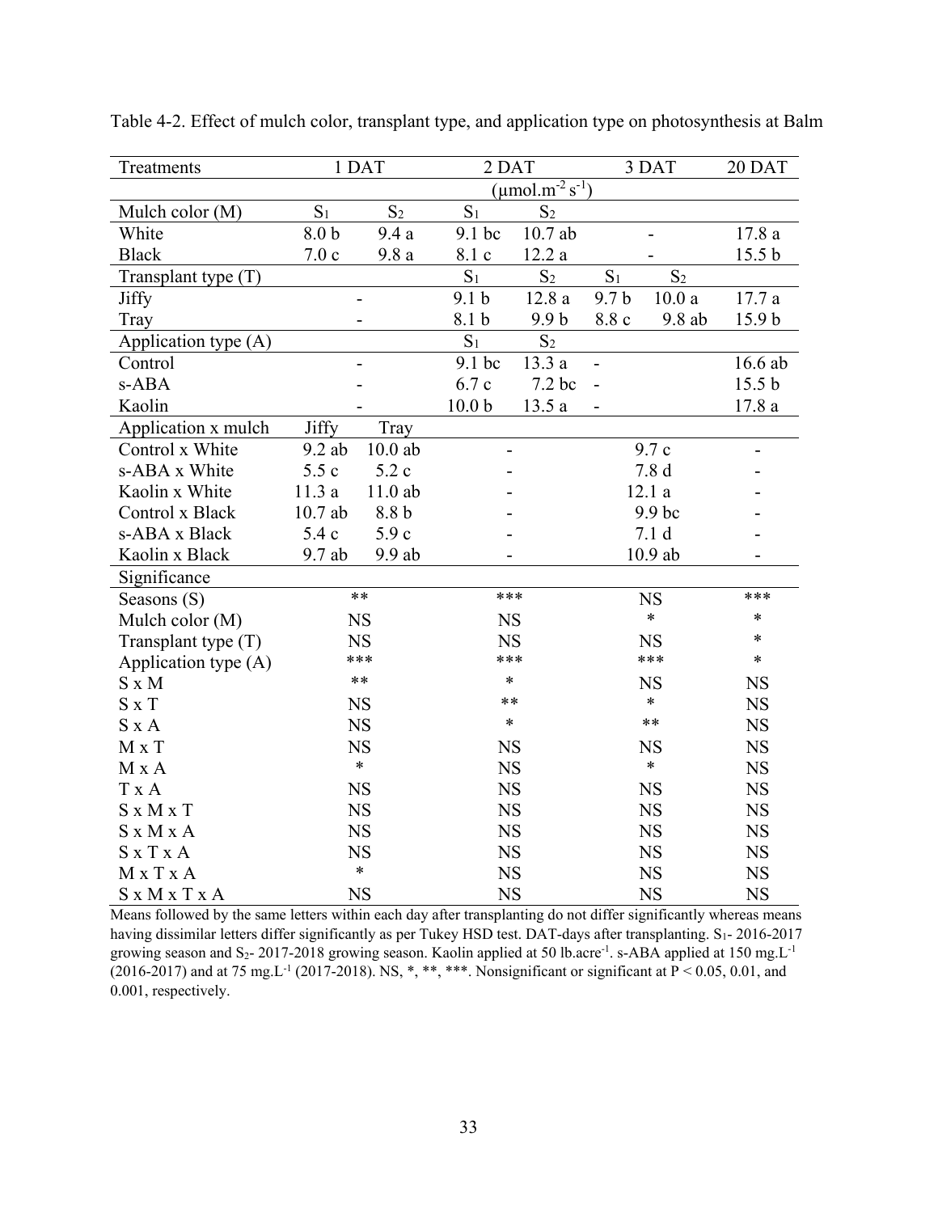Table 4-2. Effect of mulch color, transplant type, and application type on photosynthesis at Balm

| Treatments | 1 DAT | | 2 DAT | | 3 DAT | | 20 DAT |
|---|---|---|---|---|---|---|---|
| | ($\mu$mol.m$^{-2}$ s$^{-1}$) | | | | | | |
| Mulch color (M) | $S_1$ | $S_2$ | $S_1$ | $S_2$ | | | |
| White | 8.0 b | 9.4 a | 9.1 bc | 10.7 ab | - | | 17.8 a |
| Black | 7.0 c | 9.8 a | 8.1 c | 12.2 a | - | | 15.5 b |
| Transplant type (T) | | | $S_1$ | $S_2$ | $S_1$ | $S_2$ | |
| Jiffy | - | | 9.1 b | 12.8 a | 9.7 b | 10.0 a | 17.7 a |
| Tray | - | | 8.1 b | 9.9 b | 8.8 c | 9.8 ab | 15.9 b |
| Application type (A) | | | $S_1$ | $S_2$ | | | |
| Control | - | | 9.1 bc | 13.3 a | - | | 16.6 ab |
| s-ABA | - | | 6.7 c | 7.2 bc | - | | 15.5 b |
| Kaolin | - | | 10.0 b | 13.5 a | - | | 17.8 a |
| Application x mulch | Jiffy | Tray | | | | | |
| Control x White | 9.2 ab | 10.0 ab | - | | 9.7 c | | - |
| s-ABA x White | 5.5 c | 5.2 c | - | | 7.8 d | | - |
| Kaolin x White | 11.3 a | 11.0 ab | - | | 12.1 a | | - |
| Control x Black | 10.7 ab | 8.8 b | - | | 9.9 bc | | - |
| s-ABA x Black | 5.4 c | 5.9 c | - | | 7.1 d | | - |
| Kaolin x Black | 9.7 ab | 9.9 ab | - | | 10.9 ab | | - |
| Significance | | | | | | | |
| Seasons (S) | ** | | *** | | NS | | *** |
| Mulch color (M) | NS | | NS | | * | | * |
| Transplant type (T) | NS | | NS | | NS | | * |
| Application type (A) | *** | | *** | | *** | | * |
| S x M | ** | | * | | NS | | NS |
| S x T | NS | | ** | | * | | NS |
| S x A | NS | | * | | ** | | NS |
| M x T | NS | | NS | | NS | | NS |
| M x A | * | | NS | | * | | NS |
| T x A | NS | | NS | | NS | | NS |
| S x M x T | NS | | NS | | NS | | NS |
| S x M x A | NS | | NS | | NS | | NS |
| S x T x A | NS | | NS | | NS | | NS |
| M x T x A | * | | NS | | NS | | NS |
| S x M x T x A | NS | | NS | | NS | | NS |

Means followed by the same letters within each day after transplanting do not differ significantly whereas means having dissimilar letters differ significantly as per Tukey HSD test. DAT-days after transplanting. $S_1$- 2016-2017 growing season and $S_2$- 2017-2018 growing season. Kaolin applied at 50 lb.acre$^{-1}$. s-ABA applied at 150 mg.L$^{-1}$ (2016-2017) and at 75 mg.L$^{-1}$ (2017-2018). NS, *, **, ***. Nonsignificant or significant at $P < 0.05$, 0.01, and 0.001, respectively.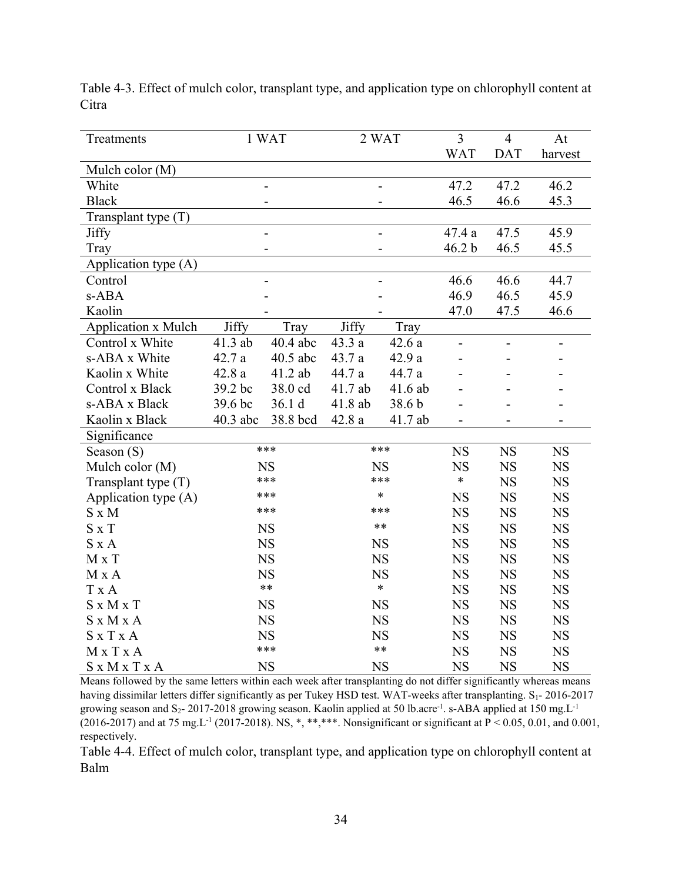Table 4-3. Effect of mulch color, transplant type, and application type on chlorophyll content at Citra

| Treatments | 1 WAT | | 2 WAT | | 3 WAT | 4 DAT | At harvest |
|---|---|---|---|---|---|---|---|
| Mulch color (M) | | | | | | | |
| White | - | | - | | 47.2 | 47.2 | 46.2 |
| Black | - | | - | | 46.5 | 46.6 | 45.3 |
| Transplant type (T) | | | | | | | |
| Jiffy | - | | - | | 47.4 a | 47.5 | 45.9 |
| Tray | - | | - | | 46.2 b | 46.5 | 45.5 |
| Application type (A) | | | | | | | |
| Control | - | | - | | 46.6 | 46.6 | 44.7 |
| s-ABA | - | | - | | 46.9 | 46.5 | 45.9 |
| Kaolin | - | | - | | 47.0 | 47.5 | 46.6 |
| Application x Mulch | Jiffy | Tray | Jiffy | Tray | | | |
| Control x White | 41.3 ab | 40.4 abc | 43.3 a | 42.6 a | - | - | - |
| s-ABA x White | 42.7 a | 40.5 abc | 43.7 a | 42.9 a | - | - | - |
| Kaolin x White | 42.8 a | 41.2 ab | 44.7 a | 44.7 a | - | - | - |
| Control x Black | 39.2 bc | 38.0 cd | 41.7 ab | 41.6 ab | - | - | - |
| s-ABA x Black | 39.6 bc | 36.1 d | 41.8 ab | 38.6 b | - | - | - |
| Kaolin x Black | 40.3 abc | 38.8 bcd | 42.8 a | 41.7 ab | - | - | - |
| Significance | | | | | | | |
| Season (S) | *** | | *** | | NS | NS | NS |
| Mulch color (M) | NS | | NS | | NS | NS | NS |
| Transplant type (T) | *** | | *** | | * | NS | NS |
| Application type (A) | *** | | * | | NS | NS | NS |
| S x M | *** | | *** | | NS | NS | NS |
| S x T | NS | | ** | | NS | NS | NS |
| S x A | NS | | NS | | NS | NS | NS |
| M x T | NS | | NS | | NS | NS | NS |
| M x A | NS | | NS | | NS | NS | NS |
| T x A | ** | | * | | NS | NS | NS |
| S x M x T | NS | | NS | | NS | NS | NS |
| S x M x A | NS | | NS | | NS | NS | NS |
| S x T x A | NS | | NS | | NS | NS | NS |
| M x T x A | *** | | ** | | NS | NS | NS |
| S x M x T x A | NS | | NS | | NS | NS | NS |

Means followed by the same letters within each week after transplanting do not differ significantly whereas means having dissimilar letters differ significantly as per Tukey HSD test. WAT-weeks after transplanting. $S_1$- 2016-2017 growing season and $S_2$- 2017-2018 growing season. Kaolin applied at 50 lb.acre$^{-1}$. s-ABA applied at 150 mg.L$^{-1}$ (2016-2017) and at 75 mg.L$^{-1}$ (2017-2018). NS, *, **,***. Nonsignificant or significant at $P < 0.05$, 0.01, and 0.001, respectively.

Table 4-4. Effect of mulch color, transplant type, and application type on chlorophyll content at Balm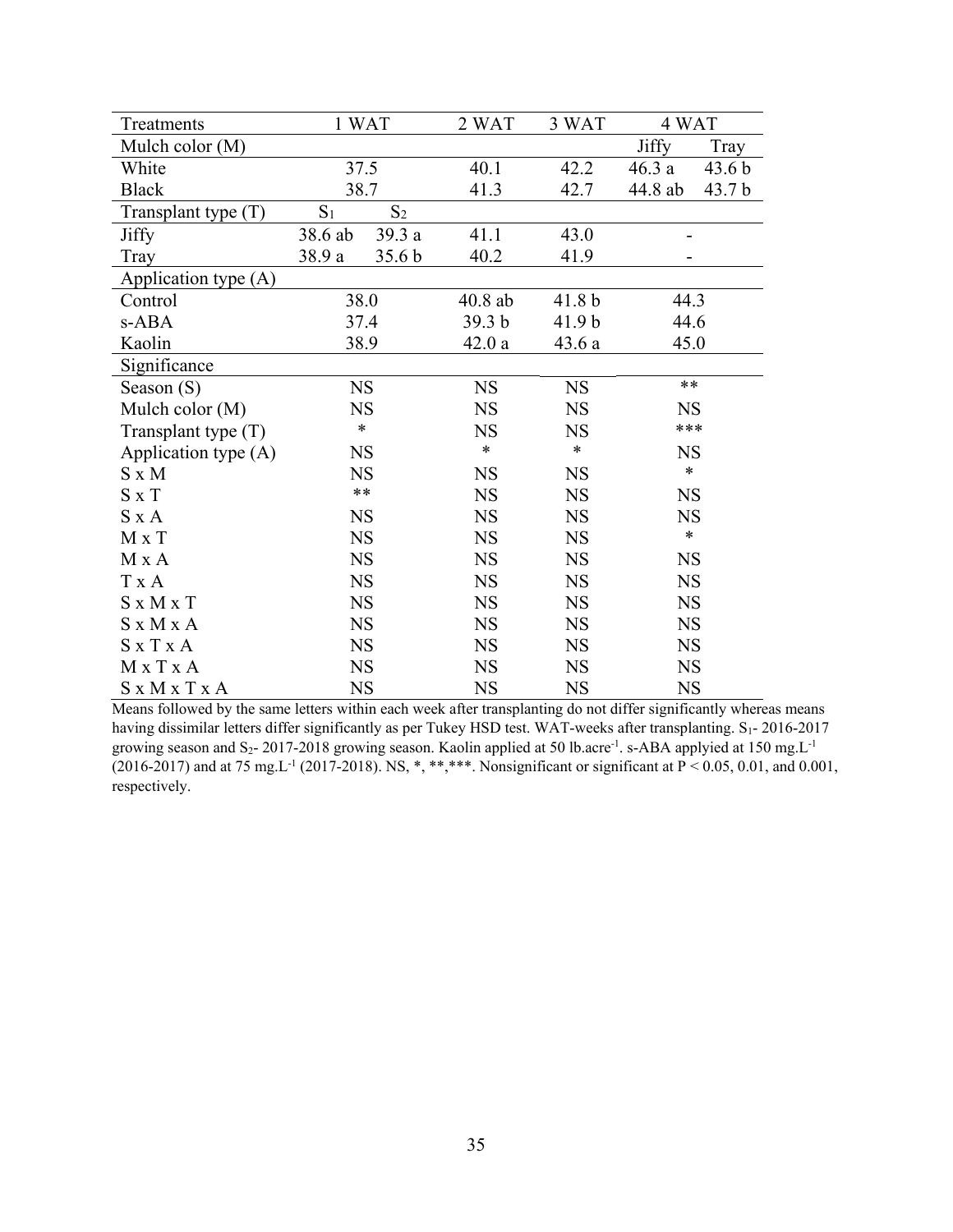| Treatments | 1 WAT | | 2 WAT | 3 WAT | 4 WAT | |
|---|---|---|---|---|---|---|
| Mulch color (M) | | | | | Jiffy | Tray |
| White | 37.5 | | 40.1 | 42.2 | 46.3 a | 43.6 b |
| Black | 38.7 | | 41.3 | 42.7 | 44.8 ab | 43.7 b |
| Transplant type (T) | $S_1$ | $S_2$ | | | | |
| Jiffy | 38.6 ab | 39.3 a | 41.1 | 43.0 | - | |
| Tray | 38.9 a | 35.6 b | 40.2 | 41.9 | - | |
| Application type (A) | | | | | | |
| Control | 38.0 | | 40.8 ab | 41.8 b | 44.3 | |
| s-ABA | 37.4 | | 39.3 b | 41.9 b | 44.6 | |
| Kaolin | 38.9 | | 42.0 a | 43.6 a | 45.0 | |
| Significance | | | | | | |
| Season (S) | NS | | NS | NS | ** | |
| Mulch color (M) | NS | | NS | NS | NS | |
| Transplant type (T) | * | | NS | NS | *** | |
| Application type (A) | NS | | * | * | NS | |
| S x M | NS | | NS | NS | * | |
| S x T | ** | | NS | NS | NS | |
| S x A | NS | | NS | NS | NS | |
| M x T | NS | | NS | NS | * | |
| M x A | NS | | NS | NS | NS | |
| T x A | NS | | NS | NS | NS | |
| S x M x T | NS | | NS | NS | NS | |
| S x M x A | NS | | NS | NS | NS | |
| S x T x A | NS | | NS | NS | NS | |
| M x T x A | NS | | NS | NS | NS | |
| S x M x T x A | NS | | NS | NS | NS | |

Means followed by the same letters within each week after transplanting do not differ significantly whereas means having dissimilar letters differ significantly as per Tukey HSD test. WAT-weeks after transplanting. $S_1$- 2016-2017 growing season and $S_2$- 2017-2018 growing season. Kaolin applied at 50 $lb.acre^{-1}$. s-ABA applyied at 150 $mg.L^{-1}$ (2016-2017) and at 75 $mg.L^{-1}$ (2017-2018). NS, *, **,***. Nonsignificant or significant at $P < 0.05$, 0.01, and 0.001, respectively.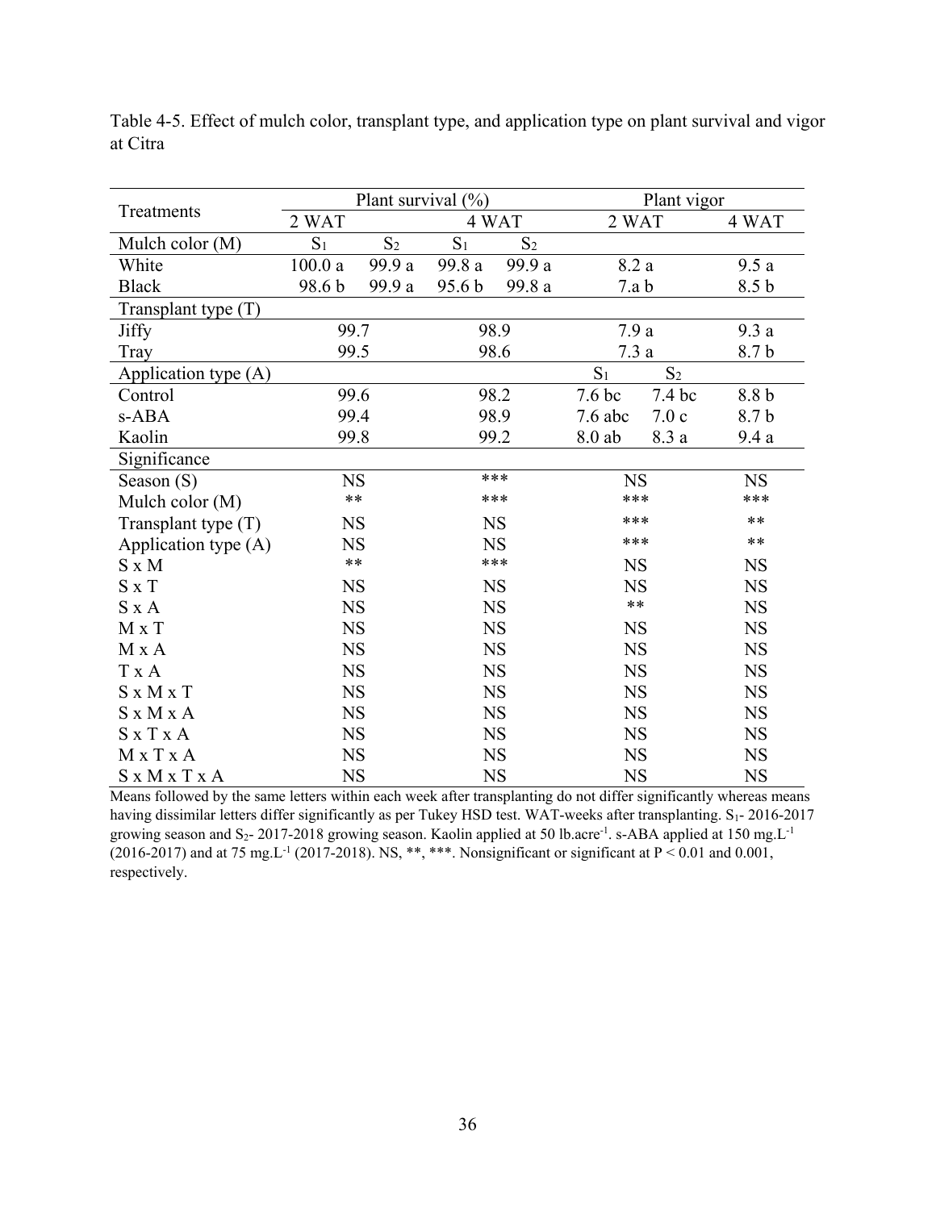Table 4-5. Effect of mulch color, transplant type, and application type on plant survival and vigor at Citra

| Treatments | Plant survival (%) | | | | Plant vigor | | |
|---|---|---|---|---|---|---|---|
| | 2 WAT | | 4 WAT | | 2 WAT | | 4 WAT |
| Mulch color (M) | $S_1$ | $S_2$ | $S_1$ | $S_2$ | | | |
| White | 100.0 a | 99.9 a | 99.8 a | 99.9 a | 8.2 a | | 9.5 a |
| Black | 98.6 b | 99.9 a | 95.6 b | 99.8 a | 7.a b | | 8.5 b |
| Transplant type (T) | | | | | | | |
| Jiffy | 99.7 | | 98.9 | | 7.9 a | | 9.3 a |
| Tray | 99.5 | | 98.6 | | 7.3 a | | 8.7 b |
| Application type (A) | | | | | $S_1$ | $S_2$ | |
| Control | 99.6 | | 98.2 | | 7.6 bc | 7.4 bc | 8.8 b |
| s-ABA | 99.4 | | 98.9 | | 7.6 abc | 7.0 c | 8.7 b |
| Kaolin | 99.8 | | 99.2 | | 8.0 ab | 8.3 a | 9.4 a |
| Significance | | | | | | | |
| Season (S) | NS | | *** | | NS | | NS |
| Mulch color (M) | ** | | *** | | *** | | *** |
| Transplant type (T) | NS | | NS | | *** | | ** |
| Application type (A) | NS | | NS | | *** | | ** |
| S x M | ** | | *** | | NS | | NS |
| S x T | NS | | NS | | NS | | NS |
| S x A | NS | | NS | | ** | | NS |
| M x T | NS | | NS | | NS | | NS |
| M x A | NS | | NS | | NS | | NS |
| T x A | NS | | NS | | NS | | NS |
| S x M x T | NS | | NS | | NS | | NS |
| S x M x A | NS | | NS | | NS | | NS |
| S x T x A | NS | | NS | | NS | | NS |
| M x T x A | NS | | NS | | NS | | NS |
| S x M x T x A | NS | | NS | | NS | | NS |

Means followed by the same letters within each week after transplanting do not differ significantly whereas means having dissimilar letters differ significantly as per Tukey HSD test. WAT-weeks after transplanting. $S_1$- 2016-2017 growing season and $S_2$- 2017-2018 growing season. Kaolin applied at 50 lb.acre$^{-1}$. s-ABA applied at 150 mg.L$^{-1}$ (2016-2017) and at 75 mg.L$^{-1}$ (2017-2018). NS, **, ***. Nonsignificant or significant at $P < 0.01$ and 0.001, respectively.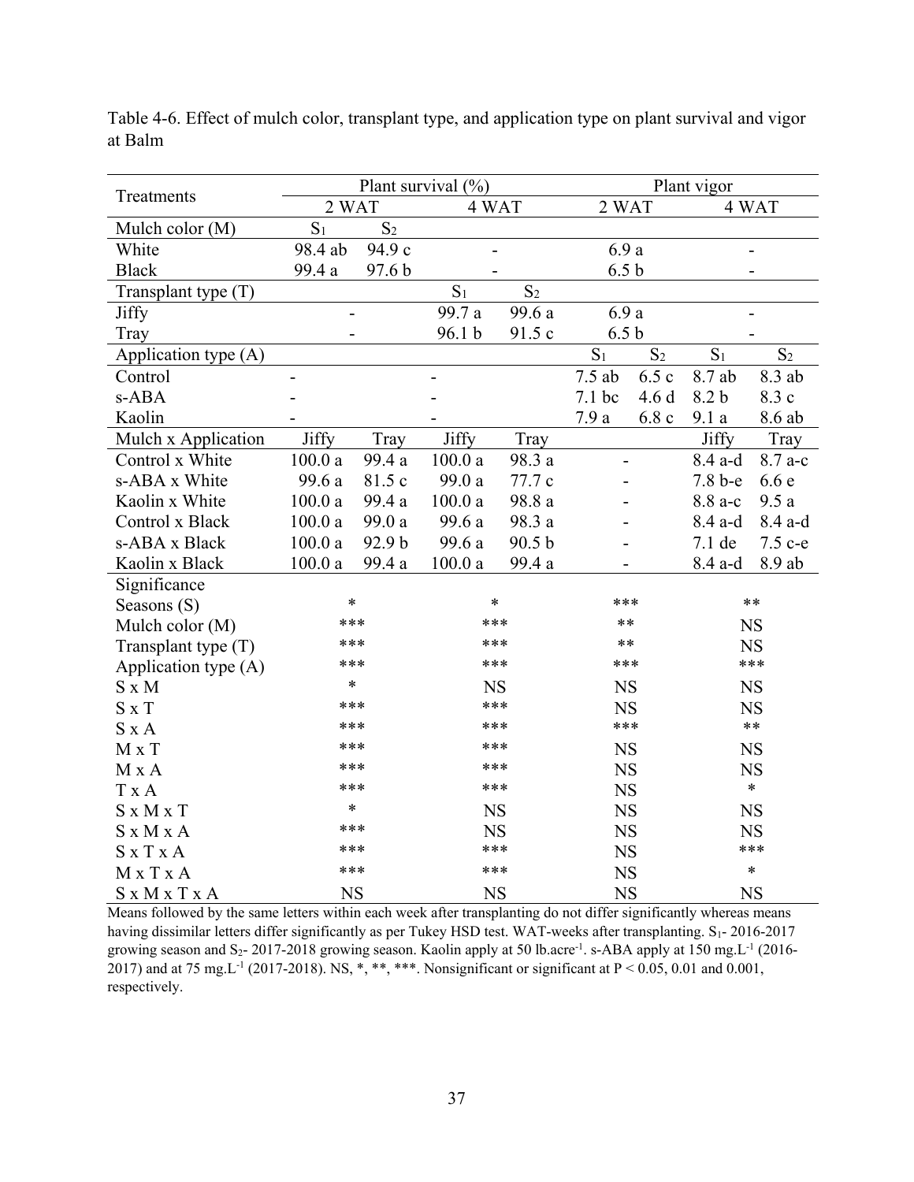Table 4-6. Effect of mulch color, transplant type, and application type on plant survival and vigor at Balm

| Treatments | Plant survival (%) | | | | Plant vigor | | | |
|---|---|---|---|---|---|---|---|---|
| | 2 WAT | | 4 WAT | | 2 WAT | | 4 WAT | |
| Mulch color (M) | $S_1$ | $S_2$ | | | | | | |
| White | 98.4 ab | 94.9 c | - | | 6.9 a | | - | |
| Black | 99.4 a | 97.6 b | - | | 6.5 b | | - | |
| Transplant type (T) | | | $S_1$ | $S_2$ | | | | |
| Jiffy | - | | 99.7 a | 99.6 a | 6.9 a | | - | |
| Tray | - | | 96.1 b | 91.5 c | 6.5 b | | - | |
| Application type (A) | | | | | $S_1$ | $S_2$ | $S_1$ | $S_2$ |
| Control | - | | - | | 7.5 ab | 6.5 c | 8.7 ab | 8.3 ab |
| s-ABA | - | | - | | 7.1 bc | 4.6 d | 8.2 b | 8.3 c |
| Kaolin | - | | - | | 7.9 a | 6.8 c | 9.1 a | 8.6 ab |
| Mulch x Application | Jiffy | Tray | Jiffy | Tray | | | Jiffy | Tray |
| Control x White | 100.0 a | 99.4 a | 100.0 a | 98.3 a | - | | 8.4 a-d | 8.7 a-c |
| s-ABA x White | 99.6 a | 81.5 c | 99.0 a | 77.7 c | - | | 7.8 b-e | 6.6 e |
| Kaolin x White | 100.0 a | 99.4 a | 100.0 a | 98.8 a | - | | 8.8 a-c | 9.5 a |
| Control x Black | 100.0 a | 99.0 a | 99.6 a | 98.3 a | - | | 8.4 a-d | 8.4 a-d |
| s-ABA x Black | 100.0 a | 92.9 b | 99.6 a | 90.5 b | - | | 7.1 de | 7.5 c-e |
| Kaolin x Black | 100.0 a | 99.4 a | 100.0 a | 99.4 a | - | | 8.4 a-d | 8.9 ab |
| Significance | | | | | | | | |
| Seasons (S) | * | | * | | *** | | ** | |
| Mulch color (M) | *** | | *** | | ** | | NS | |
| Transplant type (T) | *** | | *** | | ** | | NS | |
| Application type (A) | *** | | *** | | *** | | *** | |
| S x M | * | | NS | | NS | | NS | |
| S x T | *** | | *** | | NS | | NS | |
| S x A | *** | | *** | | *** | | ** | |
| M x T | *** | | *** | | NS | | NS | |
| M x A | *** | | *** | | NS | | NS | |
| T x A | *** | | *** | | NS | | * | |
| S x M x T | * | | NS | | NS | | NS | |
| S x M x A | *** | | NS | | NS | | NS | |
| S x T x A | *** | | *** | | NS | | *** | |
| M x T x A | *** | | *** | | NS | | * | |
| S x M x T x A | NS | | NS | | NS | | NS | |

Means followed by the same letters within each week after transplanting do not differ significantly whereas means having dissimilar letters differ significantly as per Tukey HSD test. WAT-weeks after transplanting. $S_1$- 2016-2017 growing season and $S_2$- 2017-2018 growing season. Kaolin apply at 50 $lb.acre^{-1}$. s-ABA apply at 150 $mg.L^{-1}$ (2016-2017) and at 75 $mg.L^{-1}$ (2017-2018). NS, *, **, ***. Nonsignificant or significant at $P < 0.05$, 0.01 and 0.001, respectively.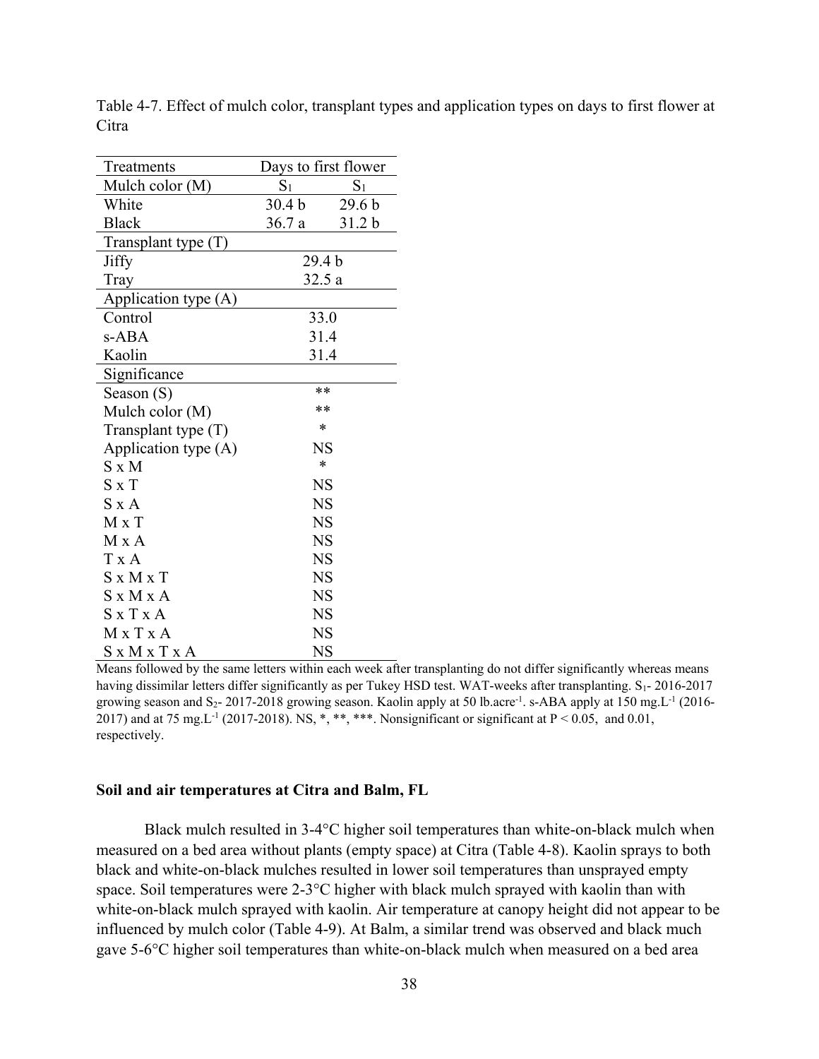Table 4-7. Effect of mulch color, transplant types and application types on days to first flower at Citra

| Treatments | Days to first flower | |
|---|---|---|
| Mulch color (M) | $S_1$ | $S_1$ |
| White | 30.4 b | 29.6 b |
| Black | 36.7 a | 31.2 b |
| Transplant type (T) | | |
| Jiffy | 29.4 b | |
| Tray | 32.5 a | |
| Application type (A) | | |
| Control | 33.0 | |
| s-ABA | 31.4 | |
| Kaolin | 31.4 | |
| Significance | | |
| Season (S) | ** | |
| Mulch color (M) | ** | |
| Transplant type (T) | * | |
| Application type (A) | NS | |
| S x M | * | |
| S x T | NS | |
| S x A | NS | |
| M x T | NS | |
| M x A | NS | |
| T x A | NS | |
| S x M x T | NS | |
| S x M x A | NS | |
| S x T x A | NS | |
| M x T x A | NS | |
| S x M x T x A | NS | |

Means followed by the same letters within each week after transplanting do not differ significantly whereas means having dissimilar letters differ significantly as per Tukey HSD test. WAT-weeks after transplanting. $S_1$- 2016-2017 growing season and $S_2$- 2017-2018 growing season. Kaolin apply at 50 $lb.acre^{-1}$. s-ABA apply at 150 $mg.L^{-1}$ (2016-2017) and at 75 $mg.L^{-1}$ (2017-2018). NS, *, **, ***. Nonsignificant or significant at $P < 0.05$, and 0.01, respectively.

### Soil and air temperatures at Citra and Balm, FL

Black mulch resulted in 3-4°C higher soil temperatures than white-on-black mulch when measured on a bed area without plants (empty space) at Citra (Table 4-8). Kaolin sprays to both black and white-on-black mulches resulted in lower soil temperatures than unsprayed empty space. Soil temperatures were 2-3°C higher with black mulch sprayed with kaolin than with white-on-black mulch sprayed with kaolin. Air temperature at canopy height did not appear to be influenced by mulch color (Table 4-9). At Balm, a similar trend was observed and black much gave 5-6°C higher soil temperatures than white-on-black mulch when measured on a bed area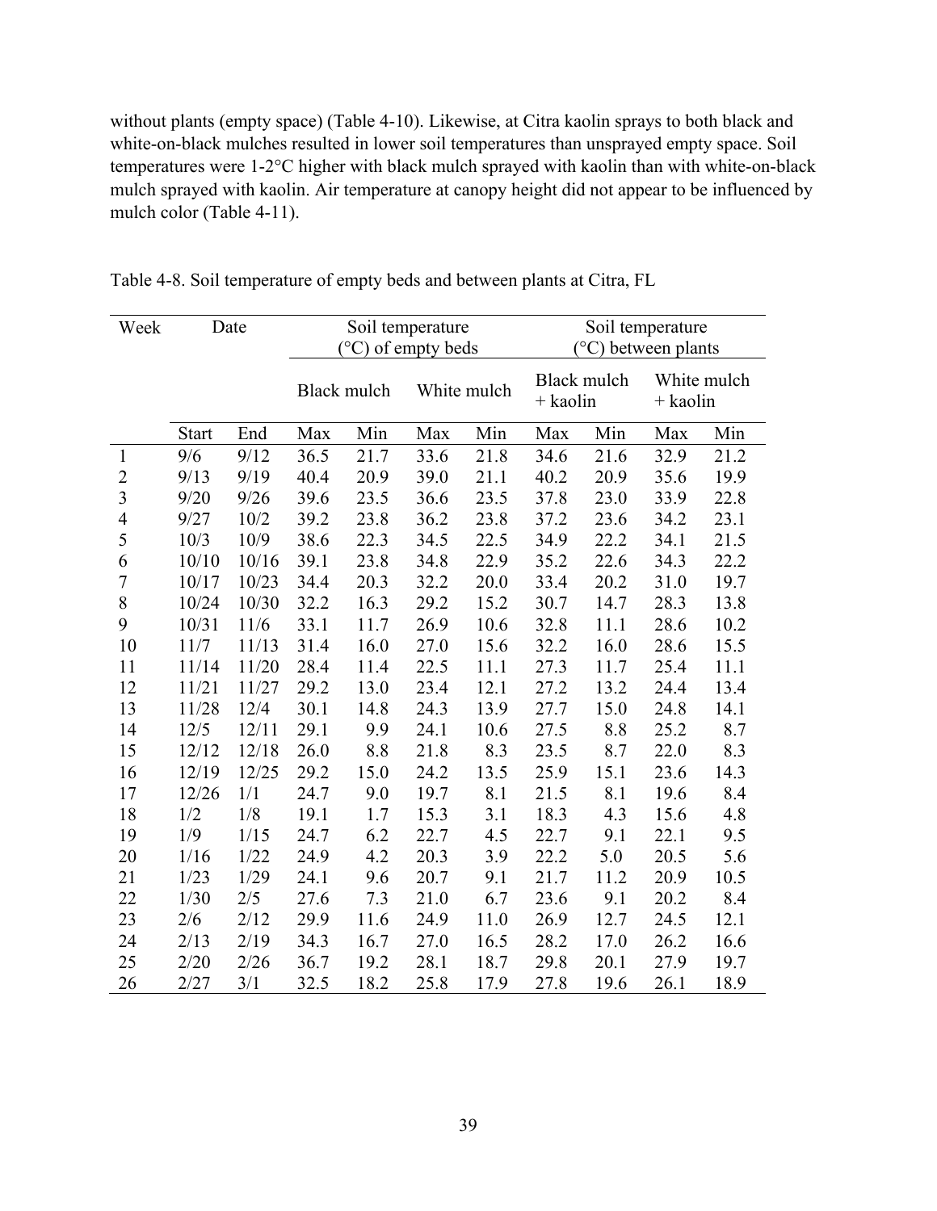without plants (empty space) (Table 4-10). Likewise, at Citra kaolin sprays to both black and white-on-black mulches resulted in lower soil temperatures than unsprayed empty space. Soil temperatures were 1-2°C higher with black mulch sprayed with kaolin than with white-on-black mulch sprayed with kaolin. Air temperature at canopy height did not appear to be influenced by mulch color (Table 4-11).

Table 4-8. Soil temperature of empty beds and between plants at Citra, FL

| Week | Date | | Soil temperature (°C) of empty beds | | | | Soil temperature (°C) between plants | | | |
|---|---|---|---|---|---|---|---|---|---|---|
| | | | Black mulch | | White mulch | | Black mulch + kaolin | | White mulch + kaolin | |
| | Start | End | Max | Min | Max | Min | Max | Min | Max | Min |
| 1 | 9/6 | 9/12 | 36.5 | 21.7 | 33.6 | 21.8 | 34.6 | 21.6 | 32.9 | 21.2 |
| 2 | 9/13 | 9/19 | 40.4 | 20.9 | 39.0 | 21.1 | 40.2 | 20.9 | 35.6 | 19.9 |
| 3 | 9/20 | 9/26 | 39.6 | 23.5 | 36.6 | 23.5 | 37.8 | 23.0 | 33.9 | 22.8 |
| 4 | 9/27 | 10/2 | 39.2 | 23.8 | 36.2 | 23.8 | 37.2 | 23.6 | 34.2 | 23.1 |
| 5 | 10/3 | 10/9 | 38.6 | 22.3 | 34.5 | 22.5 | 34.9 | 22.2 | 34.1 | 21.5 |
| 6 | 10/10 | 10/16 | 39.1 | 23.8 | 34.8 | 22.9 | 35.2 | 22.6 | 34.3 | 22.2 |
| 7 | 10/17 | 10/23 | 34.4 | 20.3 | 32.2 | 20.0 | 33.4 | 20.2 | 31.0 | 19.7 |
| 8 | 10/24 | 10/30 | 32.2 | 16.3 | 29.2 | 15.2 | 30.7 | 14.7 | 28.3 | 13.8 |
| 9 | 10/31 | 11/6 | 33.1 | 11.7 | 26.9 | 10.6 | 32.8 | 11.1 | 28.6 | 10.2 |
| 10 | 11/7 | 11/13 | 31.4 | 16.0 | 27.0 | 15.6 | 32.2 | 16.0 | 28.6 | 15.5 |
| 11 | 11/14 | 11/20 | 28.4 | 11.4 | 22.5 | 11.1 | 27.3 | 11.7 | 25.4 | 11.1 |
| 12 | 11/21 | 11/27 | 29.2 | 13.0 | 23.4 | 12.1 | 27.2 | 13.2 | 24.4 | 13.4 |
| 13 | 11/28 | 12/4 | 30.1 | 14.8 | 24.3 | 13.9 | 27.7 | 15.0 | 24.8 | 14.1 |
| 14 | 12/5 | 12/11 | 29.1 | 9.9 | 24.1 | 10.6 | 27.5 | 8.8 | 25.2 | 8.7 |
| 15 | 12/12 | 12/18 | 26.0 | 8.8 | 21.8 | 8.3 | 23.5 | 8.7 | 22.0 | 8.3 |
| 16 | 12/19 | 12/25 | 29.2 | 15.0 | 24.2 | 13.5 | 25.9 | 15.1 | 23.6 | 14.3 |
| 17 | 12/26 | 1/1 | 24.7 | 9.0 | 19.7 | 8.1 | 21.5 | 8.1 | 19.6 | 8.4 |
| 18 | 1/2 | 1/8 | 19.1 | 1.7 | 15.3 | 3.1 | 18.3 | 4.3 | 15.6 | 4.8 |
| 19 | 1/9 | 1/15 | 24.7 | 6.2 | 22.7 | 4.5 | 22.7 | 9.1 | 22.1 | 9.5 |
| 20 | 1/16 | 1/22 | 24.9 | 4.2 | 20.3 | 3.9 | 22.2 | 5.0 | 20.5 | 5.6 |
| 21 | 1/23 | 1/29 | 24.1 | 9.6 | 20.7 | 9.1 | 21.7 | 11.2 | 20.9 | 10.5 |
| 22 | 1/30 | 2/5 | 27.6 | 7.3 | 21.0 | 6.7 | 23.6 | 9.1 | 20.2 | 8.4 |
| 23 | 2/6 | 2/12 | 29.9 | 11.6 | 24.9 | 11.0 | 26.9 | 12.7 | 24.5 | 12.1 |
| 24 | 2/13 | 2/19 | 34.3 | 16.7 | 27.0 | 16.5 | 28.2 | 17.0 | 26.2 | 16.6 |
| 25 | 2/20 | 2/26 | 36.7 | 19.2 | 28.1 | 18.7 | 29.8 | 20.1 | 27.9 | 19.7 |
| 26 | 2/27 | 3/1 | 32.5 | 18.2 | 25.8 | 17.9 | 27.8 | 19.6 | 26.1 | 18.9 |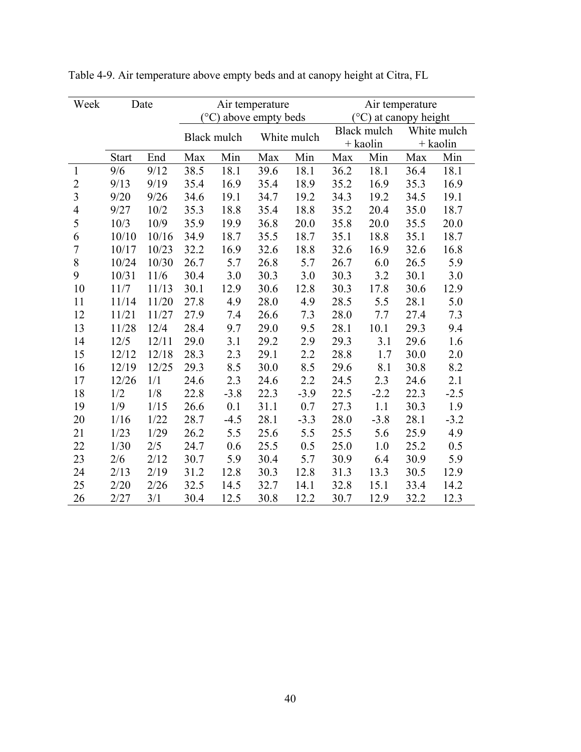Table 4-9. Air temperature above empty beds and at canopy height at Citra, FL

| Week | Date | | Air temperature (°C) above empty beds | | | | Air temperature (°C) at canopy height | | | |
|---|---|---|---|---|---|---|---|---|---|---|
| | | | Black mulch | | White mulch | | Black mulch + kaolin | | White mulch + kaolin | |
| | Start | End | Max | Min | Max | Min | Max | Min | Max | Min |
| 1 | 9/6 | 9/12 | 38.5 | 18.1 | 39.6 | 18.1 | 36.2 | 18.1 | 36.4 | 18.1 |
| 2 | 9/13 | 9/19 | 35.4 | 16.9 | 35.4 | 18.9 | 35.2 | 16.9 | 35.3 | 16.9 |
| 3 | 9/20 | 9/26 | 34.6 | 19.1 | 34.7 | 19.2 | 34.3 | 19.2 | 34.5 | 19.1 |
| 4 | 9/27 | 10/2 | 35.3 | 18.8 | 35.4 | 18.8 | 35.2 | 20.4 | 35.0 | 18.7 |
| 5 | 10/3 | 10/9 | 35.9 | 19.9 | 36.8 | 20.0 | 35.8 | 20.0 | 35.5 | 20.0 |
| 6 | 10/10 | 10/16 | 34.9 | 18.7 | 35.5 | 18.7 | 35.1 | 18.8 | 35.1 | 18.7 |
| 7 | 10/17 | 10/23 | 32.2 | 16.9 | 32.6 | 18.8 | 32.6 | 16.9 | 32.6 | 16.8 |
| 8 | 10/24 | 10/30 | 26.7 | 5.7 | 26.8 | 5.7 | 26.7 | 6.0 | 26.5 | 5.9 |
| 9 | 10/31 | 11/6 | 30.4 | 3.0 | 30.3 | 3.0 | 30.3 | 3.2 | 30.1 | 3.0 |
| 10 | 11/7 | 11/13 | 30.1 | 12.9 | 30.6 | 12.8 | 30.3 | 17.8 | 30.6 | 12.9 |
| 11 | 11/14 | 11/20 | 27.8 | 4.9 | 28.0 | 4.9 | 28.5 | 5.5 | 28.1 | 5.0 |
| 12 | 11/21 | 11/27 | 27.9 | 7.4 | 26.6 | 7.3 | 28.0 | 7.7 | 27.4 | 7.3 |
| 13 | 11/28 | 12/4 | 28.4 | 9.7 | 29.0 | 9.5 | 28.1 | 10.1 | 29.3 | 9.4 |
| 14 | 12/5 | 12/11 | 29.0 | 3.1 | 29.2 | 2.9 | 29.3 | 3.1 | 29.6 | 1.6 |
| 15 | 12/12 | 12/18 | 28.3 | 2.3 | 29.1 | 2.2 | 28.8 | 1.7 | 30.0 | 2.0 |
| 16 | 12/19 | 12/25 | 29.3 | 8.5 | 30.0 | 8.5 | 29.6 | 8.1 | 30.8 | 8.2 |
| 17 | 12/26 | 1/1 | 24.6 | 2.3 | 24.6 | 2.2 | 24.5 | 2.3 | 24.6 | 2.1 |
| 18 | 1/2 | 1/8 | 22.8 | -3.8 | 22.3 | -3.9 | 22.5 | -2.2 | 22.3 | -2.5 |
| 19 | 1/9 | 1/15 | 26.6 | 0.1 | 31.1 | 0.7 | 27.3 | 1.1 | 30.3 | 1.9 |
| 20 | 1/16 | 1/22 | 28.7 | -4.5 | 28.1 | -3.3 | 28.0 | -3.8 | 28.1 | -3.2 |
| 21 | 1/23 | 1/29 | 26.2 | 5.5 | 25.6 | 5.5 | 25.5 | 5.6 | 25.9 | 4.9 |
| 22 | 1/30 | 2/5 | 24.7 | 0.6 | 25.5 | 0.5 | 25.0 | 1.0 | 25.2 | 0.5 |
| 23 | 2/6 | 2/12 | 30.7 | 5.9 | 30.4 | 5.7 | 30.9 | 6.4 | 30.9 | 5.9 |
| 24 | 2/13 | 2/19 | 31.2 | 12.8 | 30.3 | 12.8 | 31.3 | 13.3 | 30.5 | 12.9 |
| 25 | 2/20 | 2/26 | 32.5 | 14.5 | 32.7 | 14.1 | 32.8 | 15.1 | 33.4 | 14.2 |
| 26 | 2/27 | 3/1 | 30.4 | 12.5 | 30.8 | 12.2 | 30.7 | 12.9 | 32.2 | 12.3 |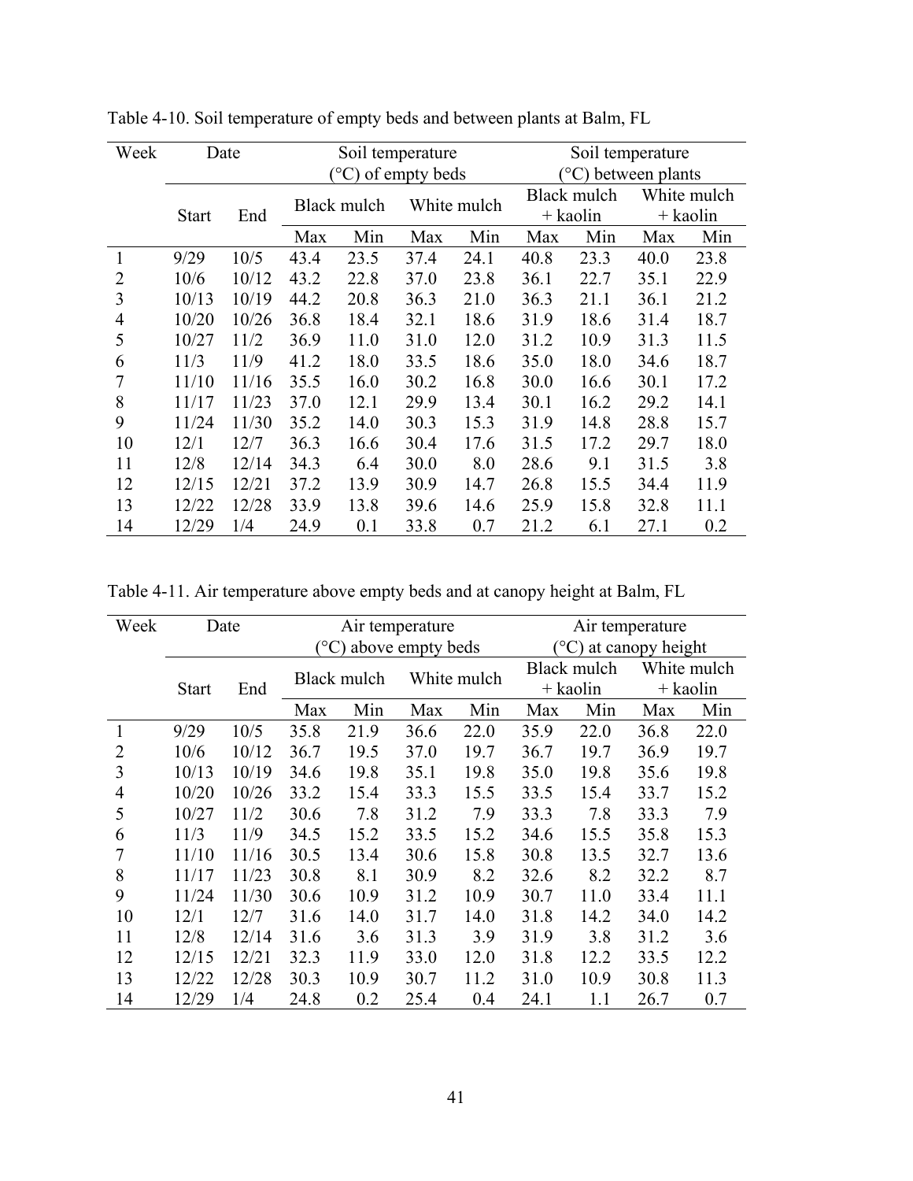Table 4-10. Soil temperature of empty beds and between plants at Balm, FL

| Week | Date | | Soil temperature (°C) of empty beds | | | | Soil temperature (°C) between plants | | | |
|---|---|---|---|---|---|---|---|---|---|---|
| | Start | End | Black mulch | | White mulch | | Black mulch + kaolin | | White mulch + kaolin | |
| | | | Max | Min | Max | Min | Max | Min | Max | Min |
| 1 | 9/29 | 10/5 | 43.4 | 23.5 | 37.4 | 24.1 | 40.8 | 23.3 | 40.0 | 23.8 |
| 2 | 10/6 | 10/12 | 43.2 | 22.8 | 37.0 | 23.8 | 36.1 | 22.7 | 35.1 | 22.9 |
| 3 | 10/13 | 10/19 | 44.2 | 20.8 | 36.3 | 21.0 | 36.3 | 21.1 | 36.1 | 21.2 |
| 4 | 10/20 | 10/26 | 36.8 | 18.4 | 32.1 | 18.6 | 31.9 | 18.6 | 31.4 | 18.7 |
| 5 | 10/27 | 11/2 | 36.9 | 11.0 | 31.0 | 12.0 | 31.2 | 10.9 | 31.3 | 11.5 |
| 6 | 11/3 | 11/9 | 41.2 | 18.0 | 33.5 | 18.6 | 35.0 | 18.0 | 34.6 | 18.7 |
| 7 | 11/10 | 11/16 | 35.5 | 16.0 | 30.2 | 16.8 | 30.0 | 16.6 | 30.1 | 17.2 |
| 8 | 11/17 | 11/23 | 37.0 | 12.1 | 29.9 | 13.4 | 30.1 | 16.2 | 29.2 | 14.1 |
| 9 | 11/24 | 11/30 | 35.2 | 14.0 | 30.3 | 15.3 | 31.9 | 14.8 | 28.8 | 15.7 |
| 10 | 12/1 | 12/7 | 36.3 | 16.6 | 30.4 | 17.6 | 31.5 | 17.2 | 29.7 | 18.0 |
| 11 | 12/8 | 12/14 | 34.3 | 6.4 | 30.0 | 8.0 | 28.6 | 9.1 | 31.5 | 3.8 |
| 12 | 12/15 | 12/21 | 37.2 | 13.9 | 30.9 | 14.7 | 26.8 | 15.5 | 34.4 | 11.9 |
| 13 | 12/22 | 12/28 | 33.9 | 13.8 | 39.6 | 14.6 | 25.9 | 15.8 | 32.8 | 11.1 |
| 14 | 12/29 | 1/4 | 24.9 | 0.1 | 33.8 | 0.7 | 21.2 | 6.1 | 27.1 | 0.2 |

Table 4-11. Air temperature above empty beds and at canopy height at Balm, FL

| Week | Date | | Air temperature (°C) above empty beds | | | | Air temperature (°C) at canopy height | | | |
|---|---|---|---|---|---|---|---|---|---|---|
| | Start | End | Black mulch | | White mulch | | Black mulch + kaolin | | White mulch + kaolin | |
| | | | Max | Min | Max | Min | Max | Min | Max | Min |
| 1 | 9/29 | 10/5 | 35.8 | 21.9 | 36.6 | 22.0 | 35.9 | 22.0 | 36.8 | 22.0 |
| 2 | 10/6 | 10/12 | 36.7 | 19.5 | 37.0 | 19.7 | 36.7 | 19.7 | 36.9 | 19.7 |
| 3 | 10/13 | 10/19 | 34.6 | 19.8 | 35.1 | 19.8 | 35.0 | 19.8 | 35.6 | 19.8 |
| 4 | 10/20 | 10/26 | 33.2 | 15.4 | 33.3 | 15.5 | 33.5 | 15.4 | 33.7 | 15.2 |
| 5 | 10/27 | 11/2 | 30.6 | 7.8 | 31.2 | 7.9 | 33.3 | 7.8 | 33.3 | 7.9 |
| 6 | 11/3 | 11/9 | 34.5 | 15.2 | 33.5 | 15.2 | 34.6 | 15.5 | 35.8 | 15.3 |
| 7 | 11/10 | 11/16 | 30.5 | 13.4 | 30.6 | 15.8 | 30.8 | 13.5 | 32.7 | 13.6 |
| 8 | 11/17 | 11/23 | 30.8 | 8.1 | 30.9 | 8.2 | 32.6 | 8.2 | 32.2 | 8.7 |
| 9 | 11/24 | 11/30 | 30.6 | 10.9 | 31.2 | 10.9 | 30.7 | 11.0 | 33.4 | 11.1 |
| 10 | 12/1 | 12/7 | 31.6 | 14.0 | 31.7 | 14.0 | 31.8 | 14.2 | 34.0 | 14.2 |
| 11 | 12/8 | 12/14 | 31.6 | 3.6 | 31.3 | 3.9 | 31.9 | 3.8 | 31.2 | 3.6 |
| 12 | 12/15 | 12/21 | 32.3 | 11.9 | 33.0 | 12.0 | 31.8 | 12.2 | 33.5 | 12.2 |
| 13 | 12/22 | 12/28 | 30.3 | 10.9 | 30.7 | 11.2 | 31.0 | 10.9 | 30.8 | 11.3 |
| 14 | 12/29 | 1/4 | 24.8 | 0.2 | 25.4 | 0.4 | 24.1 | 1.1 | 26.7 | 0.7 |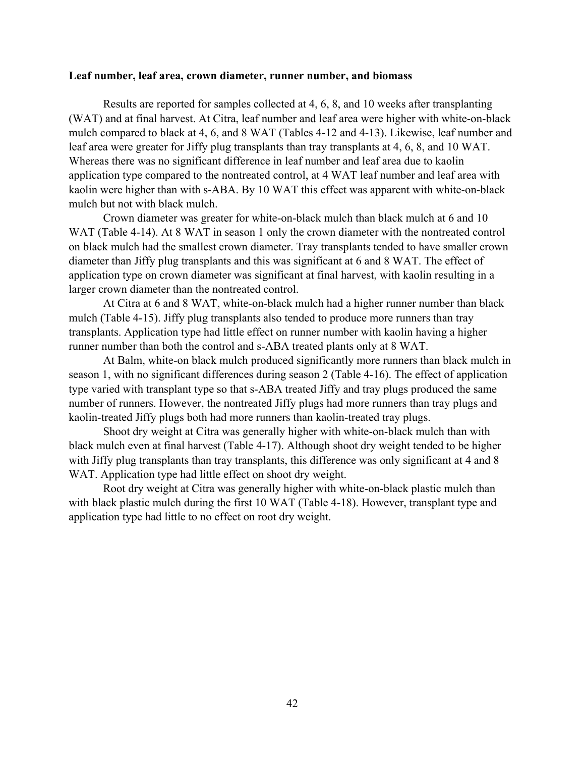**Leaf number, leaf area, crown diameter, runner number, and biomass**

Results are reported for samples collected at 4, 6, 8, and 10 weeks after transplanting (WAT) and at final harvest. At Citra, leaf number and leaf area were higher with white-on-black mulch compared to black at 4, 6, and 8 WAT (Tables 4-12 and 4-13). Likewise, leaf number and leaf area were greater for Jiffy plug transplants than tray transplants at 4, 6, 8, and 10 WAT. Whereas there was no significant difference in leaf number and leaf area due to kaolin application type compared to the nontreated control, at 4 WAT leaf number and leaf area with kaolin were higher than with s-ABA. By 10 WAT this effect was apparent with white-on-black mulch but not with black mulch.

Crown diameter was greater for white-on-black mulch than black mulch at 6 and 10 WAT (Table 4-14). At 8 WAT in season 1 only the crown diameter with the nontreated control on black mulch had the smallest crown diameter. Tray transplants tended to have smaller crown diameter than Jiffy plug transplants and this was significant at 6 and 8 WAT. The effect of application type on crown diameter was significant at final harvest, with kaolin resulting in a larger crown diameter than the nontreated control.

At Citra at 6 and 8 WAT, white-on-black mulch had a higher runner number than black mulch (Table 4-15). Jiffy plug transplants also tended to produce more runners than tray transplants. Application type had little effect on runner number with kaolin having a higher runner number than both the control and s-ABA treated plants only at 8 WAT.

At Balm, white-on black mulch produced significantly more runners than black mulch in season 1, with no significant differences during season 2 (Table 4-16). The effect of application type varied with transplant type so that s-ABA treated Jiffy and tray plugs produced the same number of runners. However, the nontreated Jiffy plugs had more runners than tray plugs and kaolin-treated Jiffy plugs both had more runners than kaolin-treated tray plugs.

Shoot dry weight at Citra was generally higher with white-on-black mulch than with black mulch even at final harvest (Table 4-17). Although shoot dry weight tended to be higher with Jiffy plug transplants than tray transplants, this difference was only significant at 4 and 8 WAT. Application type had little effect on shoot dry weight.

Root dry weight at Citra was generally higher with white-on-black plastic mulch than with black plastic mulch during the first 10 WAT (Table 4-18). However, transplant type and application type had little to no effect on root dry weight.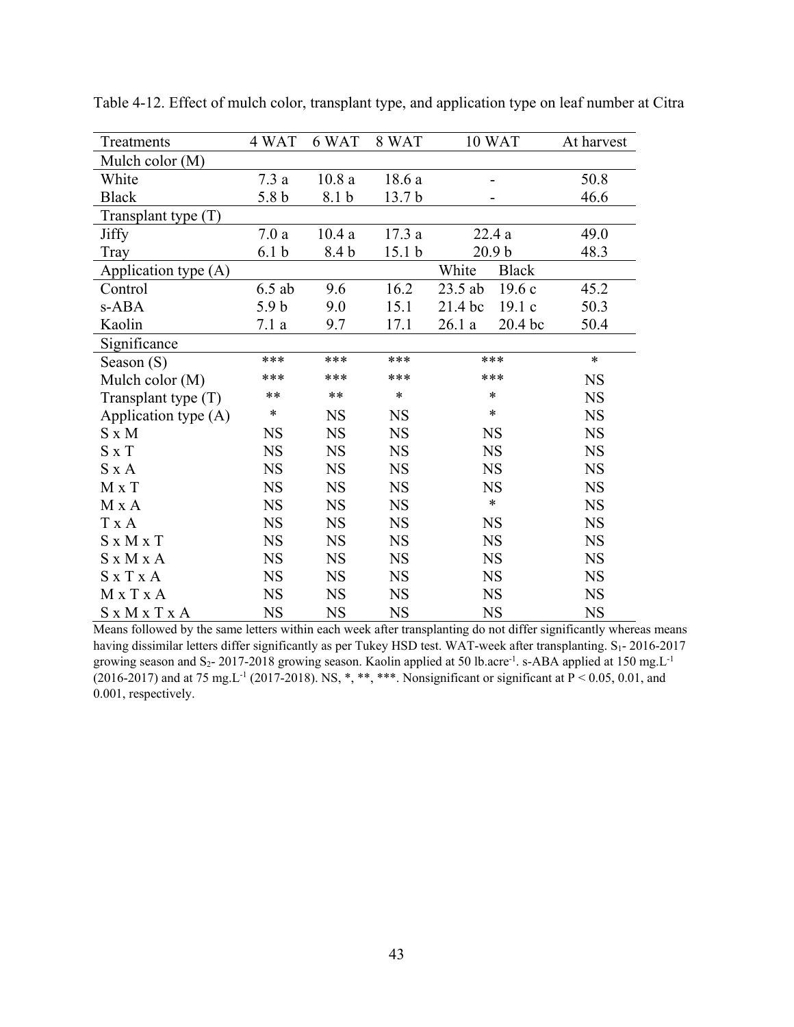Table 4-12. Effect of mulch color, transplant type, and application type on leaf number at Citra

| Treatments | 4 WAT | 6 WAT | 8 WAT | 10 WAT | | At harvest |
|---|---|---|---|---|---|---|
| Mulch color (M) | | | | | | |
| White | 7.3 a | 10.8 a | 18.6 a | - | | 50.8 |
| Black | 5.8 b | 8.1 b | 13.7 b | - | | 46.6 |
| Transplant type (T) | | | | | | |
| Jiffy | 7.0 a | 10.4 a | 17.3 a | 22.4 a | | 49.0 |
| Tray | 6.1 b | 8.4 b | 15.1 b | 20.9 b | | 48.3 |
| Application type (A) | | | | White | Black | |
| Control | 6.5 ab | 9.6 | 16.2 | 23.5 ab | 19.6 c | 45.2 |
| s-ABA | 5.9 b | 9.0 | 15.1 | 21.4 bc | 19.1 c | 50.3 |
| Kaolin | 7.1 a | 9.7 | 17.1 | 26.1 a | 20.4 bc | 50.4 |
| Significance | | | | | | |
| Season (S) | *** | *** | *** | *** | | * |
| Mulch color (M) | *** | *** | *** | *** | | NS |
| Transplant type (T) | ** | ** | * | * | | NS |
| Application type (A) | * | NS | NS | * | | NS |
| S x M | NS | NS | NS | NS | | NS |
| S x T | NS | NS | NS | NS | | NS |
| S x A | NS | NS | NS | NS | | NS |
| M x T | NS | NS | NS | NS | | NS |
| M x A | NS | NS | NS | * | | NS |
| T x A | NS | NS | NS | NS | | NS |
| S x M x T | NS | NS | NS | NS | | NS |
| S x M x A | NS | NS | NS | NS | | NS |
| S x T x A | NS | NS | NS | NS | | NS |
| M x T x A | NS | NS | NS | NS | | NS |
| S x M x T x A | NS | NS | NS | NS | | NS |

Means followed by the same letters within each week after transplanting do not differ significantly whereas means having dissimilar letters differ significantly as per Tukey HSD test. WAT-week after transplanting. $S_1$- 2016-2017 growing season and $S_2$- 2017-2018 growing season. Kaolin applied at 50 $lb.acre^{-1}$. s-ABA applied at 150 $mg.L^{-1}$ (2016-2017) and at 75 $mg.L^{-1}$ (2017-2018). NS, *, **, ***. Nonsignificant or significant at $P < 0.05$, 0.01, and 0.001, respectively.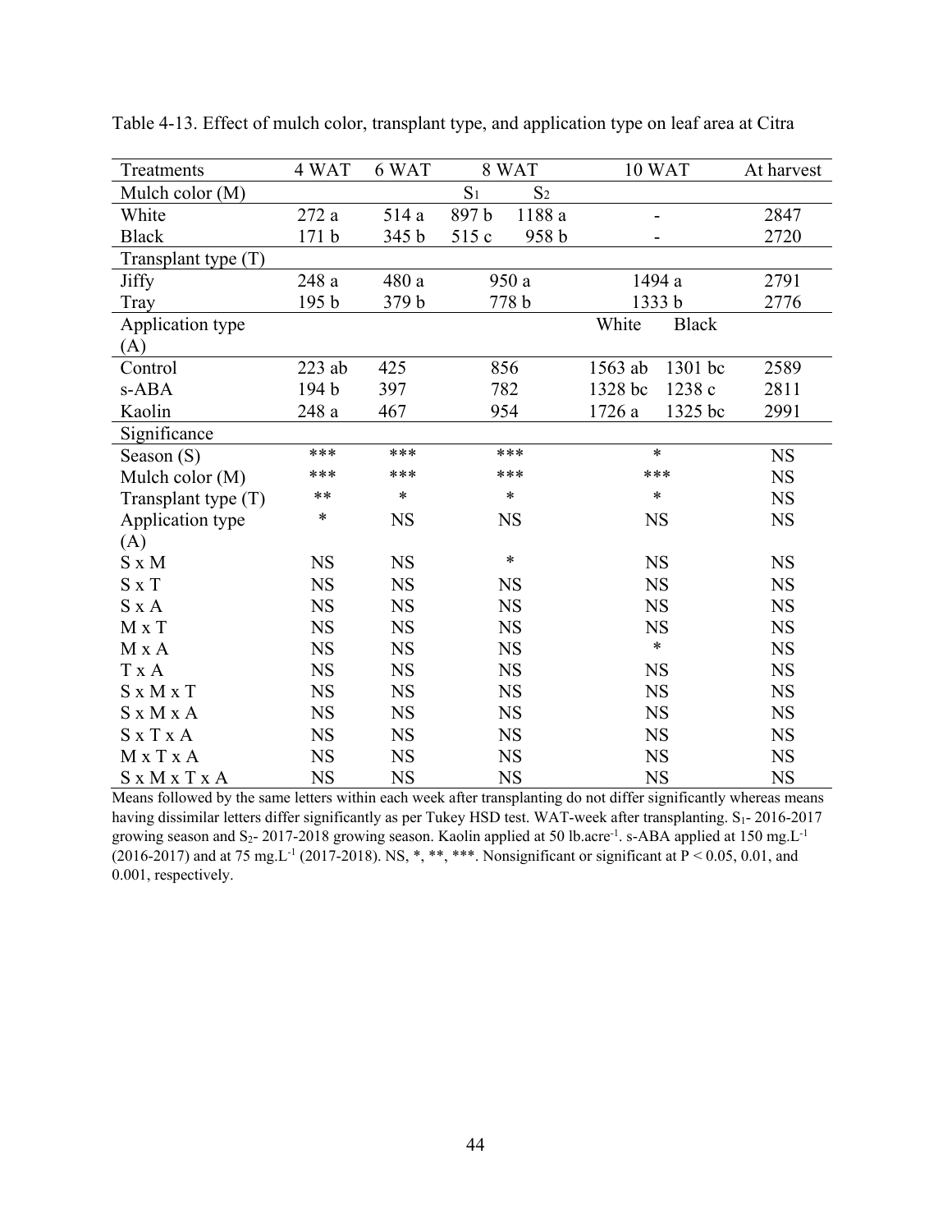Table 4-13. Effect of mulch color, transplant type, and application type on leaf area at Citra

| Treatments | 4 WAT | 6 WAT | 8 WAT | | 10 WAT | | At harvest |
|---|---|---|---|---|---|---|---|
| Mulch color (M) | | | $S_1$ | $S_2$ | | | |
| White | 272 a | 514 a | 897 b | 1188 a | - | | 2847 |
| Black | 171 b | 345 b | 515 c | 958 b | - | | 2720 |
| Transplant type (T) | | | | | | | |
| Jiffy | 248 a | 480 a | 950 a | | 1494 a | | 2791 |
| Tray | 195 b | 379 b | 778 b | | 1333 b | | 2776 |
| Application type (A) | | | | | White | Black | |
| Control | 223 ab | 425 | 856 | | 1563 ab | 1301 bc | 2589 |
| s-ABA | 194 b | 397 | 782 | | 1328 bc | 1238 c | 2811 |
| Kaolin | 248 a | 467 | 954 | | 1726 a | 1325 bc | 2991 |
| Significance | | | | | | | |
| Season (S) | *** | *** | *** | | * | | NS |
| Mulch color (M) | *** | *** | *** | | *** | | NS |
| Transplant type (T) | ** | * | * | | * | | NS |
| Application type (A) | * | NS | NS | | NS | | NS |
| S x M | NS | NS | * | | NS | | NS |
| S x T | NS | NS | NS | | NS | | NS |
| S x A | NS | NS | NS | | NS | | NS |
| M x T | NS | NS | NS | | NS | | NS |
| M x A | NS | NS | NS | | * | | NS |
| T x A | NS | NS | NS | | NS | | NS |
| S x M x T | NS | NS | NS | | NS | | NS |
| S x M x A | NS | NS | NS | | NS | | NS |
| S x T x A | NS | NS | NS | | NS | | NS |
| M x T x A | NS | NS | NS | | NS | | NS |
| S x M x T x A | NS | NS | NS | | NS | | NS |

Means followed by the same letters within each week after transplanting do not differ significantly whereas means having dissimilar letters differ significantly as per Tukey HSD test. WAT-week after transplanting. $S_1$- 2016-2017 growing season and $S_2$- 2017-2018 growing season. Kaolin applied at 50 lb.acre$^{-1}$. s-ABA applied at 150 mg.L$^{-1}$ (2016-2017) and at 75 mg.L$^{-1}$ (2017-2018). NS, *, **, ***. Nonsignificant or significant at $P < 0.05$, 0.01, and 0.001, respectively.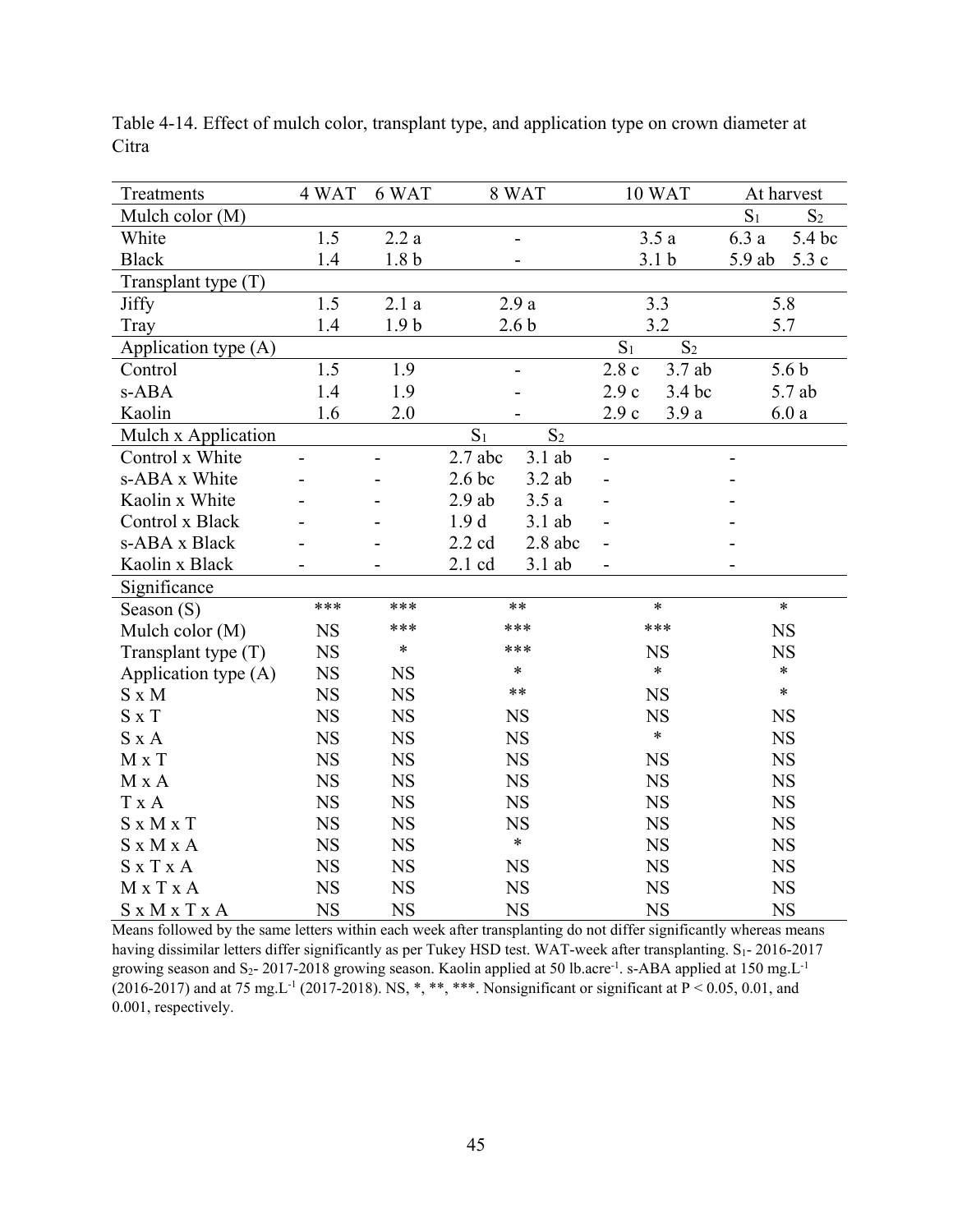Table 4-14. Effect of mulch color, transplant type, and application type on crown diameter at Citra

| Treatments | 4 WAT | 6 WAT | 8 WAT | | 10 WAT | | At harvest | |
|---|---|---|---|---|---|---|---|---|
| Mulch color (M) | | | | | | | $S_1$ | $S_2$ |
| White | 1.5 | 2.2 a | - | | 3.5 a | | 6.3 a | 5.4 bc |
| Black | 1.4 | 1.8 b | - | | 3.1 b | | 5.9 ab | 5.3 c |
| Transplant type (T) | | | | | | | | |
| Jiffy | 1.5 | 2.1 a | 2.9 a | | 3.3 | | 5.8 | |
| Tray | 1.4 | 1.9 b | 2.6 b | | 3.2 | | 5.7 | |
| Application type (A) | | | | | $S_1$ | $S_2$ | | |
| Control | 1.5 | 1.9 | - | | 2.8 c | 3.7 ab | 5.6 b | |
| s-ABA | 1.4 | 1.9 | - | | 2.9 c | 3.4 bc | 5.7 ab | |
| Kaolin | 1.6 | 2.0 | - | | 2.9 c | 3.9 a | 6.0 a | |
| Mulch x Application | | | $S_1$ | $S_2$ | | | | |
| Control x White | - | - | 2.7 abc | 3.1 ab | - | | - | |
| s-ABA x White | - | - | 2.6 bc | 3.2 ab | - | | - | |
| Kaolin x White | - | - | 2.9 ab | 3.5 a | - | | - | |
| Control x Black | - | - | 1.9 d | 3.1 ab | - | | - | |
| s-ABA x Black | - | - | 2.2 cd | 2.8 abc | - | | - | |
| Kaolin x Black | - | - | 2.1 cd | 3.1 ab | - | | - | |
| Significance | | | | | | | | |
| Season (S) | *** | *** | ** | | * | | * | |
| Mulch color (M) | NS | *** | *** | | *** | | NS | |
| Transplant type (T) | NS | * | *** | | NS | | NS | |
| Application type (A) | NS | NS | * | | * | | * | |
| S x M | NS | NS | ** | | NS | | * | |
| S x T | NS | NS | NS | | NS | | NS | |
| S x A | NS | NS | NS | | * | | NS | |
| M x T | NS | NS | NS | | NS | | NS | |
| M x A | NS | NS | NS | | NS | | NS | |
| T x A | NS | NS | NS | | NS | | NS | |
| S x M x T | NS | NS | NS | | NS | | NS | |
| S x M x A | NS | NS | * | | NS | | NS | |
| S x T x A | NS | NS | NS | | NS | | NS | |
| M x T x A | NS | NS | NS | | NS | | NS | |
| S x M x T x A | NS | NS | NS | | NS | | NS | |

Means followed by the same letters within each week after transplanting do not differ significantly whereas means having dissimilar letters differ significantly as per Tukey HSD test. WAT-week after transplanting. $S_1$- 2016-2017 growing season and $S_2$- 2017-2018 growing season. Kaolin applied at 50 $lb.acre^{-1}$. s-ABA applied at 150 $mg.L^{-1}$ (2016-2017) and at 75 $mg.L^{-1}$ (2017-2018). NS, *, **, ***. Nonsignificant or significant at $P < 0.05$, 0.01, and 0.001, respectively.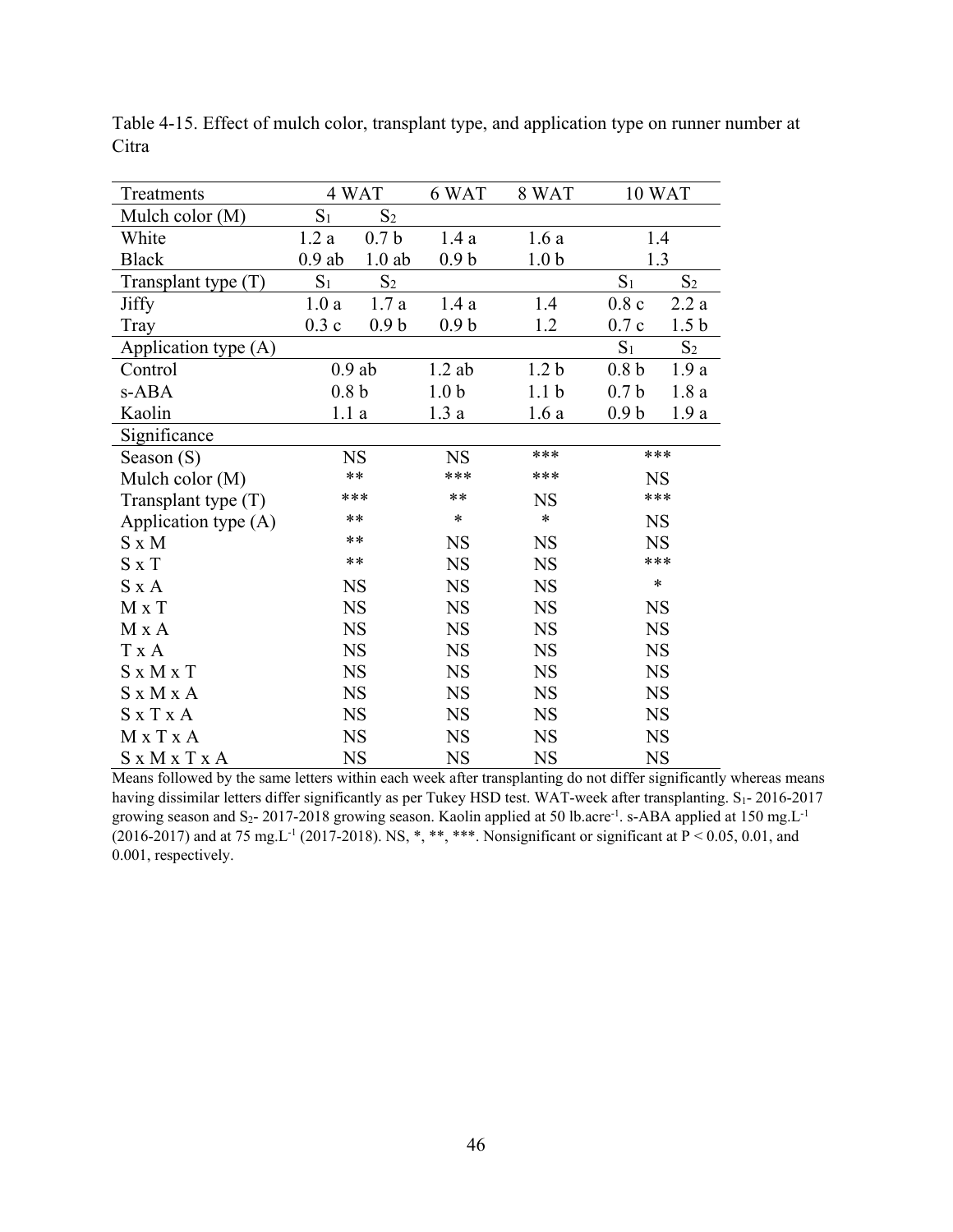Table 4-15. Effect of mulch color, transplant type, and application type on runner number at Citra

| Treatments | 4 WAT | | 6 WAT | 8 WAT | 10 WAT | |
|---|---|---|---|---|---|---|
| Mulch color (M) | $S_1$ | $S_2$ | | | | |
| White | 1.2 a | 0.7 b | 1.4 a | 1.6 a | 1.4 | |
| Black | 0.9 ab | 1.0 ab | 0.9 b | 1.0 b | 1.3 | |
| Transplant type (T) | $S_1$ | $S_2$ | | | $S_1$ | $S_2$ |
| Jiffy | 1.0 a | 1.7 a | 1.4 a | 1.4 | 0.8 c | 2.2 a |
| Tray | 0.3 c | 0.9 b | 0.9 b | 1.2 | 0.7 c | 1.5 b |
| Application type (A) | | | | | $S_1$ | $S_2$ |
| Control | 0.9 ab | | 1.2 ab | 1.2 b | 0.8 b | 1.9 a |
| s-ABA | 0.8 b | | 1.0 b | 1.1 b | 0.7 b | 1.8 a |
| Kaolin | 1.1 a | | 1.3 a | 1.6 a | 0.9 b | 1.9 a |
| Significance | | | | | | |
| Season (S) | NS | | NS | *** | *** | |
| Mulch color (M) | ** | | *** | *** | NS | |
| Transplant type (T) | *** | | ** | NS | *** | |
| Application type (A) | ** | | * | * | NS | |
| S x M | ** | | NS | NS | NS | |
| S x T | ** | | NS | NS | *** | |
| S x A | NS | | NS | NS | * | |
| M x T | NS | | NS | NS | NS | |
| M x A | NS | | NS | NS | NS | |
| T x A | NS | | NS | NS | NS | |
| S x M x T | NS | | NS | NS | NS | |
| S x M x A | NS | | NS | NS | NS | |
| S x T x A | NS | | NS | NS | NS | |
| M x T x A | NS | | NS | NS | NS | |
| S x M x T x A | NS | | NS | NS | NS | |

Means followed by the same letters within each week after transplanting do not differ significantly whereas means having dissimilar letters differ significantly as per Tukey HSD test. WAT-week after transplanting. $S_1$- 2016-2017 growing season and $S_2$- 2017-2018 growing season. Kaolin applied at 50 lb.acre$^{-1}$. s-ABA applied at 150 mg.L$^{-1}$ (2016-2017) and at 75 mg.L$^{-1}$ (2017-2018). NS, *, **, ***. Nonsignificant or significant at $P < 0.05$, 0.01, and 0.001, respectively.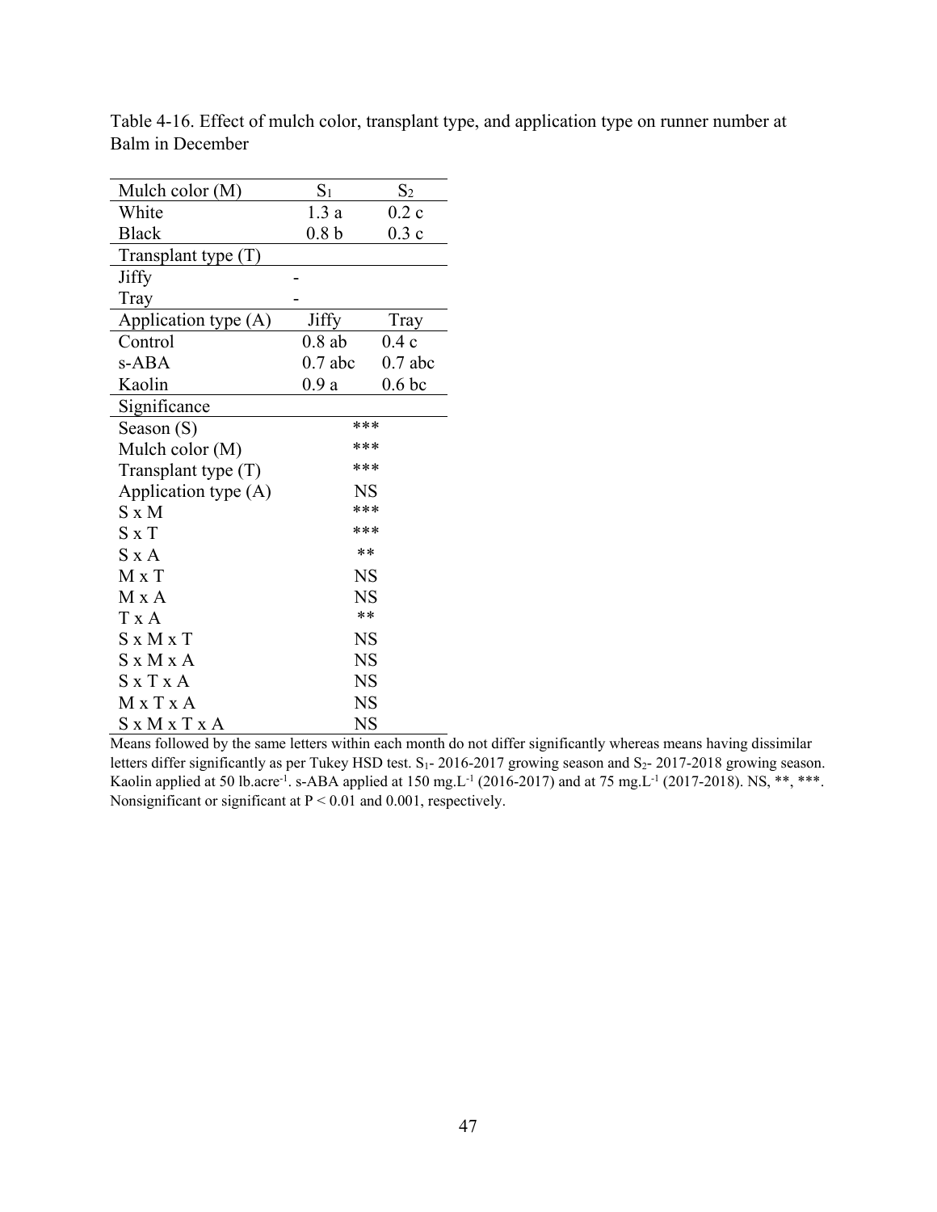Table 4-16. Effect of mulch color, transplant type, and application type on runner number at Balm in December

| Mulch color (M) | $S_1$ | $S_2$ |
|---|---|---|
| White | 1.3 a | 0.2 c |
| Black | 0.8 b | 0.3 c |
| Transplant type (T) | | |
| Jiffy | - | |
| Tray | - | |
| Application type (A) | Jiffy | Tray |
| Control | 0.8 ab | 0.4 c |
| s-ABA | 0.7 abc | 0.7 abc |
| Kaolin | 0.9 a | 0.6 bc |
| Significance | | |
| Season (S) | *** | |
| Mulch color (M) | *** | |
| Transplant type (T) | *** | |
| Application type (A) | NS | |
| S x M | *** | |
| S x T | *** | |
| S x A | ** | |
| M x T | NS | |
| M x A | NS | |
| T x A | ** | |
| S x M x T | NS | |
| S x M x A | NS | |
| S x T x A | NS | |
| M x T x A | NS | |
| S x M x T x A | NS | |

Means followed by the same letters within each month do not differ significantly whereas means having dissimilar letters differ significantly as per Tukey HSD test. $S_1$- 2016-2017 growing season and $S_2$- 2017-2018 growing season. Kaolin applied at 50 lb.acre$^{-1}$. s-ABA applied at 150 mg.L$^{-1}$ (2016-2017) and at 75 mg.L$^{-1}$ (2017-2018). NS, **, ***. Nonsignificant or significant at $P < 0.01$ and 0.001, respectively.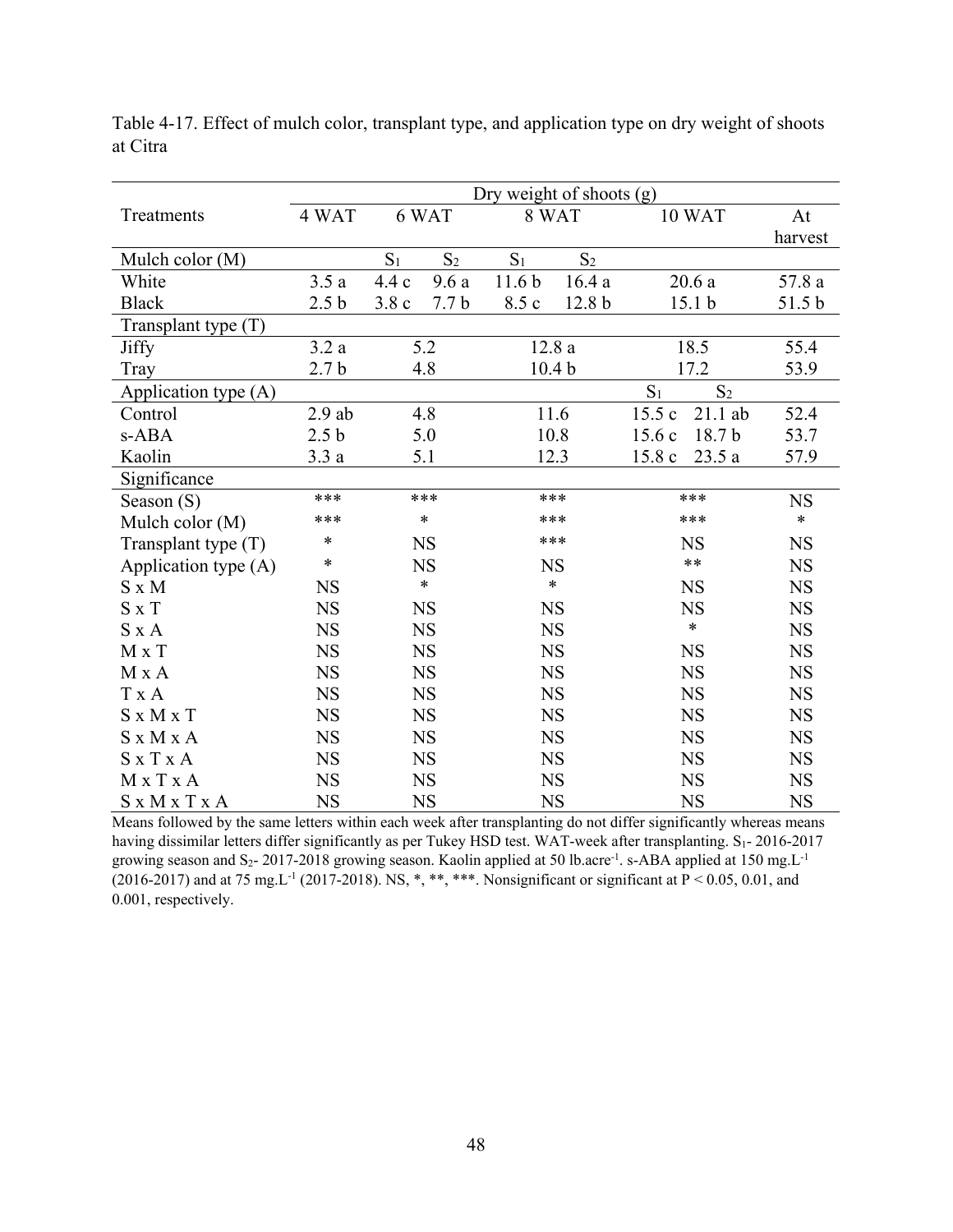Table 4-17. Effect of mulch color, transplant type, and application type on dry weight of shoots at Citra

| Treatments | Dry weight of shoots (g) | | | | | | | |
|---|---|---|---|---|---|---|---|---|
| | 4 WAT | 6 WAT | | 8 WAT | | 10 WAT | | At harvest |
| Mulch color (M) | | $S_1$ | $S_2$ | $S_1$ | $S_2$ | | | |
| White | 3.5 a | 4.4 c | 9.6 a | 11.6 b | 16.4 a | 20.6 a | | 57.8 a |
| Black | 2.5 b | 3.8 c | 7.7 b | 8.5 c | 12.8 b | 15.1 b | | 51.5 b |
| Transplant type (T) | | | | | | | | |
| Jiffy | 3.2 a | 5.2 | | 12.8 a | | 18.5 | | 55.4 |
| Tray | 2.7 b | 4.8 | | 10.4 b | | 17.2 | | 53.9 |
| Application type (A) | | | | | | $S_1$ | $S_2$ | |
| Control | 2.9 ab | 4.8 | | 11.6 | | 15.5 c | 21.1 ab | 52.4 |
| s-ABA | 2.5 b | 5.0 | | 10.8 | | 15.6 c | 18.7 b | 53.7 |
| Kaolin | 3.3 a | 5.1 | | 12.3 | | 15.8 c | 23.5 a | 57.9 |
| Significance | | | | | | | | |
| Season (S) | *** | *** | | *** | | *** | | NS |
| Mulch color (M) | *** | * | | *** | | *** | | * |
| Transplant type (T) | * | NS | | *** | | NS | | NS |
| Application type (A) | * | NS | | NS | | ** | | NS |
| S x M | NS | * | | * | | NS | | NS |
| S x T | NS | NS | | NS | | NS | | NS |
| S x A | NS | NS | | NS | | * | | NS |
| M x T | NS | NS | | NS | | NS | | NS |
| M x A | NS | NS | | NS | | NS | | NS |
| T x A | NS | NS | | NS | | NS | | NS |
| S x M x T | NS | NS | | NS | | NS | | NS |
| S x M x A | NS | NS | | NS | | NS | | NS |
| S x T x A | NS | NS | | NS | | NS | | NS |
| M x T x A | NS | NS | | NS | | NS | | NS |
| S x M x T x A | NS | NS | | NS | | NS | | NS |

Means followed by the same letters within each week after transplanting do not differ significantly whereas means having dissimilar letters differ significantly as per Tukey HSD test. WAT-week after transplanting. $S_1$- 2016-2017 growing season and $S_2$- 2017-2018 growing season. Kaolin applied at 50 lb.acre$^{-1}$. s-ABA applied at 150 mg.L$^{-1}$ (2016-2017) and at 75 mg.L$^{-1}$ (2017-2018). NS, *, **, ***. Nonsignificant or significant at $P < 0.05$, 0.01, and 0.001, respectively.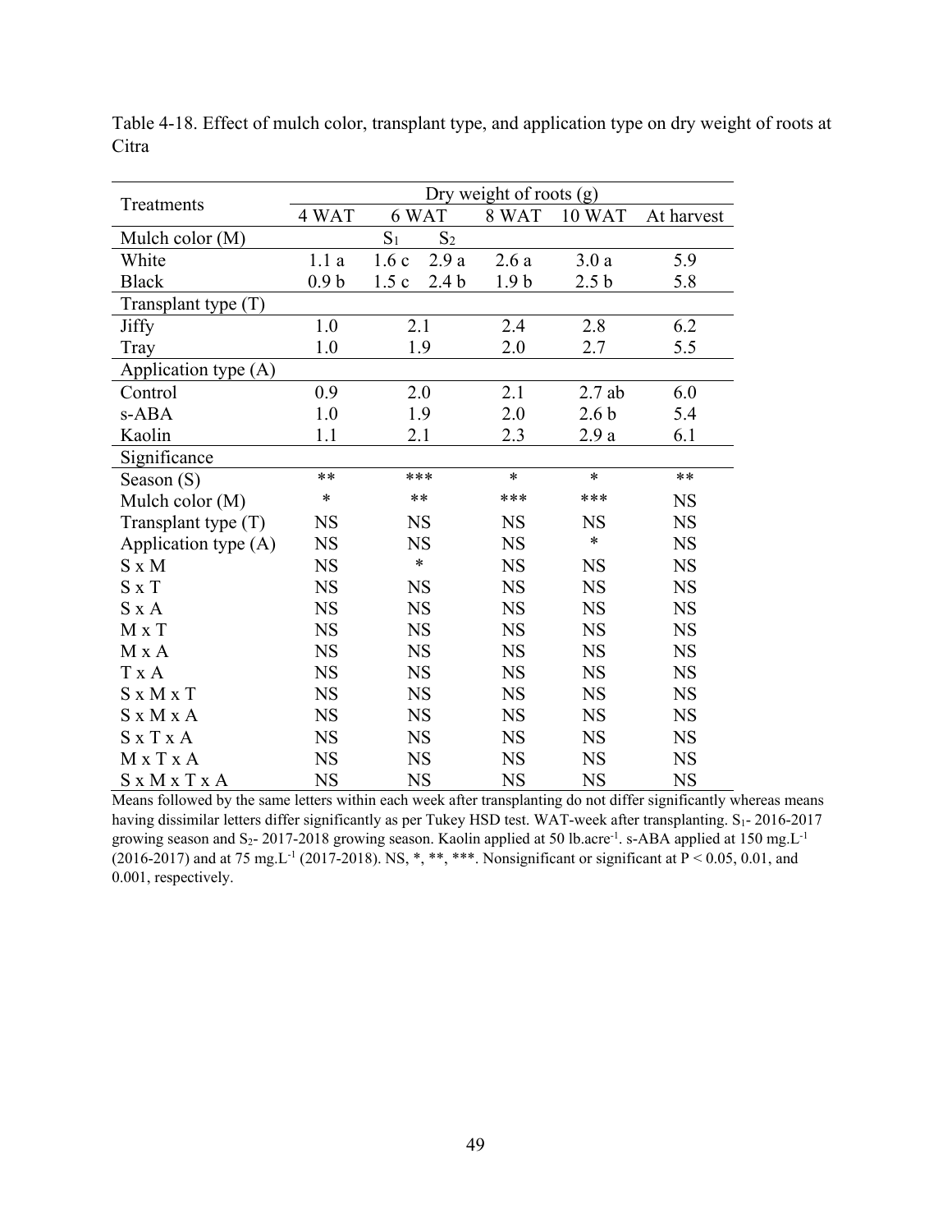Table 4-18. Effect of mulch color, transplant type, and application type on dry weight of roots at Citra

| Treatments | Dry weight of roots (g) | | | | | |
|---|---|---|---|---|---|---|
| | 4 WAT | 6 WAT | | 8 WAT | 10 WAT | At harvest |
| Mulch color (M) | | $S_1$ | $S_2$ | | | |
| White | 1.1 a | 1.6 c | 2.9 a | 2.6 a | 3.0 a | 5.9 |
| Black | 0.9 b | 1.5 c | 2.4 b | 1.9 b | 2.5 b | 5.8 |
| Transplant type (T) | | | | | | |
| Jiffy | 1.0 | 2.1 | | 2.4 | 2.8 | 6.2 |
| Tray | 1.0 | 1.9 | | 2.0 | 2.7 | 5.5 |
| Application type (A) | | | | | | |
| Control | 0.9 | 2.0 | | 2.1 | 2.7 ab | 6.0 |
| s-ABA | 1.0 | 1.9 | | 2.0 | 2.6 b | 5.4 |
| Kaolin | 1.1 | 2.1 | | 2.3 | 2.9 a | 6.1 |
| Significance | | | | | | |
| Season (S) | ** | *** | | * | * | ** |
| Mulch color (M) | * | ** | | *** | *** | NS |
| Transplant type (T) | NS | NS | | NS | NS | NS |
| Application type (A) | NS | NS | | NS | * | NS |
| S x M | NS | * | | NS | NS | NS |
| S x T | NS | NS | | NS | NS | NS |
| S x A | NS | NS | | NS | NS | NS |
| M x T | NS | NS | | NS | NS | NS |
| M x A | NS | NS | | NS | NS | NS |
| T x A | NS | NS | | NS | NS | NS |
| S x M x T | NS | NS | | NS | NS | NS |
| S x M x A | NS | NS | | NS | NS | NS |
| S x T x A | NS | NS | | NS | NS | NS |
| M x T x A | NS | NS | | NS | NS | NS |
| S x M x T x A | NS | NS | | NS | NS | NS |

Means followed by the same letters within each week after transplanting do not differ significantly whereas means having dissimilar letters differ significantly as per Tukey HSD test. WAT-week after transplanting. $S_1$- 2016-2017 growing season and $S_2$- 2017-2018 growing season. Kaolin applied at 50 $lb.acre^{-1}$. s-ABA applied at 150 $mg.L^{-1}$ (2016-2017) and at 75 $mg.L^{-1}$ (2017-2018). NS, *, **, ***. Nonsignificant or significant at $P < 0.05$, 0.01, and 0.001, respectively.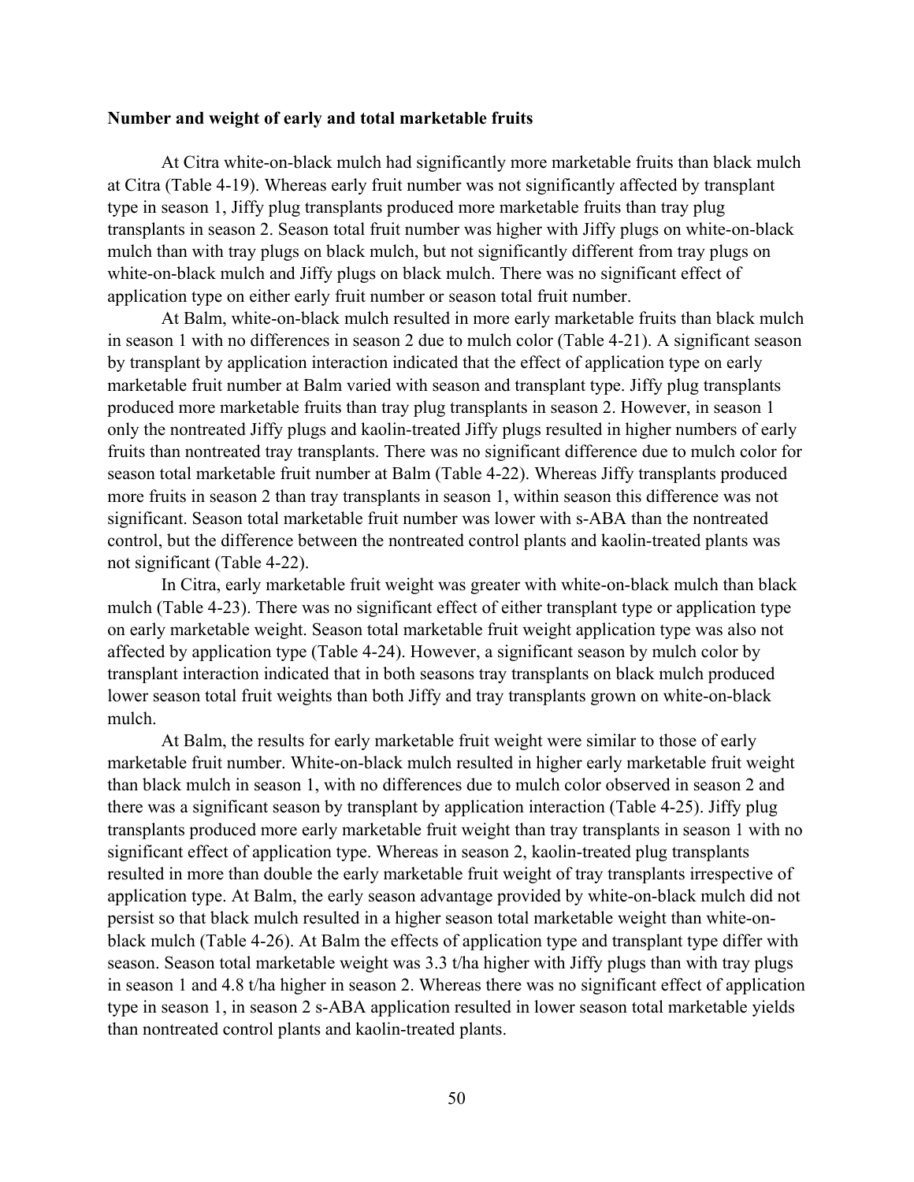**Number and weight of early and total marketable fruits**

At Citra white-on-black mulch had significantly more marketable fruits than black mulch at Citra (Table 4-19). Whereas early fruit number was not significantly affected by transplant type in season 1, Jiffy plug transplants produced more marketable fruits than tray plug transplants in season 2. Season total fruit number was higher with Jiffy plugs on white-on-black mulch than with tray plugs on black mulch, but not significantly different from tray plugs on white-on-black mulch and Jiffy plugs on black mulch. There was no significant effect of application type on either early fruit number or season total fruit number.

At Balm, white-on-black mulch resulted in more early marketable fruits than black mulch in season 1 with no differences in season 2 due to mulch color (Table 4-21). A significant season by transplant by application interaction indicated that the effect of application type on early marketable fruit number at Balm varied with season and transplant type. Jiffy plug transplants produced more marketable fruits than tray plug transplants in season 2. However, in season 1 only the nontreated Jiffy plugs and kaolin-treated Jiffy plugs resulted in higher numbers of early fruits than nontreated tray transplants. There was no significant difference due to mulch color for season total marketable fruit number at Balm (Table 4-22). Whereas Jiffy transplants produced more fruits in season 2 than tray transplants in season 1, within season this difference was not significant. Season total marketable fruit number was lower with s-ABA than the nontreated control, but the difference between the nontreated control plants and kaolin-treated plants was not significant (Table 4-22).

In Citra, early marketable fruit weight was greater with white-on-black mulch than black mulch (Table 4-23). There was no significant effect of either transplant type or application type on early marketable weight. Season total marketable fruit weight application type was also not affected by application type (Table 4-24). However, a significant season by mulch color by transplant interaction indicated that in both seasons tray transplants on black mulch produced lower season total fruit weights than both Jiffy and tray transplants grown on white-on-black mulch.

At Balm, the results for early marketable fruit weight were similar to those of early marketable fruit number. White-on-black mulch resulted in higher early marketable fruit weight than black mulch in season 1, with no differences due to mulch color observed in season 2 and there was a significant season by transplant by application interaction (Table 4-25). Jiffy plug transplants produced more early marketable fruit weight than tray transplants in season 1 with no significant effect of application type. Whereas in season 2, kaolin-treated plug transplants resulted in more than double the early marketable fruit weight of tray transplants irrespective of application type. At Balm, the early season advantage provided by white-on-black mulch did not persist so that black mulch resulted in a higher season total marketable weight than white-on-black mulch (Table 4-26). At Balm the effects of application type and transplant type differ with season. Season total marketable weight was 3.3 t/ha higher with Jiffy plugs than with tray plugs in season 1 and 4.8 t/ha higher in season 2. Whereas there was no significant effect of application type in season 1, in season 2 s-ABA application resulted in lower season total marketable yields than nontreated control plants and kaolin-treated plants.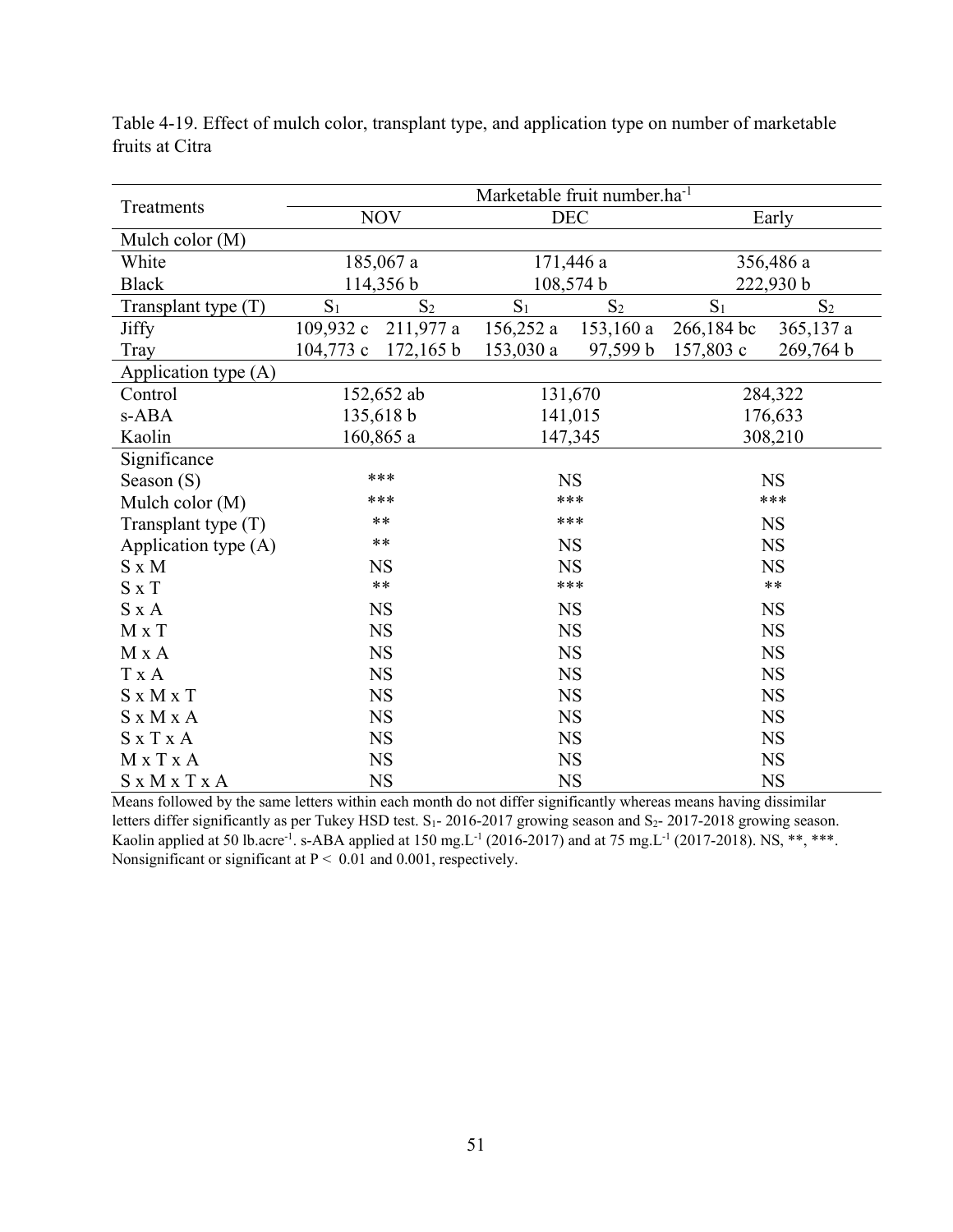Table 4-19. Effect of mulch color, transplant type, and application type on number of marketable fruits at Citra

| Treatments | Marketable fruit number.ha$^{-1}$ | | | | | |
|---|---|---|---|---|---|---|
| | NOV | | DEC | | Early | |
| Mulch color (M) | | | | | | |
| White | 185,067 a | | 171,446 a | | 356,486 a | |
| Black | 114,356 b | | 108,574 b | | 222,930 b | |
| Transplant type (T) | $S_1$ | $S_2$ | $S_1$ | $S_2$ | $S_1$ | $S_2$ |
| Jiffy | 109,932 c | 211,977 a | 156,252 a | 153,160 a | 266,184 bc | 365,137 a |
| Tray | 104,773 c | 172,165 b | 153,030 a | 97,599 b | 157,803 c | 269,764 b |
| Application type (A) | | | | | | |
| Control | 152,652 ab | | 131,670 | | 284,322 | |
| s-ABA | 135,618 b | | 141,015 | | 176,633 | |
| Kaolin | 160,865 a | | 147,345 | | 308,210 | |
| Significance | | | | | | |
| Season (S) | *** | | NS | | NS | |
| Mulch color (M) | *** | | *** | | *** | |
| Transplant type (T) | ** | | *** | | NS | |
| Application type (A) | ** | | NS | | NS | |
| S x M | NS | | NS | | NS | |
| S x T | ** | | *** | | ** | |
| S x A | NS | | NS | | NS | |
| M x T | NS | | NS | | NS | |
| M x A | NS | | NS | | NS | |
| T x A | NS | | NS | | NS | |
| S x M x T | NS | | NS | | NS | |
| S x M x A | NS | | NS | | NS | |
| S x T x A | NS | | NS | | NS | |
| M x T x A | NS | | NS | | NS | |
| S x M x T x A | NS | | NS | | NS | |

Means followed by the same letters within each month do not differ significantly whereas means having dissimilar letters differ significantly as per Tukey HSD test. $S_1$- 2016-2017 growing season and $S_2$- 2017-2018 growing season. Kaolin applied at 50 lb.acre$^{-1}$. s-ABA applied at 150 mg.L$^{-1}$ (2016-2017) and at 75 mg.L$^{-1}$ (2017-2018). NS, **, ***. Nonsignificant or significant at $P < 0.01$ and 0.001, respectively.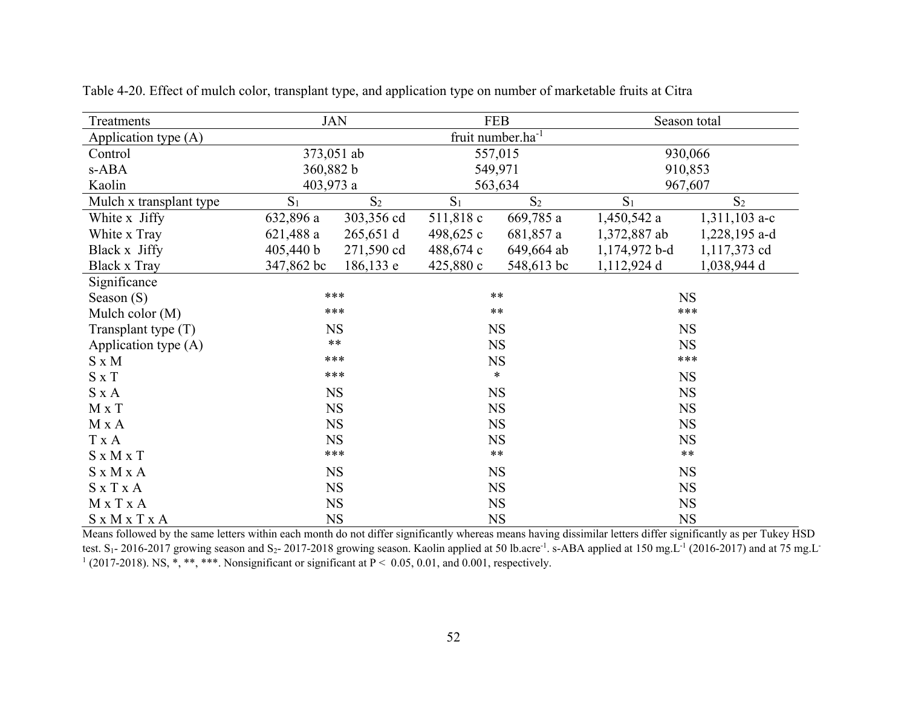Table 4-20. Effect of mulch color, transplant type, and application type on number of marketable fruits at Citra

| Treatments | JAN | | FEB | | Season total | |
|---|---|---|---|---|---|---|
| Application type (A) | fruit number.ha$^{-1}$ | | | | | |
| Control | 373,051 ab | | 557,015 | | 930,066 | |
| s-ABA | 360,882 b | | 549,971 | | 910,853 | |
| Kaolin | 403,973 a | | 563,634 | | 967,607 | |
| Mulch x transplant type | $S_1$ | $S_2$ | $S_1$ | $S_2$ | $S_1$ | $S_2$ |
| White x Jiffy | 632,896 a | 303,356 cd | 511,818 c | 669,785 a | 1,450,542 a | 1,311,103 a-c |
| White x Tray | 621,488 a | 265,651 d | 498,625 c | 681,857 a | 1,372,887 ab | 1,228,195 a-d |
| Black x Jiffy | 405,440 b | 271,590 cd | 488,674 c | 649,664 ab | 1,174,972 b-d | 1,117,373 cd |
| Black x Tray | 347,862 bc | 186,133 e | 425,880 c | 548,613 bc | 1,112,924 d | 1,038,944 d |
| Significance | | | | | | |
| Season (S) | *** | | ** | | NS | |
| Mulch color (M) | *** | | ** | | *** | |
| Transplant type (T) | NS | | NS | | NS | |
| Application type (A) | ** | | NS | | NS | |
| S x M | *** | | NS | | *** | |
| S x T | *** | | * | | NS | |
| S x A | NS | | NS | | NS | |
| M x T | NS | | NS | | NS | |
| M x A | NS | | NS | | NS | |
| T x A | NS | | NS | | NS | |
| S x M x T | *** | | ** | | ** | |
| S x M x A | NS | | NS | | NS | |
| S x T x A | NS | | NS | | NS | |
| M x T x A | NS | | NS | | NS | |
| S x M x T x A | NS | | NS | | NS | |

Means followed by the same letters within each month do not differ significantly whereas means having dissimilar letters differ significantly as per Tukey HSD test. $S_1$- 2016-2017 growing season and $S_2$- 2017-2018 growing season. Kaolin applied at 50 lb.acre$^{-1}$. s-ABA applied at 150 mg.L$^{-1}$ (2016-2017) and at 75 mg.L$^{-1}$ (2017-2018). NS, *, **, ***. Nonsignificant or significant at $P < 0.05, 0.01$, and 0.001, respectively.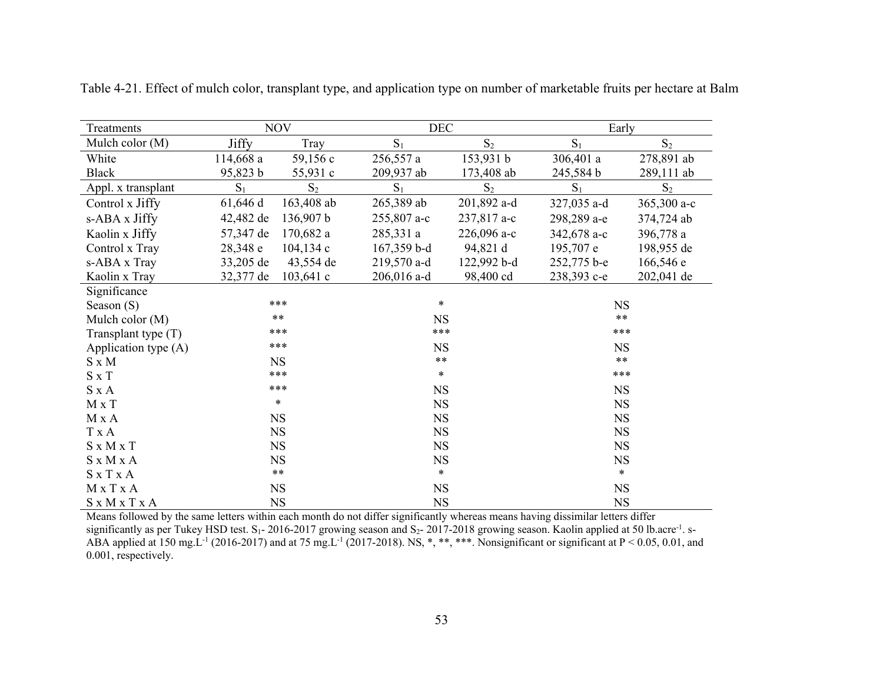Table 4-21. Effect of mulch color, transplant type, and application type on number of marketable fruits per hectare at Balm

| Treatments | NOV | | DEC | | Early | |
|---|---|---|---|---|---|---|
| Mulch color (M) | Jiffy | Tray | $S_1$ | $S_2$ | $S_1$ | $S_2$ |
| White | 114,668 a | 59,156 c | 256,557 a | 153,931 b | 306,401 a | 278,891 ab |
| Black | 95,823 b | 55,931 c | 209,937 ab | 173,408 ab | 245,584 b | 289,111 ab |
| Appl. x transplant | $S_1$ | $S_2$ | $S_1$ | $S_2$ | $S_1$ | $S_2$ |
| Control x Jiffy | 61,646 d | 163,408 ab | 265,389 ab | 201,892 a-d | 327,035 a-d | 365,300 a-c |
| s-ABA x Jiffy | 42,482 de | 136,907 b | 255,807 a-c | 237,817 a-c | 298,289 a-e | 374,724 ab |
| Kaolin x Jiffy | 57,347 de | 170,682 a | 285,331 a | 226,096 a-c | 342,678 a-c | 396,778 a |
| Control x Tray | 28,348 e | 104,134 c | 167,359 b-d | 94,821 d | 195,707 e | 198,955 de |
| s-ABA x Tray | 33,205 de | 43,554 de | 219,570 a-d | 122,992 b-d | 252,775 b-e | 166,546 e |
| Kaolin x Tray | 32,377 de | 103,641 c | 206,016 a-d | 98,400 cd | 238,393 c-e | 202,041 de |
| Significance | | | | | | |
| Season (S) | *** | | * | | NS | |
| Mulch color (M) | ** | | NS | | ** | |
| Transplant type (T) | *** | | *** | | *** | |
| Application type (A) | *** | | NS | | NS | |
| S x M | NS | | ** | | ** | |
| S x T | *** | | * | | *** | |
| S x A | *** | | NS | | NS | |
| M x T | * | | NS | | NS | |
| M x A | NS | | NS | | NS | |
| T x A | NS | | NS | | NS | |
| S x M x T | NS | | NS | | NS | |
| S x M x A | NS | | NS | | NS | |
| S x T x A | ** | | * | | * | |
| M x T x A | NS | | NS | | NS | |
| S x M x T x A | NS | | NS | | NS | |

Means followed by the same letters within each month do not differ significantly whereas means having dissimilar letters differ significantly as per Tukey HSD test. $S_1$- 2016-2017 growing season and $S_2$- 2017-2018 growing season. Kaolin applied at 50 lb.acre$^{-1}$. s-ABA applied at 150 mg.L$^{-1}$ (2016-2017) and at 75 mg.L$^{-1}$ (2017-2018). NS, *, **, ***. Nonsignificant or significant at $P < 0.05$, 0.01, and 0.001, respectively.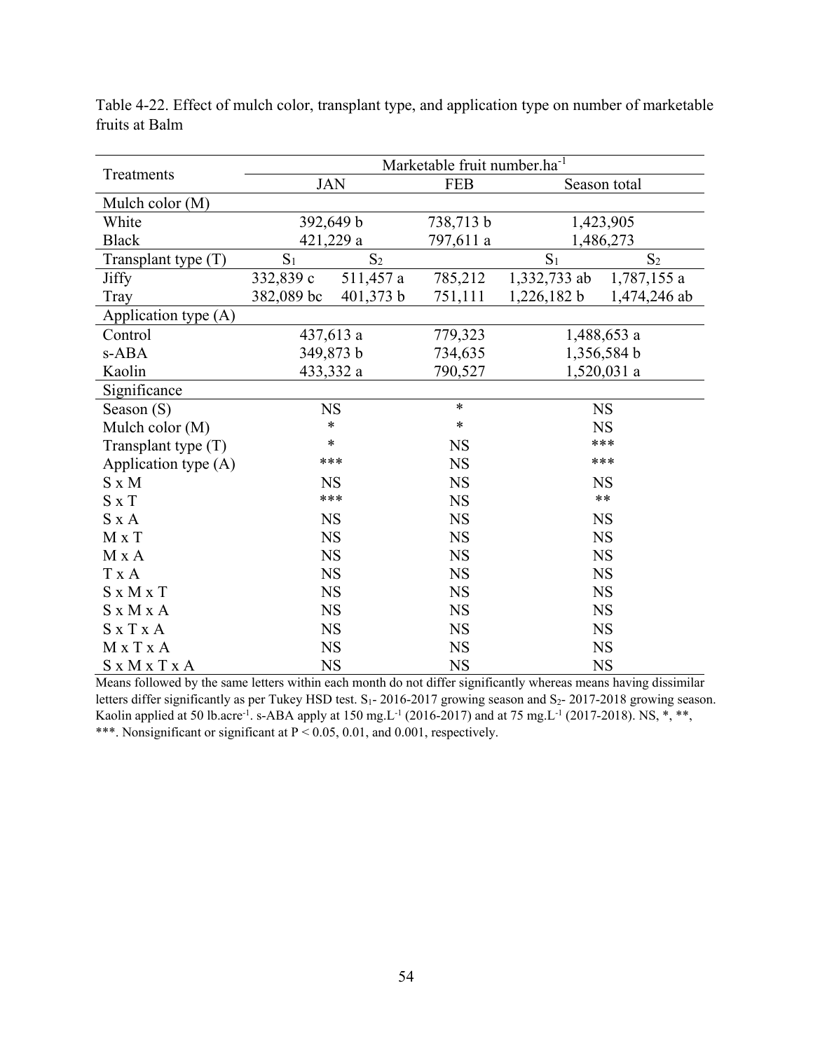Table 4-22. Effect of mulch color, transplant type, and application type on number of marketable fruits at Balm

| Treatments | Marketable fruit number.ha$^{-1}$ | | | | |
|---|---|---|---|---|---|
| | JAN | | FEB | Season total | |
| Mulch color (M) | | | | | |
| White | 392,649 b | | 738,713 b | 1,423,905 | |
| Black | 421,229 a | | 797,611 a | 1,486,273 | |
| Transplant type (T) | $S_1$ | $S_2$ | | $S_1$ | $S_2$ |
| Jiffy | 332,839 c | 511,457 a | 785,212 | 1,332,733 ab | 1,787,155 a |
| Tray | 382,089 bc | 401,373 b | 751,111 | 1,226,182 b | 1,474,246 ab |
| Application type (A) | | | | | |
| Control | 437,613 a | | 779,323 | 1,488,653 a | |
| s-ABA | 349,873 b | | 734,635 | 1,356,584 b | |
| Kaolin | 433,332 a | | 790,527 | 1,520,031 a | |
| Significance | | | | | |
| Season (S) | NS | | * | NS | |
| Mulch color (M) | * | | * | NS | |
| Transplant type (T) | * | | NS | *** | |
| Application type (A) | *** | | NS | *** | |
| S x M | NS | | NS | NS | |
| S x T | *** | | NS | ** | |
| S x A | NS | | NS | NS | |
| M x T | NS | | NS | NS | |
| M x A | NS | | NS | NS | |
| T x A | NS | | NS | NS | |
| S x M x T | NS | | NS | NS | |
| S x M x A | NS | | NS | NS | |
| S x T x A | NS | | NS | NS | |
| M x T x A | NS | | NS | NS | |
| S x M x T x A | NS | | NS | NS | |

Means followed by the same letters within each month do not differ significantly whereas means having dissimilar letters differ significantly as per Tukey HSD test. $S_1$- 2016-2017 growing season and $S_2$- 2017-2018 growing season. Kaolin applied at 50 lb.acre$^{-1}$. s-ABA apply at 150 mg.L$^{-1}$ (2016-2017) and at 75 mg.L$^{-1}$ (2017-2018). NS, *, **, ***. Nonsignificant or significant at $P < 0.05$, 0.01, and 0.001, respectively.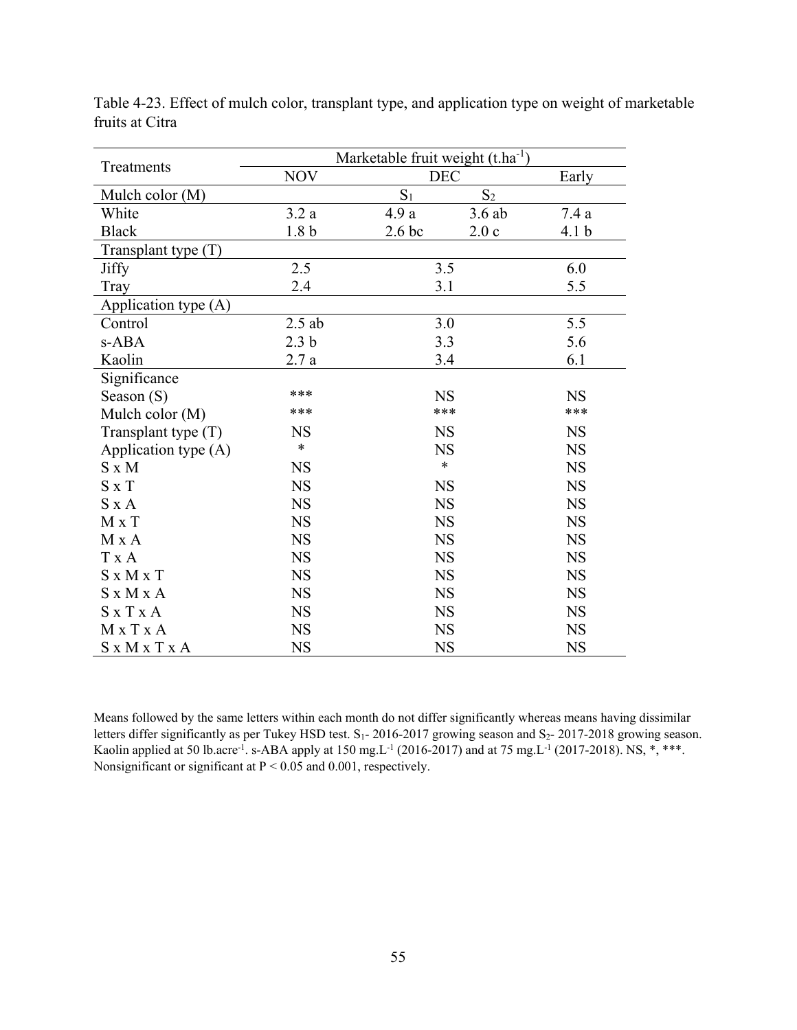Table 4-23. Effect of mulch color, transplant type, and application type on weight of marketable fruits at Citra

| Treatments | Marketable fruit weight ($t.ha^{-1}$) | | | |
|---|---|---|---|---|
| | NOV | DEC | | Early |
| Mulch color (M) | | $S_1$ | $S_2$ | |
| White | 3.2 a | 4.9 a | 3.6 ab | 7.4 a |
| Black | 1.8 b | 2.6 bc | 2.0 c | 4.1 b |
| Transplant type (T) | | | | |
| Jiffy | 2.5 | 3.5 | | 6.0 |
| Tray | 2.4 | 3.1 | | 5.5 |
| Application type (A) | | | | |
| Control | 2.5 ab | 3.0 | | 5.5 |
| s-ABA | 2.3 b | 3.3 | | 5.6 |
| Kaolin | 2.7 a | 3.4 | | 6.1 |
| Significance | | | | |
| Season (S) | *** | NS | | NS |
| Mulch color (M) | *** | *** | | *** |
| Transplant type (T) | NS | NS | | NS |
| Application type (A) | * | NS | | NS |
| S x M | NS | * | | NS |
| S x T | NS | NS | | NS |
| S x A | NS | NS | | NS |
| M x T | NS | NS | | NS |
| M x A | NS | NS | | NS |
| T x A | NS | NS | | NS |
| S x M x T | NS | NS | | NS |
| S x M x A | NS | NS | | NS |
| S x T x A | NS | NS | | NS |
| M x T x A | NS | NS | | NS |
| S x M x T x A | NS | NS | | NS |

Means followed by the same letters within each month do not differ significantly whereas means having dissimilar letters differ significantly as per Tukey HSD test. $S_1$- 2016-2017 growing season and $S_2$- 2017-2018 growing season. Kaolin applied at 50 $lb.acre^{-1}$. s-ABA apply at 150 $mg.L^{-1}$ (2016-2017) and at 75 $mg.L^{-1}$ (2017-2018). NS, *, ***. Nonsignificant or significant at $P < 0.05$ and 0.001, respectively.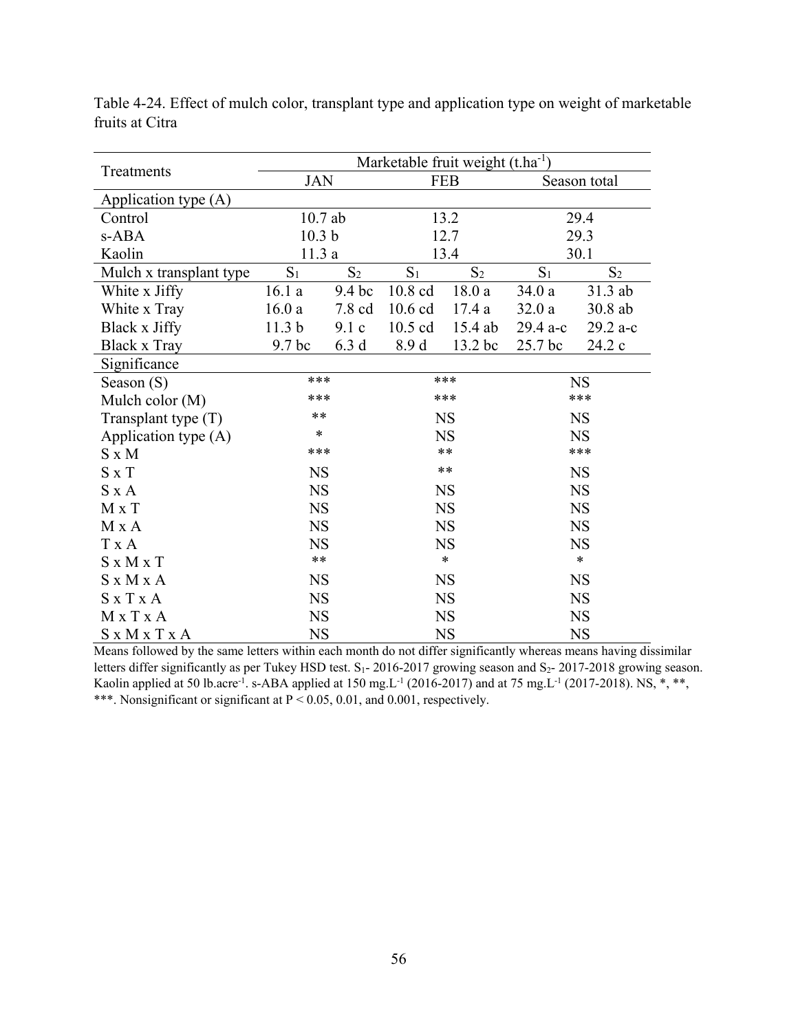Table 4-24. Effect of mulch color, transplant type and application type on weight of marketable fruits at Citra

| Treatments | Marketable fruit weight ($t.ha^{-1}$) | | | | | |
|---|---|---|---|---|---|---|
| | JAN | | FEB | | Season total | |
| Application type (A) | | | | | | |
| Control | 10.7 ab | | 13.2 | | 29.4 | |
| s-ABA | 10.3 b | | 12.7 | | 29.3 | |
| Kaolin | 11.3 a | | 13.4 | | 30.1 | |
| Mulch x transplant type | $S_1$ | $S_2$ | $S_1$ | $S_2$ | $S_1$ | $S_2$ |
| White x Jiffy | 16.1 a | 9.4 bc | 10.8 cd | 18.0 a | 34.0 a | 31.3 ab |
| White x Tray | 16.0 a | 7.8 cd | 10.6 cd | 17.4 a | 32.0 a | 30.8 ab |
| Black x Jiffy | 11.3 b | 9.1 c | 10.5 cd | 15.4 ab | 29.4 a-c | 29.2 a-c |
| Black x Tray | 9.7 bc | 6.3 d | 8.9 d | 13.2 bc | 25.7 bc | 24.2 c |
| Significance | | | | | | |
| Season (S) | *** | | *** | | NS | |
| Mulch color (M) | *** | | *** | | *** | |
| Transplant type (T) | ** | | NS | | NS | |
| Application type (A) | * | | NS | | NS | |
| S x M | *** | | ** | | *** | |
| S x T | NS | | ** | | NS | |
| S x A | NS | | NS | | NS | |
| M x T | NS | | NS | | NS | |
| M x A | NS | | NS | | NS | |
| T x A | NS | | NS | | NS | |
| S x M x T | ** | | * | | * | |
| S x M x A | NS | | NS | | NS | |
| S x T x A | NS | | NS | | NS | |
| M x T x A | NS | | NS | | NS | |
| S x M x T x A | NS | | NS | | NS | |

Means followed by the same letters within each month do not differ significantly whereas means having dissimilar letters differ significantly as per Tukey HSD test. $S_1$- 2016-2017 growing season and $S_2$- 2017-2018 growing season. Kaolin applied at 50 $lb.acre^{-1}$. s-ABA applied at 150 $mg.L^{-1}$ (2016-2017) and at 75 $mg.L^{-1}$ (2017-2018). NS, *, **, ***. Nonsignificant or significant at $P < 0.05$, 0.01, and 0.001, respectively.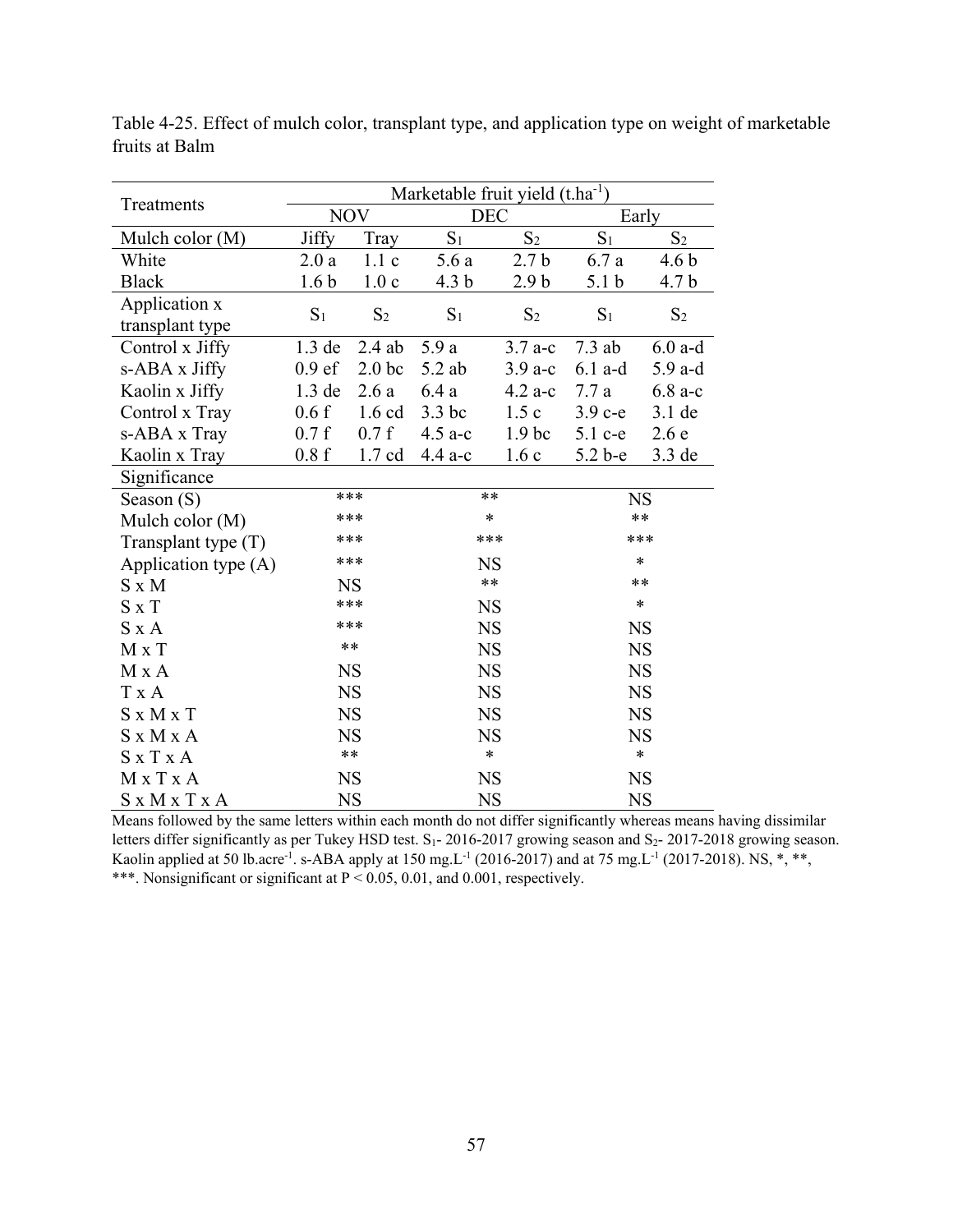Table 4-25. Effect of mulch color, transplant type, and application type on weight of marketable fruits at Balm

| Treatments | Marketable fruit yield ($t.ha^{-1}$) | | | | | |
|---|---|---|---|---|---|---|
| | NOV | | DEC | | Early | |
| Mulch color (M) | Jiffy | Tray | $S_1$ | $S_2$ | $S_1$ | $S_2$ |
| White | 2.0 a | 1.1 c | 5.6 a | 2.7 b | 6.7 a | 4.6 b |
| Black | 1.6 b | 1.0 c | 4.3 b | 2.9 b | 5.1 b | 4.7 b |
| Application x transplant type | $S_1$ | $S_2$ | $S_1$ | $S_2$ | $S_1$ | $S_2$ |
| Control x Jiffy | 1.3 de | 2.4 ab | 5.9 a | 3.7 a-c | 7.3 ab | 6.0 a-d |
| s-ABA x Jiffy | 0.9 ef | 2.0 bc | 5.2 ab | 3.9 a-c | 6.1 a-d | 5.9 a-d |
| Kaolin x Jiffy | 1.3 de | 2.6 a | 6.4 a | 4.2 a-c | 7.7 a | 6.8 a-c |
| Control x Tray | 0.6 f | 1.6 cd | 3.3 bc | 1.5 c | 3.9 c-e | 3.1 de |
| s-ABA x Tray | 0.7 f | 0.7 f | 4.5 a-c | 1.9 bc | 5.1 c-e | 2.6 e |
| Kaolin x Tray | 0.8 f | 1.7 cd | 4.4 a-c | 1.6 c | 5.2 b-e | 3.3 de |
| Significance | | | | | | |
| Season (S) | *** | | ** | | NS | |
| Mulch color (M) | *** | | * | | ** | |
| Transplant type (T) | *** | | *** | | *** | |
| Application type (A) | *** | | NS | | * | |
| S x M | NS | | ** | | ** | |
| S x T | *** | | NS | | * | |
| S x A | *** | | NS | | NS | |
| M x T | ** | | NS | | NS | |
| M x A | NS | | NS | | NS | |
| T x A | NS | | NS | | NS | |
| S x M x T | NS | | NS | | NS | |
| S x M x A | NS | | NS | | NS | |
| S x T x A | ** | | * | | * | |
| M x T x A | NS | | NS | | NS | |
| S x M x T x A | NS | | NS | | NS | |

Means followed by the same letters within each month do not differ significantly whereas means having dissimilar letters differ significantly as per Tukey HSD test. $S_1$- 2016-2017 growing season and $S_2$- 2017-2018 growing season. Kaolin applied at 50 $lb.acre^{-1}$. s-ABA apply at 150 $mg.L^{-1}$ (2016-2017) and at 75 $mg.L^{-1}$ (2017-2018). NS, *, **, ***. Nonsignificant or significant at $P < 0.05$, 0.01, and 0.001, respectively.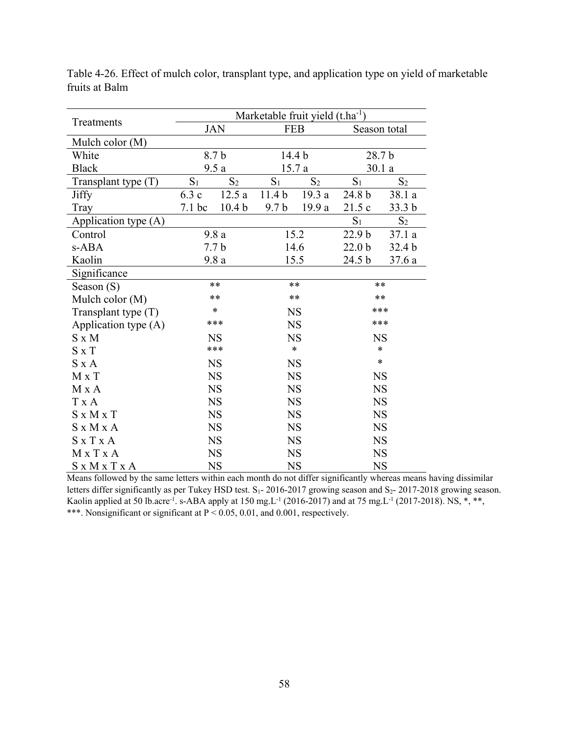Table 4-26. Effect of mulch color, transplant type, and application type on yield of marketable fruits at Balm

| Treatments | Marketable fruit yield ($t.ha^{-1}$) | | | | | |
|---|---|---|---|---|---|---|
| | JAN | | FEB | | Season total | |
| Mulch color (M) | | | | | | |
| White | 8.7 b | | 14.4 b | | 28.7 b | |
| Black | 9.5 a | | 15.7 a | | 30.1 a | |
| Transplant type (T) | $S_1$ | $S_2$ | $S_1$ | $S_2$ | $S_1$ | $S_2$ |
| Jiffy | 6.3 c | 12.5 a | 11.4 b | 19.3 a | 24.8 b | 38.1 a |
| Tray | 7.1 bc | 10.4 b | 9.7 b | 19.9 a | 21.5 c | 33.3 b |
| Application type (A) | | | | | $S_1$ | $S_2$ |
| Control | 9.8 a | | 15.2 | | 22.9 b | 37.1 a |
| s-ABA | 7.7 b | | 14.6 | | 22.0 b | 32.4 b |
| Kaolin | 9.8 a | | 15.5 | | 24.5 b | 37.6 a |
| Significance | | | | | | |
| Season (S) | ** | | ** | | ** | |
| Mulch color (M) | ** | | ** | | ** | |
| Transplant type (T) | * | | NS | | *** | |
| Application type (A) | *** | | NS | | *** | |
| S x M | NS | | NS | | NS | |
| S x T | *** | | * | | * | |
| S x A | NS | | NS | | * | |
| M x T | NS | | NS | | NS | |
| M x A | NS | | NS | | NS | |
| T x A | NS | | NS | | NS | |
| S x M x T | NS | | NS | | NS | |
| S x M x A | NS | | NS | | NS | |
| S x T x A | NS | | NS | | NS | |
| M x T x A | NS | | NS | | NS | |
| S x M x T x A | NS | | NS | | NS | |

Means followed by the same letters within each month do not differ significantly whereas means having dissimilar letters differ significantly as per Tukey HSD test. $S_1$- 2016-2017 growing season and $S_2$- 2017-2018 growing season. Kaolin applied at 50 $lb.acre^{-1}$. s-ABA apply at 150 $mg.L^{-1}$ (2016-2017) and at 75 $mg.L^{-1}$ (2017-2018). NS, *, **, ***. Nonsignificant or significant at $P < 0.05$, 0.01, and 0.001, respectively.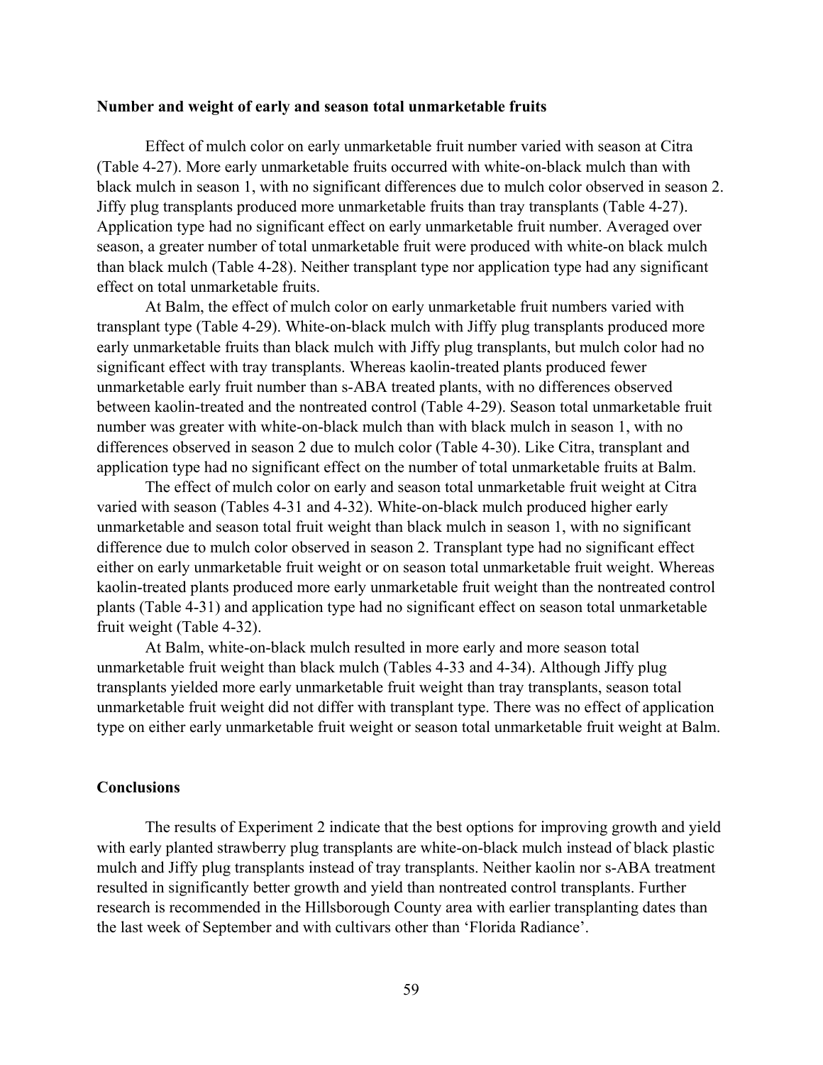### Number and weight of early and season total unmarketable fruits

Effect of mulch color on early unmarketable fruit number varied with season at Citra (Table 4-27). More early unmarketable fruits occurred with white-on-black mulch than with black mulch in season 1, with no significant differences due to mulch color observed in season 2. Jiffy plug transplants produced more unmarketable fruits than tray transplants (Table 4-27). Application type had no significant effect on early unmarketable fruit number. Averaged over season, a greater number of total unmarketable fruit were produced with white-on black mulch than black mulch (Table 4-28). Neither transplant type nor application type had any significant effect on total unmarketable fruits.

At Balm, the effect of mulch color on early unmarketable fruit numbers varied with transplant type (Table 4-29). White-on-black mulch with Jiffy plug transplants produced more early unmarketable fruits than black mulch with Jiffy plug transplants, but mulch color had no significant effect with tray transplants. Whereas kaolin-treated plants produced fewer unmarketable early fruit number than s-ABA treated plants, with no differences observed between kaolin-treated and the nontreated control (Table 4-29). Season total unmarketable fruit number was greater with white-on-black mulch than with black mulch in season 1, with no differences observed in season 2 due to mulch color (Table 4-30). Like Citra, transplant and application type had no significant effect on the number of total unmarketable fruits at Balm.

The effect of mulch color on early and season total unmarketable fruit weight at Citra varied with season (Tables 4-31 and 4-32). White-on-black mulch produced higher early unmarketable and season total fruit weight than black mulch in season 1, with no significant difference due to mulch color observed in season 2. Transplant type had no significant effect either on early unmarketable fruit weight or on season total unmarketable fruit weight. Whereas kaolin-treated plants produced more early unmarketable fruit weight than the nontreated control plants (Table 4-31) and application type had no significant effect on season total unmarketable fruit weight (Table 4-32).

At Balm, white-on-black mulch resulted in more early and more season total unmarketable fruit weight than black mulch (Tables 4-33 and 4-34). Although Jiffy plug transplants yielded more early unmarketable fruit weight than tray transplants, season total unmarketable fruit weight did not differ with transplant type. There was no effect of application type on either early unmarketable fruit weight or season total unmarketable fruit weight at Balm.

### Conclusions

The results of Experiment 2 indicate that the best options for improving growth and yield with early planted strawberry plug transplants are white-on-black mulch instead of black plastic mulch and Jiffy plug transplants instead of tray transplants. Neither kaolin nor s-ABA treatment resulted in significantly better growth and yield than nontreated control transplants. Further research is recommended in the Hillsborough County area with earlier transplanting dates than the last week of September and with cultivars other than 'Florida Radiance'.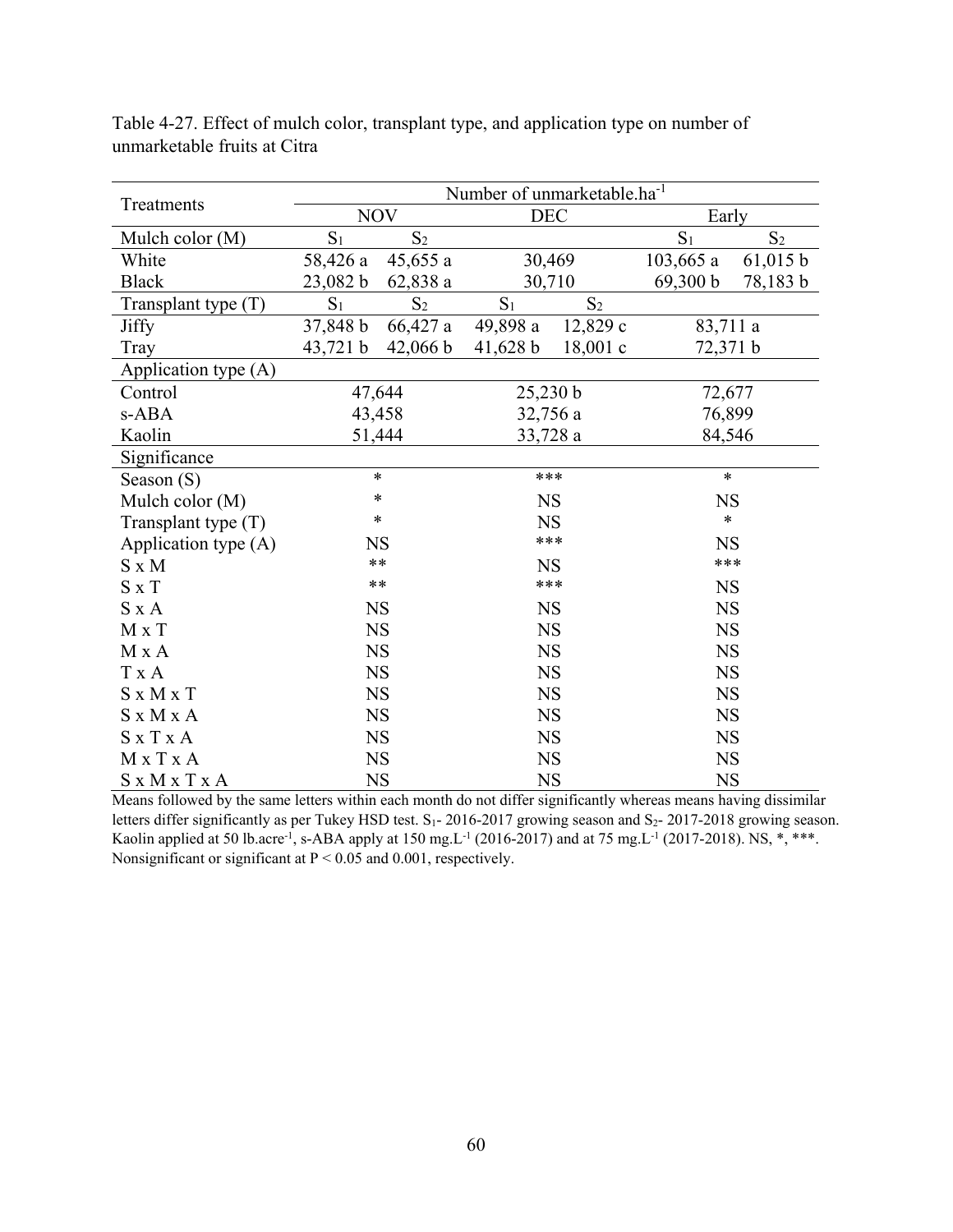Table 4-27. Effect of mulch color, transplant type, and application type on number of unmarketable fruits at Citra

| Treatments | Number of unmarketable.ha$^{-1}$ | | | | | |
|---|---|---|---|---|---|---|
| | NOV | | DEC | | Early | |
| Mulch color (M) | $S_1$ | $S_2$ | | | $S_1$ | $S_2$ |
| White | 58,426 a | 45,655 a | 30,469 | | 103,665 a | 61,015 b |
| Black | 23,082 b | 62,838 a | 30,710 | | 69,300 b | 78,183 b |
| Transplant type (T) | $S_1$ | $S_2$ | $S_1$ | $S_2$ | | |
| Jiffy | 37,848 b | 66,427 a | 49,898 a | 12,829 c | 83,711 a | |
| Tray | 43,721 b | 42,066 b | 41,628 b | 18,001 c | 72,371 b | |
| Application type (A) | | | | | | |
| Control | 47,644 | | 25,230 b | | 72,677 | |
| s-ABA | 43,458 | | 32,756 a | | 76,899 | |
| Kaolin | 51,444 | | 33,728 a | | 84,546 | |
| Significance | | | | | | |
| Season (S) | * | | *** | | * | |
| Mulch color (M) | * | | NS | | NS | |
| Transplant type (T) | * | | NS | | * | |
| Application type (A) | NS | | *** | | NS | |
| S x M | ** | | NS | | *** | |
| S x T | ** | | *** | | NS | |
| S x A | NS | | NS | | NS | |
| M x T | NS | | NS | | NS | |
| M x A | NS | | NS | | NS | |
| T x A | NS | | NS | | NS | |
| S x M x T | NS | | NS | | NS | |
| S x M x A | NS | | NS | | NS | |
| S x T x A | NS | | NS | | NS | |
| M x T x A | NS | | NS | | NS | |
| S x M x T x A | NS | | NS | | NS | |

Means followed by the same letters within each month do not differ significantly whereas means having dissimilar letters differ significantly as per Tukey HSD test. $S_1$- 2016-2017 growing season and $S_2$- 2017-2018 growing season. Kaolin applied at 50 lb.acre$^{-1}$, s-ABA apply at 150 mg.L$^{-1}$ (2016-2017) and at 75 mg.L$^{-1}$ (2017-2018). NS, *, ***. Nonsignificant or significant at $P < 0.05$ and 0.001, respectively.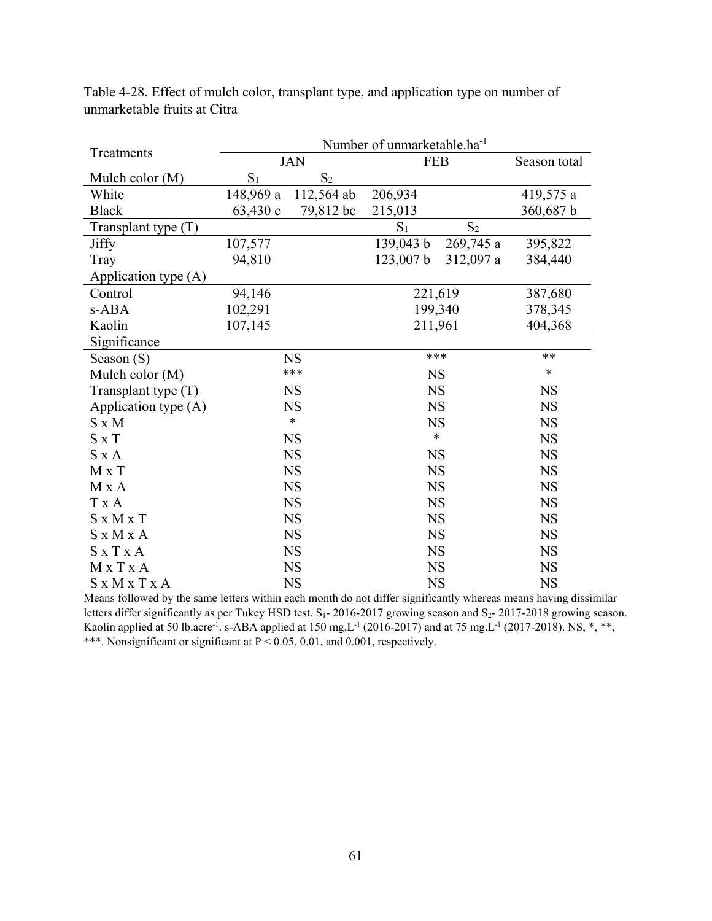Table 4-28. Effect of mulch color, transplant type, and application type on number of unmarketable fruits at Citra

| Treatments | Number of unmarketable.ha$^{-1}$ | | | | |
|---|---|---|---|---|---|
| | JAN | | FEB | | Season total |
| Mulch color (M) | $S_1$ | $S_2$ | | | |
| White | 148,969 a | 112,564 ab | 206,934 | | 419,575 a |
| Black | 63,430 c | 79,812 bc | 215,013 | | 360,687 b |
| Transplant type (T) | | | $S_1$ | $S_2$ | |
| Jiffy | 107,577 | | 139,043 b | 269,745 a | 395,822 |
| Tray | 94,810 | | 123,007 b | 312,097 a | 384,440 |
| Application type (A) | | | | | |
| Control | 94,146 | | 221,619 | | 387,680 |
| s-ABA | 102,291 | | 199,340 | | 378,345 |
| Kaolin | 107,145 | | 211,961 | | 404,368 |
| Significance | | | | | |
| Season (S) | NS | | *** | | ** |
| Mulch color (M) | *** | | NS | | * |
| Transplant type (T) | NS | | NS | | NS |
| Application type (A) | NS | | NS | | NS |
| S x M | * | | NS | | NS |
| S x T | NS | | * | | NS |
| S x A | NS | | NS | | NS |
| M x T | NS | | NS | | NS |
| M x A | NS | | NS | | NS |
| T x A | NS | | NS | | NS |
| S x M x T | NS | | NS | | NS |
| S x M x A | NS | | NS | | NS |
| S x T x A | NS | | NS | | NS |
| M x T x A | NS | | NS | | NS |
| S x M x T x A | NS | | NS | | NS |

Means followed by the same letters within each month do not differ significantly whereas means having dissimilar letters differ significantly as per Tukey HSD test. $S_1$- 2016-2017 growing season and $S_2$- 2017-2018 growing season. Kaolin applied at 50 lb.acre$^{-1}$. s-ABA applied at 150 mg.L$^{-1}$ (2016-2017) and at 75 mg.L$^{-1}$ (2017-2018). NS, *, **, ***. Nonsignificant or significant at $P < 0.05$, 0.01, and 0.001, respectively.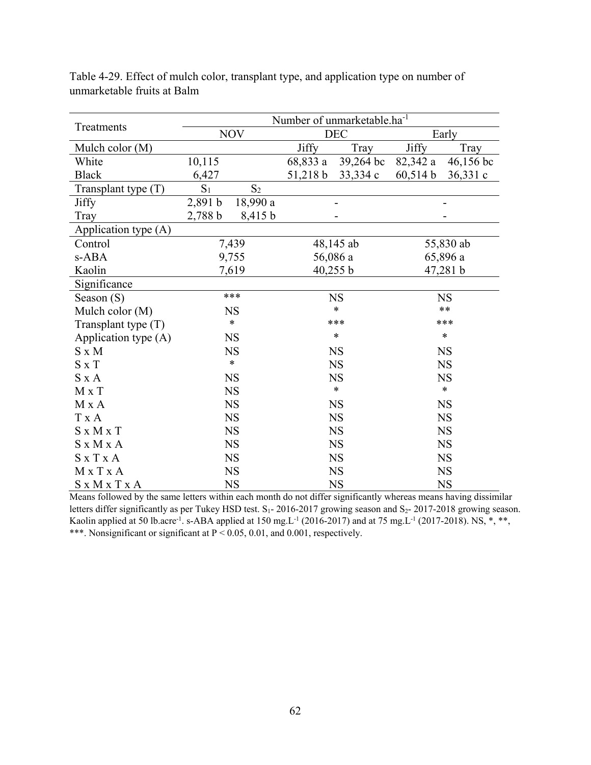Table 4-29. Effect of mulch color, transplant type, and application type on number of unmarketable fruits at Balm

| Treatments | Number of unmarketable.ha$^{-1}$ | | | | | |
|---|---|---|---|---|---|---|
| | NOV | | DEC | | Early | |
| Mulch color (M) | | | Jiffy | Tray | Jiffy | Tray |
| White | 10,115 | | 68,833 a | 39,264 bc | 82,342 a | 46,156 bc |
| Black | 6,427 | | 51,218 b | 33,334 c | 60,514 b | 36,331 c |
| Transplant type (T) | $S_1$ | $S_2$ | | | | |
| Jiffy | 2,891 b | 18,990 a | - | | - | |
| Tray | 2,788 b | 8,415 b | - | | - | |
| Application type (A) | | | | | | |
| Control | 7,439 | | 48,145 ab | | 55,830 ab | |
| s-ABA | 9,755 | | 56,086 a | | 65,896 a | |
| Kaolin | 7,619 | | 40,255 b | | 47,281 b | |
| Significance | | | | | | |
| Season (S) | *** | | NS | | NS | |
| Mulch color (M) | NS | | * | | ** | |
| Transplant type (T) | * | | *** | | *** | |
| Application type (A) | NS | | * | | * | |
| S x M | NS | | NS | | NS | |
| S x T | * | | NS | | NS | |
| S x A | NS | | NS | | NS | |
| M x T | NS | | * | | * | |
| M x A | NS | | NS | | NS | |
| T x A | NS | | NS | | NS | |
| S x M x T | NS | | NS | | NS | |
| S x M x A | NS | | NS | | NS | |
| S x T x A | NS | | NS | | NS | |
| M x T x A | NS | | NS | | NS | |
| S x M x T x A | NS | | NS | | NS | |

Means followed by the same letters within each month do not differ significantly whereas means having dissimilar letters differ significantly as per Tukey HSD test. $S_1$- 2016-2017 growing season and $S_2$- 2017-2018 growing season. Kaolin applied at 50 lb.acre$^{-1}$. s-ABA applied at 150 mg.L$^{-1}$ (2016-2017) and at 75 mg.L$^{-1}$ (2017-2018). NS, *, **, ***. Nonsignificant or significant at $P < 0.05$, 0.01, and 0.001, respectively.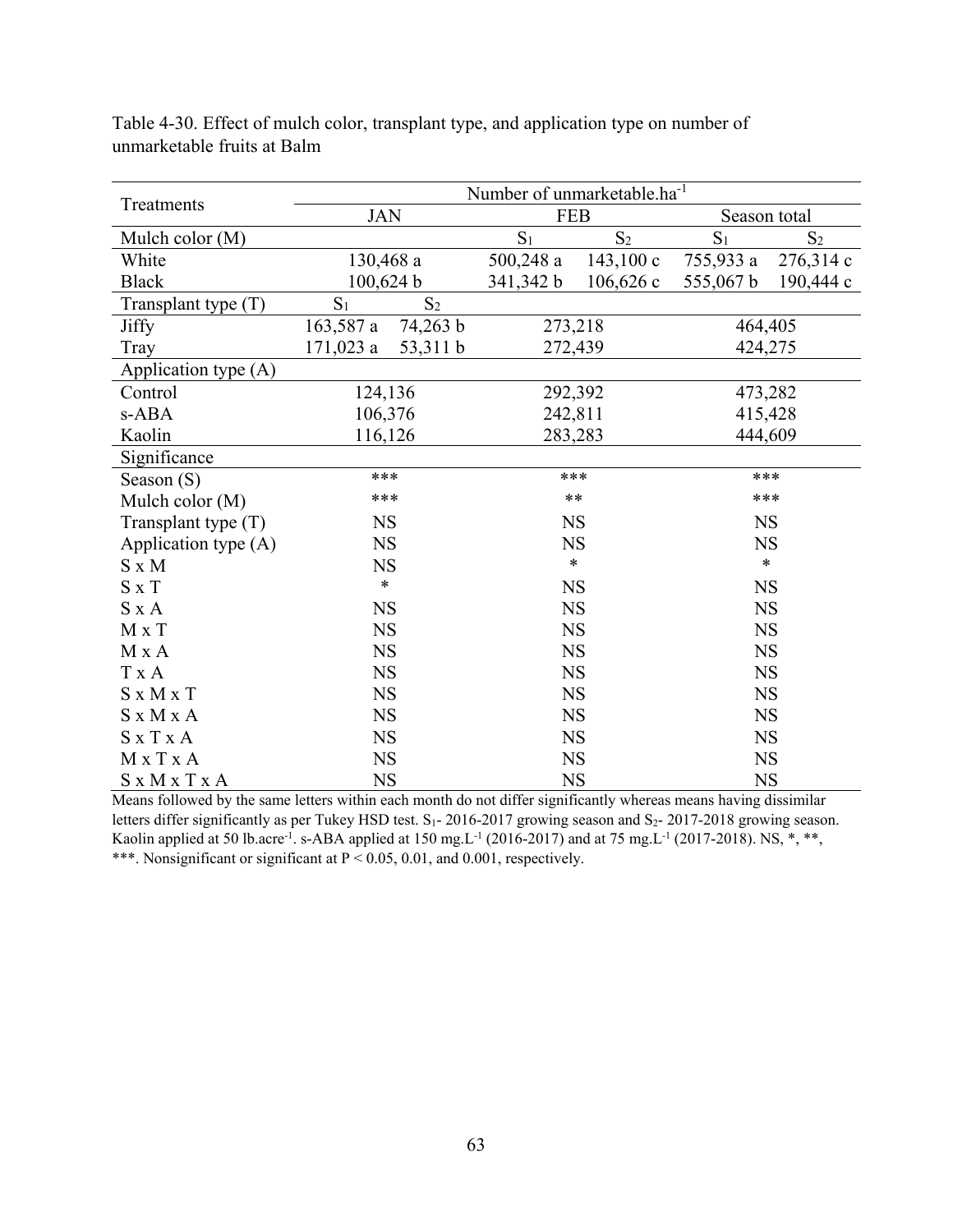Table 4-30. Effect of mulch color, transplant type, and application type on number of unmarketable fruits at Balm

| Treatments | Number of unmarketable.ha$^{-1}$ | | | | | |
|---|---|---|---|---|---|---|
| | JAN | | FEB | | Season total | |
| Mulch color (M) | | | $S_1$ | $S_2$ | $S_1$ | $S_2$ |
| White | 130,468 a | | 500,248 a | 143,100 c | 755,933 a | 276,314 c |
| Black | 100,624 b | | 341,342 b | 106,626 c | 555,067 b | 190,444 c |
| Transplant type (T) | $S_1$ | $S_2$ | | | | |
| Jiffy | 163,587 a | 74,263 b | 273,218 | | 464,405 | |
| Tray | 171,023 a | 53,311 b | 272,439 | | 424,275 | |
| Application type (A) | | | | | | |
| Control | 124,136 | | 292,392 | | 473,282 | |
| s-ABA | 106,376 | | 242,811 | | 415,428 | |
| Kaolin | 116,126 | | 283,283 | | 444,609 | |
| Significance | | | | | | |
| Season (S) | *** | | *** | | *** | |
| Mulch color (M) | *** | | ** | | *** | |
| Transplant type (T) | NS | | NS | | NS | |
| Application type (A) | NS | | NS | | NS | |
| S x M | NS | | * | | * | |
| S x T | * | | NS | | NS | |
| S x A | NS | | NS | | NS | |
| M x T | NS | | NS | | NS | |
| M x A | NS | | NS | | NS | |
| T x A | NS | | NS | | NS | |
| S x M x T | NS | | NS | | NS | |
| S x M x A | NS | | NS | | NS | |
| S x T x A | NS | | NS | | NS | |
| M x T x A | NS | | NS | | NS | |
| S x M x T x A | NS | | NS | | NS | |

Means followed by the same letters within each month do not differ significantly whereas means having dissimilar letters differ significantly as per Tukey HSD test. $S_1$- 2016-2017 growing season and $S_2$- 2017-2018 growing season. Kaolin applied at 50 lb.acre$^{-1}$. s-ABA applied at 150 mg.L$^{-1}$ (2016-2017) and at 75 mg.L$^{-1}$ (2017-2018). NS, *, **, ***. Nonsignificant or significant at $P < 0.05$, 0.01, and 0.001, respectively.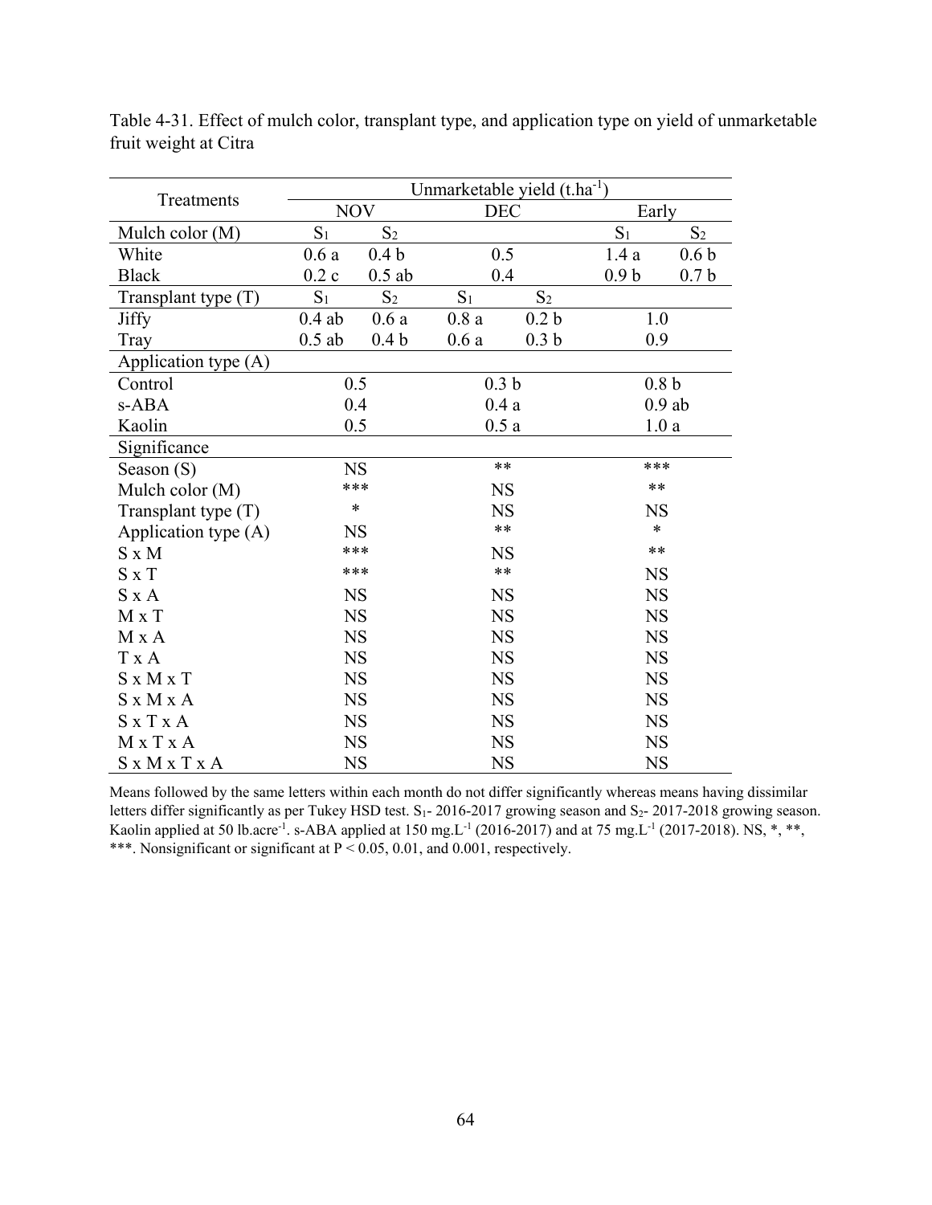Table 4-31. Effect of mulch color, transplant type, and application type on yield of unmarketable fruit weight at Citra

| Treatments | Unmarketable yield ($t.ha^{-1}$) | | | | | |
|---|---|---|---|---|---|---|
| | NOV | | DEC | | Early | |
| Mulch color (M) | $S_1$ | $S_2$ | | | $S_1$ | $S_2$ |
| White | 0.6 a | 0.4 b | 0.5 | | 1.4 a | 0.6 b |
| Black | 0.2 c | 0.5 ab | 0.4 | | 0.9 b | 0.7 b |
| Transplant type (T) | $S_1$ | $S_2$ | $S_1$ | $S_2$ | | |
| Jiffy | 0.4 ab | 0.6 a | 0.8 a | 0.2 b | 1.0 | |
| Tray | 0.5 ab | 0.4 b | 0.6 a | 0.3 b | 0.9 | |
| Application type (A) | | | | | | |
| Control | 0.5 | | 0.3 b | | 0.8 b | |
| s-ABA | 0.4 | | 0.4 a | | 0.9 ab | |
| Kaolin | 0.5 | | 0.5 a | | 1.0 a | |
| Significance | | | | | | |
| Season (S) | NS | | ** | | *** | |
| Mulch color (M) | *** | | NS | | ** | |
| Transplant type (T) | * | | NS | | NS | |
| Application type (A) | NS | | ** | | * | |
| S x M | *** | | NS | | ** | |
| S x T | *** | | ** | | NS | |
| S x A | NS | | NS | | NS | |
| M x T | NS | | NS | | NS | |
| M x A | NS | | NS | | NS | |
| T x A | NS | | NS | | NS | |
| S x M x T | NS | | NS | | NS | |
| S x M x A | NS | | NS | | NS | |
| S x T x A | NS | | NS | | NS | |
| M x T x A | NS | | NS | | NS | |
| S x M x T x A | NS | | NS | | NS | |

Means followed by the same letters within each month do not differ significantly whereas means having dissimilar letters differ significantly as per Tukey HSD test. $S_1$- 2016-2017 growing season and $S_2$- 2017-2018 growing season. Kaolin applied at 50 $lb.acre^{-1}$. s-ABA applied at 150 $mg.L^{-1}$ (2016-2017) and at 75 $mg.L^{-1}$ (2017-2018). NS, *, **, ***. Nonsignificant or significant at $P < 0.05$, 0.01, and 0.001, respectively.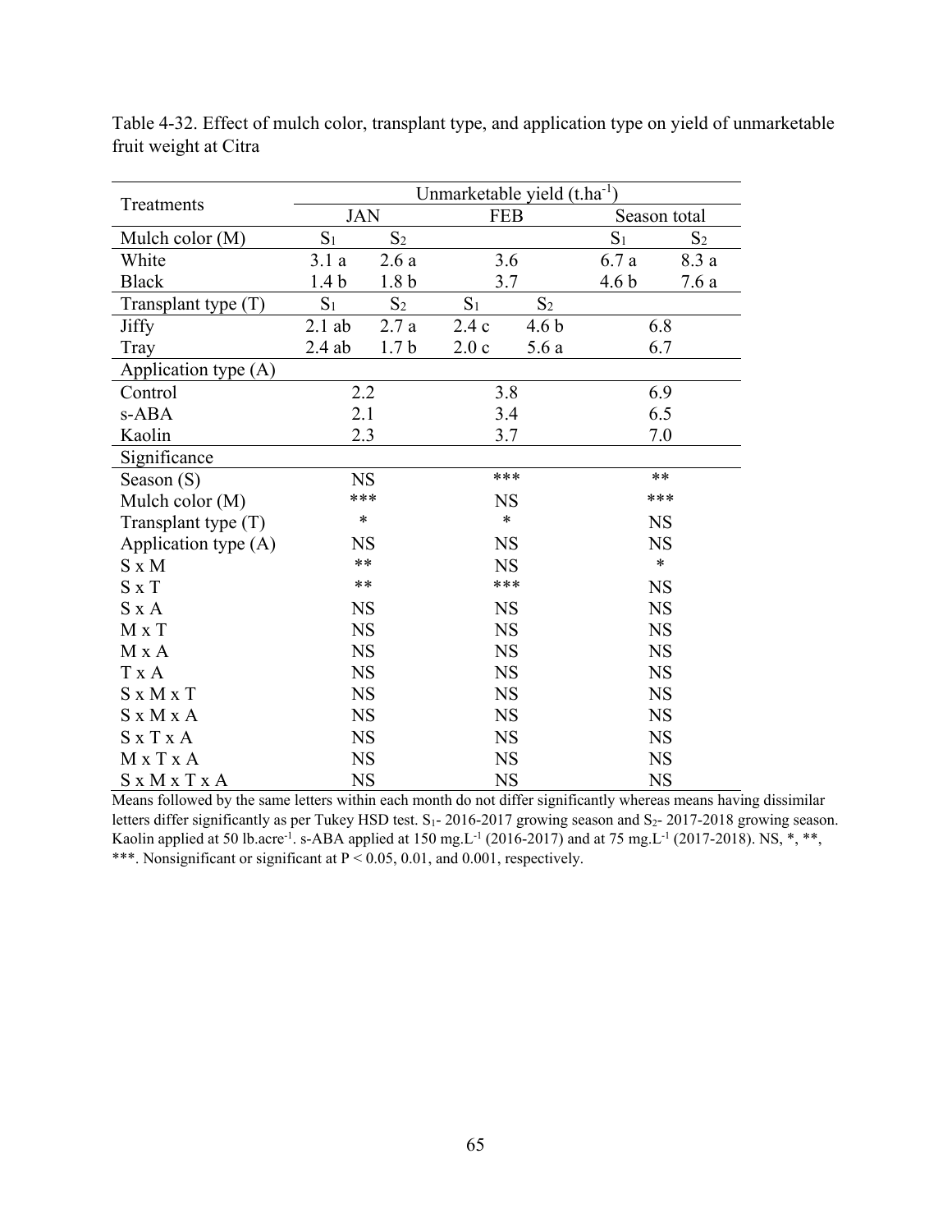Table 4-32. Effect of mulch color, transplant type, and application type on yield of unmarketable fruit weight at Citra

| Treatments | Unmarketable yield ($t.ha^{-1}$) | | | | | |
|---|---|---|---|---|---|---|
| | JAN | | FEB | | Season total | |
| Mulch color (M) | $S_1$ | $S_2$ | | | $S_1$ | $S_2$ |
| White | 3.1 a | 2.6 a | 3.6 | | 6.7 a | 8.3 a |
| Black | 1.4 b | 1.8 b | 3.7 | | 4.6 b | 7.6 a |
| Transplant type (T) | $S_1$ | $S_2$ | $S_1$ | $S_2$ | | |
| Jiffy | 2.1 ab | 2.7 a | 2.4 c | 4.6 b | 6.8 | |
| Tray | 2.4 ab | 1.7 b | 2.0 c | 5.6 a | 6.7 | |
| Application type (A) | | | | | | |
| Control | 2.2 | | 3.8 | | 6.9 | |
| s-ABA | 2.1 | | 3.4 | | 6.5 | |
| Kaolin | 2.3 | | 3.7 | | 7.0 | |
| Significance | | | | | | |
| Season (S) | NS | | *** | | ** | |
| Mulch color (M) | *** | | NS | | *** | |
| Transplant type (T) | * | | * | | NS | |
| Application type (A) | NS | | NS | | NS | |
| S x M | ** | | NS | | * | |
| S x T | ** | | *** | | NS | |
| S x A | NS | | NS | | NS | |
| M x T | NS | | NS | | NS | |
| M x A | NS | | NS | | NS | |
| T x A | NS | | NS | | NS | |
| S x M x T | NS | | NS | | NS | |
| S x M x A | NS | | NS | | NS | |
| S x T x A | NS | | NS | | NS | |
| M x T x A | NS | | NS | | NS | |
| S x M x T x A | NS | | NS | | NS | |

Means followed by the same letters within each month do not differ significantly whereas means having dissimilar letters differ significantly as per Tukey HSD test. $S_1$- 2016-2017 growing season and $S_2$- 2017-2018 growing season. Kaolin applied at 50 $lb.acre^{-1}$. s-ABA applied at 150 $mg.L^{-1}$ (2016-2017) and at 75 $mg.L^{-1}$ (2017-2018). NS, *, **, ***. Nonsignificant or significant at $P < 0.05$, 0.01, and 0.001, respectively.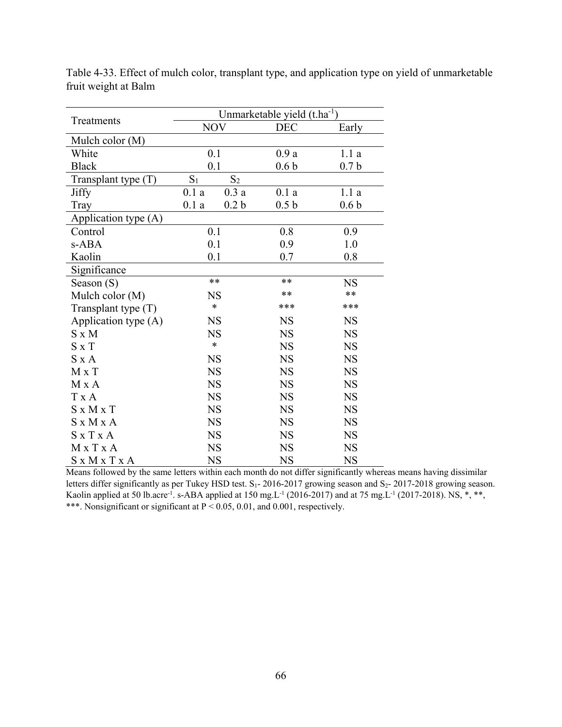Table 4-33. Effect of mulch color, transplant type, and application type on yield of unmarketable fruit weight at Balm

| Treatments | Unmarketable yield ($t.ha^{-1}$) | | | |
|---|---|---|---|---|
| | NOV | | DEC | Early |
| Mulch color (M) | | | | |
| White | 0.1 | | 0.9 a | 1.1 a |
| Black | 0.1 | | 0.6 b | 0.7 b |
| Transplant type (T) | $S_1$ | $S_2$ | | |
| Jiffy | 0.1 a | 0.3 a | 0.1 a | 1.1 a |
| Tray | 0.1 a | 0.2 b | 0.5 b | 0.6 b |
| Application type (A) | | | | |
| Control | 0.1 | | 0.8 | 0.9 |
| s-ABA | 0.1 | | 0.9 | 1.0 |
| Kaolin | 0.1 | | 0.7 | 0.8 |
| Significance | | | | |
| Season (S) | ** | | ** | NS |
| Mulch color (M) | NS | | ** | ** |
| Transplant type (T) | * | | *** | *** |
| Application type (A) | NS | | NS | NS |
| S x M | NS | | NS | NS |
| S x T | * | | NS | NS |
| S x A | NS | | NS | NS |
| M x T | NS | | NS | NS |
| M x A | NS | | NS | NS |
| T x A | NS | | NS | NS |
| S x M x T | NS | | NS | NS |
| S x M x A | NS | | NS | NS |
| S x T x A | NS | | NS | NS |
| M x T x A | NS | | NS | NS |
| S x M x T x A | NS | | NS | NS |

Means followed by the same letters within each month do not differ significantly whereas means having dissimilar letters differ significantly as per Tukey HSD test. $S_1$- 2016-2017 growing season and $S_2$- 2017-2018 growing season. Kaolin applied at 50 $lb.acre^{-1}$. s-ABA applied at 150 $mg.L^{-1}$ (2016-2017) and at 75 $mg.L^{-1}$ (2017-2018). NS, *, **, ***. Nonsignificant or significant at $P < 0.05$, 0.01, and 0.001, respectively.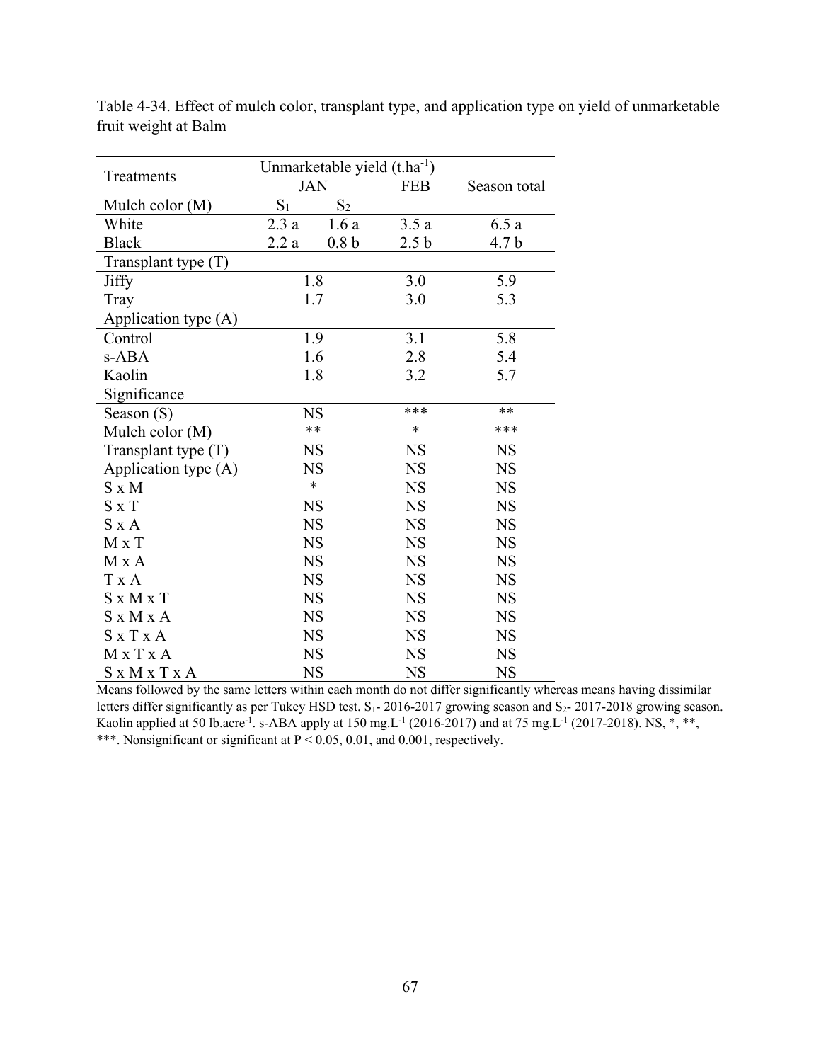Table 4-34. Effect of mulch color, transplant type, and application type on yield of unmarketable fruit weight at Balm

| Treatments | Unmarketable yield ($t.ha^{-1}$) | | | |
|---|---|---|---|---|
| | JAN | | FEB | Season total |
| Mulch color (M) | $S_1$ | $S_2$ | | |
| White | 2.3 a | 1.6 a | 3.5 a | 6.5 a |
| Black | 2.2 a | 0.8 b | 2.5 b | 4.7 b |
| Transplant type (T) | | | | |
| Jiffy | 1.8 | | 3.0 | 5.9 |
| Tray | 1.7 | | 3.0 | 5.3 |
| Application type (A) | | | | |
| Control | 1.9 | | 3.1 | 5.8 |
| s-ABA | 1.6 | | 2.8 | 5.4 |
| Kaolin | 1.8 | | 3.2 | 5.7 |
| Significance | | | | |
| Season (S) | NS | | *** | ** |
| Mulch color (M) | ** | | * | *** |
| Transplant type (T) | NS | | NS | NS |
| Application type (A) | NS | | NS | NS |
| S x M | * | | NS | NS |
| S x T | NS | | NS | NS |
| S x A | NS | | NS | NS |
| M x T | NS | | NS | NS |
| M x A | NS | | NS | NS |
| T x A | NS | | NS | NS |
| S x M x T | NS | | NS | NS |
| S x M x A | NS | | NS | NS |
| S x T x A | NS | | NS | NS |
| M x T x A | NS | | NS | NS |
| S x M x T x A | NS | | NS | NS |

Means followed by the same letters within each month do not differ significantly whereas means having dissimilar letters differ significantly as per Tukey HSD test. $S_1$- 2016-2017 growing season and $S_2$- 2017-2018 growing season. Kaolin applied at 50 $lb.acre^{-1}$. s-ABA apply at 150 $mg.L^{-1}$ (2016-2017) and at 75 $mg.L^{-1}$ (2017-2018). NS, *, **, ***. Nonsignificant or significant at $P < 0.05$, 0.01, and 0.001, respectively.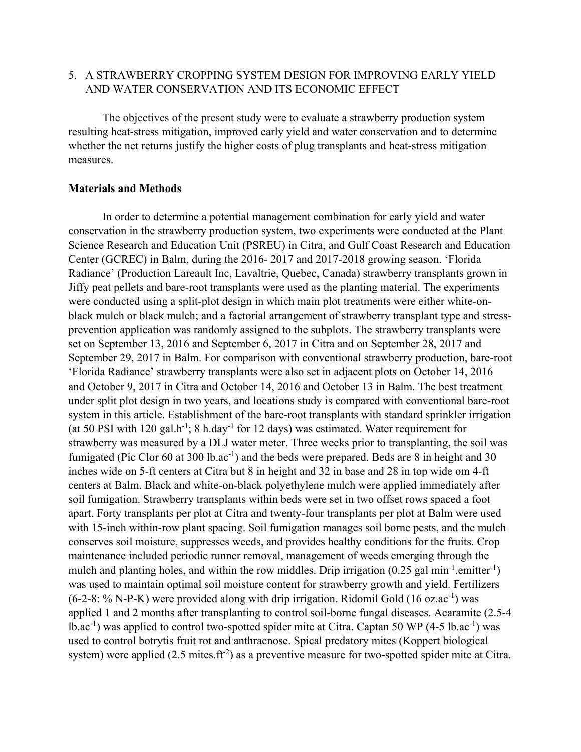5. A STRAWBERRY CROPPING SYSTEM DESIGN FOR IMPROVING EARLY YIELD AND WATER CONSERVATION AND ITS ECONOMIC EFFECT

The objectives of the present study were to evaluate a strawberry production system resulting heat-stress mitigation, improved early yield and water conservation and to determine whether the net returns justify the higher costs of plug transplants and heat-stress mitigation measures.

**Materials and Methods**

In order to determine a potential management combination for early yield and water conservation in the strawberry production system, two experiments were conducted at the Plant Science Research and Education Unit (PSREU) in Citra, and Gulf Coast Research and Education Center (GCREC) in Balm, during the 2016- 2017 and 2017-2018 growing season. 'Florida Radiance' (Production Lareault Inc, Lavaltrie, Quebec, Canada) strawberry transplants grown in Jiffy peat pellets and bare-root transplants were used as the planting material. The experiments were conducted using a split-plot design in which main plot treatments were either white-on-black mulch or black mulch; and a factorial arrangement of strawberry transplant type and stress-prevention application was randomly assigned to the subplots. The strawberry transplants were set on September 13, 2016 and September 6, 2017 in Citra and on September 28, 2017 and September 29, 2017 in Balm. For comparison with conventional strawberry production, bare-root 'Florida Radiance' strawberry transplants were also set in adjacent plots on October 14, 2016 and October 9, 2017 in Citra and October 14, 2016 and October 13 in Balm. The best treatment under split plot design in two years, and locations study is compared with conventional bare-root system in this article. Establishment of the bare-root transplants with standard sprinkler irrigation (at 50 PSI with 120 gal.h$^{-1}$; 8 h.day$^{-1}$ for 12 days) was estimated. Water requirement for strawberry was measured by a DLJ water meter. Three weeks prior to transplanting, the soil was fumigated (Pic Clor 60 at 300 lb.ac$^{-1}$) and the beds were prepared. Beds are 8 in height and 30 inches wide on 5-ft centers at Citra but 8 in height and 32 in base and 28 in top wide om 4-ft centers at Balm. Black and white-on-black polyethylene mulch were applied immediately after soil fumigation. Strawberry transplants within beds were set in two offset rows spaced a foot apart. Forty transplants per plot at Citra and twenty-four transplants per plot at Balm were used with 15-inch within-row plant spacing. Soil fumigation manages soil borne pests, and the mulch conserves soil moisture, suppresses weeds, and provides healthy conditions for the fruits. Crop maintenance included periodic runner removal, management of weeds emerging through the mulch and planting holes, and within the row middles. Drip irrigation (0.25 gal min$^{-1}$.emitter$^{-1}$) was used to maintain optimal soil moisture content for strawberry growth and yield. Fertilizers (6-2-8: % N-P-K) were provided along with drip irrigation. Ridomil Gold (16 oz.ac$^{-1}$) was applied 1 and 2 months after transplanting to control soil-borne fungal diseases. Acaramite (2.5-4 lb.ac$^{-1}$) was applied to control two-spotted spider mite at Citra. Captan 50 WP (4-5 lb.ac$^{-1}$) was used to control botrytis fruit rot and anthracnose. Spical predatory mites (Koppert biological system) were applied (2.5 mites.ft$^{-2}$) as a preventive measure for two-spotted spider mite at Citra.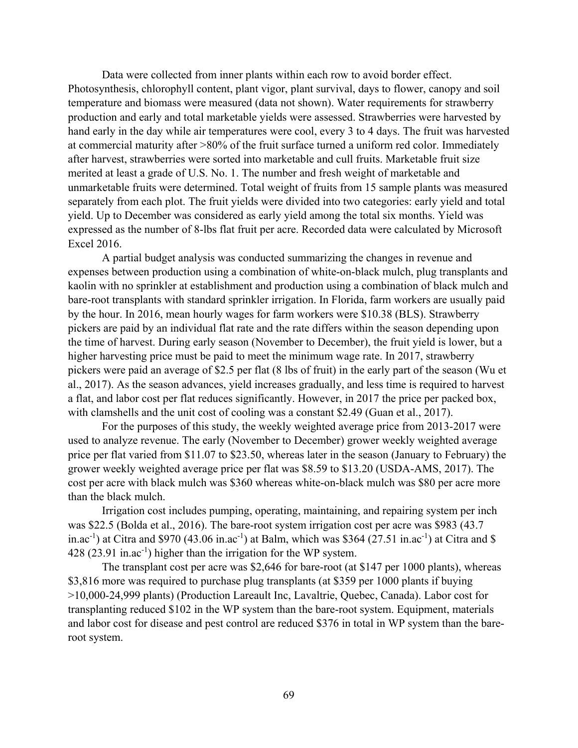Data were collected from inner plants within each row to avoid border effect. Photosynthesis, chlorophyll content, plant vigor, plant survival, days to flower, canopy and soil temperature and biomass were measured (data not shown). Water requirements for strawberry production and early and total marketable yields were assessed. Strawberries were harvested by hand early in the day while air temperatures were cool, every 3 to 4 days. The fruit was harvested at commercial maturity after >80% of the fruit surface turned a uniform red color. Immediately after harvest, strawberries were sorted into marketable and cull fruits. Marketable fruit size merited at least a grade of U.S. No. 1. The number and fresh weight of marketable and unmarketable fruits were determined. Total weight of fruits from 15 sample plants was measured separately from each plot. The fruit yields were divided into two categories: early yield and total yield. Up to December was considered as early yield among the total six months. Yield was expressed as the number of 8-lbs flat fruit per acre. Recorded data were calculated by Microsoft Excel 2016.

A partial budget analysis was conducted summarizing the changes in revenue and expenses between production using a combination of white-on-black mulch, plug transplants and kaolin with no sprinkler at establishment and production using a combination of black mulch and bare-root transplants with standard sprinkler irrigation. In Florida, farm workers are usually paid by the hour. In 2016, mean hourly wages for farm workers were $10.38 (BLS). Strawberry pickers are paid by an individual flat rate and the rate differs within the season depending upon the time of harvest. During early season (November to December), the fruit yield is lower, but a higher harvesting price must be paid to meet the minimum wage rate. In 2017, strawberry pickers were paid an average of $2.5 per flat (8 lbs of fruit) in the early part of the season (Wu et al., 2017). As the season advances, yield increases gradually, and less time is required to harvest a flat, and labor cost per flat reduces significantly. However, in 2017 the price per packed box, with clamshells and the unit cost of cooling was a constant $2.49 (Guan et al., 2017).

For the purposes of this study, the weekly weighted average price from 2013-2017 were used to analyze revenue. The early (November to December) grower weekly weighted average price per flat varied from $11.07 to $23.50, whereas later in the season (January to February) the grower weekly weighted average price per flat was $8.59 to $13.20 (USDA-AMS, 2017). The cost per acre with black mulch was $360 whereas white-on-black mulch was $80 per acre more than the black mulch.

Irrigation cost includes pumping, operating, maintaining, and repairing system per inch was $22.5 (Bolda et al., 2016). The bare-root system irrigation cost per acre was $983 (43.7 $in.ac^{-1}$) at Citra and $970 (43.06 $in.ac^{-1}$) at Balm, which was $364 (27.51 $in.ac^{-1}$) at Citra and $ 428 (23.91 $in.ac^{-1}$) higher than the irrigation for the WP system.

The transplant cost per acre was $2,646 for bare-root (at $147 per 1000 plants), whereas $3,816 more was required to purchase plug transplants (at $359 per 1000 plants if buying >10,000-24,999 plants) (Production Lareault Inc, Lavaltrie, Quebec, Canada). Labor cost for transplanting reduced $102 in the WP system than the bare-root system. Equipment, materials and labor cost for disease and pest control are reduced $376 in total in WP system than the bare-root system.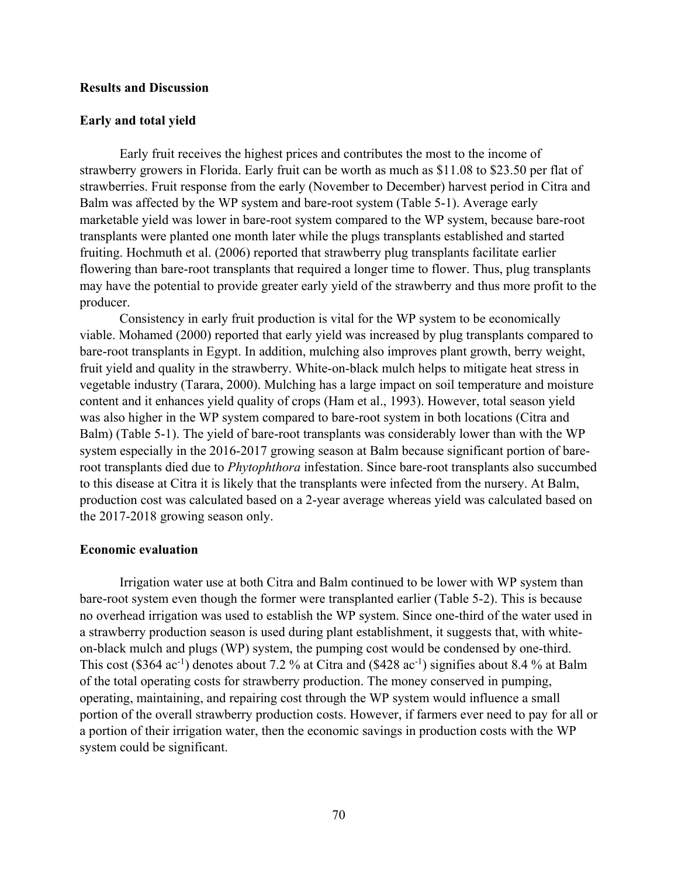## Results and Discussion

### Early and total yield

Early fruit receives the highest prices and contributes the most to the income of strawberry growers in Florida. Early fruit can be worth as much as \$11.08 to \$23.50 per flat of strawberries. Fruit response from the early (November to December) harvest period in Citra and Balm was affected by the WP system and bare-root system (Table 5-1). Average early marketable yield was lower in bare-root system compared to the WP system, because bare-root transplants were planted one month later while the plugs transplants established and started fruiting. Hochmuth et al. (2006) reported that strawberry plug transplants facilitate earlier flowering than bare-root transplants that required a longer time to flower. Thus, plug transplants may have the potential to provide greater early yield of the strawberry and thus more profit to the producer.

Consistency in early fruit production is vital for the WP system to be economically viable. Mohamed (2000) reported that early yield was increased by plug transplants compared to bare-root transplants in Egypt. In addition, mulching also improves plant growth, berry weight, fruit yield and quality in the strawberry. White-on-black mulch helps to mitigate heat stress in vegetable industry (Tarara, 2000). Mulching has a large impact on soil temperature and moisture content and it enhances yield quality of crops (Ham et al., 1993). However, total season yield was also higher in the WP system compared to bare-root system in both locations (Citra and Balm) (Table 5-1). The yield of bare-root transplants was considerably lower than with the WP system especially in the 2016-2017 growing season at Balm because significant portion of bare-root transplants died due to *Phytophthora* infestation. Since bare-root transplants also succumbed to this disease at Citra it is likely that the transplants were infected from the nursery. At Balm, production cost was calculated based on a 2-year average whereas yield was calculated based on the 2017-2018 growing season only.

### Economic evaluation

Irrigation water use at both Citra and Balm continued to be lower with WP system than bare-root system even though the former were transplanted earlier (Table 5-2). This is because no overhead irrigation was used to establish the WP system. Since one-third of the water used in a strawberry production season is used during plant establishment, it suggests that, with white-on-black mulch and plugs (WP) system, the pumping cost would be condensed by one-third. This cost (\$364 $ac^{-1}$) denotes about 7.2 % at Citra and (\$428 $ac^{-1}$) signifies about 8.4 % at Balm of the total operating costs for strawberry production. The money conserved in pumping, operating, maintaining, and repairing cost through the WP system would influence a small portion of the overall strawberry production costs. However, if farmers ever need to pay for all or a portion of their irrigation water, then the economic savings in production costs with the WP system could be significant.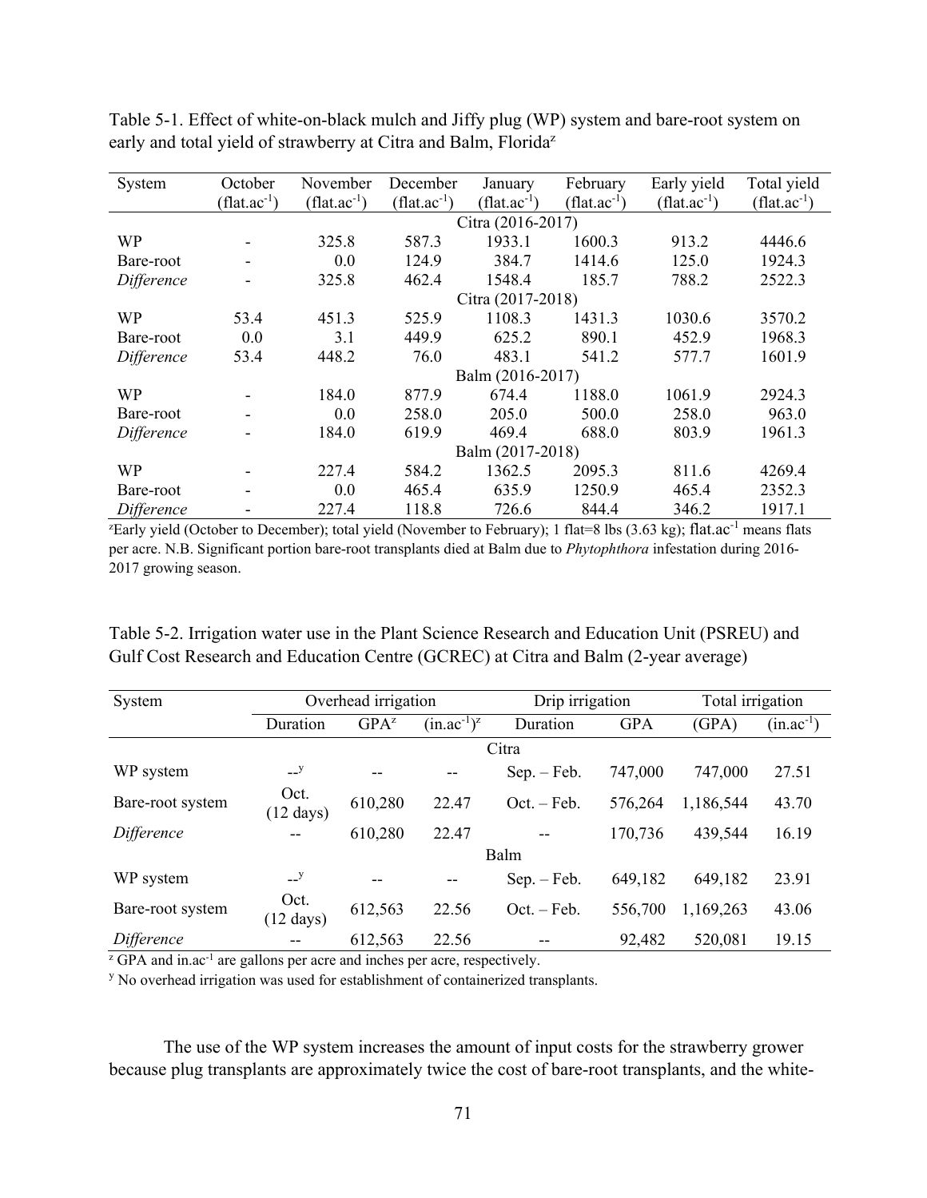Table 5-1. Effect of white-on-black mulch and Jiffy plug (WP) system and bare-root system on early and total yield of strawberry at Citra and Balm, Florida[z]

| System | October ($flat.ac^{-1}$) | November ($flat.ac^{-1}$) | December ($flat.ac^{-1}$) | January ($flat.ac^{-1}$) | February ($flat.ac^{-1}$) | Early yield ($flat.ac^{-1}$) | Total yield ($flat.ac^{-1}$) |
|---|---|---|---|---|---|---|---|
| | | | | Citra (2016-2017) | | | |
| WP | - | 325.8 | 587.3 | 1933.1 | 1600.3 | 913.2 | 4446.6 |
| Bare-root | - | 0.0 | 124.9 | 384.7 | 1414.6 | 125.0 | 1924.3 |
| *Difference* | - | 325.8 | 462.4 | 1548.4 | 185.7 | 788.2 | 2522.3 |
| | | | | Citra (2017-2018) | | | |
| WP | 53.4 | 451.3 | 525.9 | 1108.3 | 1431.3 | 1030.6 | 3570.2 |
| Bare-root | 0.0 | 3.1 | 449.9 | 625.2 | 890.1 | 452.9 | 1968.3 |
| *Difference* | 53.4 | 448.2 | 76.0 | 483.1 | 541.2 | 577.7 | 1601.9 |
| | | | | Balm (2016-2017) | | | |
| WP | - | 184.0 | 877.9 | 674.4 | 1188.0 | 1061.9 | 2924.3 |
| Bare-root | - | 0.0 | 258.0 | 205.0 | 500.0 | 258.0 | 963.0 |
| *Difference* | - | 184.0 | 619.9 | 469.4 | 688.0 | 803.9 | 1961.3 |
| | | | | Balm (2017-2018) | | | |
| WP | - | 227.4 | 584.2 | 1362.5 | 2095.3 | 811.6 | 4269.4 |
| Bare-root | - | 0.0 | 465.4 | 635.9 | 1250.9 | 465.4 | 2352.3 |
| *Difference* | - | 227.4 | 118.8 | 726.6 | 844.4 | 346.2 | 1917.1 |

[z]Early yield (October to December); total yield (November to February); 1 flat=8 lbs (3.63 kg); $flat.ac^{-1}$ means flats per acre. N.B. Significant portion bare-root transplants died at Balm due to *Phytophthora* infestation during 2016-2017 growing season.

Table 5-2. Irrigation water use in the Plant Science Research and Education Unit (PSREU) and Gulf Cost Research and Education Centre (GCREC) at Citra and Balm (2-year average)

| System | Overhead irrigation | | | Drip irrigation | | Total irrigation | |
|---|---|---|---|---|---|---|---|
| | Duration | GPA[z] | ($in.ac^{-1}$)[z] | Duration | GPA | (GPA) | ($in.ac^{-1}$) |
| | | | | Citra | | | |
| WP system | --[y] | -- | -- | Sep. – Feb. | 747,000 | 747,000 | 27.51 |
| Bare-root system | Oct. (12 days) | 610,280 | 22.47 | Oct. – Feb. | 576,264 | 1,186,544 | 43.70 |
| *Difference* | -- | 610,280 | 22.47 | -- | 170,736 | 439,544 | 16.19 |
| | | | | Balm | | | |
| WP system | --[y] | -- | -- | Sep. – Feb. | 649,182 | 649,182 | 23.91 |
| Bare-root system | Oct. (12 days) | 612,563 | 22.56 | Oct. – Feb. | 556,700 | 1,169,263 | 43.06 |
| *Difference* | -- | 612,563 | 22.56 | -- | 92,482 | 520,081 | 19.15 |

[z] GPA and $in.ac^{-1}$ are gallons per acre and inches per acre, respectively.

[y] No overhead irrigation was used for establishment of containerized transplants.

The use of the WP system increases the amount of input costs for the strawberry grower because plug transplants are approximately twice the cost of bare-root transplants, and the white-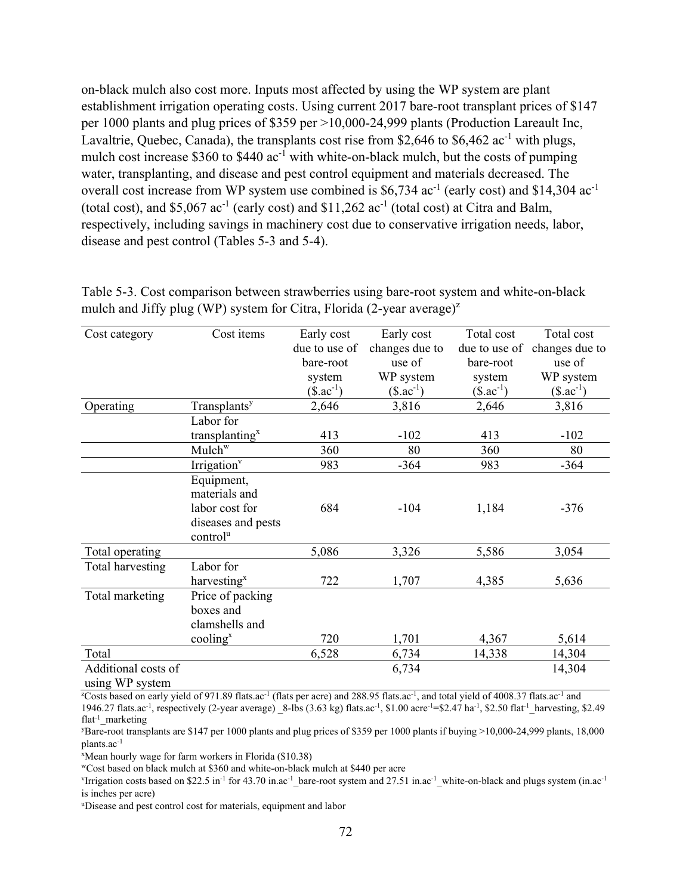on-black mulch also cost more. Inputs most affected by using the WP system are plant establishment irrigation operating costs. Using current 2017 bare-root transplant prices of $147 per 1000 plants and plug prices of $359 per >10,000-24,999 plants (Production Lareault Inc, Lavaltrie, Quebec, Canada), the transplants cost rise from $2,646 to $6,462 $ac^{-1}$ with plugs, mulch cost increase $360 to $440 $ac^{-1}$ with white-on-black mulch, but the costs of pumping water, transplanting, and disease and pest control equipment and materials decreased. The overall cost increase from WP system use combined is $6,734 $ac^{-1}$ (early cost) and $14,304 $ac^{-1}$ (total cost), and $5,067 $ac^{-1}$ (early cost) and $11,262 $ac^{-1}$ (total cost) at Citra and Balm, respectively, including savings in machinery cost due to conservative irrigation needs, labor, disease and pest control (Tables 5-3 and 5-4).

Table 5-3. Cost comparison between strawberries using bare-root system and white-on-black mulch and Jiffy plug (WP) system for Citra, Florida (2-year average)[z]

| Cost category | Cost items | Early cost due to use of bare-root system ($\$.ac^{-1}$) | Early cost changes due to use of WP system ($\$.ac^{-1}$) | Total cost due to use of bare-root system ($\$.ac^{-1}$) | Total cost changes due to use of WP system ($\$.ac^{-1}$) |
|---|---|---|---|---|---|
| Operating | Transplants[y] | 2,646 | 3,816 | 2,646 | 3,816 |
| | Labor for transplanting[x] | 413 | -102 | 413 | -102 |
| | Mulch[w] | 360 | 80 | 360 | 80 |
| | Irrigation[v] | 983 | -364 | 983 | -364 |
| | Equipment, materials and labor cost for diseases and pests control[u] | 684 | -104 | 1,184 | -376 |
| Total operating | | 5,086 | 3,326 | 5,586 | 3,054 |
| Total harvesting | Labor for harvesting[x] | 722 | 1,707 | 4,385 | 5,636 |
| Total marketing | Price of packing boxes and clamshells and cooling[x] | 720 | 1,701 | 4,367 | 5,614 |
| Total | | 6,528 | 6,734 | 14,338 | 14,304 |
| Additional costs of using WP system | | | 6,734 | | 14,304 |

[z]Costs based on early yield of 971.89 $flats.ac^{-1}$ (flats per acre) and 288.95 $flats.ac^{-1}$, and total yield of 4008.37 $flats.ac^{-1}$ and 1946.27 $flats.ac^{-1}$, respectively (2-year average) _8-lbs (3.63 kg) $flats.ac^{-1}$, \$1.00 $acre^{-1}$=\$2.47 $ha^{-1}$, \$2.50 $flat^{-1}$_harvesting, \$2.49 $flat^{-1}$_marketing

[y]Bare-root transplants are $147 per 1000 plants and plug prices of $359 per 1000 plants if buying >10,000-24,999 plants, 18,000 $plants.ac^{-1}$

[x]Mean hourly wage for farm workers in Florida ($10.38)

[w]Cost based on black mulch at $360 and white-on-black mulch at $440 per acre

[v]Irrigation costs based on \$22.5 $in^{-1}$ for 43.70 $in.ac^{-1}$_bare-root system and 27.51 $in.ac^{-1}$_white-on-black and plugs system ($in.ac^{-1}$ is inches per acre)

[u]Disease and pest control cost for materials, equipment and labor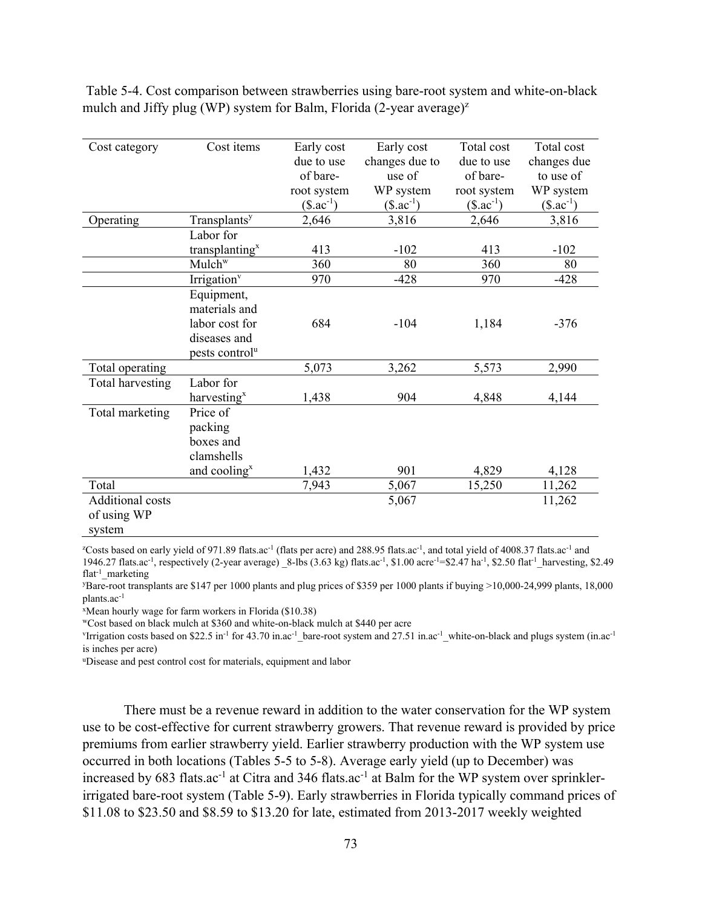Table 5-4. Cost comparison between strawberries using bare-root system and white-on-black mulch and Jiffy plug (WP) system for Balm, Florida (2-year average)[z]

| Cost category | Cost items | Early cost due to use of bare-root system ($.ac$^{-1}$) | Early cost changes due to use of WP system ($.ac$^{-1}$) | Total cost due to use of bare-root system ($.ac$^{-1}$) | Total cost changes due to use of WP system ($.ac$^{-1}$) |
|---|---|---|---|---|---|
| Operating | Transplants[y] | 2,646 | 3,816 | 2,646 | 3,816 |
| | Labor for transplanting[x] | 413 | -102 | 413 | -102 |
| | Mulch[w] | 360 | 80 | 360 | 80 |
| | Irrigation[v] | 970 | -428 | 970 | -428 |
| | Equipment, materials and labor cost for diseases and pests control[u] | 684 | -104 | 1,184 | -376 |
| Total operating | | 5,073 | 3,262 | 5,573 | 2,990 |
| Total harvesting | Labor for harvesting[x] | 1,438 | 904 | 4,848 | 4,144 |
| Total marketing | Price of packing boxes and clamshells and cooling[x] | 1,432 | 901 | 4,829 | 4,128 |
| Total | | 7,943 | 5,067 | 15,250 | 11,262 |
| Additional costs of using WP system | | | 5,067 | | 11,262 |

[z]Costs based on early yield of 971.89 flats.ac$^{-1}$ (flats per acre) and 288.95 flats.ac$^{-1}$, and total yield of 4008.37 flats.ac$^{-1}$ and 1946.27 flats.ac$^{-1}$, respectively (2-year average) _8-lbs (3.63 kg) flats.ac$^{-1}$, $1.00 acre$^{-1}$=$2.47 ha$^{-1}$, $2.50 flat$^{-1}$_harvesting, $2.49 flat$^{-1}$_marketing

[y]Bare-root transplants are $147 per 1000 plants and plug prices of $359 per 1000 plants if buying >10,000-24,999 plants, 18,000 plants.ac$^{-1}$

[x]Mean hourly wage for farm workers in Florida ($10.38)

[w]Cost based on black mulch at $360 and white-on-black mulch at $440 per acre

[v]Irrigation costs based on $22.5 in$^{-1}$ for 43.70 in.ac$^{-1}$_bare-root system and 27.51 in.ac$^{-1}$_white-on-black and plugs system (in.ac$^{-1}$ is inches per acre)

[u]Disease and pest control cost for materials, equipment and labor

There must be a revenue reward in addition to the water conservation for the WP system use to be cost-effective for current strawberry growers. That revenue reward is provided by price premiums from earlier strawberry yield. Earlier strawberry production with the WP system use occurred in both locations (Tables 5-5 to 5-8). Average early yield (up to December) was increased by 683 flats.ac$^{-1}$ at Citra and 346 flats.ac$^{-1}$ at Balm for the WP system over sprinkler-irrigated bare-root system (Table 5-9). Early strawberries in Florida typically command prices of $11.08 to $23.50 and $8.59 to $13.20 for late, estimated from 2013-2017 weekly weighted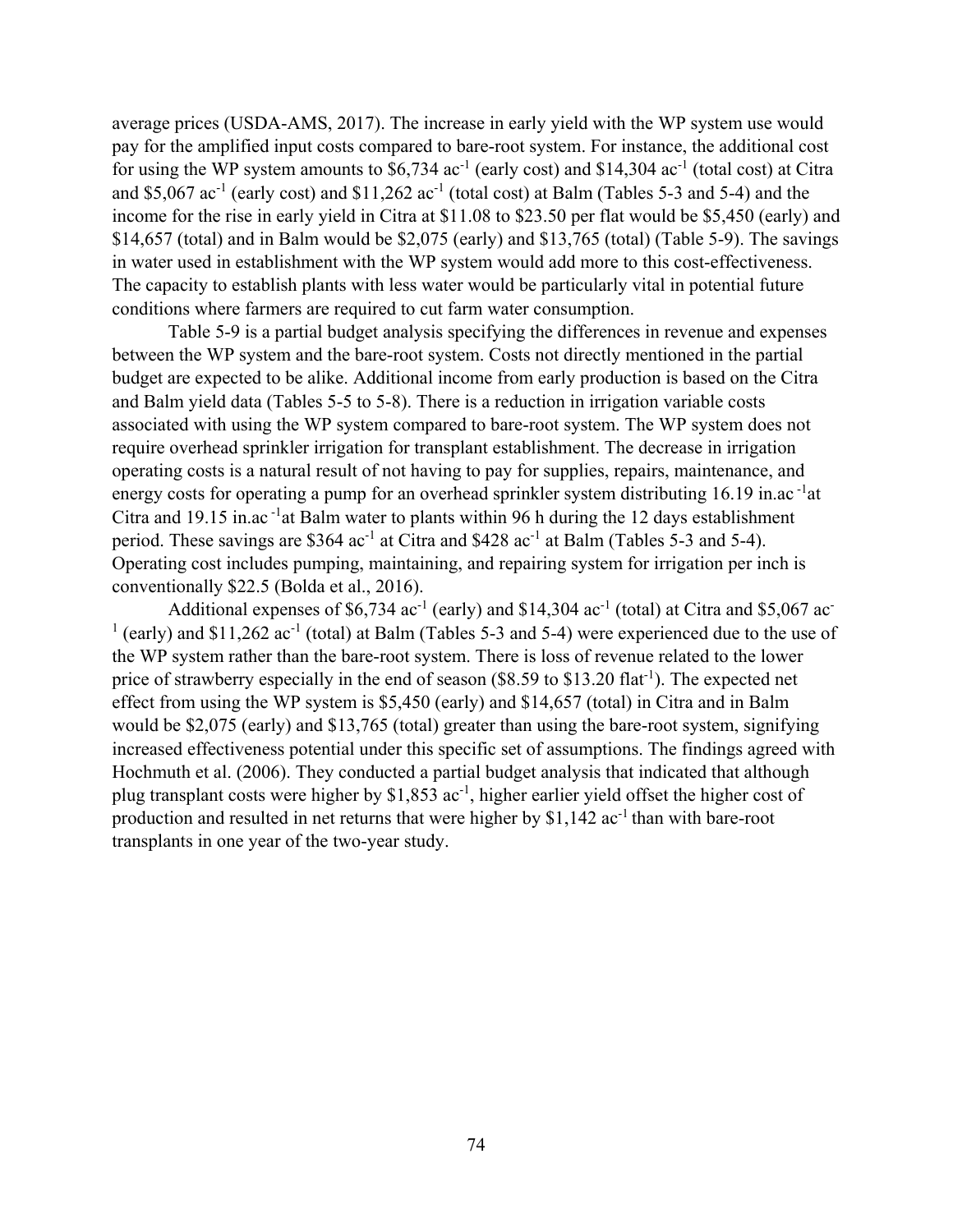average prices (USDA-AMS, 2017). The increase in early yield with the WP system use would pay for the amplified input costs compared to bare-root system. For instance, the additional cost for using the WP system amounts to \$6,734 $ac^{-1}$ (early cost) and \$14,304 $ac^{-1}$ (total cost) at Citra and \$5,067 $ac^{-1}$ (early cost) and \$11,262 $ac^{-1}$ (total cost) at Balm (Tables 5-3 and 5-4) and the income for the rise in early yield in Citra at \$11.08 to \$23.50 per flat would be \$5,450 (early) and \$14,657 (total) and in Balm would be \$2,075 (early) and \$13,765 (total) (Table 5-9). The savings in water used in establishment with the WP system would add more to this cost-effectiveness. The capacity to establish plants with less water would be particularly vital in potential future conditions where farmers are required to cut farm water consumption.

Table 5-9 is a partial budget analysis specifying the differences in revenue and expenses between the WP system and the bare-root system. Costs not directly mentioned in the partial budget are expected to be alike. Additional income from early production is based on the Citra and Balm yield data (Tables 5-5 to 5-8). There is a reduction in irrigation variable costs associated with using the WP system compared to bare-root system. The WP system does not require overhead sprinkler irrigation for transplant establishment. The decrease in irrigation operating costs is a natural result of not having to pay for supplies, repairs, maintenance, and energy costs for operating a pump for an overhead sprinkler system distributing 16.19 $in.ac^{-1}$at Citra and 19.15 $in.ac^{-1}$at Balm water to plants within 96 h during the 12 days establishment period. These savings are \$364 $ac^{-1}$ at Citra and \$428 $ac^{-1}$ at Balm (Tables 5-3 and 5-4). Operating cost includes pumping, maintaining, and repairing system for irrigation per inch is conventionally \$22.5 (Bolda et al., 2016).

Additional expenses of \$6,734 $ac^{-1}$ (early) and \$14,304 $ac^{-1}$ (total) at Citra and \$5,067 $ac^{-1}$ (early) and \$11,262 $ac^{-1}$ (total) at Balm (Tables 5-3 and 5-4) were experienced due to the use of the WP system rather than the bare-root system. There is loss of revenue related to the lower price of strawberry especially in the end of season (\$8.59 to \$13.20 $flat^{-1}$). The expected net effect from using the WP system is \$5,450 (early) and \$14,657 (total) in Citra and in Balm would be \$2,075 (early) and \$13,765 (total) greater than using the bare-root system, signifying increased effectiveness potential under this specific set of assumptions. The findings agreed with Hochmuth et al. (2006). They conducted a partial budget analysis that indicated that although plug transplant costs were higher by \$1,853 $ac^{-1}$, higher earlier yield offset the higher cost of production and resulted in net returns that were higher by \$1,142 $ac^{-1}$ than with bare-root transplants in one year of the two-year study.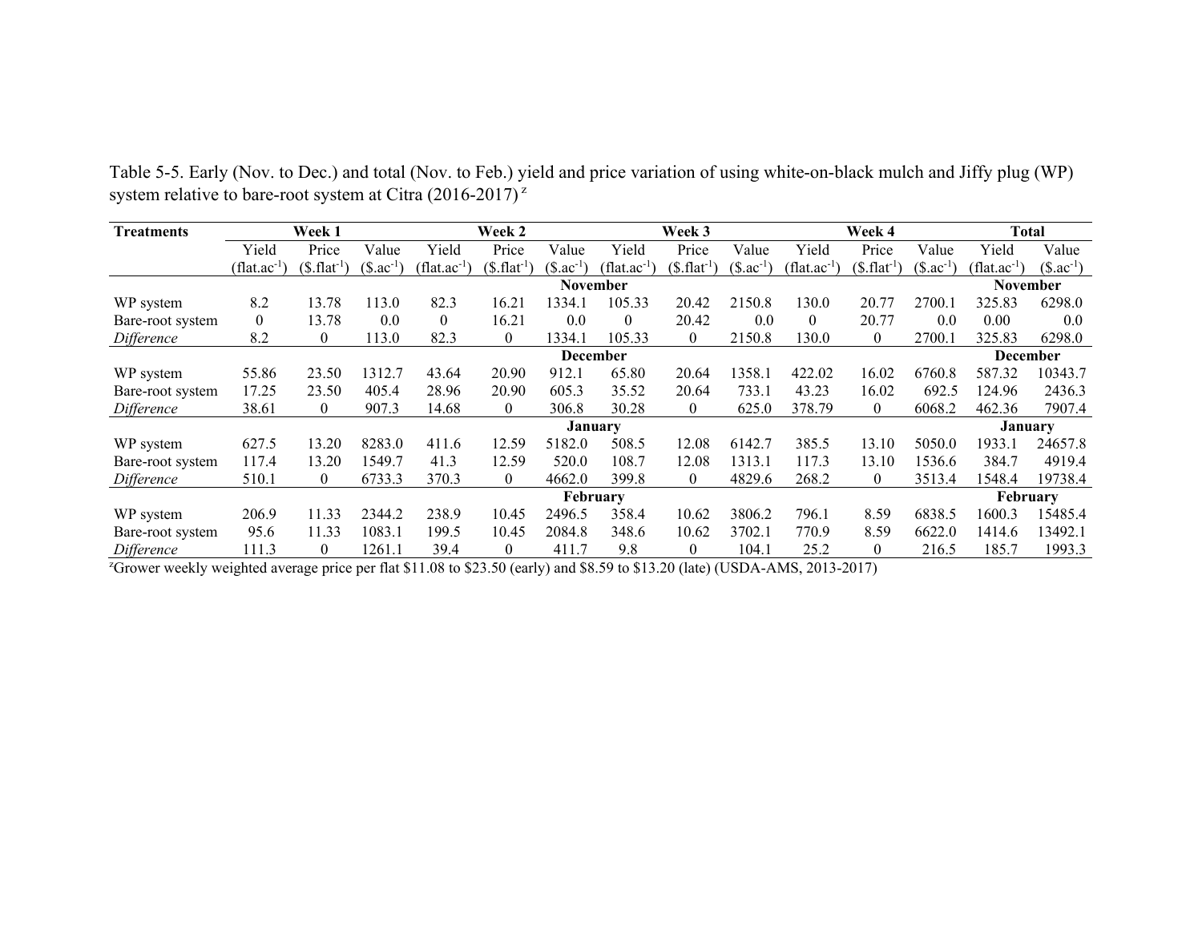Table 5-5. Early (Nov. to Dec.) and total (Nov. to Feb.) yield and price variation of using white-on-black mulch and Jiffy plug (WP) system relative to bare-root system at Citra (2016-2017) [z]

| Treatments | Week 1 | | | Week 2 | | | Week 3 | | | Week 4 | | | Total | |
|---|---|---|---|---|---|---|---|---|---|---|---|---|---|---|
| | Yield ($flat.ac^{-1}$) | Price ($\$.flat^{-1}$) | Value ($\$.ac^{-1}$) | Yield ($flat.ac^{-1}$) | Price ($\$.flat^{-1}$) | Value ($\$.ac^{-1}$) | Yield ($flat.ac^{-1}$) | Price ($\$.flat^{-1}$) | Value ($\$.ac^{-1}$) | Yield ($flat.ac^{-1}$) | Price ($\$.flat^{-1}$) | Value ($\$.ac^{-1}$) | Yield ($flat.ac^{-1}$) | Value ($\$.ac^{-1}$) |
| | | | | | | | **November** | | | | | | **November** | |
| WP system | 8.2 | 13.78 | 113.0 | 82.3 | 16.21 | 1334.1 | 105.33 | 20.42 | 2150.8 | 130.0 | 20.77 | 2700.1 | 325.83 | 6298.0 |
| Bare-root system | 0 | 13.78 | 0.0 | 0 | 16.21 | 0.0 | 0 | 20.42 | 0.0 | 0 | 20.77 | 0.0 | 0.00 | 0.0 |
| *Difference* | 8.2 | 0 | 113.0 | 82.3 | 0 | 1334.1 | 105.33 | 0 | 2150.8 | 130.0 | 0 | 2700.1 | 325.83 | 6298.0 |
| | | | | | | | **December** | | | | | | **December** | |
| WP system | 55.86 | 23.50 | 1312.7 | 43.64 | 20.90 | 912.1 | 65.80 | 20.64 | 1358.1 | 422.02 | 16.02 | 6760.8 | 587.32 | 10343.7 |
| Bare-root system | 17.25 | 23.50 | 405.4 | 28.96 | 20.90 | 605.3 | 35.52 | 20.64 | 733.1 | 43.23 | 16.02 | 692.5 | 124.96 | 2436.3 |
| *Difference* | 38.61 | 0 | 907.3 | 14.68 | 0 | 306.8 | 30.28 | 0 | 625.0 | 378.79 | 0 | 6068.2 | 462.36 | 7907.4 |
| | | | | | | | **January** | | | | | | **January** | |
| WP system | 627.5 | 13.20 | 8283.0 | 411.6 | 12.59 | 5182.0 | 508.5 | 12.08 | 6142.7 | 385.5 | 13.10 | 5050.0 | 1933.1 | 24657.8 |
| Bare-root system | 117.4 | 13.20 | 1549.7 | 41.3 | 12.59 | 520.0 | 108.7 | 12.08 | 1313.1 | 117.3 | 13.10 | 1536.6 | 384.7 | 4919.4 |
| *Difference* | 510.1 | 0 | 6733.3 | 370.3 | 0 | 4662.0 | 399.8 | 0 | 4829.6 | 268.2 | 0 | 3513.4 | 1548.4 | 19738.4 |
| | | | | | | | **February** | | | | | | **February** | |
| WP system | 206.9 | 11.33 | 2344.2 | 238.9 | 10.45 | 2496.5 | 358.4 | 10.62 | 3806.2 | 796.1 | 8.59 | 6838.5 | 1600.3 | 15485.4 |
| Bare-root system | 95.6 | 11.33 | 1083.1 | 199.5 | 10.45 | 2084.8 | 348.6 | 10.62 | 3702.1 | 770.9 | 8.59 | 6622.0 | 1414.6 | 13492.1 |
| *Difference* | 111.3 | 0 | 1261.1 | 39.4 | 0 | 411.7 | 9.8 | 0 | 104.1 | 25.2 | 0 | 216.5 | 185.7 | 1993.3 |

[z]Grower weekly weighted average price per flat \$11.08 to \$23.50 (early) and \$8.59 to \$13.20 (late) (USDA-AMS, 2013-2017)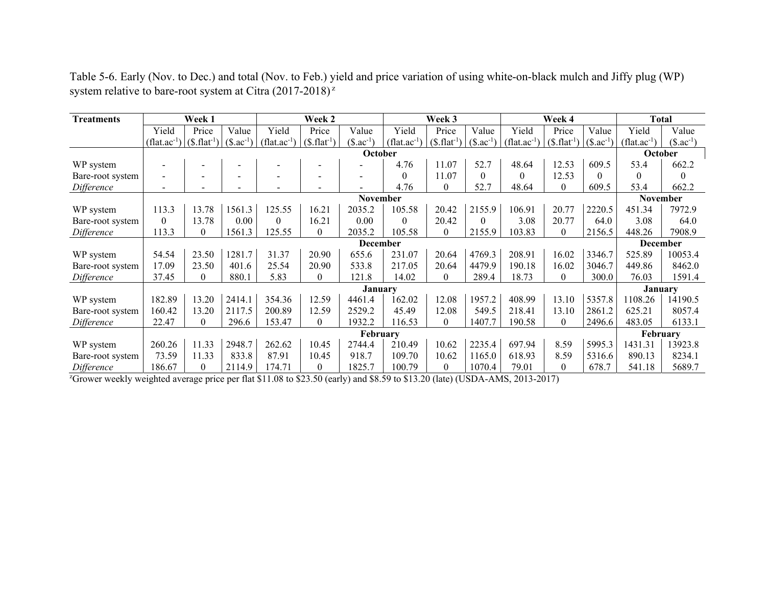Table 5-6. Early (Nov. to Dec.) and total (Nov. to Feb.) yield and price variation of using white-on-black mulch and Jiffy plug (WP) system relative to bare-root system at Citra (2017-2018)[z]

| Treatments | Week 1 | | | Week 2 | | | Week 3 | | | Week 4 | | | Total | |
|---|---|---|---|---|---|---|---|---|---|---|---|---|---|---|
| | Yield ($flat.ac^{-1}$) | Price ($\$.flat^{-1}$) | Value ($\$.ac^{-1}$) | Yield ($flat.ac^{-1}$) | Price ($\$.flat^{-1}$) | Value ($\$.ac^{-1}$) | Yield ($flat.ac^{-1}$) | Price ($\$.flat^{-1}$) | Value ($\$.ac^{-1}$) | Yield ($flat.ac^{-1}$) | Price ($\$.flat^{-1}$) | Value ($\$.ac^{-1}$) | Yield ($flat.ac^{-1}$) | Value ($\$.ac^{-1}$) |
| | **October** | | | | | | | | | | | | **October** | |
| WP system | - | - | - | - | - | - | 4.76 | 11.07 | 52.7 | 48.64 | 12.53 | 609.5 | 53.4 | 662.2 |
| Bare-root system | - | - | - | - | - | - | 0 | 11.07 | 0 | 0 | 12.53 | 0 | 0 | 0 |
| *Difference* | - | - | - | - | - | - | 4.76 | 0 | 52.7 | 48.64 | 0 | 609.5 | 53.4 | 662.2 |
| | **November** | | | | | | | | | | | | **November** | |
| WP system | 113.3 | 13.78 | 1561.3 | 125.55 | 16.21 | 2035.2 | 105.58 | 20.42 | 2155.9 | 106.91 | 20.77 | 2220.5 | 451.34 | 7972.9 |
| Bare-root system | 0 | 13.78 | 0.00 | 0 | 16.21 | 0.00 | 0 | 20.42 | 0 | 3.08 | 20.77 | 64.0 | 3.08 | 64.0 |
| *Difference* | 113.3 | 0 | 1561.3 | 125.55 | 0 | 2035.2 | 105.58 | 0 | 2155.9 | 103.83 | 0 | 2156.5 | 448.26 | 7908.9 |
| | **December** | | | | | | | | | | | | **December** | |
| WP system | 54.54 | 23.50 | 1281.7 | 31.37 | 20.90 | 655.6 | 231.07 | 20.64 | 4769.3 | 208.91 | 16.02 | 3346.7 | 525.89 | 10053.4 |
| Bare-root system | 17.09 | 23.50 | 401.6 | 25.54 | 20.90 | 533.8 | 217.05 | 20.64 | 4479.9 | 190.18 | 16.02 | 3046.7 | 449.86 | 8462.0 |
| *Difference* | 37.45 | 0 | 880.1 | 5.83 | 0 | 121.8 | 14.02 | 0 | 289.4 | 18.73 | 0 | 300.0 | 76.03 | 1591.4 |
| | **January** | | | | | | | | | | | | **January** | |
| WP system | 182.89 | 13.20 | 2414.1 | 354.36 | 12.59 | 4461.4 | 162.02 | 12.08 | 1957.2 | 408.99 | 13.10 | 5357.8 | 1108.26 | 14190.5 |
| Bare-root system | 160.42 | 13.20 | 2117.5 | 200.89 | 12.59 | 2529.2 | 45.49 | 12.08 | 549.5 | 218.41 | 13.10 | 2861.2 | 625.21 | 8057.4 |
| *Difference* | 22.47 | 0 | 296.6 | 153.47 | 0 | 1932.2 | 116.53 | 0 | 1407.7 | 190.58 | 0 | 2496.6 | 483.05 | 6133.1 |
| | **February** | | | | | | | | | | | | **February** | |
| WP system | 260.26 | 11.33 | 2948.7 | 262.62 | 10.45 | 2744.4 | 210.49 | 10.62 | 2235.4 | 697.94 | 8.59 | 5995.3 | 1431.31 | 13923.8 |
| Bare-root system | 73.59 | 11.33 | 833.8 | 87.91 | 10.45 | 918.7 | 109.70 | 10.62 | 1165.0 | 618.93 | 8.59 | 5316.6 | 890.13 | 8234.1 |
| *Difference* | 186.67 | 0 | 2114.9 | 174.71 | 0 | 1825.7 | 100.79 | 0 | 1070.4 | 79.01 | 0 | 678.7 | 541.18 | 5689.7 |

[z]Grower weekly weighted average price per flat \$11.08 to \$23.50 (early) and \$8.59 to \$13.20 (late) (USDA-AMS, 2013-2017)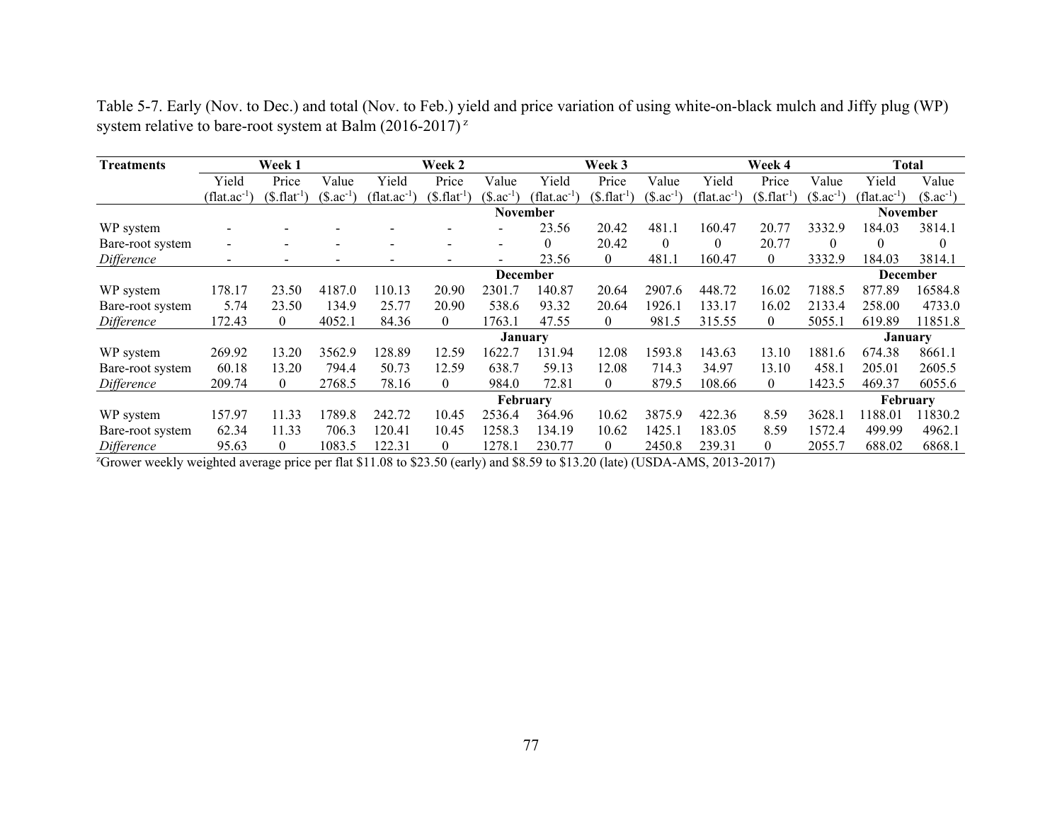Table 5-7. Early (Nov. to Dec.) and total (Nov. to Feb.) yield and price variation of using white-on-black mulch and Jiffy plug (WP) system relative to bare-root system at Balm (2016-2017) [z]

| Treatments | Week 1 | | | Week 2 | | | Week 3 | | | Week 4 | | | Total | |
|---|---|---|---|---|---|---|---|---|---|---|---|---|---|---|
| | Yield ($flat.ac^{-1}$) | Price ($\$.flat^{-1}$) | Value ($\$.ac^{-1}$) | Yield ($flat.ac^{-1}$) | Price ($\$.flat^{-1}$) | Value ($\$.ac^{-1}$) | Yield ($flat.ac^{-1}$) | Price ($\$.flat^{-1}$) | Value ($\$.ac^{-1}$) | Yield ($flat.ac^{-1}$) | Price ($\$.flat^{-1}$) | Value ($\$.ac^{-1}$) | Yield ($flat.ac^{-1}$) | Value ($\$.ac^{-1}$) |
| | | | | | | | **November** | | | | | | **November** | |
| WP system | - | - | - | - | - | - | 23.56 | 20.42 | 481.1 | 160.47 | 20.77 | 3332.9 | 184.03 | 3814.1 |
| Bare-root system | - | - | - | - | - | - | 0 | 20.42 | 0 | 0 | 20.77 | 0 | 0 | 0 |
| *Difference* | - | - | - | - | - | - | 23.56 | 0 | 481.1 | 160.47 | 0 | 3332.9 | 184.03 | 3814.1 |
| | | | | | | | **December** | | | | | | **December** | |
| WP system | 178.17 | 23.50 | 4187.0 | 110.13 | 20.90 | 2301.7 | 140.87 | 20.64 | 2907.6 | 448.72 | 16.02 | 7188.5 | 877.89 | 16584.8 |
| Bare-root system | 5.74 | 23.50 | 134.9 | 25.77 | 20.90 | 538.6 | 93.32 | 20.64 | 1926.1 | 133.17 | 16.02 | 2133.4 | 258.00 | 4733.0 |
| *Difference* | 172.43 | 0 | 4052.1 | 84.36 | 0 | 1763.1 | 47.55 | 0 | 981.5 | 315.55 | 0 | 5055.1 | 619.89 | 11851.8 |
| | | | | | | | **January** | | | | | | **January** | |
| WP system | 269.92 | 13.20 | 3562.9 | 128.89 | 12.59 | 1622.7 | 131.94 | 12.08 | 1593.8 | 143.63 | 13.10 | 1881.6 | 674.38 | 8661.1 |
| Bare-root system | 60.18 | 13.20 | 794.4 | 50.73 | 12.59 | 638.7 | 59.13 | 12.08 | 714.3 | 34.97 | 13.10 | 458.1 | 205.01 | 2605.5 |
| *Difference* | 209.74 | 0 | 2768.5 | 78.16 | 0 | 984.0 | 72.81 | 0 | 879.5 | 108.66 | 0 | 1423.5 | 469.37 | 6055.6 |
| | | | | | | | **February** | | | | | | **February** | |
| WP system | 157.97 | 11.33 | 1789.8 | 242.72 | 10.45 | 2536.4 | 364.96 | 10.62 | 3875.9 | 422.36 | 8.59 | 3628.1 | 1188.01 | 11830.2 |
| Bare-root system | 62.34 | 11.33 | 706.3 | 120.41 | 10.45 | 1258.3 | 134.19 | 10.62 | 1425.1 | 183.05 | 8.59 | 1572.4 | 499.99 | 4962.1 |
| *Difference* | 95.63 | 0 | 1083.5 | 122.31 | 0 | 1278.1 | 230.77 | 0 | 2450.8 | 239.31 | 0 | 2055.7 | 688.02 | 6868.1 |

[z]Grower weekly weighted average price per flat \$11.08 to \$23.50 (early) and \$8.59 to \$13.20 (late) (USDA-AMS, 2013-2017)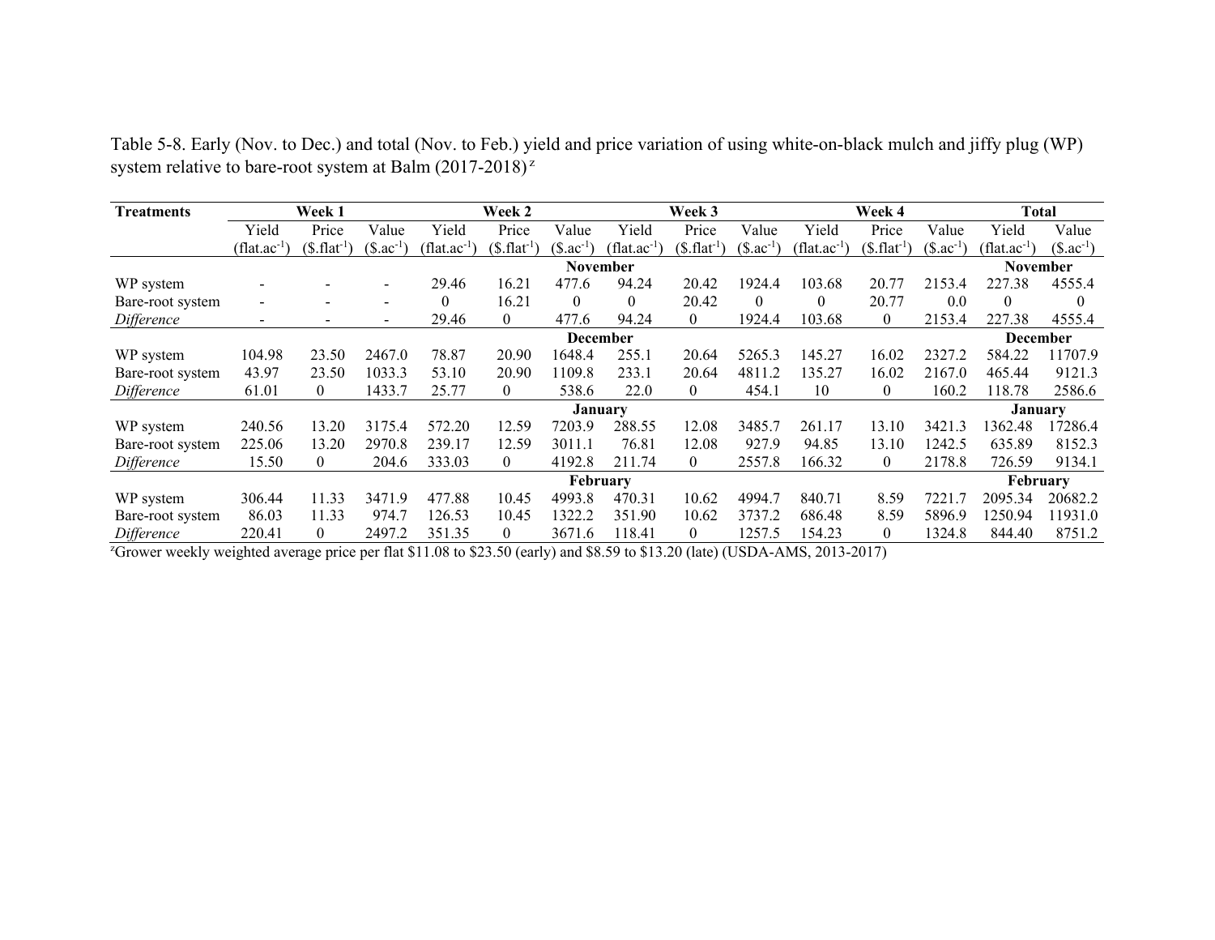Table 5-8. Early (Nov. to Dec.) and total (Nov. to Feb.) yield and price variation of using white-on-black mulch and jiffy plug (WP) system relative to bare-root system at Balm (2017-2018)[z]

| Treatments | Week 1 | | | Week 2 | | | Week 3 | | | Week 4 | | | Total | |
|---|---|---|---|---|---|---|---|---|---|---|---|---|---|---|
| | Yield ($flat.ac^{-1}$) | Price ($\$.flat^{-1}$) | Value ($\$.ac^{-1}$) | Yield ($flat.ac^{-1}$) | Price ($\$.flat^{-1}$) | Value ($\$.ac^{-1}$) | Yield ($flat.ac^{-1}$) | Price ($\$.flat^{-1}$) | Value ($\$.ac^{-1}$) | Yield ($flat.ac^{-1}$) | Price ($\$.flat^{-1}$) | Value ($\$.ac^{-1}$) | Yield ($flat.ac^{-1}$) | Value ($\$.ac^{-1}$) |
| | | | | | | **November** | | | | | | | **November** | |
| WP system | - | - | - | 29.46 | 16.21 | 477.6 | 94.24 | 20.42 | 1924.4 | 103.68 | 20.77 | 2153.4 | 227.38 | 4555.4 |
| Bare-root system | - | - | - | 0 | 16.21 | 0 | 0 | 20.42 | 0 | 0 | 20.77 | 0.0 | 0 | 0 |
| *Difference* | - | - | - | 29.46 | 0 | 477.6 | 94.24 | 0 | 1924.4 | 103.68 | 0 | 2153.4 | 227.38 | 4555.4 |
| | | | | | | **December** | | | | | | | **December** | |
| WP system | 104.98 | 23.50 | 2467.0 | 78.87 | 20.90 | 1648.4 | 255.1 | 20.64 | 5265.3 | 145.27 | 16.02 | 2327.2 | 584.22 | 11707.9 |
| Bare-root system | 43.97 | 23.50 | 1033.3 | 53.10 | 20.90 | 1109.8 | 233.1 | 20.64 | 4811.2 | 135.27 | 16.02 | 2167.0 | 465.44 | 9121.3 |
| *Difference* | 61.01 | 0 | 1433.7 | 25.77 | 0 | 538.6 | 22.0 | 0 | 454.1 | 10 | 0 | 160.2 | 118.78 | 2586.6 |
| | | | | | | **January** | | | | | | | **January** | |
| WP system | 240.56 | 13.20 | 3175.4 | 572.20 | 12.59 | 7203.9 | 288.55 | 12.08 | 3485.7 | 261.17 | 13.10 | 3421.3 | 1362.48 | 17286.4 |
| Bare-root system | 225.06 | 13.20 | 2970.8 | 239.17 | 12.59 | 3011.1 | 76.81 | 12.08 | 927.9 | 94.85 | 13.10 | 1242.5 | 635.89 | 8152.3 |
| *Difference* | 15.50 | 0 | 204.6 | 333.03 | 0 | 4192.8 | 211.74 | 0 | 2557.8 | 166.32 | 0 | 2178.8 | 726.59 | 9134.1 |
| | | | | | | **February** | | | | | | | **February** | |
| WP system | 306.44 | 11.33 | 3471.9 | 477.88 | 10.45 | 4993.8 | 470.31 | 10.62 | 4994.7 | 840.71 | 8.59 | 7221.7 | 2095.34 | 20682.2 |
| Bare-root system | 86.03 | 11.33 | 974.7 | 126.53 | 10.45 | 1322.2 | 351.90 | 10.62 | 3737.2 | 686.48 | 8.59 | 5896.9 | 1250.94 | 11931.0 |
| *Difference* | 220.41 | 0 | 2497.2 | 351.35 | 0 | 3671.6 | 118.41 | 0 | 1257.5 | 154.23 | 0 | 1324.8 | 844.40 | 8751.2 |

[z]Grower weekly weighted average price per flat \$11.08 to \$23.50 (early) and \$8.59 to \$13.20 (late) (USDA-AMS, 2013-2017)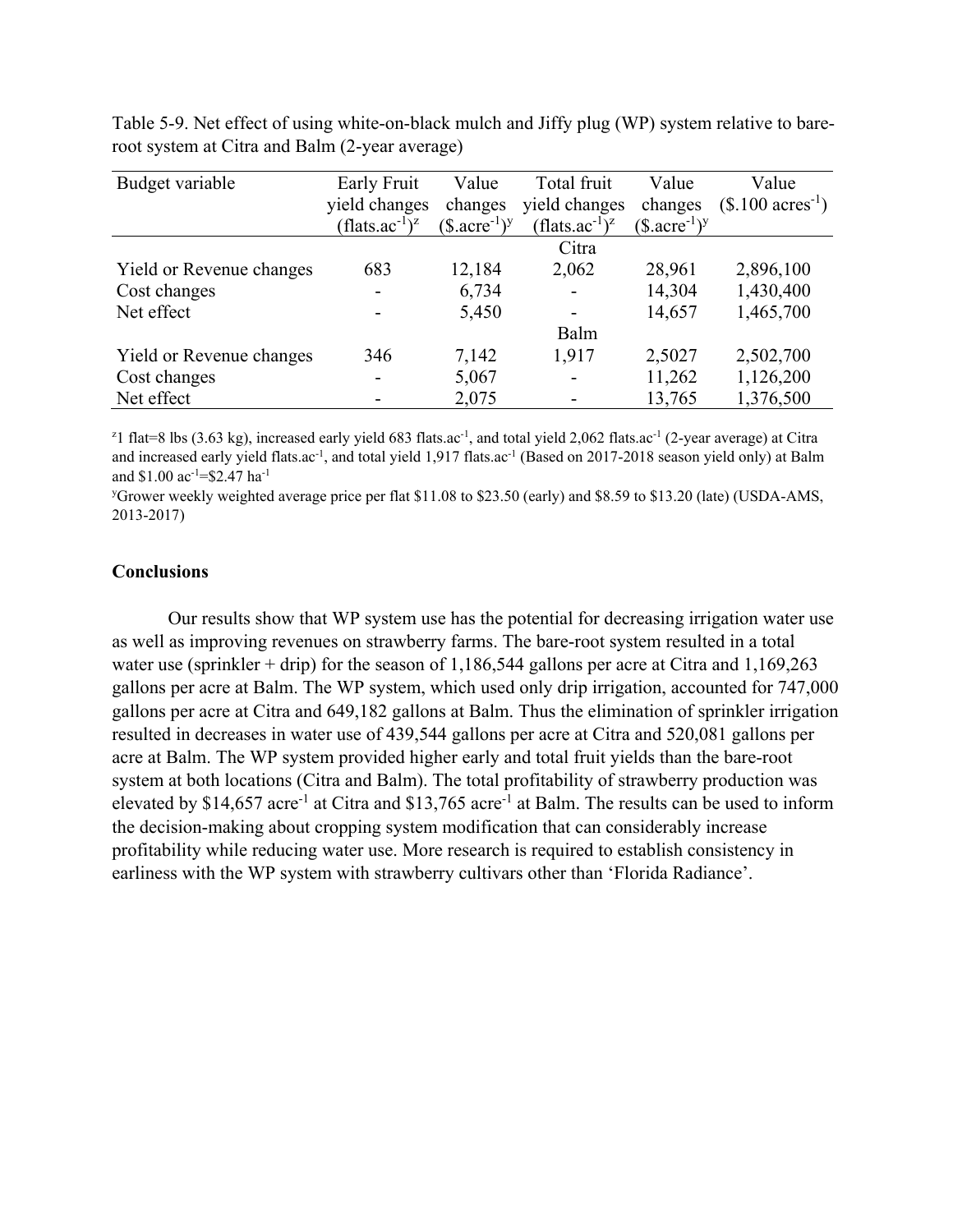Table 5-9. Net effect of using white-on-black mulch and Jiffy plug (WP) system relative to bare-root system at Citra and Balm (2-year average)

| Budget variable | Early Fruit yield changes (flats.ac$^{-1}$)$^{z}$ | Value changes (\$.acre$^{-1}$)$^{y}$ | Total fruit yield changes (flats.ac$^{-1}$)$^{z}$ | Value changes (\$.acre$^{-1}$)$^{y}$ | Value (\$.100 acres$^{-1}$) |
|---|---|---|---|---|---|
| | | | Citra | | |
| Yield or Revenue changes | 683 | 12,184 | 2,062 | 28,961 | 2,896,100 |
| Cost changes | - | 6,734 | - | 14,304 | 1,430,400 |
| Net effect | - | 5,450 | - | 14,657 | 1,465,700 |
| | | | Balm | | |
| Yield or Revenue changes | 346 | 7,142 | 1,917 | 2,5027 | 2,502,700 |
| Cost changes | - | 5,067 | - | 11,262 | 1,126,200 |
| Net effect | - | 2,075 | - | 13,765 | 1,376,500 |

[z]1 flat=8 lbs (3.63 kg), increased early yield 683 flats.ac$^{-1}$, and total yield 2,062 flats.ac$^{-1}$ (2-year average) at Citra and increased early yield flats.ac$^{-1}$, and total yield 1,917 flats.ac$^{-1}$ (Based on 2017-2018 season yield only) at Balm and \$1.00 ac$^{-1}$=\$2.47 ha$^{-1}$

[y]Grower weekly weighted average price per flat \$11.08 to \$23.50 (early) and \$8.59 to \$13.20 (late) (USDA-AMS, 2013-2017)

## Conclusions

Our results show that WP system use has the potential for decreasing irrigation water use as well as improving revenues on strawberry farms. The bare-root system resulted in a total water use (sprinkler + drip) for the season of 1,186,544 gallons per acre at Citra and 1,169,263 gallons per acre at Balm. The WP system, which used only drip irrigation, accounted for 747,000 gallons per acre at Citra and 649,182 gallons at Balm. Thus the elimination of sprinkler irrigation resulted in decreases in water use of 439,544 gallons per acre at Citra and 520,081 gallons per acre at Balm. The WP system provided higher early and total fruit yields than the bare-root system at both locations (Citra and Balm). The total profitability of strawberry production was elevated by \$14,657 acre$^{-1}$ at Citra and \$13,765 acre$^{-1}$ at Balm. The results can be used to inform the decision-making about cropping system modification that can considerably increase profitability while reducing water use. More research is required to establish consistency in earliness with the WP system with strawberry cultivars other than 'Florida Radiance'.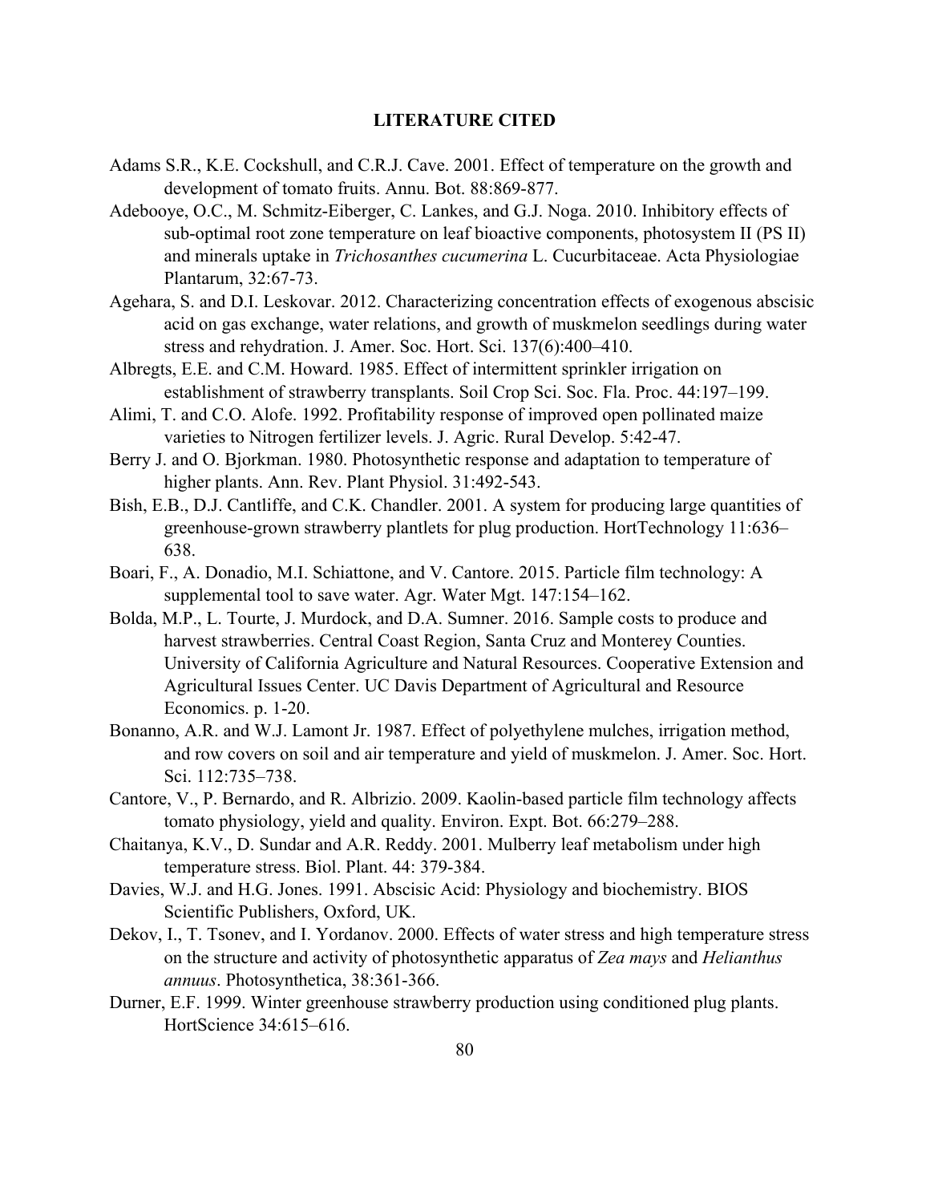## LITERATURE CITED

Adams S.R., K.E. Cockshull, and C.R.J. Cave. 2001. Effect of temperature on the growth and development of tomato fruits. Annu. Bot. 88:869-877.

Adebooye, O.C., M. Schmitz-Eiberger, C. Lankes, and G.J. Noga. 2010. Inhibitory effects of sub-optimal root zone temperature on leaf bioactive components, photosystem II (PS II) and minerals uptake in *Trichosanthes cucumerina* L. Cucurbitaceae. Acta Physiologiae Plantarum, 32:67-73.

Agehara, S. and D.I. Leskovar. 2012. Characterizing concentration effects of exogenous abscisic acid on gas exchange, water relations, and growth of muskmelon seedlings during water stress and rehydration. J. Amer. Soc. Hort. Sci. 137(6):400–410.

Albregts, E.E. and C.M. Howard. 1985. Effect of intermittent sprinkler irrigation on establishment of strawberry transplants. Soil Crop Sci. Soc. Fla. Proc. 44:197–199.

Alimi, T. and C.O. Alofe. 1992. Profitability response of improved open pollinated maize varieties to Nitrogen fertilizer levels. J. Agric. Rural Develop. 5:42-47.

Berry J. and O. Bjorkman. 1980. Photosynthetic response and adaptation to temperature of higher plants. Ann. Rev. Plant Physiol. 31:492-543.

Bish, E.B., D.J. Cantliffe, and C.K. Chandler. 2001. A system for producing large quantities of greenhouse-grown strawberry plantlets for plug production. HortTechnology 11:636–638.

Boari, F., A. Donadio, M.I. Schiattone, and V. Cantore. 2015. Particle film technology: A supplemental tool to save water. Agr. Water Mgt. 147:154–162.

Bolda, M.P., L. Tourte, J. Murdock, and D.A. Sumner. 2016. Sample costs to produce and harvest strawberries. Central Coast Region, Santa Cruz and Monterey Counties. University of California Agriculture and Natural Resources. Cooperative Extension and Agricultural Issues Center. UC Davis Department of Agricultural and Resource Economics. p. 1-20.

Bonanno, A.R. and W.J. Lamont Jr. 1987. Effect of polyethylene mulches, irrigation method, and row covers on soil and air temperature and yield of muskmelon. J. Amer. Soc. Hort. Sci. 112:735–738.

Cantore, V., P. Bernardo, and R. Albrizio. 2009. Kaolin-based particle film technology affects tomato physiology, yield and quality. Environ. Expt. Bot. 66:279–288.

Chaitanya, K.V., D. Sundar and A.R. Reddy. 2001. Mulberry leaf metabolism under high temperature stress. Biol. Plant. 44: 379-384.

Davies, W.J. and H.G. Jones. 1991. Abscisic Acid: Physiology and biochemistry. BIOS Scientific Publishers, Oxford, UK.

Dekov, I., T. Tsonev, and I. Yordanov. 2000. Effects of water stress and high temperature stress on the structure and activity of photosynthetic apparatus of *Zea mays* and *Helianthus annuus*. Photosynthetica, 38:361-366.

Durner, E.F. 1999. Winter greenhouse strawberry production using conditioned plug plants. HortScience 34:615–616.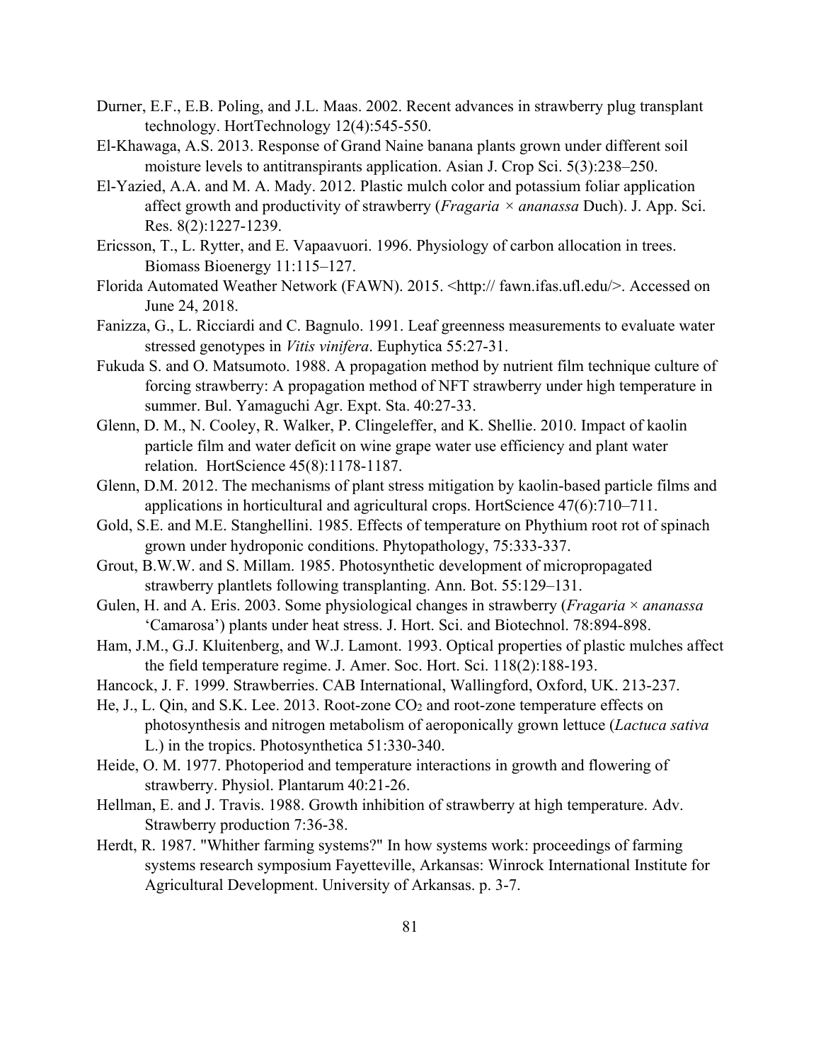Durner, E.F., E.B. Poling, and J.L. Maas. 2002. Recent advances in strawberry plug transplant technology. HortTechnology 12(4):545-550.

El-Khawaga, A.S. 2013. Response of Grand Naine banana plants grown under different soil moisture levels to antitranspirants application. Asian J. Crop Sci. 5(3):238–250.

El-Yazied, A.A. and M. A. Mady. 2012. Plastic mulch color and potassium foliar application affect growth and productivity of strawberry (*Fragaria × ananassa* Duch). J. App. Sci. Res. 8(2):1227-1239.

Ericsson, T., L. Rytter, and E. Vapaavuori. 1996. Physiology of carbon allocation in trees. Biomass Bioenergy 11:115–127.

Florida Automated Weather Network (FAWN). 2015. <http:// fawn.ifas.ufl.edu/>. Accessed on June 24, 2018.

Fanizza, G., L. Ricciardi and C. Bagnulo. 1991. Leaf greenness measurements to evaluate water stressed genotypes in *Vitis vinifera*. Euphytica 55:27-31.

Fukuda S. and O. Matsumoto. 1988. A propagation method by nutrient film technique culture of forcing strawberry: A propagation method of NFT strawberry under high temperature in summer. Bul. Yamaguchi Agr. Expt. Sta. 40:27-33.

Glenn, D. M., N. Cooley, R. Walker, P. Clingeleffer, and K. Shellie. 2010. Impact of kaolin particle film and water deficit on wine grape water use efficiency and plant water relation. HortScience 45(8):1178-1187.

Glenn, D.M. 2012. The mechanisms of plant stress mitigation by kaolin-based particle films and applications in horticultural and agricultural crops. HortScience 47(6):710–711.

Gold, S.E. and M.E. Stanghellini. 1985. Effects of temperature on Phythium root rot of spinach grown under hydroponic conditions. Phytopathology, 75:333-337.

Grout, B.W.W. and S. Millam. 1985. Photosynthetic development of micropropagated strawberry plantlets following transplanting. Ann. Bot. 55:129–131.

Gulen, H. and A. Eris. 2003. Some physiological changes in strawberry (*Fragaria × ananassa* 'Camarosa') plants under heat stress. J. Hort. Sci. and Biotechnol. 78:894-898.

Ham, J.M., G.J. Kluitenberg, and W.J. Lamont. 1993. Optical properties of plastic mulches affect the field temperature regime. J. Amer. Soc. Hort. Sci. 118(2):188-193.

Hancock, J. F. 1999. Strawberries. CAB International, Wallingford, Oxford, UK. 213-237.

He, J., L. Qin, and S.K. Lee. 2013. Root-zone $CO_2$ and root-zone temperature effects on photosynthesis and nitrogen metabolism of aeroponically grown lettuce (*Lactuca sativa* L.) in the tropics. Photosynthetica 51:330-340.

Heide, O. M. 1977. Photoperiod and temperature interactions in growth and flowering of strawberry. Physiol. Plantarum 40:21-26.

Hellman, E. and J. Travis. 1988. Growth inhibition of strawberry at high temperature. Adv. Strawberry production 7:36-38.

Herdt, R. 1987. "Whither farming systems?" In how systems work: proceedings of farming systems research symposium Fayetteville, Arkansas: Winrock International Institute for Agricultural Development. University of Arkansas. p. 3-7.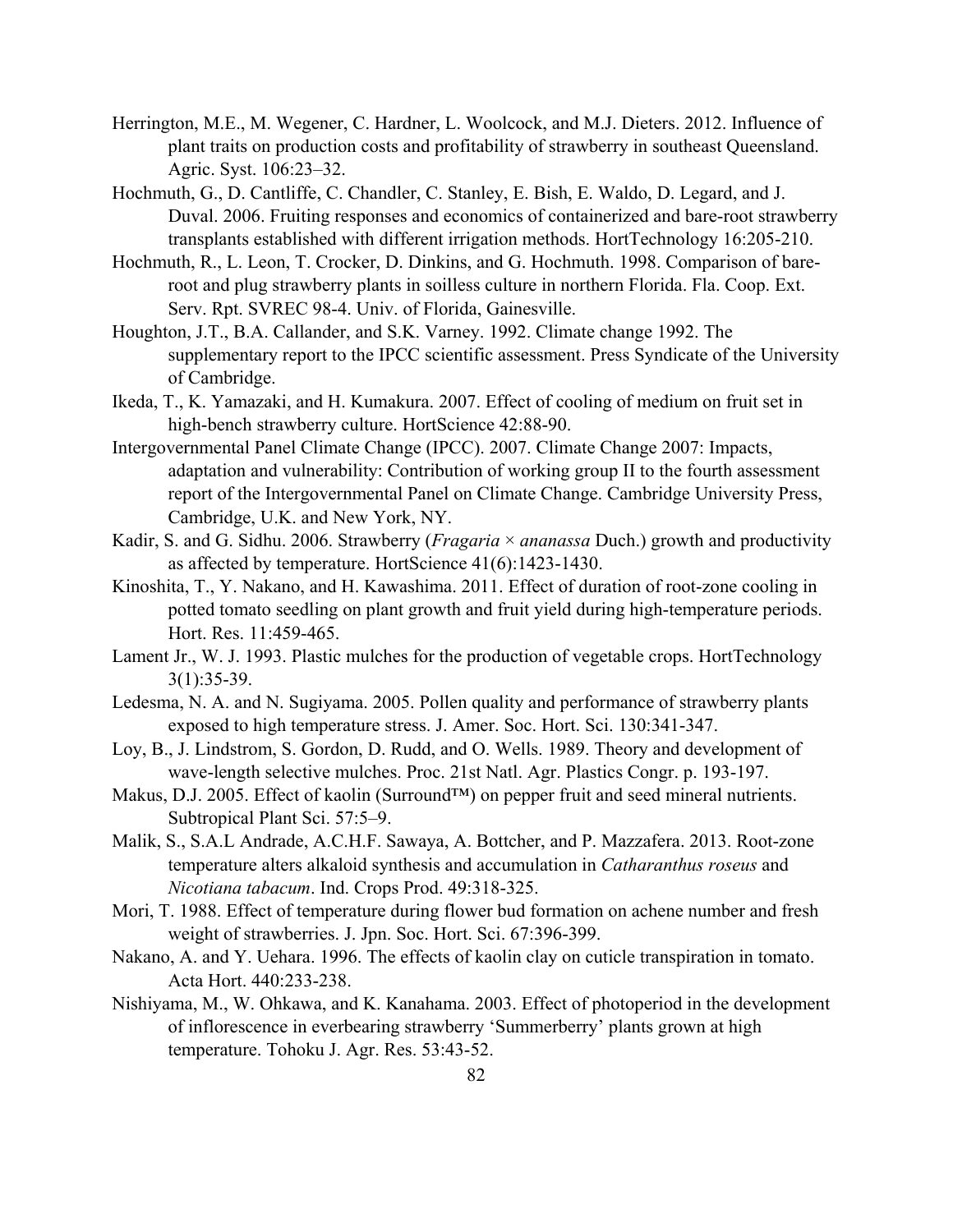Herrington, M.E., M. Wegener, C. Hardner, L. Woolcock, and M.J. Dieters. 2012. Influence of plant traits on production costs and profitability of strawberry in southeast Queensland. Agric. Syst. 106:23–32.

Hochmuth, G., D. Cantliffe, C. Chandler, C. Stanley, E. Bish, E. Waldo, D. Legard, and J. Duval. 2006. Fruiting responses and economics of containerized and bare-root strawberry transplants established with different irrigation methods. HortTechnology 16:205-210.

Hochmuth, R., L. Leon, T. Crocker, D. Dinkins, and G. Hochmuth. 1998. Comparison of bare-root and plug strawberry plants in soilless culture in northern Florida. Fla. Coop. Ext. Serv. Rpt. SVREC 98-4. Univ. of Florida, Gainesville.

Houghton, J.T., B.A. Callander, and S.K. Varney. 1992. Climate change 1992. The supplementary report to the IPCC scientific assessment. Press Syndicate of the University of Cambridge.

Ikeda, T., K. Yamazaki, and H. Kumakura. 2007. Effect of cooling of medium on fruit set in high-bench strawberry culture. HortScience 42:88-90.

Intergovernmental Panel Climate Change (IPCC). 2007. Climate Change 2007: Impacts, adaptation and vulnerability: Contribution of working group II to the fourth assessment report of the Intergovernmental Panel on Climate Change. Cambridge University Press, Cambridge, U.K. and New York, NY.

Kadir, S. and G. Sidhu. 2006. Strawberry (*Fragaria* × *ananassa* Duch.) growth and productivity as affected by temperature. HortScience 41(6):1423-1430.

Kinoshita, T., Y. Nakano, and H. Kawashima. 2011. Effect of duration of root-zone cooling in potted tomato seedling on plant growth and fruit yield during high-temperature periods. Hort. Res. 11:459-465.

Lament Jr., W. J. 1993. Plastic mulches for the production of vegetable crops. HortTechnology 3(1):35-39.

Ledesma, N. A. and N. Sugiyama. 2005. Pollen quality and performance of strawberry plants exposed to high temperature stress. J. Amer. Soc. Hort. Sci. 130:341-347.

Loy, B., J. Lindstrom, S. Gordon, D. Rudd, and O. Wells. 1989. Theory and development of wave-length selective mulches. Proc. 21st Natl. Agr. Plastics Congr. p. 193-197.

Makus, D.J. 2005. Effect of kaolin (Surround™) on pepper fruit and seed mineral nutrients. Subtropical Plant Sci. 57:5–9.

Malik, S., S.A.L Andrade, A.C.H.F. Sawaya, A. Bottcher, and P. Mazzafera. 2013. Root-zone temperature alters alkaloid synthesis and accumulation in *Catharanthus roseus* and *Nicotiana tabacum*. Ind. Crops Prod. 49:318-325.

Mori, T. 1988. Effect of temperature during flower bud formation on achene number and fresh weight of strawberries. J. Jpn. Soc. Hort. Sci. 67:396-399.

Nakano, A. and Y. Uehara. 1996. The effects of kaolin clay on cuticle transpiration in tomato. Acta Hort. 440:233-238.

Nishiyama, M., W. Ohkawa, and K. Kanahama. 2003. Effect of photoperiod in the development of inflorescence in everbearing strawberry 'Summerberry' plants grown at high temperature. Tohoku J. Agr. Res. 53:43-52.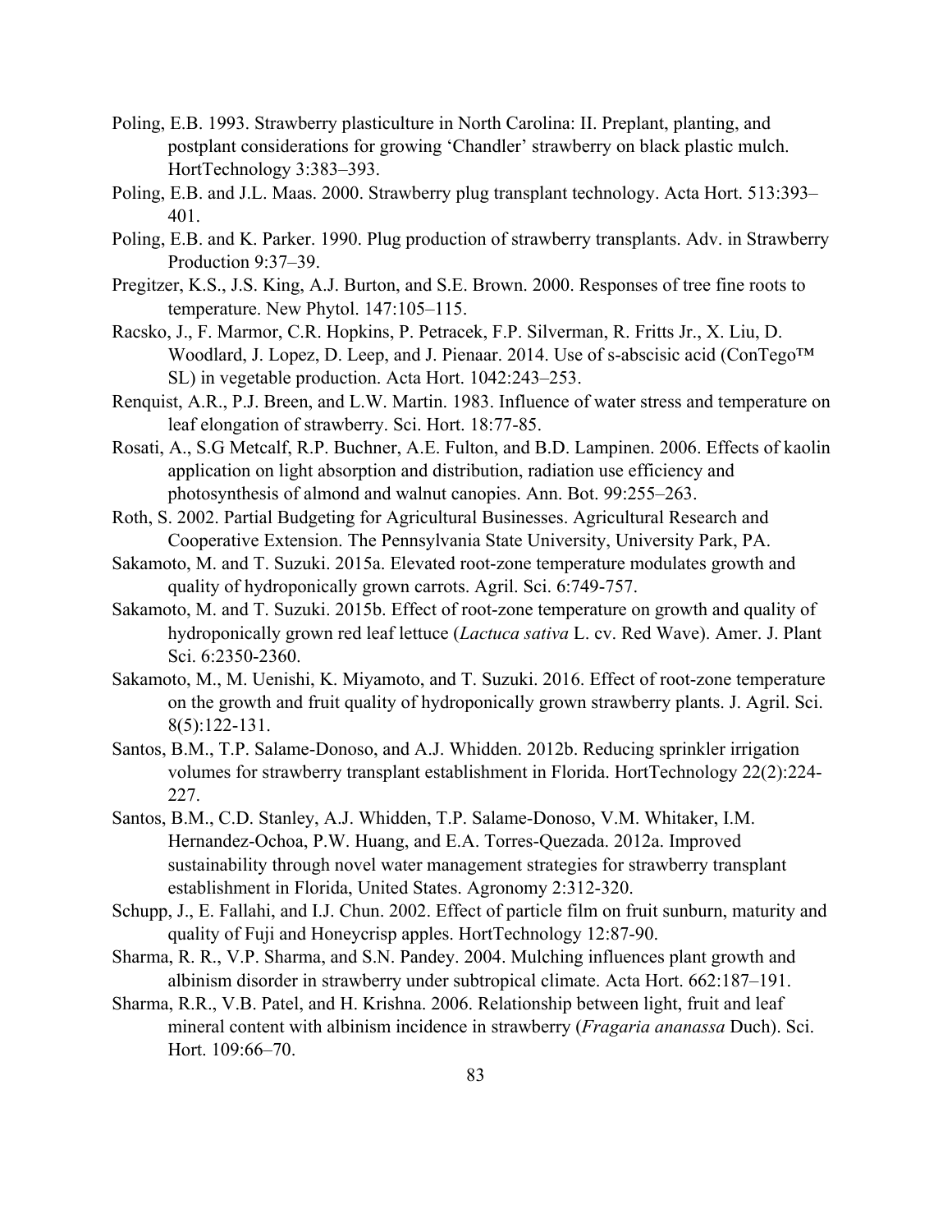Poling, E.B. 1993. Strawberry plasticulture in North Carolina: II. Preplant, planting, and postplant considerations for growing 'Chandler' strawberry on black plastic mulch. HortTechnology 3:383–393.

Poling, E.B. and J.L. Maas. 2000. Strawberry plug transplant technology. Acta Hort. 513:393–401.

Poling, E.B. and K. Parker. 1990. Plug production of strawberry transplants. Adv. in Strawberry Production 9:37–39.

Pregitzer, K.S., J.S. King, A.J. Burton, and S.E. Brown. 2000. Responses of tree fine roots to temperature. New Phytol. 147:105–115.

Racsko, J., F. Marmor, C.R. Hopkins, P. Petracek, F.P. Silverman, R. Fritts Jr., X. Liu, D. Woodlard, J. Lopez, D. Leep, and J. Pienaar. 2014. Use of s-abscisic acid (ConTego™ SL) in vegetable production. Acta Hort. 1042:243–253.

Renquist, A.R., P.J. Breen, and L.W. Martin. 1983. Influence of water stress and temperature on leaf elongation of strawberry. Sci. Hort. 18:77-85.

Rosati, A., S.G Metcalf, R.P. Buchner, A.E. Fulton, and B.D. Lampinen. 2006. Effects of kaolin application on light absorption and distribution, radiation use efficiency and photosynthesis of almond and walnut canopies. Ann. Bot. 99:255–263.

Roth, S. 2002. Partial Budgeting for Agricultural Businesses. Agricultural Research and Cooperative Extension. The Pennsylvania State University, University Park, PA.

Sakamoto, M. and T. Suzuki. 2015a. Elevated root-zone temperature modulates growth and quality of hydroponically grown carrots. Agril. Sci. 6:749-757.

Sakamoto, M. and T. Suzuki. 2015b. Effect of root-zone temperature on growth and quality of hydroponically grown red leaf lettuce (*Lactuca sativa* L. cv. Red Wave). Amer. J. Plant Sci. 6:2350-2360.

Sakamoto, M., M. Uenishi, K. Miyamoto, and T. Suzuki. 2016. Effect of root-zone temperature on the growth and fruit quality of hydroponically grown strawberry plants. J. Agril. Sci. 8(5):122-131.

Santos, B.M., T.P. Salame-Donoso, and A.J. Whidden. 2012b. Reducing sprinkler irrigation volumes for strawberry transplant establishment in Florida. HortTechnology 22(2):224-227.

Santos, B.M., C.D. Stanley, A.J. Whidden, T.P. Salame-Donoso, V.M. Whitaker, I.M. Hernandez-Ochoa, P.W. Huang, and E.A. Torres-Quezada. 2012a. Improved sustainability through novel water management strategies for strawberry transplant establishment in Florida, United States. Agronomy 2:312-320.

Schupp, J., E. Fallahi, and I.J. Chun. 2002. Effect of particle film on fruit sunburn, maturity and quality of Fuji and Honeycrisp apples. HortTechnology 12:87-90.

Sharma, R. R., V.P. Sharma, and S.N. Pandey. 2004. Mulching influences plant growth and albinism disorder in strawberry under subtropical climate. Acta Hort. 662:187–191.

Sharma, R.R., V.B. Patel, and H. Krishna. 2006. Relationship between light, fruit and leaf mineral content with albinism incidence in strawberry (*Fragaria ananassa* Duch). Sci. Hort. 109:66–70.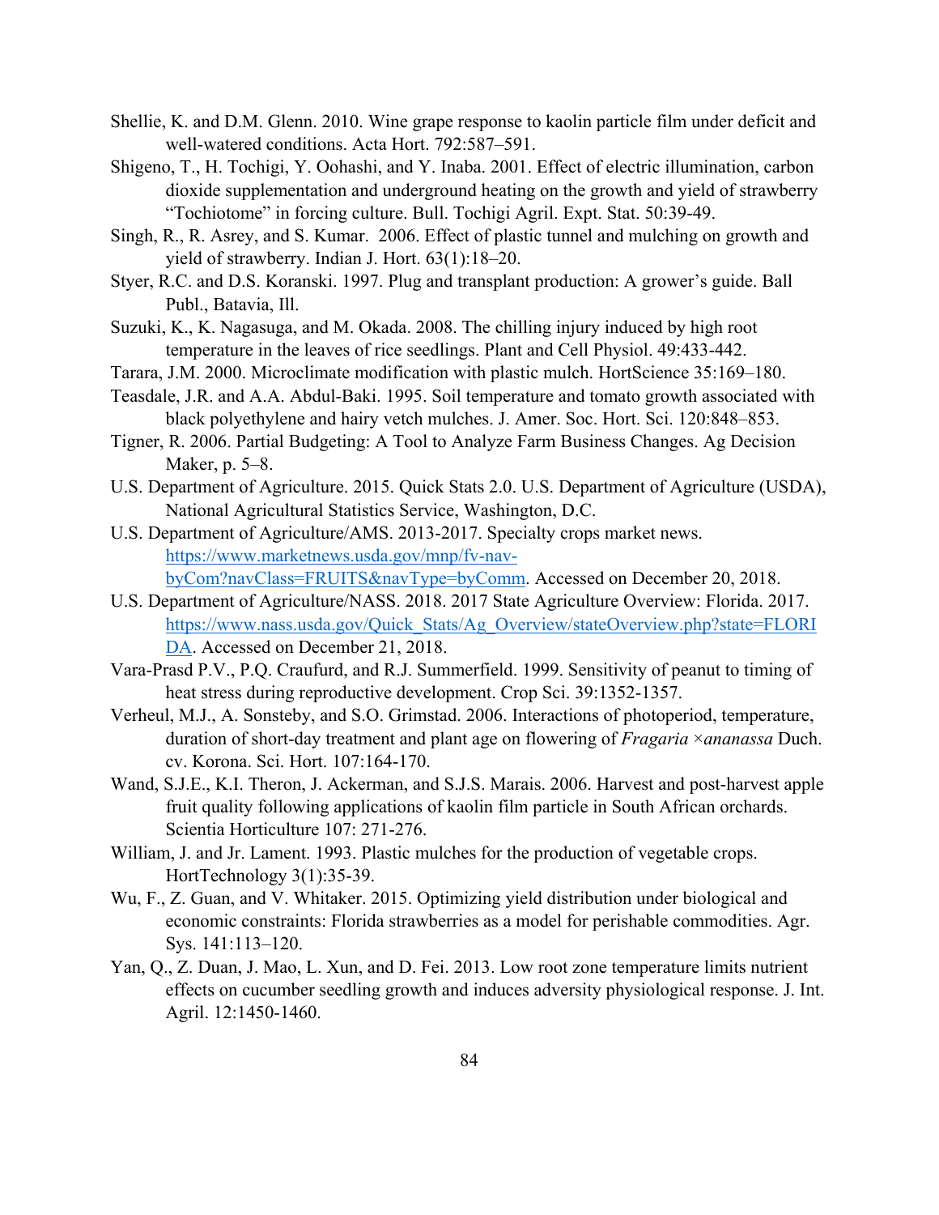Shellie, K. and D.M. Glenn. 2010. Wine grape response to kaolin particle film under deficit and well-watered conditions. Acta Hort. 792:587–591.

Shigeno, T., H. Tochigi, Y. Oohashi, and Y. Inaba. 2001. Effect of electric illumination, carbon dioxide supplementation and underground heating on the growth and yield of strawberry "Tochiotome" in forcing culture. Bull. Tochigi Agril. Expt. Stat. 50:39-49.

Singh, R., R. Asrey, and S. Kumar. 2006. Effect of plastic tunnel and mulching on growth and yield of strawberry. Indian J. Hort. 63(1):18–20.

Styer, R.C. and D.S. Koranski. 1997. Plug and transplant production: A grower's guide. Ball Publ., Batavia, Ill.

Suzuki, K., K. Nagasuga, and M. Okada. 2008. The chilling injury induced by high root temperature in the leaves of rice seedlings. Plant and Cell Physiol. 49:433-442.

Tarara, J.M. 2000. Microclimate modification with plastic mulch. HortScience 35:169–180.

Teasdale, J.R. and A.A. Abdul-Baki. 1995. Soil temperature and tomato growth associated with black polyethylene and hairy vetch mulches. J. Amer. Soc. Hort. Sci. 120:848–853.

Tigner, R. 2006. Partial Budgeting: A Tool to Analyze Farm Business Changes. Ag Decision Maker, p. 5–8.

U.S. Department of Agriculture. 2015. Quick Stats 2.0. U.S. Department of Agriculture (USDA), National Agricultural Statistics Service, Washington, D.C.

U.S. Department of Agriculture/AMS. 2013-2017. Specialty crops market news. https://www.marketnews.usda.gov/mnp/fv-nav-byCom?navClass=FRUITS&navType=byComm. Accessed on December 20, 2018.

U.S. Department of Agriculture/NASS. 2018. 2017 State Agriculture Overview: Florida. 2017. https://www.nass.usda.gov/Quick_Stats/Ag_Overview/stateOverview.php?state=FLORIDA. Accessed on December 21, 2018.

Vara-Prasd P.V., P.Q. Craufurd, and R.J. Summerfield. 1999. Sensitivity of peanut to timing of heat stress during reproductive development. Crop Sci. 39:1352-1357.

Verheul, M.J., A. Sonsteby, and S.O. Grimstad. 2006. Interactions of photoperiod, temperature, duration of short-day treatment and plant age on flowering of *Fragaria ×ananassa* Duch. cv. Korona. Sci. Hort. 107:164-170.

Wand, S.J.E., K.I. Theron, J. Ackerman, and S.J.S. Marais. 2006. Harvest and post-harvest apple fruit quality following applications of kaolin film particle in South African orchards. Scientia Horticulture 107: 271-276.

William, J. and Jr. Lament. 1993. Plastic mulches for the production of vegetable crops. HortTechnology 3(1):35-39.

Wu, F., Z. Guan, and V. Whitaker. 2015. Optimizing yield distribution under biological and economic constraints: Florida strawberries as a model for perishable commodities. Agr. Sys. 141:113–120.

Yan, Q., Z. Duan, J. Mao, L. Xun, and D. Fei. 2013. Low root zone temperature limits nutrient effects on cucumber seedling growth and induces adversity physiological response. J. Int. Agril. 12:1450-1460.